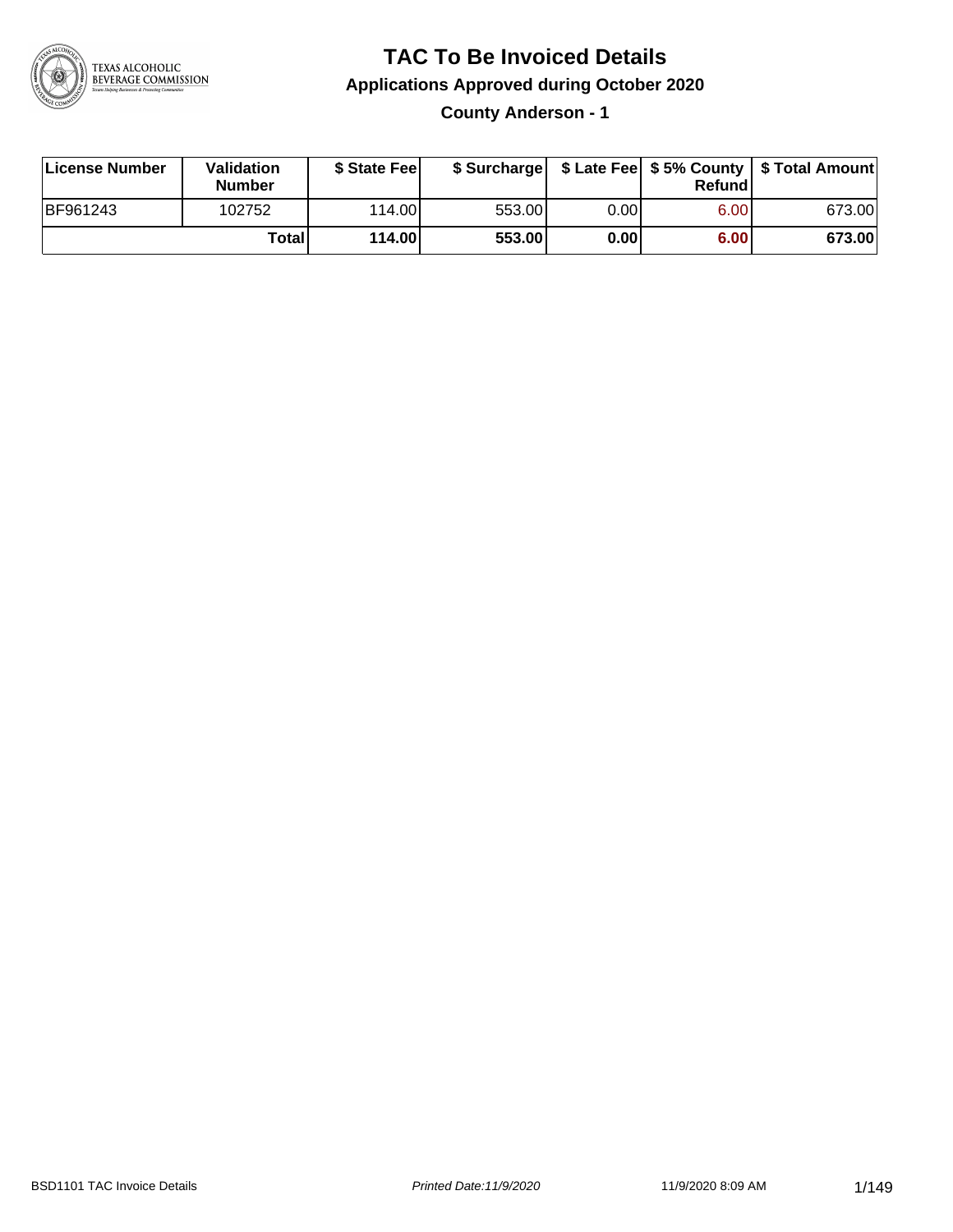# TAC To Be Invoiced Details

## Applications Approved during October 2020

### County Anderson - 1

| License Number | Validation Number | $ State Fee | $ Surcharge | $ Late Fee | $ 5% County Refund | $ Total Amount |
| --- | --- | --- | --- | --- | --- | --- |
| BF961243 | 102752 | 114.00 | 553.00 | 0.00 | 6.00 | 673.00 |
| | **Total** | **114.00** | **553.00** | **0.00** | **6.00** | **673.00** |

BSD1101 TAC Invoice Details | *Printed Date:11/9/2020* | 11/9/2020 8:09 AM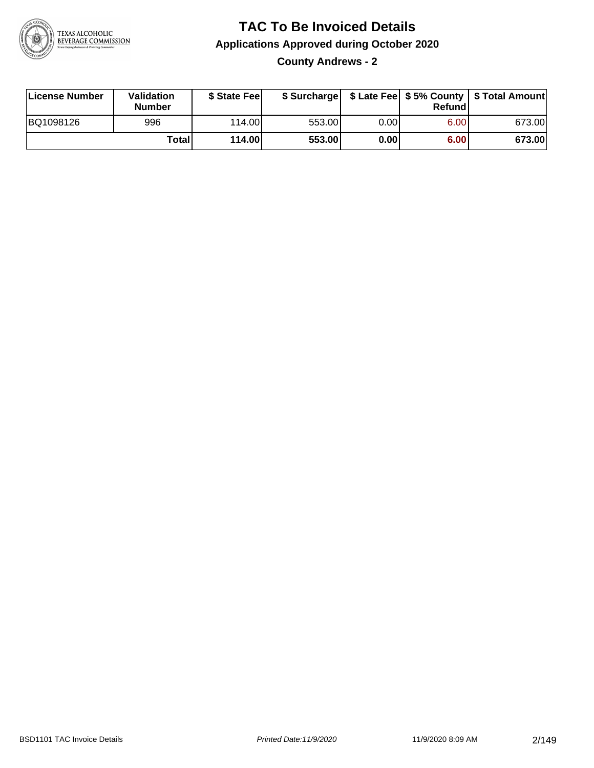# TAC To Be Invoiced Details

## Applications Approved during October 2020

### County Andrews - 2

| License Number | Validation Number | $ State Fee | $ Surcharge | $ Late Fee | $ 5% County Refund | $ Total Amount |
|---|---|---|---|---|---|---|
| BQ1098126 | 996 | 114.00 | 553.00 | 0.00 | 6.00 | 673.00 |
| | **Total** | **114.00** | **553.00** | **0.00** | **6.00** | **673.00** |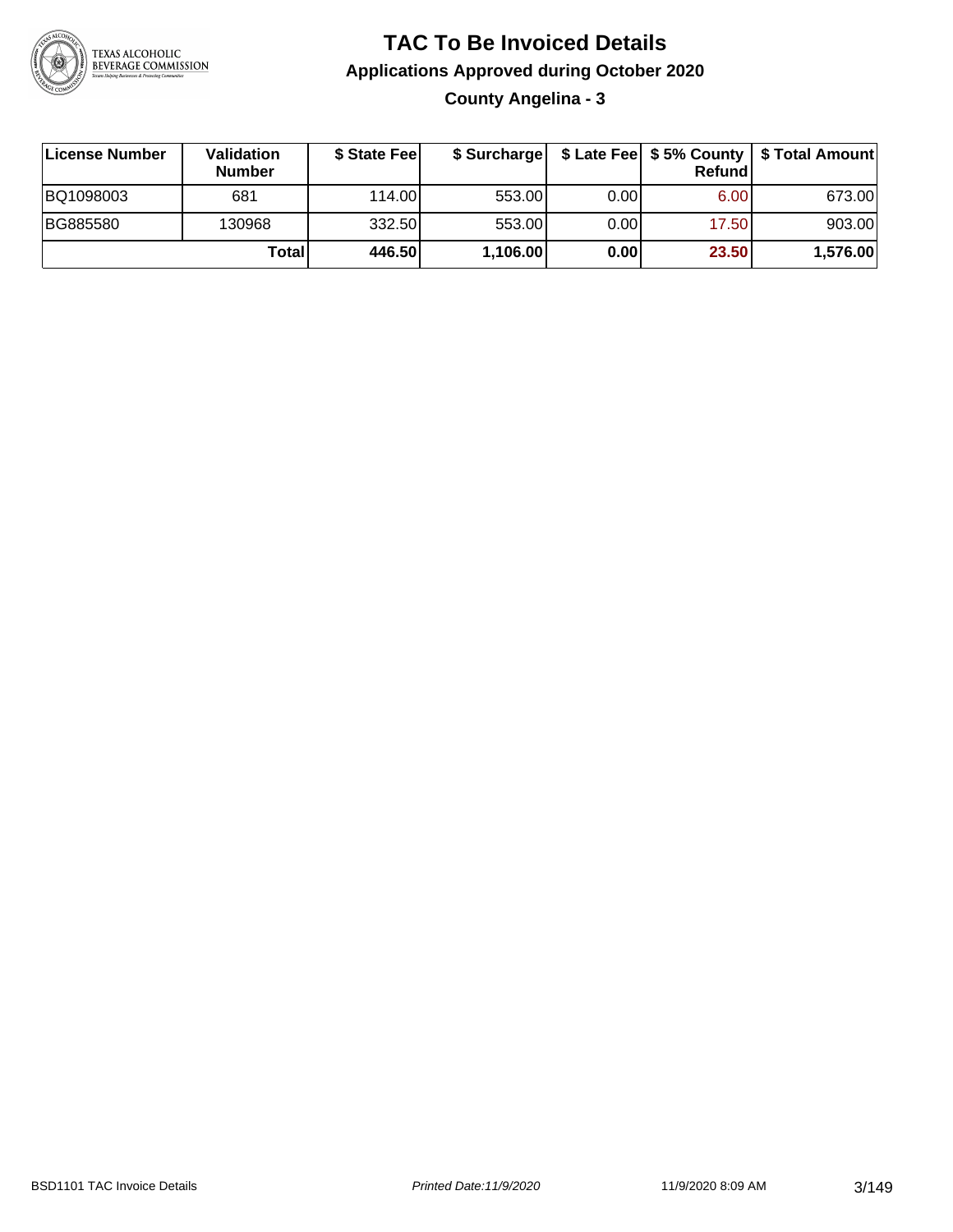# TAC To Be Invoiced Details

## Applications Approved during October 2020

### County Angelina - 3

| License Number | Validation Number | $ State Fee | $ Surcharge | $ Late Fee | $ 5% County Refund | $ Total Amount |
|---|---|---|---|---|---|---|
| BQ1098003 | 681 | 114.00 | 553.00 | 0.00 | 6.00 | 673.00 |
| BG885580 | 130968 | 332.50 | 553.00 | 0.00 | 17.50 | 903.00 |
| | **Total** | **446.50** | **1,106.00** | **0.00** | **23.50** | **1,576.00** |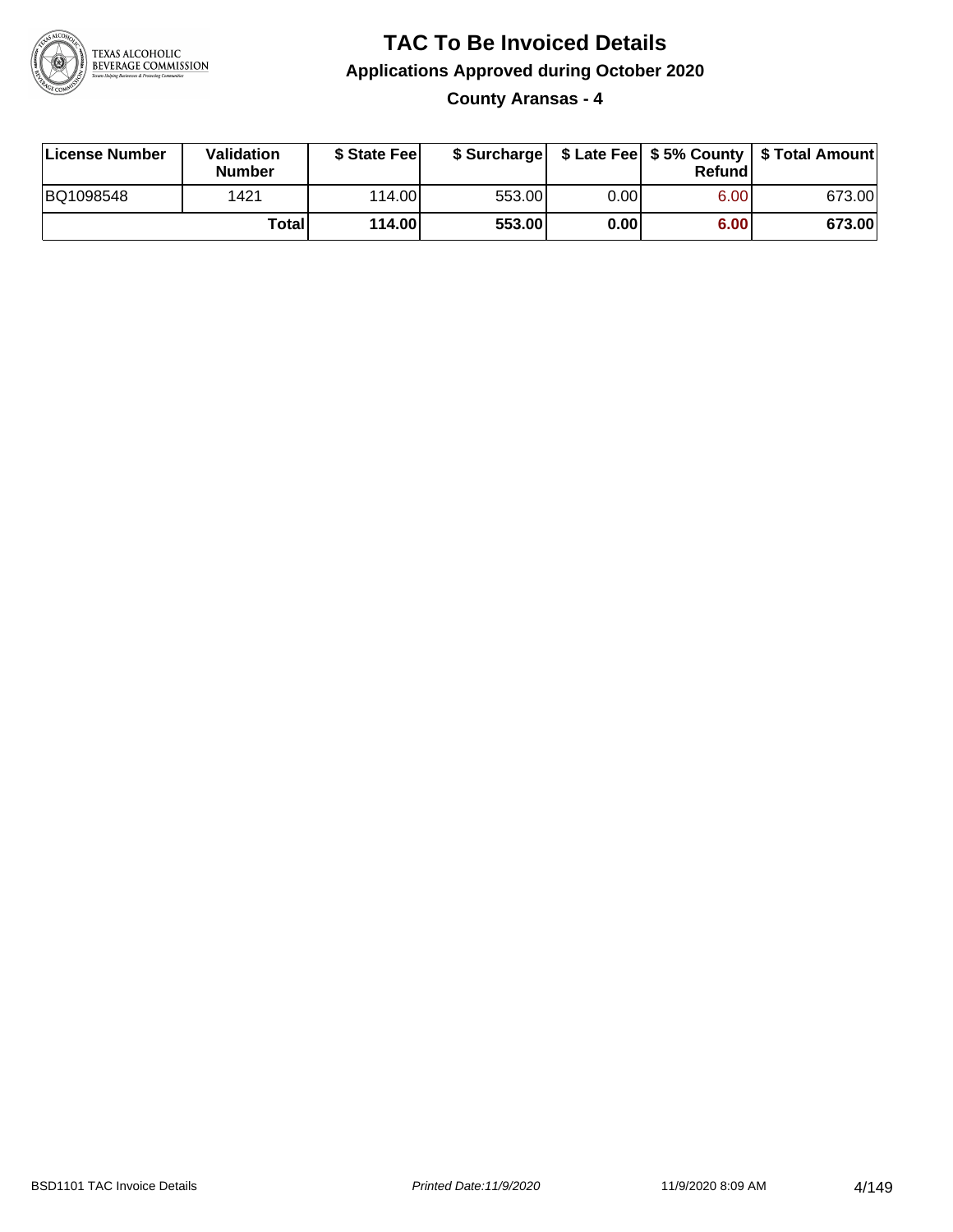# TAC To Be Invoiced Details

## Applications Approved during October 2020

### County Aransas - 4

| License Number | Validation Number | $ State Fee | $ Surcharge | $ Late Fee | $ 5% County Refund | $ Total Amount |
|---|---|---|---|---|---|---|
| BQ1098548 | 1421 | 114.00 | 553.00 | 0.00 | 6.00 | 673.00 |
| | **Total** | **114.00** | **553.00** | **0.00** | **6.00** | **673.00** |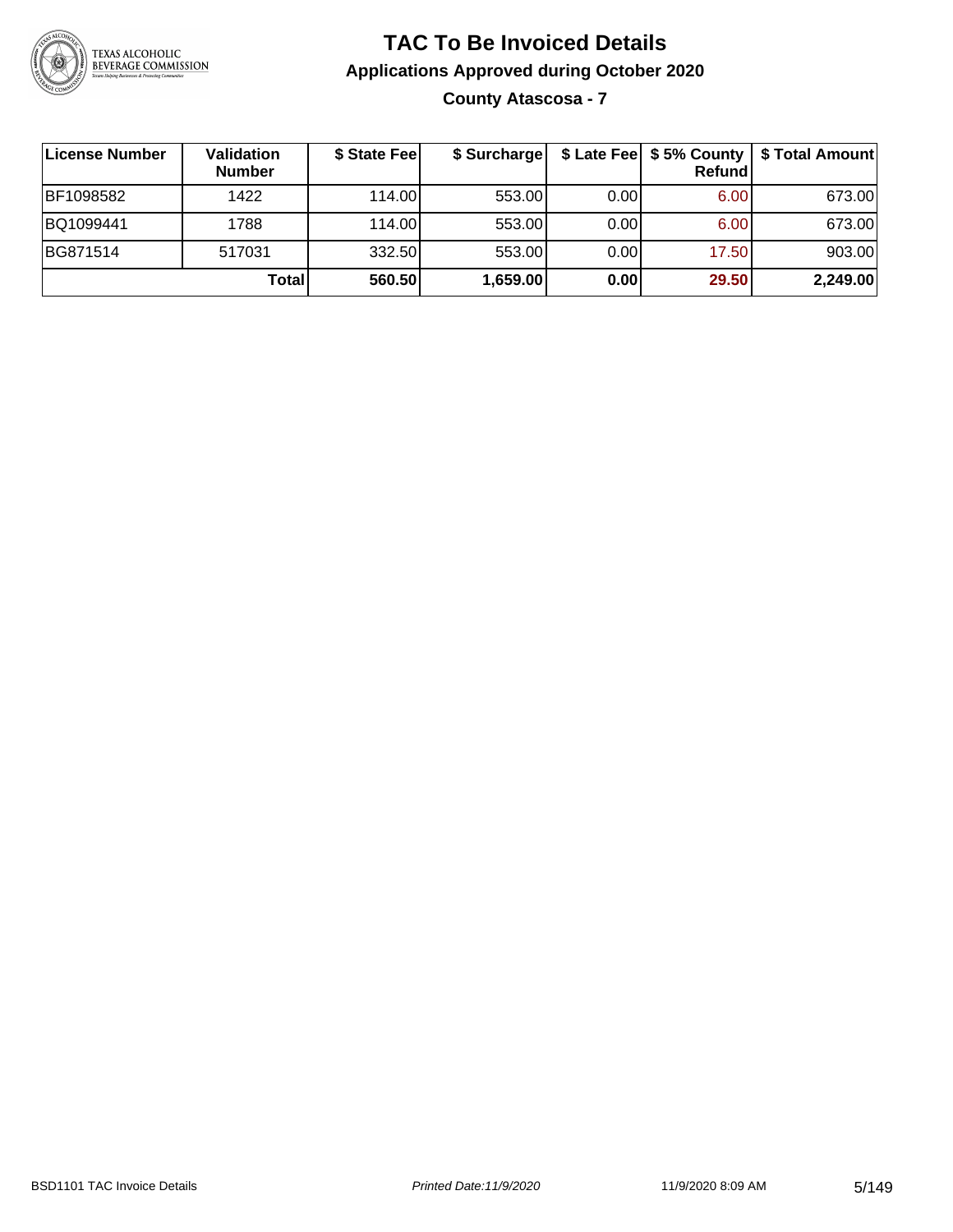# TAC To Be Invoiced Details

## Applications Approved during October 2020

### County Atascosa - 7

| License Number | Validation Number | $ State Fee | $ Surcharge | $ Late Fee | $ 5% County Refund | $ Total Amount |
|---|---|---|---|---|---|---|
| BF1098582 | 1422 | 114.00 | 553.00 | 0.00 | 6.00 | 673.00 |
| BQ1099441 | 1788 | 114.00 | 553.00 | 0.00 | 6.00 | 673.00 |
| BG871514 | 517031 | 332.50 | 553.00 | 0.00 | 17.50 | 903.00 |
| | **Total** | **560.50** | **1,659.00** | **0.00** | **29.50** | **2,249.00** |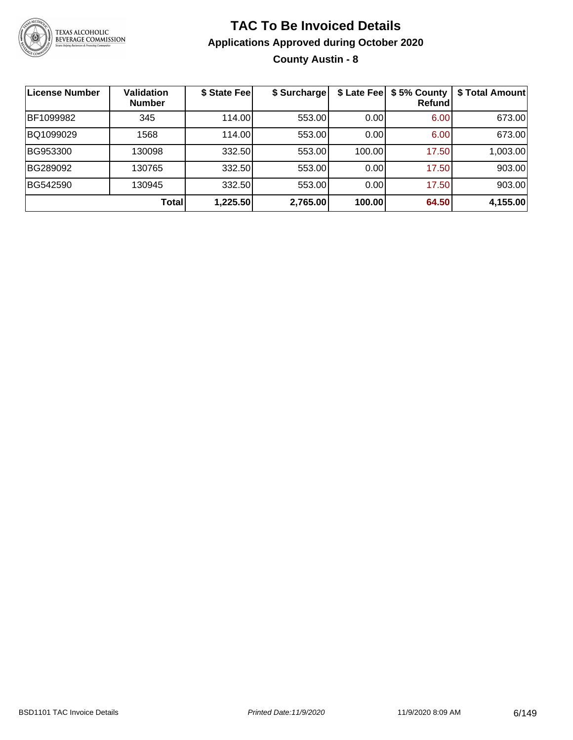# TAC To Be Invoiced Details

## Applications Approved during October 2020

### County Austin - 8

| License Number | Validation Number | $ State Fee | $ Surcharge | $ Late Fee | $ 5% County Refund | $ Total Amount |
|---|---|---|---|---|---|---|
| BF1099982 | 345 | 114.00 | 553.00 | 0.00 | 6.00 | 673.00 |
| BQ1099029 | 1568 | 114.00 | 553.00 | 0.00 | 6.00 | 673.00 |
| BG953300 | 130098 | 332.50 | 553.00 | 100.00 | 17.50 | 1,003.00 |
| BG289092 | 130765 | 332.50 | 553.00 | 0.00 | 17.50 | 903.00 |
| BG542590 | 130945 | 332.50 | 553.00 | 0.00 | 17.50 | 903.00 |
| | **Total** | **1,225.50** | **2,765.00** | **100.00** | **64.50** | **4,155.00** |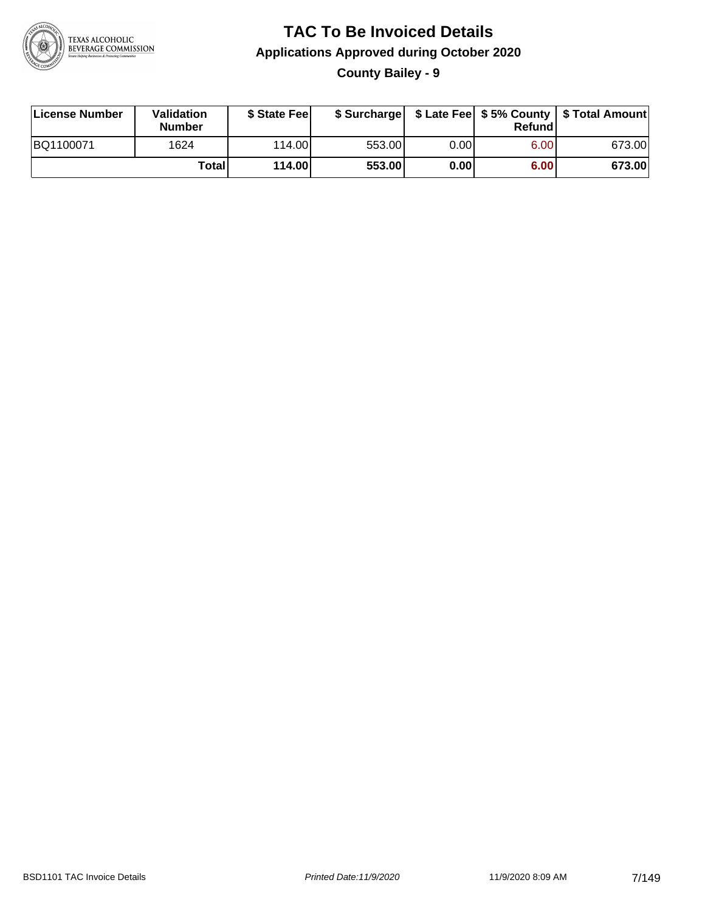# TAC To Be Invoiced Details

## Applications Approved during October 2020

### County Bailey - 9

| License Number | Validation Number | $ State Fee | $ Surcharge | $ Late Fee | $ 5% County Refund | $ Total Amount |
|---|---|---|---|---|---|---|
| BQ1100071 | 1624 | 114.00 | 553.00 | 0.00 | 6.00 | 673.00 |
| | **Total** | **114.00** | **553.00** | **0.00** | **6.00** | **673.00** |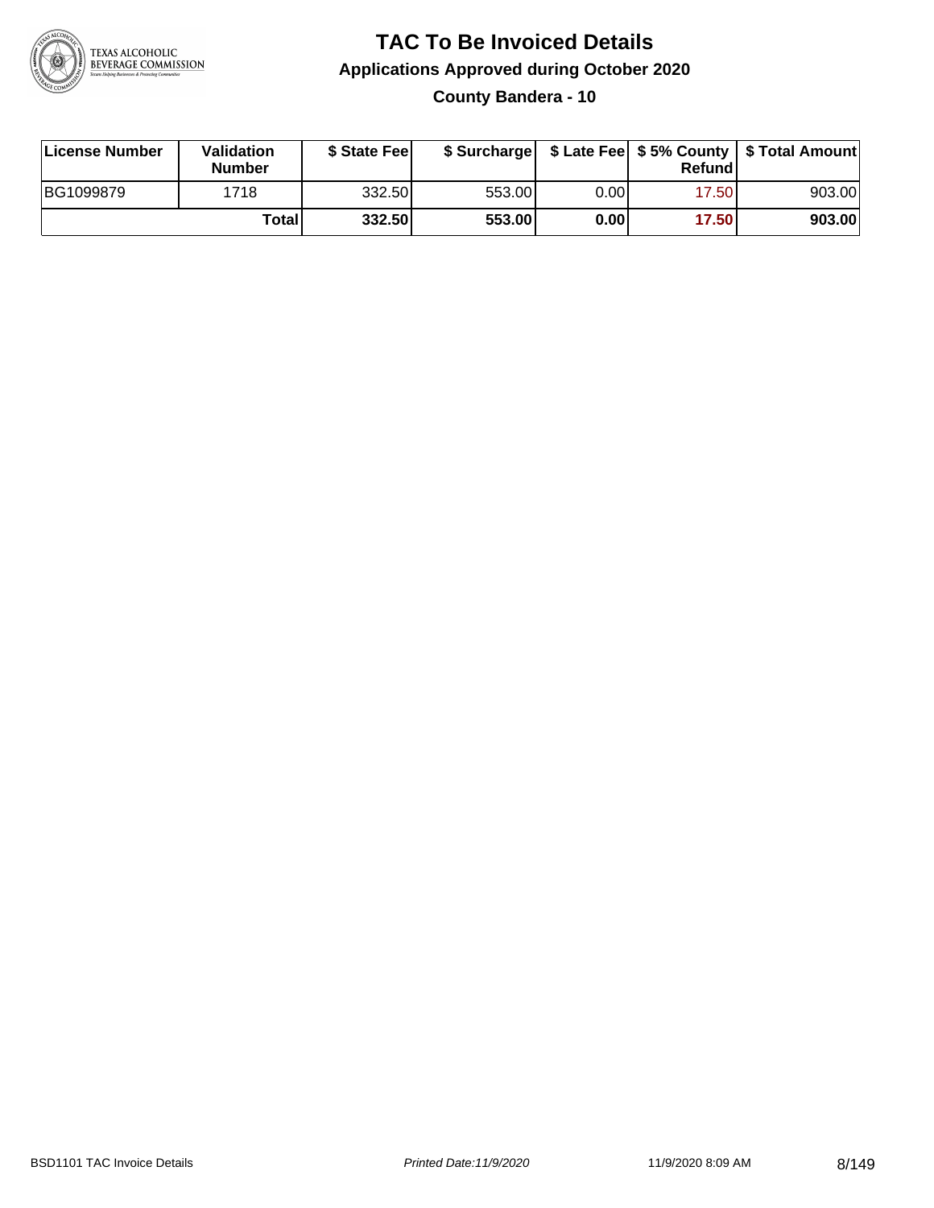# TAC To Be Invoiced Details

## Applications Approved during October 2020

### County Bandera - 10

| License Number | Validation Number | $ State Fee | $ Surcharge | $ Late Fee | $ 5% County Refund | $ Total Amount |
|---|---|---|---|---|---|---|
| BG1099879 | 1718 | 332.50 | 553.00 | 0.00 | 17.50 | 903.00 |
| | **Total** | **332.50** | **553.00** | **0.00** | **17.50** | **903.00** |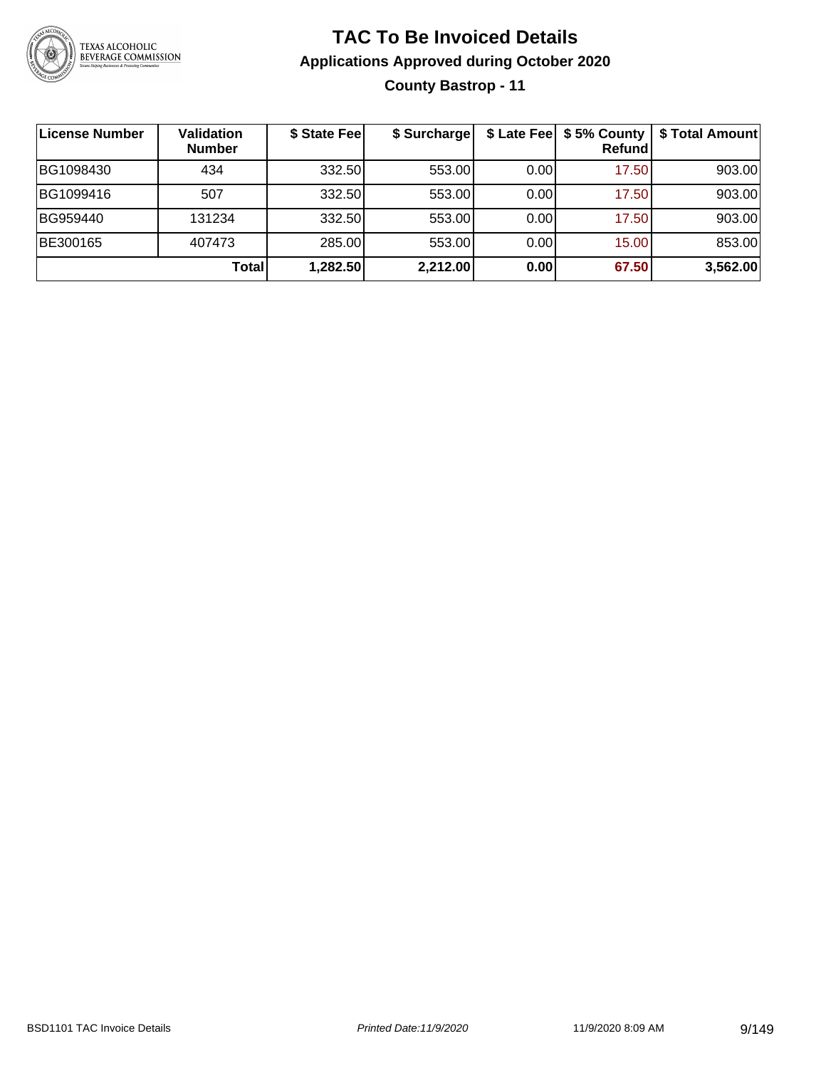# TAC To Be Invoiced Details

## Applications Approved during October 2020

### County Bastrop - 11

| License Number | Validation Number | $ State Fee | $ Surcharge | $ Late Fee | $ 5% County Refund | $ Total Amount |
|---|---|---|---|---|---|---|
| BG1098430 | 434 | 332.50 | 553.00 | 0.00 | 17.50 | 903.00 |
| BG1099416 | 507 | 332.50 | 553.00 | 0.00 | 17.50 | 903.00 |
| BG959440 | 131234 | 332.50 | 553.00 | 0.00 | 17.50 | 903.00 |
| BE300165 | 407473 | 285.00 | 553.00 | 0.00 | 15.00 | 853.00 |
| | **Total** | **1,282.50** | **2,212.00** | **0.00** | **67.50** | **3,562.00** |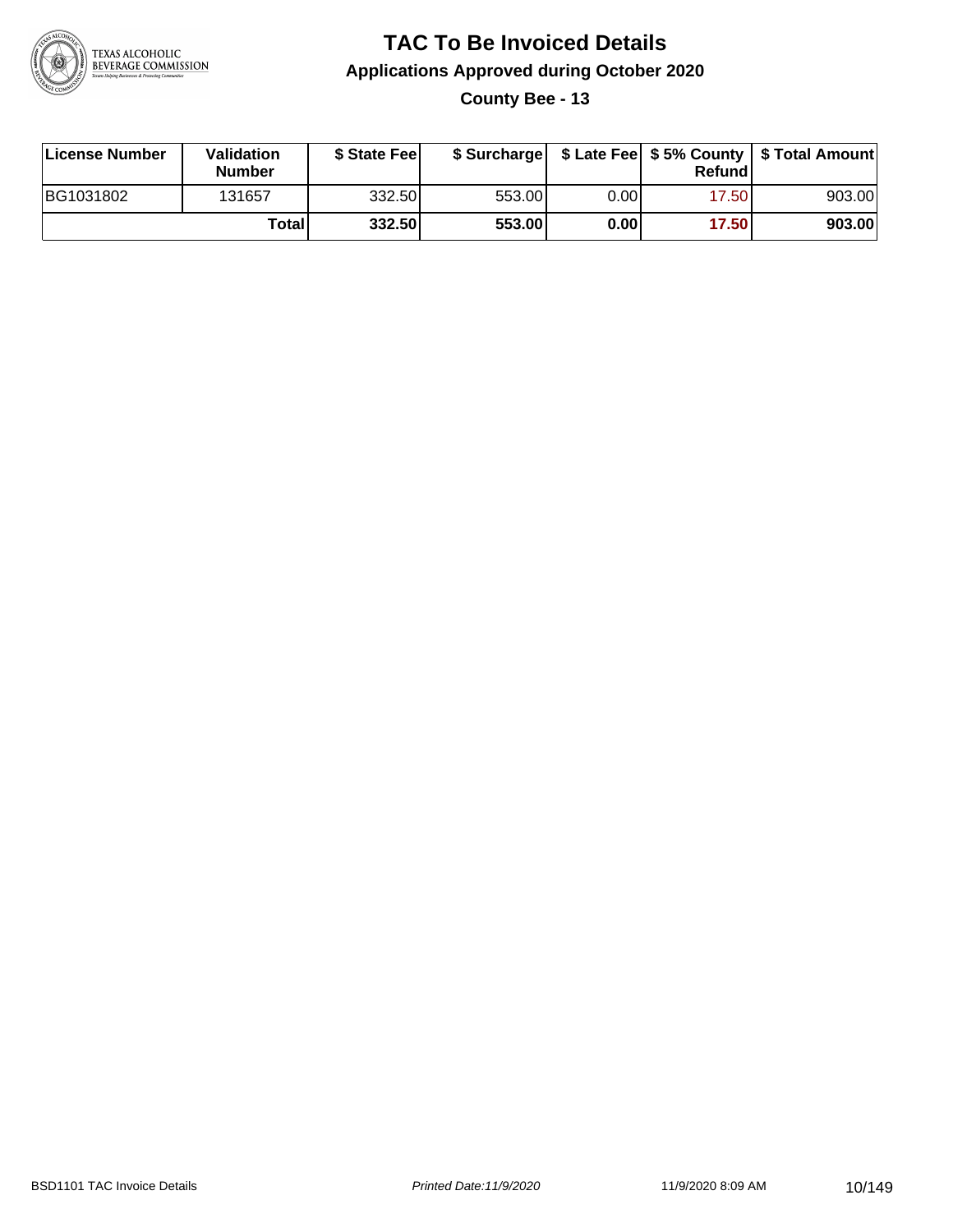# TAC To Be Invoiced Details

## Applications Approved during October 2020

### County Bee - 13

| License Number | Validation Number | $ State Fee | $ Surcharge | $ Late Fee | $ 5% County Refund | $ Total Amount |
|---|---|---|---|---|---|---|
| BG1031802 | 131657 | 332.50 | 553.00 | 0.00 | 17.50 | 903.00 |
| | **Total** | **332.50** | **553.00** | **0.00** | **17.50** | **903.00** |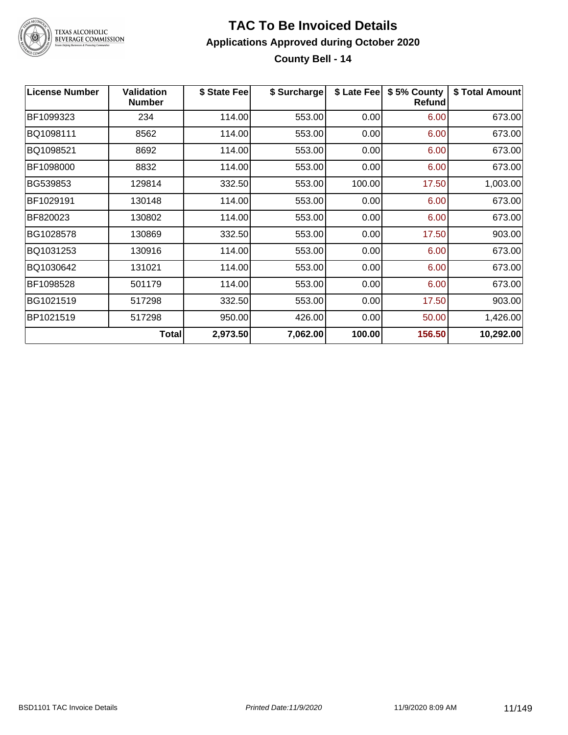# TAC To Be Invoiced Details

## Applications Approved during October 2020

### County Bell - 14

| License Number | Validation Number | $ State Fee | $ Surcharge | $ Late Fee | $ 5% County Refund | $ Total Amount |
|---|---|---|---|---|---|---|
| BF1099323 | 234 | 114.00 | 553.00 | 0.00 | 6.00 | 673.00 |
| BQ1098111 | 8562 | 114.00 | 553.00 | 0.00 | 6.00 | 673.00 |
| BQ1098521 | 8692 | 114.00 | 553.00 | 0.00 | 6.00 | 673.00 |
| BF1098000 | 8832 | 114.00 | 553.00 | 0.00 | 6.00 | 673.00 |
| BG539853 | 129814 | 332.50 | 553.00 | 100.00 | 17.50 | 1,003.00 |
| BF1029191 | 130148 | 114.00 | 553.00 | 0.00 | 6.00 | 673.00 |
| BF820023 | 130802 | 114.00 | 553.00 | 0.00 | 6.00 | 673.00 |
| BG1028578 | 130869 | 332.50 | 553.00 | 0.00 | 17.50 | 903.00 |
| BQ1031253 | 130916 | 114.00 | 553.00 | 0.00 | 6.00 | 673.00 |
| BQ1030642 | 131021 | 114.00 | 553.00 | 0.00 | 6.00 | 673.00 |
| BF1098528 | 501179 | 114.00 | 553.00 | 0.00 | 6.00 | 673.00 |
| BG1021519 | 517298 | 332.50 | 553.00 | 0.00 | 17.50 | 903.00 |
| BP1021519 | 517298 | 950.00 | 426.00 | 0.00 | 50.00 | 1,426.00 |
| | **Total** | **2,973.50** | **7,062.00** | **100.00** | **156.50** | **10,292.00** |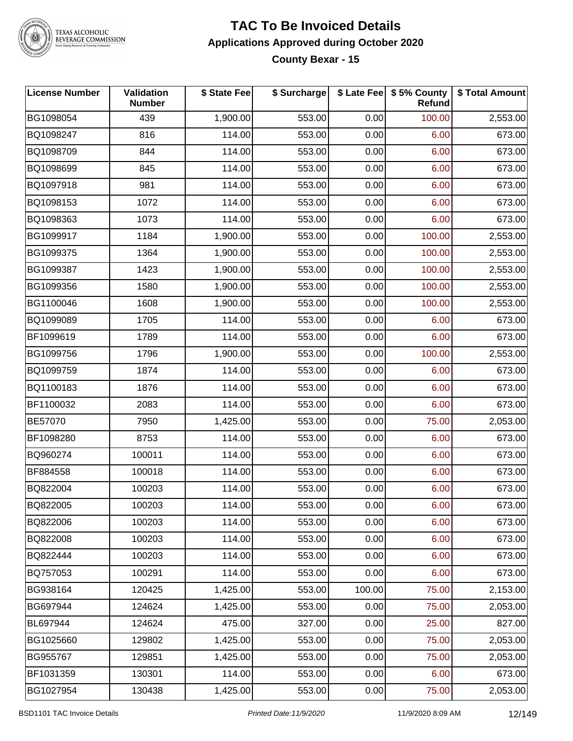# TAC To Be Invoiced Details

## Applications Approved during October 2020

### County Bexar - 15

| License Number | Validation Number | $ State Fee | $ Surcharge | $ Late Fee | $ 5% County Refund | $ Total Amount |
|---|---|---|---|---|---|---|
| BG1098054 | 439 | 1,900.00 | 553.00 | 0.00 | 100.00 | 2,553.00 |
| BQ1098247 | 816 | 114.00 | 553.00 | 0.00 | 6.00 | 673.00 |
| BQ1098709 | 844 | 114.00 | 553.00 | 0.00 | 6.00 | 673.00 |
| BQ1098699 | 845 | 114.00 | 553.00 | 0.00 | 6.00 | 673.00 |
| BQ1097918 | 981 | 114.00 | 553.00 | 0.00 | 6.00 | 673.00 |
| BQ1098153 | 1072 | 114.00 | 553.00 | 0.00 | 6.00 | 673.00 |
| BQ1098363 | 1073 | 114.00 | 553.00 | 0.00 | 6.00 | 673.00 |
| BG1099917 | 1184 | 1,900.00 | 553.00 | 0.00 | 100.00 | 2,553.00 |
| BG1099375 | 1364 | 1,900.00 | 553.00 | 0.00 | 100.00 | 2,553.00 |
| BG1099387 | 1423 | 1,900.00 | 553.00 | 0.00 | 100.00 | 2,553.00 |
| BG1099356 | 1580 | 1,900.00 | 553.00 | 0.00 | 100.00 | 2,553.00 |
| BG1100046 | 1608 | 1,900.00 | 553.00 | 0.00 | 100.00 | 2,553.00 |
| BQ1099089 | 1705 | 114.00 | 553.00 | 0.00 | 6.00 | 673.00 |
| BF1099619 | 1789 | 114.00 | 553.00 | 0.00 | 6.00 | 673.00 |
| BG1099756 | 1796 | 1,900.00 | 553.00 | 0.00 | 100.00 | 2,553.00 |
| BQ1099759 | 1874 | 114.00 | 553.00 | 0.00 | 6.00 | 673.00 |
| BQ1100183 | 1876 | 114.00 | 553.00 | 0.00 | 6.00 | 673.00 |
| BF1100032 | 2083 | 114.00 | 553.00 | 0.00 | 6.00 | 673.00 |
| BE57070 | 7950 | 1,425.00 | 553.00 | 0.00 | 75.00 | 2,053.00 |
| BF1098280 | 8753 | 114.00 | 553.00 | 0.00 | 6.00 | 673.00 |
| BQ960274 | 100011 | 114.00 | 553.00 | 0.00 | 6.00 | 673.00 |
| BF884558 | 100018 | 114.00 | 553.00 | 0.00 | 6.00 | 673.00 |
| BQ822004 | 100203 | 114.00 | 553.00 | 0.00 | 6.00 | 673.00 |
| BQ822005 | 100203 | 114.00 | 553.00 | 0.00 | 6.00 | 673.00 |
| BQ822006 | 100203 | 114.00 | 553.00 | 0.00 | 6.00 | 673.00 |
| BQ822008 | 100203 | 114.00 | 553.00 | 0.00 | 6.00 | 673.00 |
| BQ822444 | 100203 | 114.00 | 553.00 | 0.00 | 6.00 | 673.00 |
| BQ757053 | 100291 | 114.00 | 553.00 | 0.00 | 6.00 | 673.00 |
| BG938164 | 120425 | 1,425.00 | 553.00 | 100.00 | 75.00 | 2,153.00 |
| BG697944 | 124624 | 1,425.00 | 553.00 | 0.00 | 75.00 | 2,053.00 |
| BL697944 | 124624 | 475.00 | 327.00 | 0.00 | 25.00 | 827.00 |
| BG1025660 | 129802 | 1,425.00 | 553.00 | 0.00 | 75.00 | 2,053.00 |
| BG955767 | 129851 | 1,425.00 | 553.00 | 0.00 | 75.00 | 2,053.00 |
| BF1031359 | 130301 | 114.00 | 553.00 | 0.00 | 6.00 | 673.00 |
| BG1027954 | 130438 | 1,425.00 | 553.00 | 0.00 | 75.00 | 2,053.00 |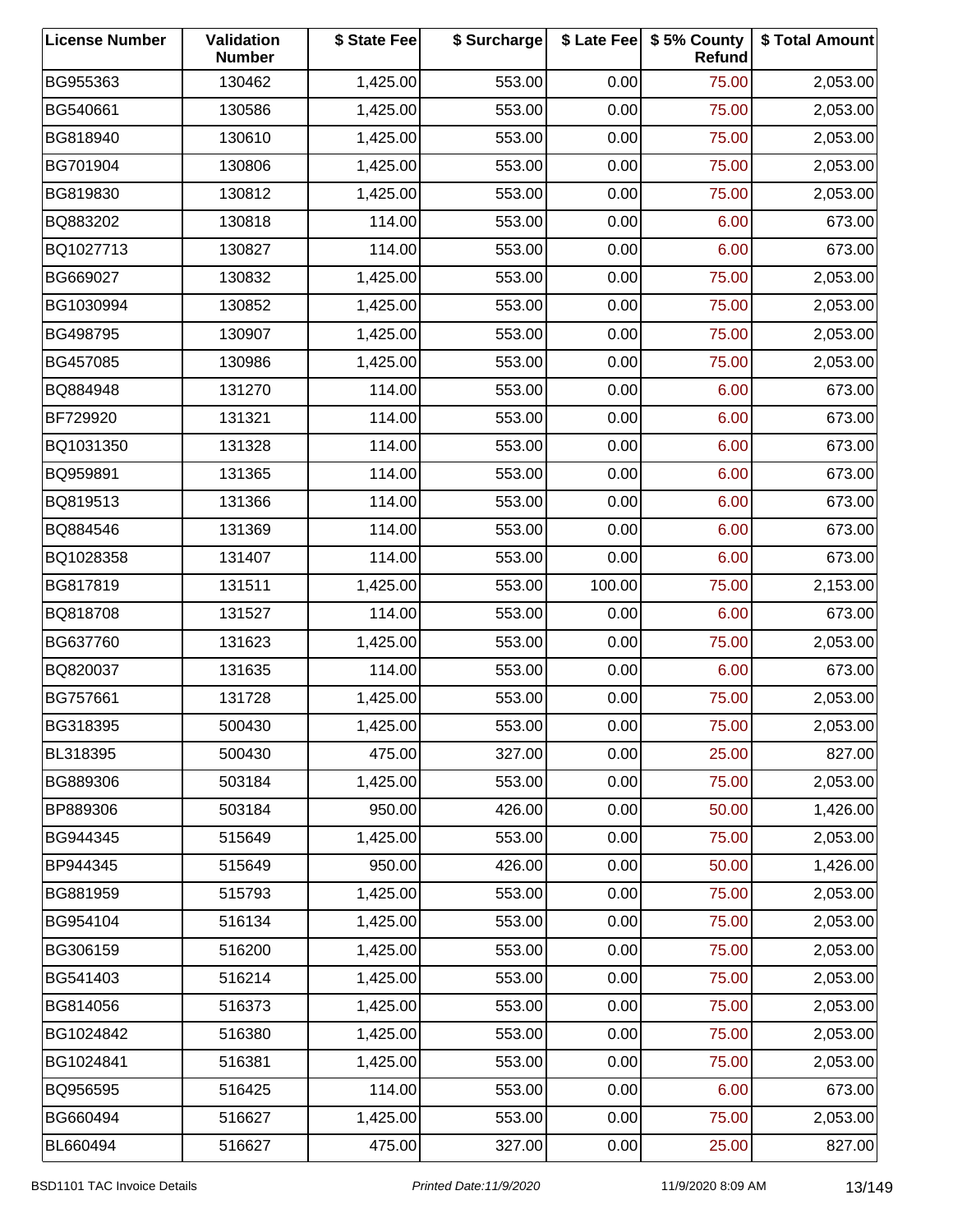| License Number | Validation Number | $ State Fee | $ Surcharge | $ Late Fee | $ 5% County Refund | $ Total Amount |
|---|---|---|---|---|---|---|
| BG955363 | 130462 | 1,425.00 | 553.00 | 0.00 | 75.00 | 2,053.00 |
| BG540661 | 130586 | 1,425.00 | 553.00 | 0.00 | 75.00 | 2,053.00 |
| BG818940 | 130610 | 1,425.00 | 553.00 | 0.00 | 75.00 | 2,053.00 |
| BG701904 | 130806 | 1,425.00 | 553.00 | 0.00 | 75.00 | 2,053.00 |
| BG819830 | 130812 | 1,425.00 | 553.00 | 0.00 | 75.00 | 2,053.00 |
| BQ883202 | 130818 | 114.00 | 553.00 | 0.00 | 6.00 | 673.00 |
| BQ1027713 | 130827 | 114.00 | 553.00 | 0.00 | 6.00 | 673.00 |
| BG669027 | 130832 | 1,425.00 | 553.00 | 0.00 | 75.00 | 2,053.00 |
| BG1030994 | 130852 | 1,425.00 | 553.00 | 0.00 | 75.00 | 2,053.00 |
| BG498795 | 130907 | 1,425.00 | 553.00 | 0.00 | 75.00 | 2,053.00 |
| BG457085 | 130986 | 1,425.00 | 553.00 | 0.00 | 75.00 | 2,053.00 |
| BQ884948 | 131270 | 114.00 | 553.00 | 0.00 | 6.00 | 673.00 |
| BF729920 | 131321 | 114.00 | 553.00 | 0.00 | 6.00 | 673.00 |
| BQ1031350 | 131328 | 114.00 | 553.00 | 0.00 | 6.00 | 673.00 |
| BQ959891 | 131365 | 114.00 | 553.00 | 0.00 | 6.00 | 673.00 |
| BQ819513 | 131366 | 114.00 | 553.00 | 0.00 | 6.00 | 673.00 |
| BQ884546 | 131369 | 114.00 | 553.00 | 0.00 | 6.00 | 673.00 |
| BQ1028358 | 131407 | 114.00 | 553.00 | 0.00 | 6.00 | 673.00 |
| BG817819 | 131511 | 1,425.00 | 553.00 | 100.00 | 75.00 | 2,153.00 |
| BQ818708 | 131527 | 114.00 | 553.00 | 0.00 | 6.00 | 673.00 |
| BG637760 | 131623 | 1,425.00 | 553.00 | 0.00 | 75.00 | 2,053.00 |
| BQ820037 | 131635 | 114.00 | 553.00 | 0.00 | 6.00 | 673.00 |
| BG757661 | 131728 | 1,425.00 | 553.00 | 0.00 | 75.00 | 2,053.00 |
| BG318395 | 500430 | 1,425.00 | 553.00 | 0.00 | 75.00 | 2,053.00 |
| BL318395 | 500430 | 475.00 | 327.00 | 0.00 | 25.00 | 827.00 |
| BG889306 | 503184 | 1,425.00 | 553.00 | 0.00 | 75.00 | 2,053.00 |
| BP889306 | 503184 | 950.00 | 426.00 | 0.00 | 50.00 | 1,426.00 |
| BG944345 | 515649 | 1,425.00 | 553.00 | 0.00 | 75.00 | 2,053.00 |
| BP944345 | 515649 | 950.00 | 426.00 | 0.00 | 50.00 | 1,426.00 |
| BG881959 | 515793 | 1,425.00 | 553.00 | 0.00 | 75.00 | 2,053.00 |
| BG954104 | 516134 | 1,425.00 | 553.00 | 0.00 | 75.00 | 2,053.00 |
| BG306159 | 516200 | 1,425.00 | 553.00 | 0.00 | 75.00 | 2,053.00 |
| BG541403 | 516214 | 1,425.00 | 553.00 | 0.00 | 75.00 | 2,053.00 |
| BG814056 | 516373 | 1,425.00 | 553.00 | 0.00 | 75.00 | 2,053.00 |
| BG1024842 | 516380 | 1,425.00 | 553.00 | 0.00 | 75.00 | 2,053.00 |
| BG1024841 | 516381 | 1,425.00 | 553.00 | 0.00 | 75.00 | 2,053.00 |
| BQ956595 | 516425 | 114.00 | 553.00 | 0.00 | 6.00 | 673.00 |
| BG660494 | 516627 | 1,425.00 | 553.00 | 0.00 | 75.00 | 2,053.00 |
| BL660494 | 516627 | 475.00 | 327.00 | 0.00 | 25.00 | 827.00 |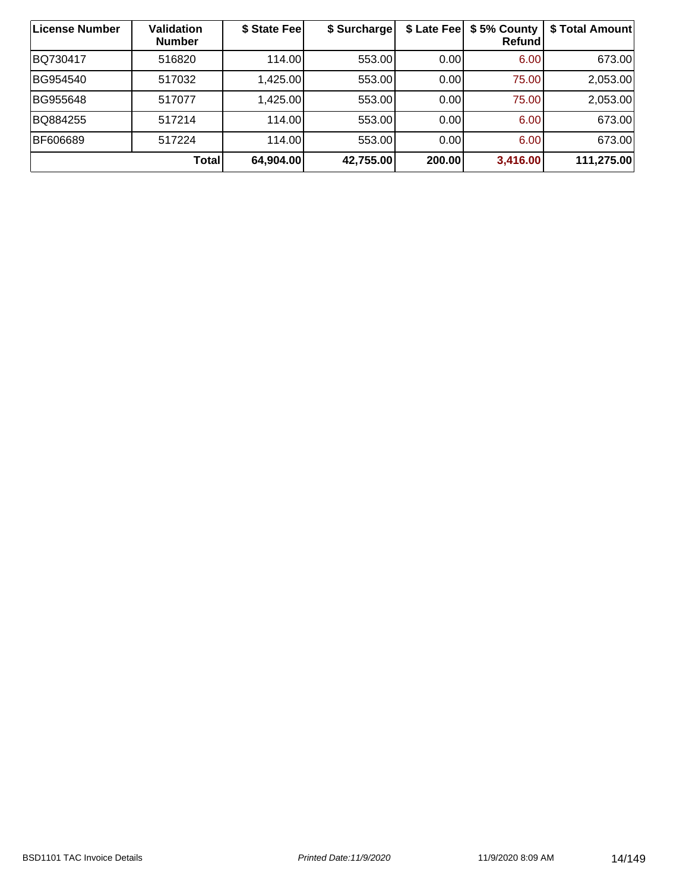| License Number | Validation Number | $ State Fee | $ Surcharge | $ Late Fee | $ 5% County Refund | $ Total Amount |
|---|---|---|---|---|---|---|
| BQ730417 | 516820 | 114.00 | 553.00 | 0.00 | 6.00 | 673.00 |
| BG954540 | 517032 | 1,425.00 | 553.00 | 0.00 | 75.00 | 2,053.00 |
| BG955648 | 517077 | 1,425.00 | 553.00 | 0.00 | 75.00 | 2,053.00 |
| BQ884255 | 517214 | 114.00 | 553.00 | 0.00 | 6.00 | 673.00 |
| BF606689 | 517224 | 114.00 | 553.00 | 0.00 | 6.00 | 673.00 |
| | **Total** | **64,904.00** | **42,755.00** | **200.00** | **3,416.00** | **111,275.00** |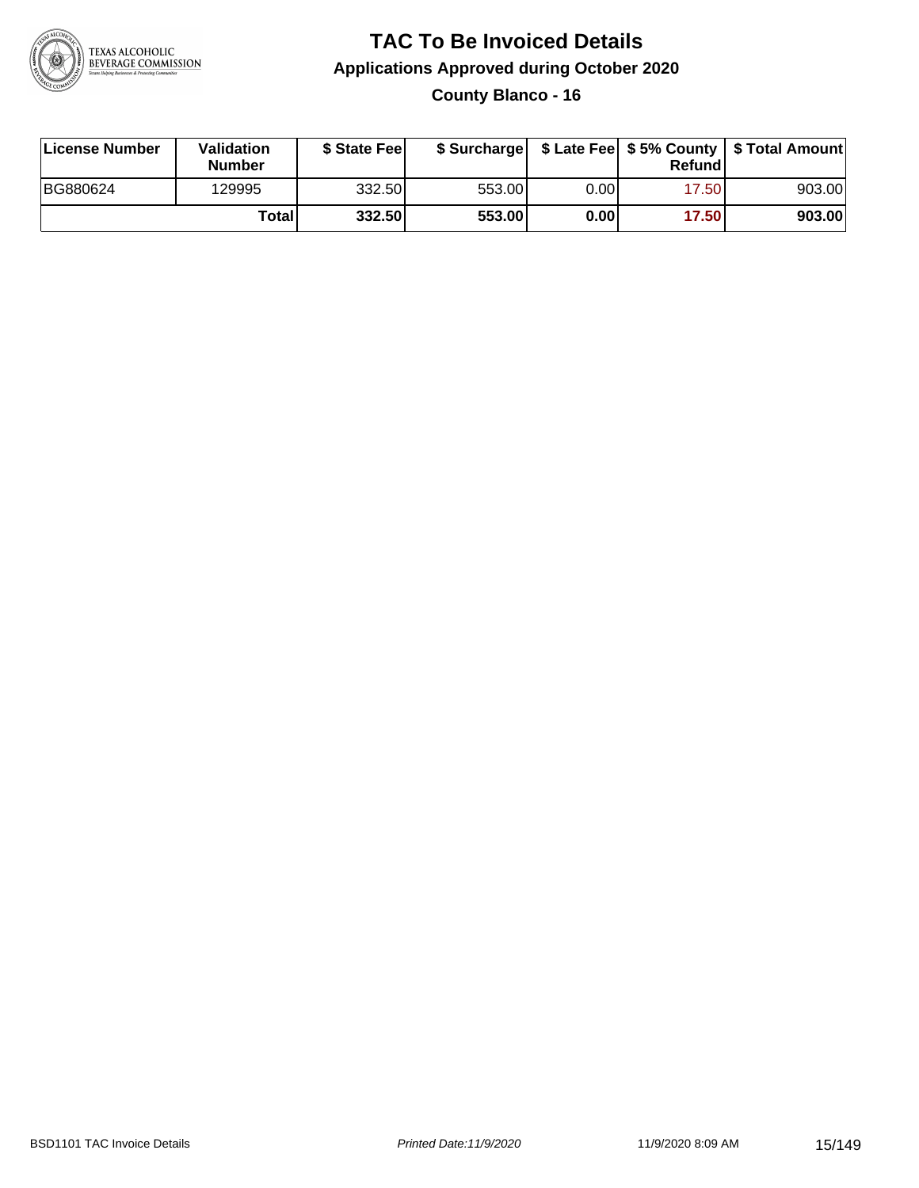# TAC To Be Invoiced Details

## Applications Approved during October 2020

### County Blanco - 16

| License Number | Validation Number | $ State Fee | $ Surcharge | $ Late Fee | $ 5% County Refund | $ Total Amount |
|---|---|---|---|---|---|---|
| BG880624 | 129995 | 332.50 | 553.00 | 0.00 | 17.50 | 903.00 |
| | **Total** | **332.50** | **553.00** | **0.00** | **17.50** | **903.00** |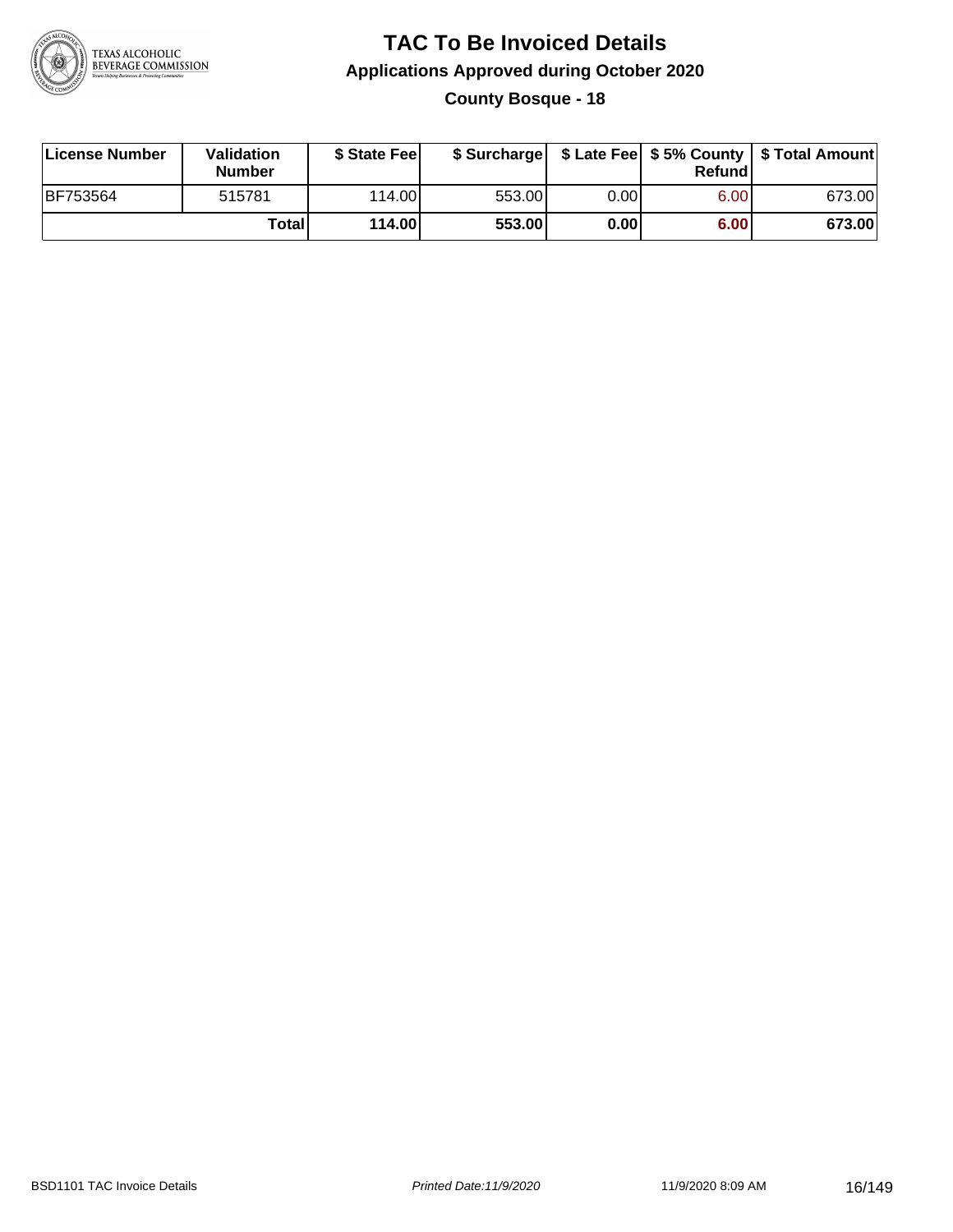# TAC To Be Invoiced Details

## Applications Approved during October 2020

### County Bosque - 18

| License Number | Validation Number | $ State Fee | $ Surcharge | $ Late Fee | $ 5% County Refund | $ Total Amount |
|---|---|---|---|---|---|---|
| BF753564 | 515781 | 114.00 | 553.00 | 0.00 | 6.00 | 673.00 |
| | Total | 114.00 | 553.00 | 0.00 | 6.00 | 673.00 |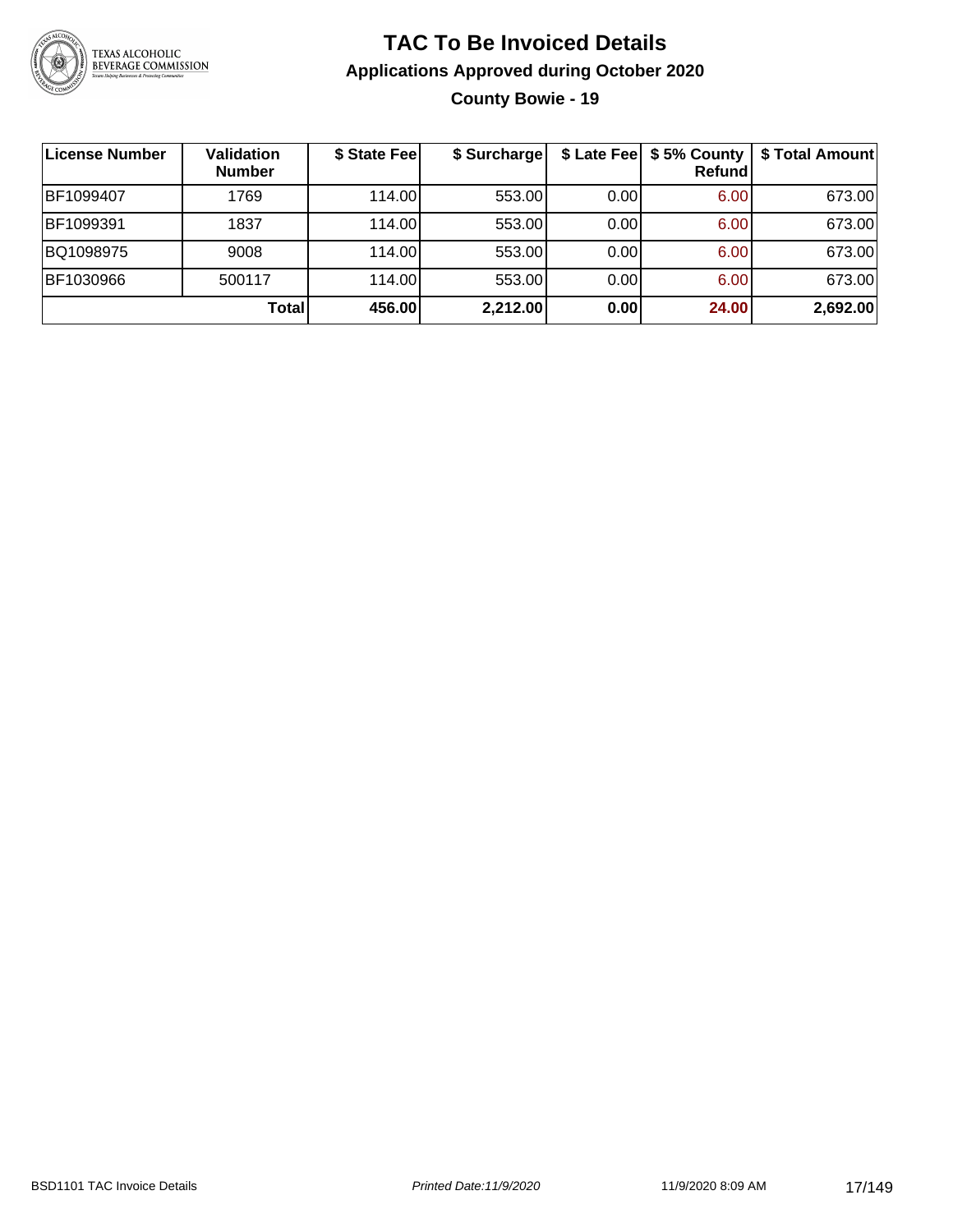# TAC To Be Invoiced Details

## Applications Approved during October 2020

### County Bowie - 19

| License Number | Validation Number | $ State Fee | $ Surcharge | $ Late Fee | $ 5% County Refund | $ Total Amount |
|---|---|---|---|---|---|---|
| BF1099407 | 1769 | 114.00 | 553.00 | 0.00 | 6.00 | 673.00 |
| BF1099391 | 1837 | 114.00 | 553.00 | 0.00 | 6.00 | 673.00 |
| BQ1098975 | 9008 | 114.00 | 553.00 | 0.00 | 6.00 | 673.00 |
| BF1030966 | 500117 | 114.00 | 553.00 | 0.00 | 6.00 | 673.00 |
| | **Total** | **456.00** | **2,212.00** | **0.00** | **24.00** | **2,692.00** |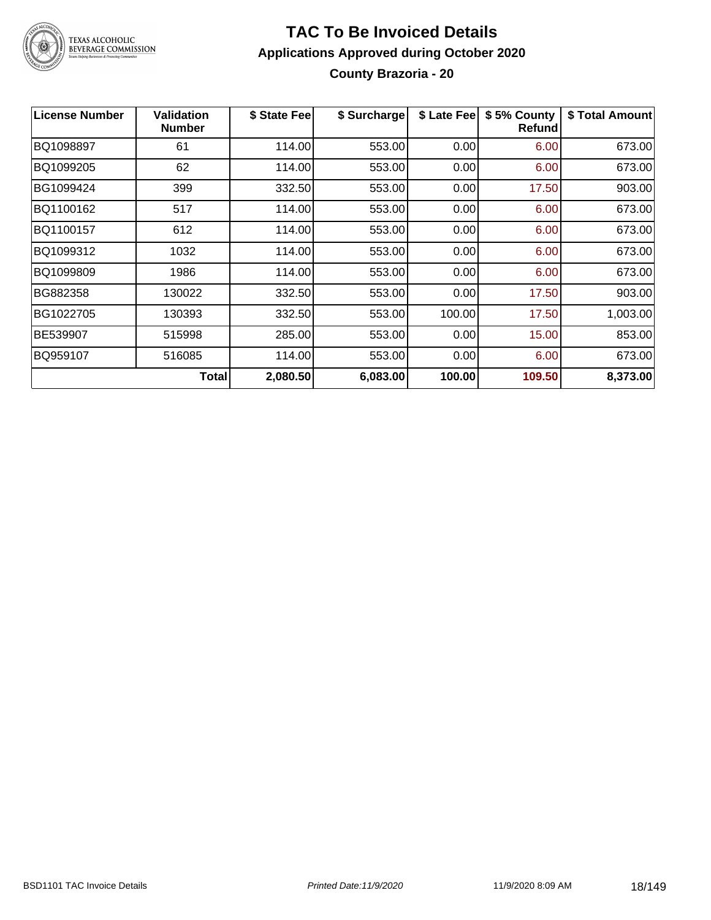# TAC To Be Invoiced Details

## Applications Approved during October 2020

### County Brazoria - 20

| License Number | Validation Number | $ State Fee | $ Surcharge | $ Late Fee | $ 5% County Refund | $ Total Amount |
|---|---|---|---|---|---|---|
| BQ1098897 | 61 | 114.00 | 553.00 | 0.00 | 6.00 | 673.00 |
| BQ1099205 | 62 | 114.00 | 553.00 | 0.00 | 6.00 | 673.00 |
| BG1099424 | 399 | 332.50 | 553.00 | 0.00 | 17.50 | 903.00 |
| BQ1100162 | 517 | 114.00 | 553.00 | 0.00 | 6.00 | 673.00 |
| BQ1100157 | 612 | 114.00 | 553.00 | 0.00 | 6.00 | 673.00 |
| BQ1099312 | 1032 | 114.00 | 553.00 | 0.00 | 6.00 | 673.00 |
| BQ1099809 | 1986 | 114.00 | 553.00 | 0.00 | 6.00 | 673.00 |
| BG882358 | 130022 | 332.50 | 553.00 | 0.00 | 17.50 | 903.00 |
| BG1022705 | 130393 | 332.50 | 553.00 | 100.00 | 17.50 | 1,003.00 |
| BE539907 | 515998 | 285.00 | 553.00 | 0.00 | 15.00 | 853.00 |
| BQ959107 | 516085 | 114.00 | 553.00 | 0.00 | 6.00 | 673.00 |
| | **Total** | **2,080.50** | **6,083.00** | **100.00** | **109.50** | **8,373.00** |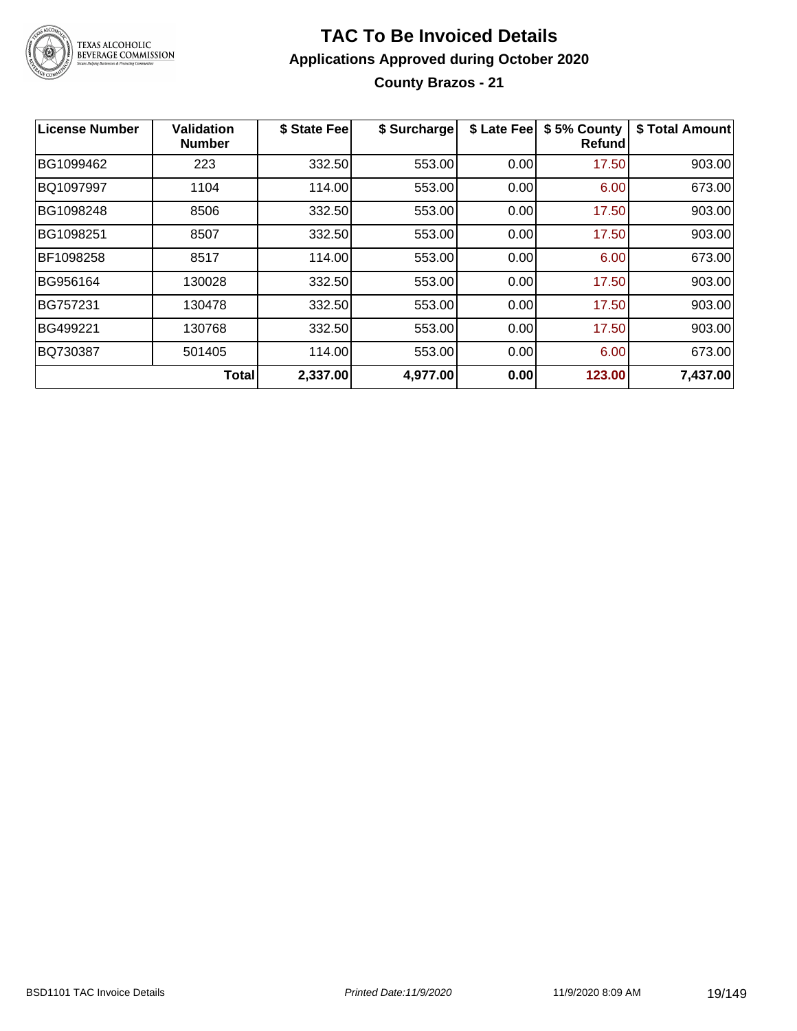# TAC To Be Invoiced Details

## Applications Approved during October 2020

### County Brazos - 21

| License Number | Validation Number | \$ State Fee | \$ Surcharge | \$ Late Fee | \$ 5% County Refund | \$ Total Amount |
|---|---|---|---|---|---|---|
| BG1099462 | 223 | 332.50 | 553.00 | 0.00 | 17.50 | 903.00 |
| BQ1097997 | 1104 | 114.00 | 553.00 | 0.00 | 6.00 | 673.00 |
| BG1098248 | 8506 | 332.50 | 553.00 | 0.00 | 17.50 | 903.00 |
| BG1098251 | 8507 | 332.50 | 553.00 | 0.00 | 17.50 | 903.00 |
| BF1098258 | 8517 | 114.00 | 553.00 | 0.00 | 6.00 | 673.00 |
| BG956164 | 130028 | 332.50 | 553.00 | 0.00 | 17.50 | 903.00 |
| BG757231 | 130478 | 332.50 | 553.00 | 0.00 | 17.50 | 903.00 |
| BG499221 | 130768 | 332.50 | 553.00 | 0.00 | 17.50 | 903.00 |
| BQ730387 | 501405 | 114.00 | 553.00 | 0.00 | 6.00 | 673.00 |
| | **Total** | **2,337.00** | **4,977.00** | **0.00** | **123.00** | **7,437.00** |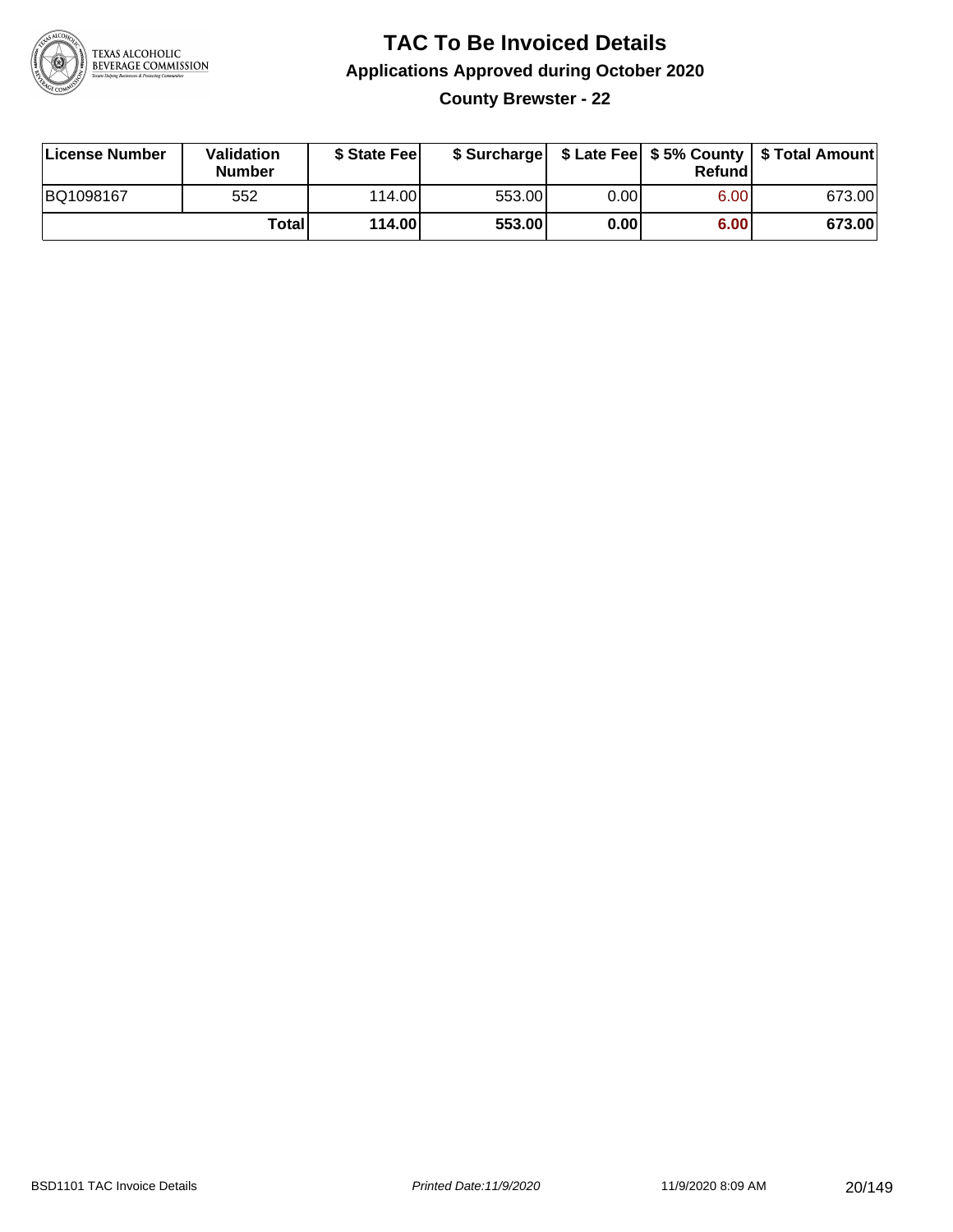# TAC To Be Invoiced Details

## Applications Approved during October 2020

### County Brewster - 22

| License Number | Validation Number | $ State Fee | $ Surcharge | $ Late Fee | $ 5% County Refund | $ Total Amount |
|---|---|---|---|---|---|---|
| BQ1098167 | 552 | 114.00 | 553.00 | 0.00 | 6.00 | 673.00 |
| | **Total** | **114.00** | **553.00** | **0.00** | **6.00** | **673.00** |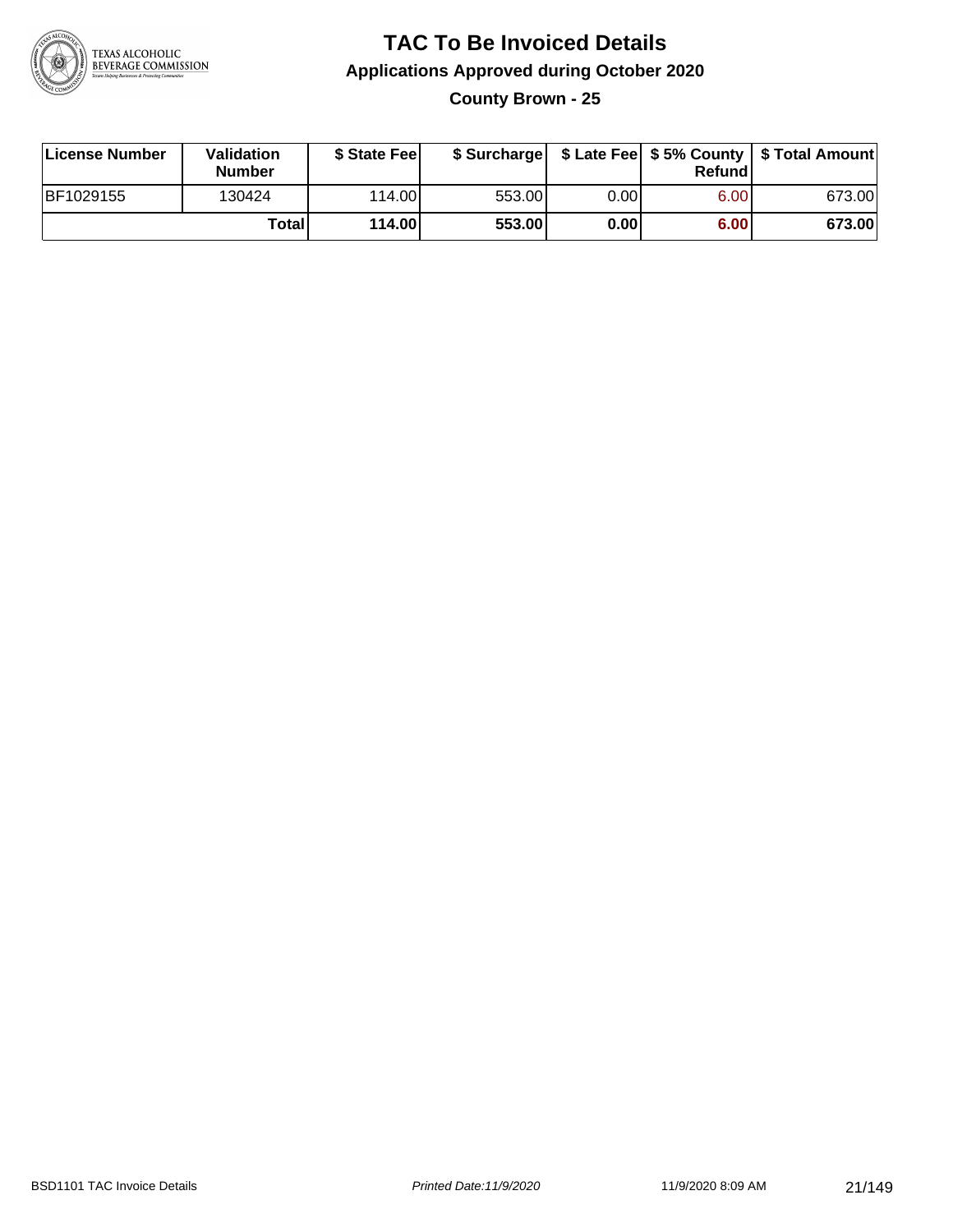# TAC To Be Invoiced Details

## Applications Approved during October 2020

### County Brown - 25

| License Number | Validation Number | $ State Fee | $ Surcharge | $ Late Fee | $ 5% County Refund | $ Total Amount |
|---|---|---|---|---|---|---|
| BF1029155 | 130424 | 114.00 | 553.00 | 0.00 | 6.00 | 673.00 |
| | **Total** | **114.00** | **553.00** | **0.00** | **6.00** | **673.00** |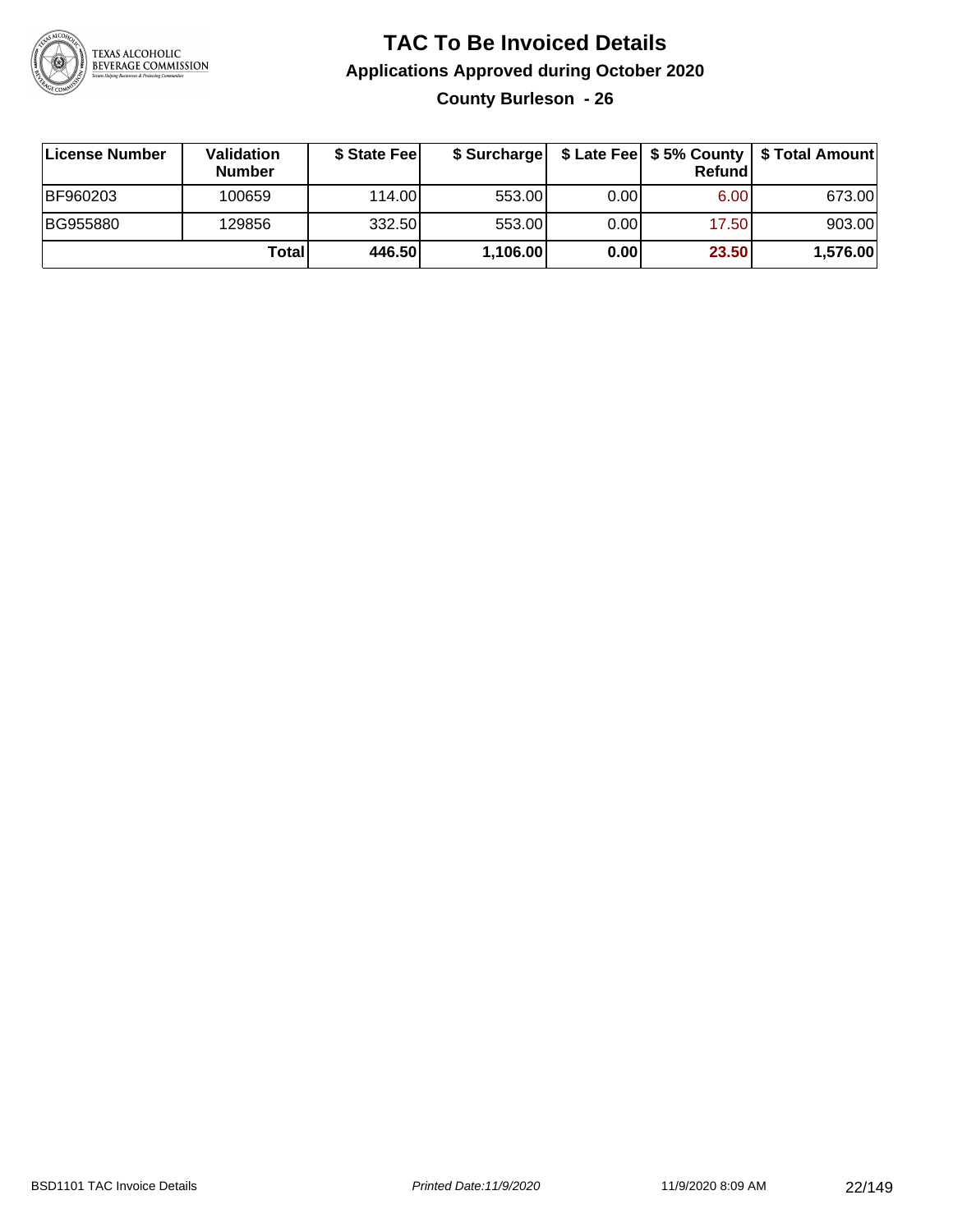# TAC To Be Invoiced Details

## Applications Approved during October 2020

### County Burleson - 26

| License Number | Validation Number | $ State Fee | $ Surcharge | $ Late Fee | $ 5% County Refund | $ Total Amount |
|---|---|---|---|---|---|---|
| BF960203 | 100659 | 114.00 | 553.00 | 0.00 | 6.00 | 673.00 |
| BG955880 | 129856 | 332.50 | 553.00 | 0.00 | 17.50 | 903.00 |
| | **Total** | **446.50** | **1,106.00** | **0.00** | **23.50** | **1,576.00** |

BSD1101 TAC Invoice Details *Printed Date:11/9/2020* 11/9/2020 8:09 AM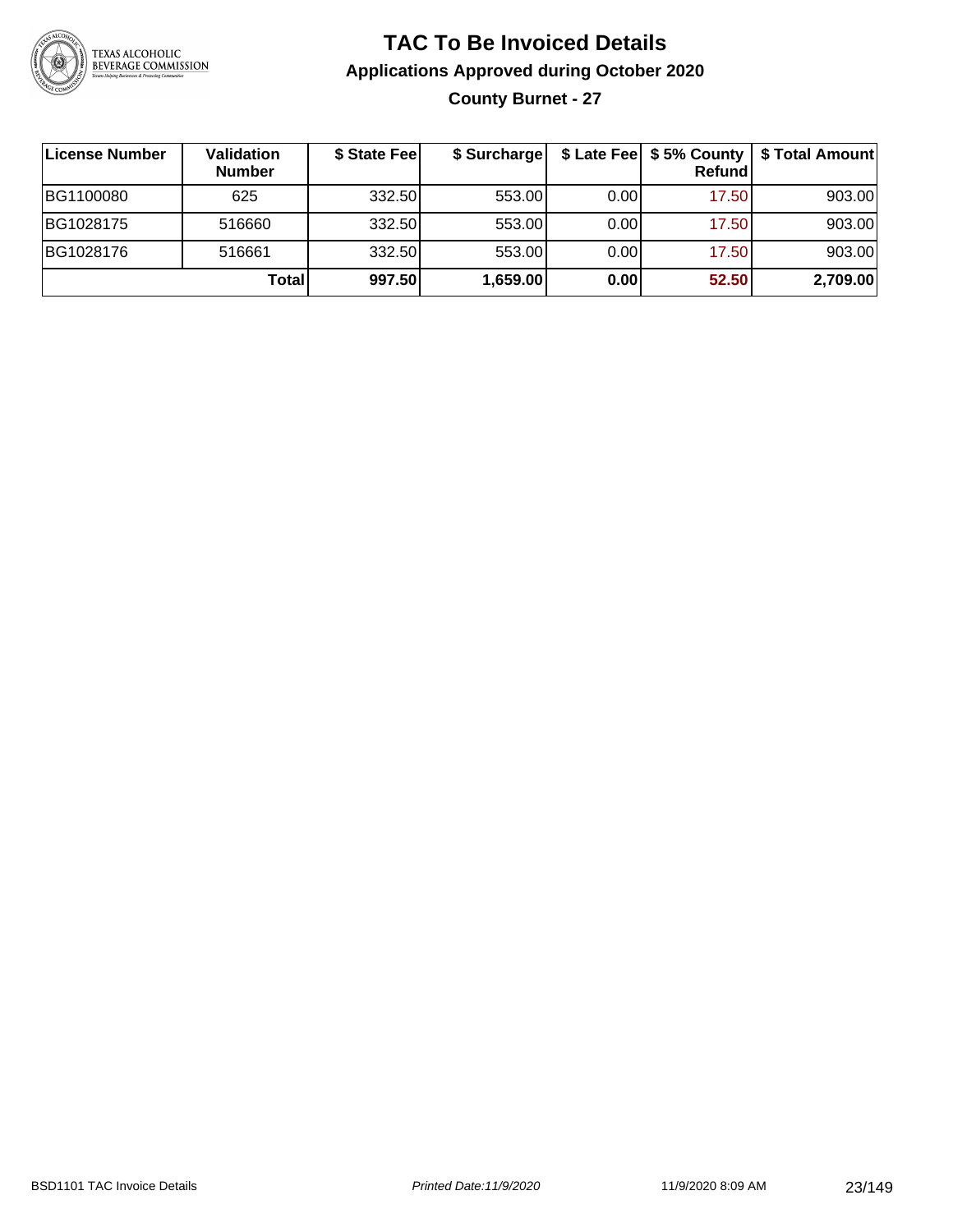# TAC To Be Invoiced Details

## Applications Approved during October 2020

### County Burnet - 27

| License Number | Validation Number | $ State Fee | $ Surcharge | $ Late Fee | $ 5% County Refund | $ Total Amount |
|---|---|---|---|---|---|---|
| BG1100080 | 625 | 332.50 | 553.00 | 0.00 | 17.50 | 903.00 |
| BG1028175 | 516660 | 332.50 | 553.00 | 0.00 | 17.50 | 903.00 |
| BG1028176 | 516661 | 332.50 | 553.00 | 0.00 | 17.50 | 903.00 |
| | **Total** | **997.50** | **1,659.00** | **0.00** | **52.50** | **2,709.00** |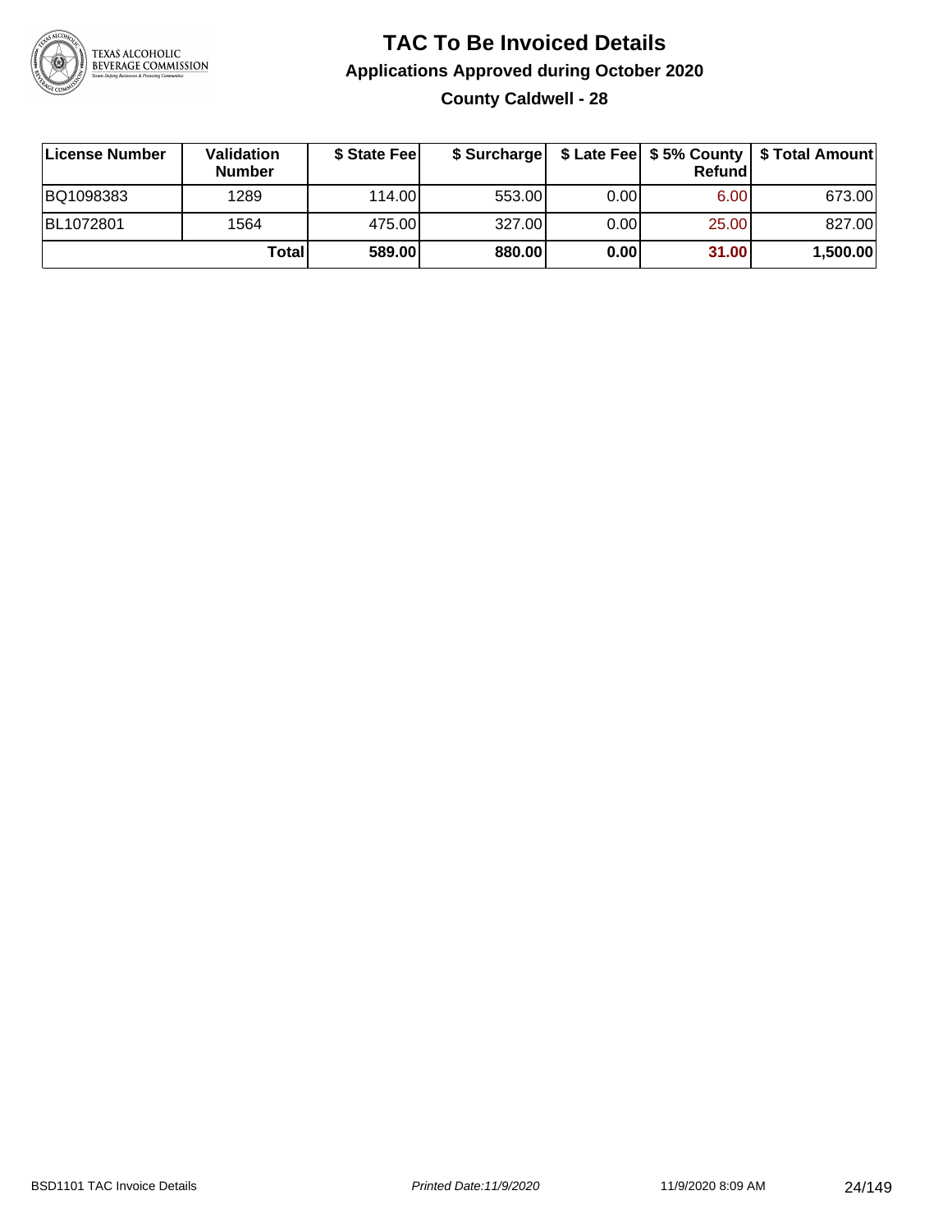# TAC To Be Invoiced Details

## Applications Approved during October 2020

### County Caldwell - 28

| License Number | Validation Number | $ State Fee | $ Surcharge | $ Late Fee | $ 5% County Refund | $ Total Amount |
|---|---|---|---|---|---|---|
| BQ1098383 | 1289 | 114.00 | 553.00 | 0.00 | 6.00 | 673.00 |
| BL1072801 | 1564 | 475.00 | 327.00 | 0.00 | 25.00 | 827.00 |
| | **Total** | **589.00** | **880.00** | **0.00** | **31.00** | **1,500.00** |

BSD1101 TAC Invoice Details — Printed Date: 11/9/2020 — 11/9/2020 8:09 AM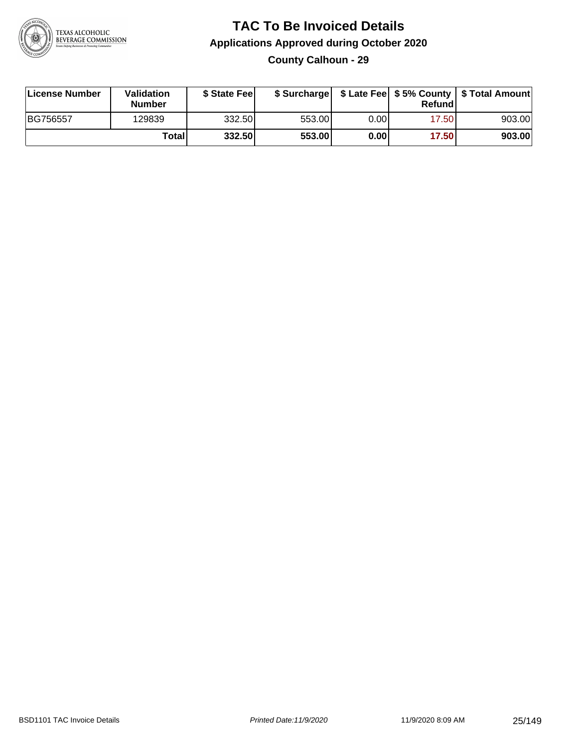# TAC To Be Invoiced Details

## Applications Approved during October 2020

### County Calhoun - 29

| License Number | Validation Number | $ State Fee | $ Surcharge | $ Late Fee | $ 5% County Refund | $ Total Amount |
|---|---|---|---|---|---|---|
| BG756557 | 129839 | 332.50 | 553.00 | 0.00 | 17.50 | 903.00 |
| | **Total** | **332.50** | **553.00** | **0.00** | **17.50** | **903.00** |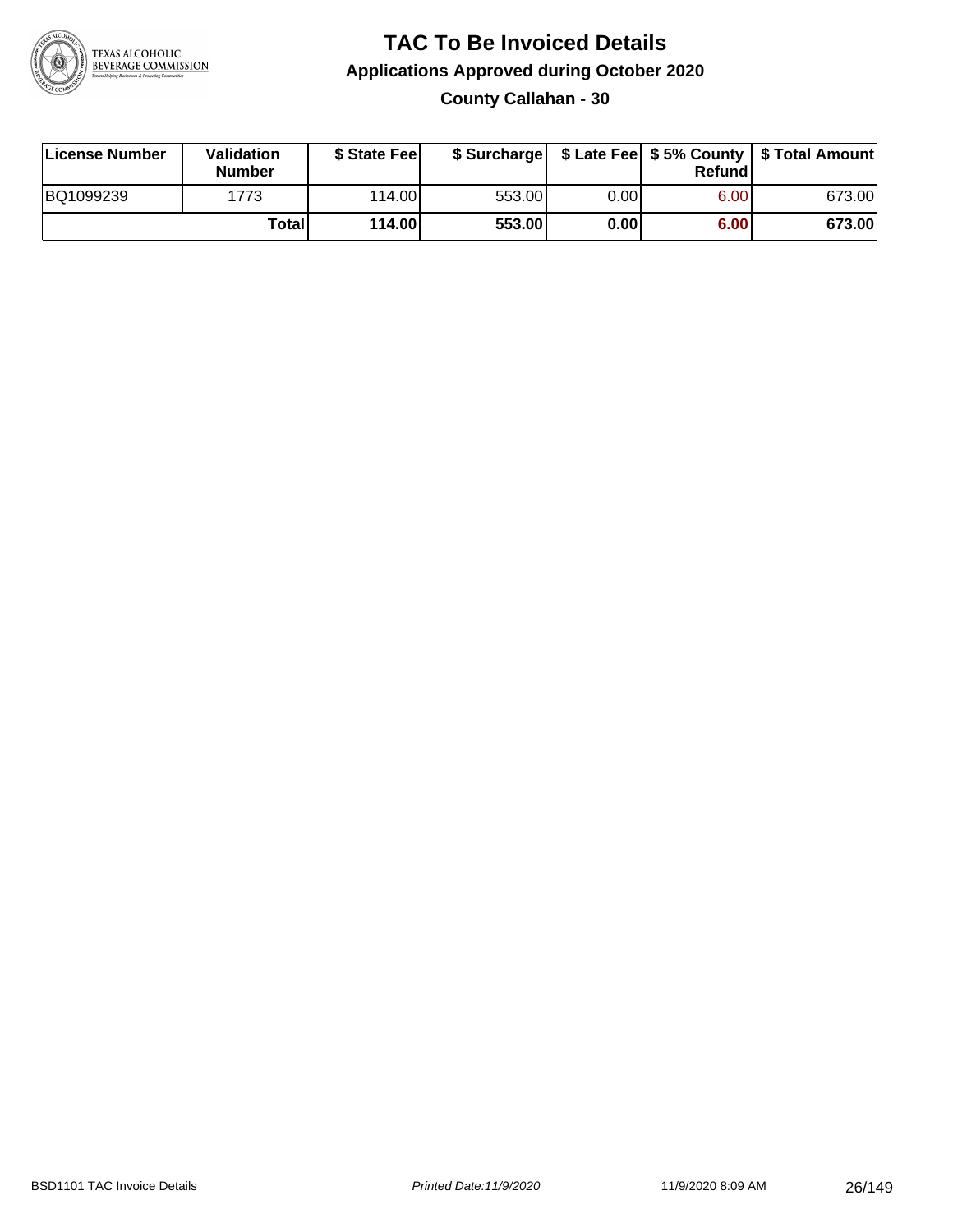# TAC To Be Invoiced Details

## Applications Approved during October 2020

### County Callahan - 30

| License Number | Validation Number | $ State Fee | $ Surcharge | $ Late Fee | $ 5% County Refund | $ Total Amount |
|---|---|---|---|---|---|---|
| BQ1099239 | 1773 | 114.00 | 553.00 | 0.00 | 6.00 | 673.00 |
| | **Total** | **114.00** | **553.00** | **0.00** | **6.00** | **673.00** |

BSD1101 TAC Invoice Details | *Printed Date:11/9/2020* | 11/9/2020 8:09 AM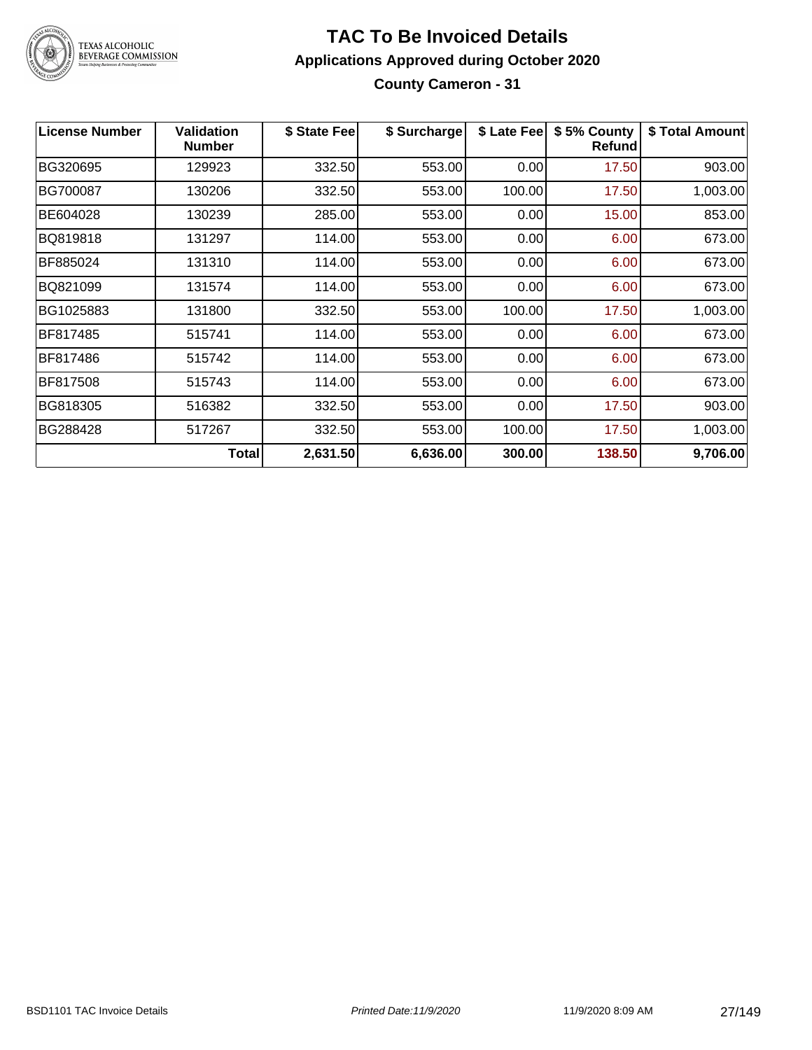# TAC To Be Invoiced Details

## Applications Approved during October 2020

### County Cameron - 31

| License Number | Validation Number | $ State Fee | $ Surcharge | $ Late Fee | $ 5% County Refund | $ Total Amount |
|---|---|---|---|---|---|---|
| BG320695 | 129923 | 332.50 | 553.00 | 0.00 | 17.50 | 903.00 |
| BG700087 | 130206 | 332.50 | 553.00 | 100.00 | 17.50 | 1,003.00 |
| BE604028 | 130239 | 285.00 | 553.00 | 0.00 | 15.00 | 853.00 |
| BQ819818 | 131297 | 114.00 | 553.00 | 0.00 | 6.00 | 673.00 |
| BF885024 | 131310 | 114.00 | 553.00 | 0.00 | 6.00 | 673.00 |
| BQ821099 | 131574 | 114.00 | 553.00 | 0.00 | 6.00 | 673.00 |
| BG1025883 | 131800 | 332.50 | 553.00 | 100.00 | 17.50 | 1,003.00 |
| BF817485 | 515741 | 114.00 | 553.00 | 0.00 | 6.00 | 673.00 |
| BF817486 | 515742 | 114.00 | 553.00 | 0.00 | 6.00 | 673.00 |
| BF817508 | 515743 | 114.00 | 553.00 | 0.00 | 6.00 | 673.00 |
| BG818305 | 516382 | 332.50 | 553.00 | 0.00 | 17.50 | 903.00 |
| BG288428 | 517267 | 332.50 | 553.00 | 100.00 | 17.50 | 1,003.00 |
| | **Total** | **2,631.50** | **6,636.00** | **300.00** | **138.50** | **9,706.00** |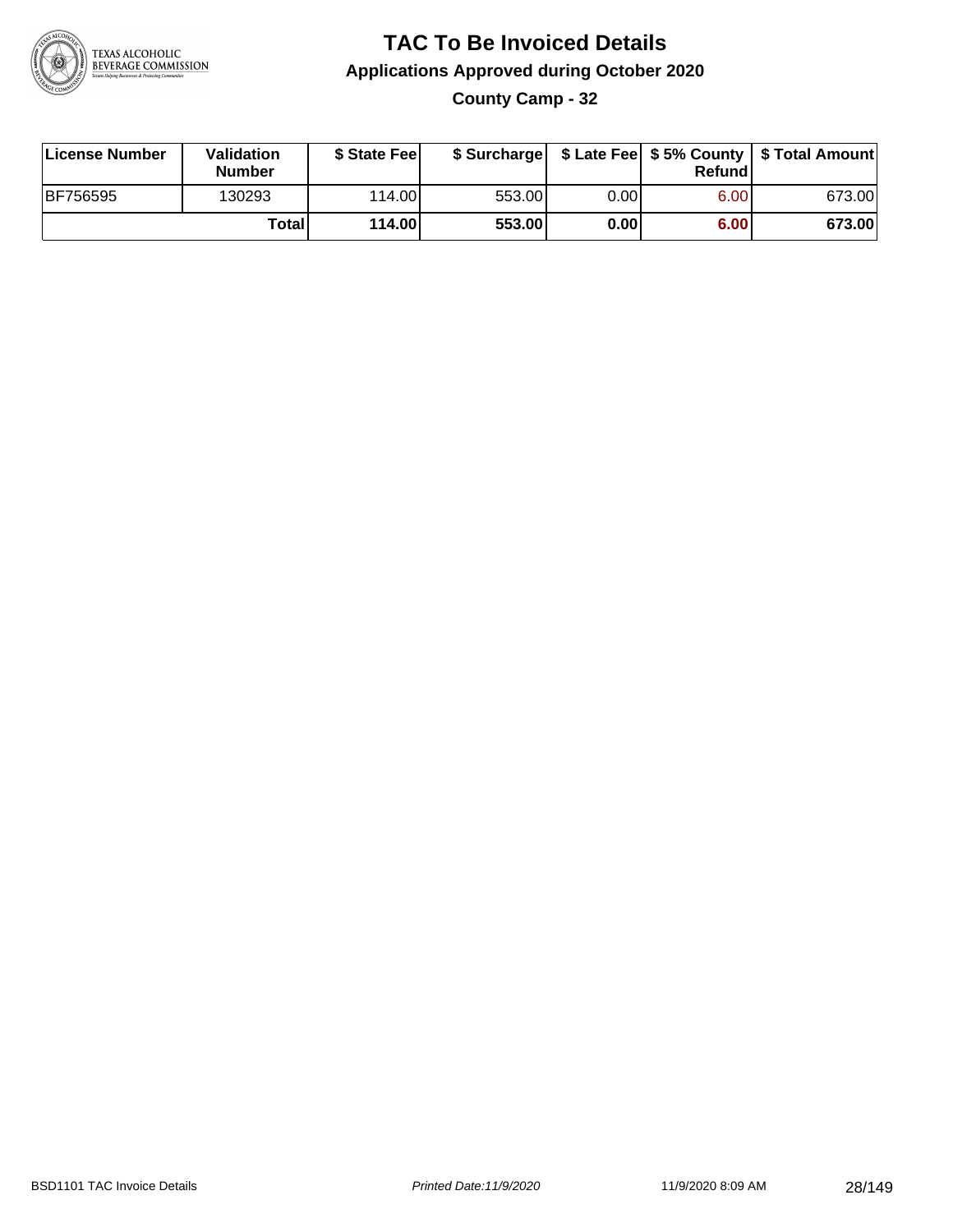# TAC To Be Invoiced Details

## Applications Approved during October 2020

### County Camp - 32

| License Number | Validation Number | $ State Fee | $ Surcharge | $ Late Fee | $ 5% County Refund | $ Total Amount |
|---|---|---|---|---|---|---|
| BF756595 | 130293 | 114.00 | 553.00 | 0.00 | 6.00 | 673.00 |
| | **Total** | **114.00** | **553.00** | **0.00** | **6.00** | **673.00** |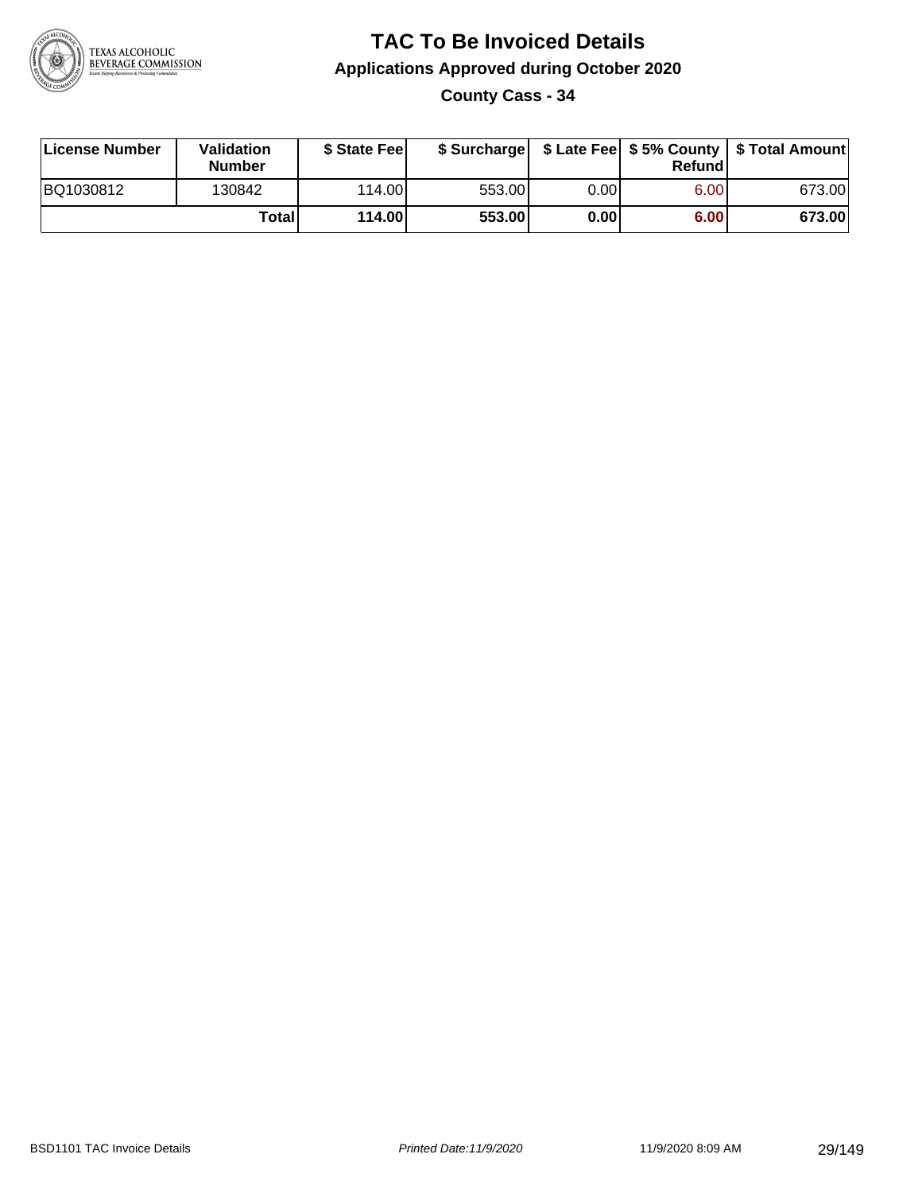# TAC To Be Invoiced Details

## Applications Approved during October 2020

### County Cass - 34

| License Number | Validation Number | $ State Fee | $ Surcharge | $ Late Fee | $ 5% County Refund | $ Total Amount |
|---|---|---|---|---|---|---|
| BQ1030812 | 130842 | 114.00 | 553.00 | 0.00 | 6.00 | 673.00 |
| | **Total** | **114.00** | **553.00** | **0.00** | **6.00** | **673.00** |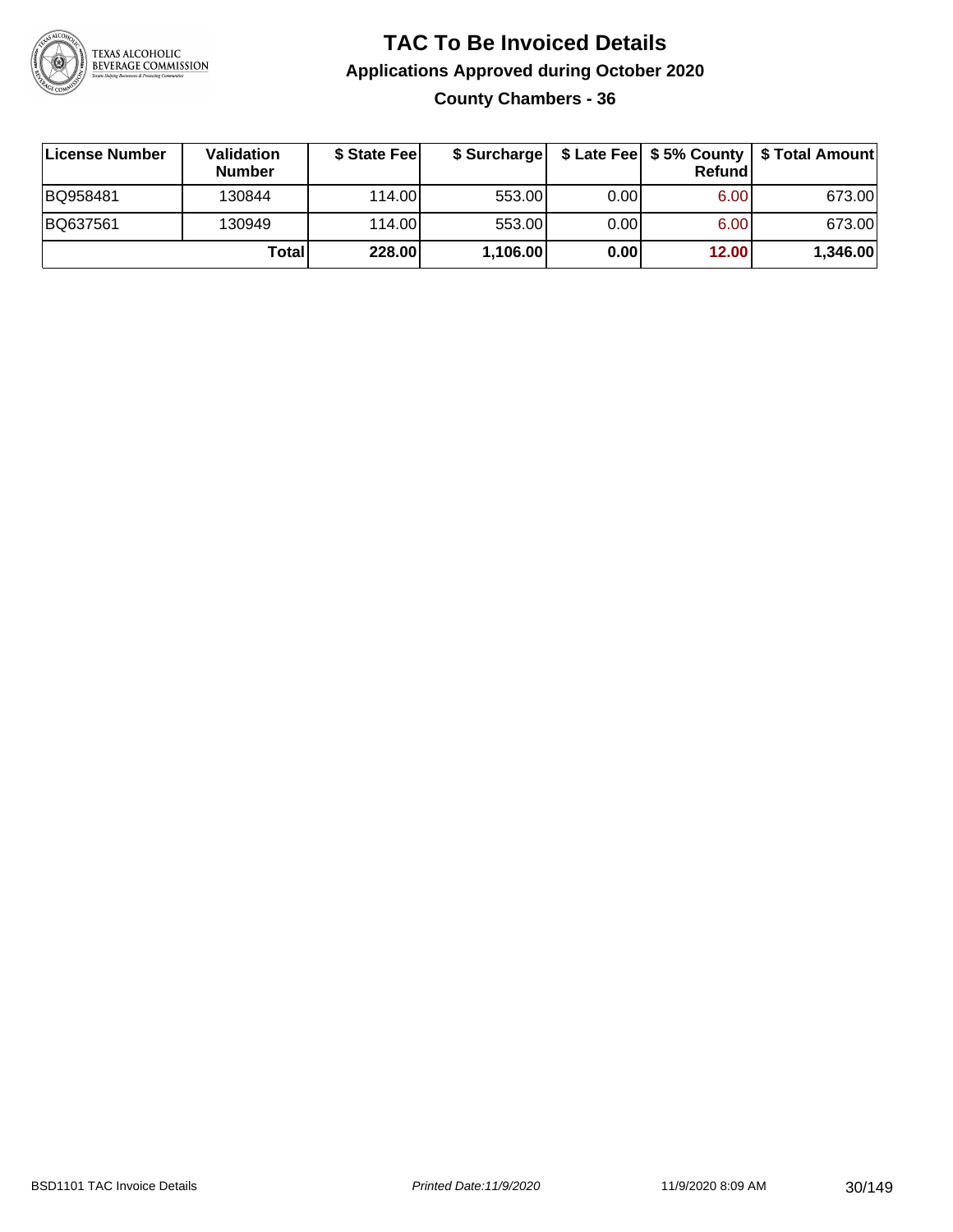# TAC To Be Invoiced Details

## Applications Approved during October 2020

### County Chambers - 36

| License Number | Validation Number | $ State Fee | $ Surcharge | $ Late Fee | $ 5% County Refund | $ Total Amount |
|---|---|---|---|---|---|---|
| BQ958481 | 130844 | 114.00 | 553.00 | 0.00 | 6.00 | 673.00 |
| BQ637561 | 130949 | 114.00 | 553.00 | 0.00 | 6.00 | 673.00 |
| | **Total** | **228.00** | **1,106.00** | **0.00** | **12.00** | **1,346.00** |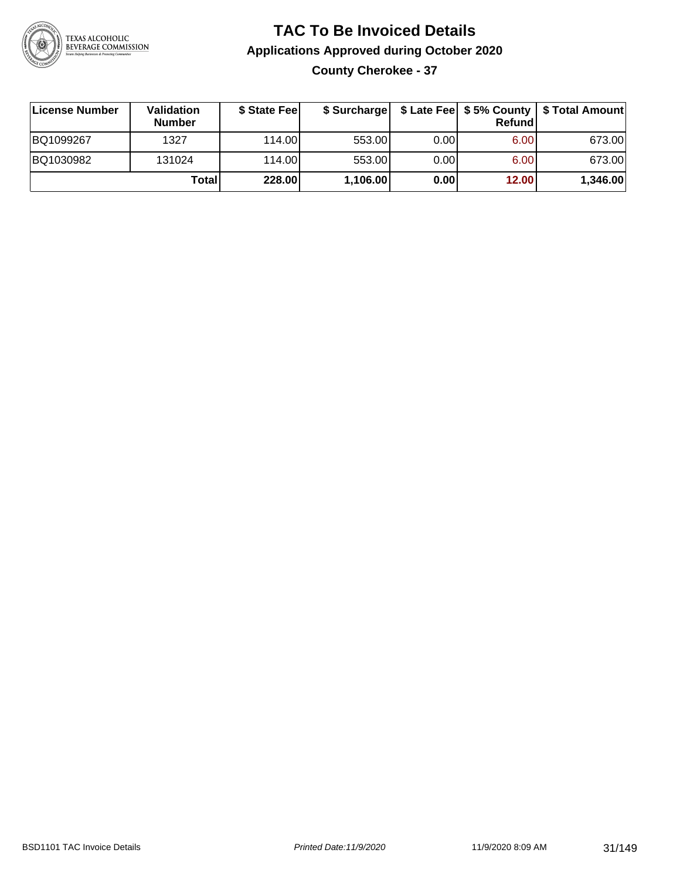# TAC To Be Invoiced Details

## Applications Approved during October 2020

### County Cherokee - 37

| License Number | Validation Number | $ State Fee | $ Surcharge | $ Late Fee | $ 5% County Refund | $ Total Amount |
|---|---|---|---|---|---|---|
| BQ1099267 | 1327 | 114.00 | 553.00 | 0.00 | 6.00 | 673.00 |
| BQ1030982 | 131024 | 114.00 | 553.00 | 0.00 | 6.00 | 673.00 |
| | **Total** | **228.00** | **1,106.00** | **0.00** | **12.00** | **1,346.00** |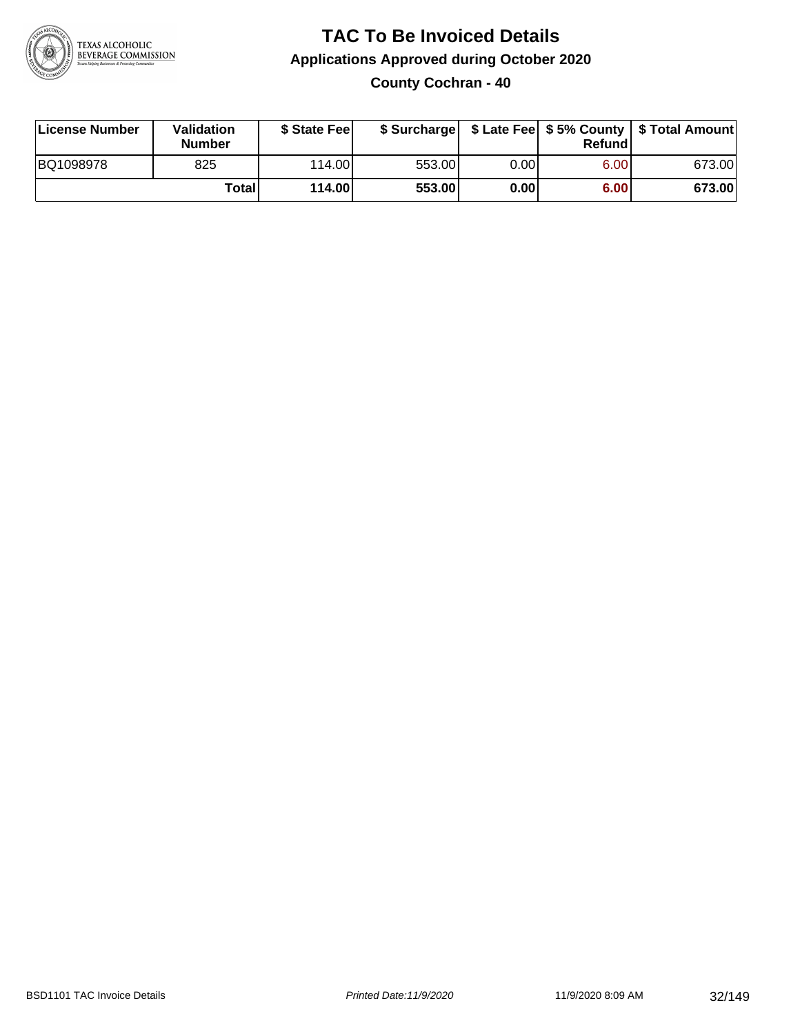# TAC To Be Invoiced Details

## Applications Approved during October 2020

### County Cochran - 40

| License Number | Validation Number | $ State Fee | $ Surcharge | $ Late Fee | $ 5% County Refund | $ Total Amount |
|---|---|---|---|---|---|---|
| BQ1098978 | 825 | 114.00 | 553.00 | 0.00 | 6.00 | 673.00 |
| | **Total** | **114.00** | **553.00** | **0.00** | **6.00** | **673.00** |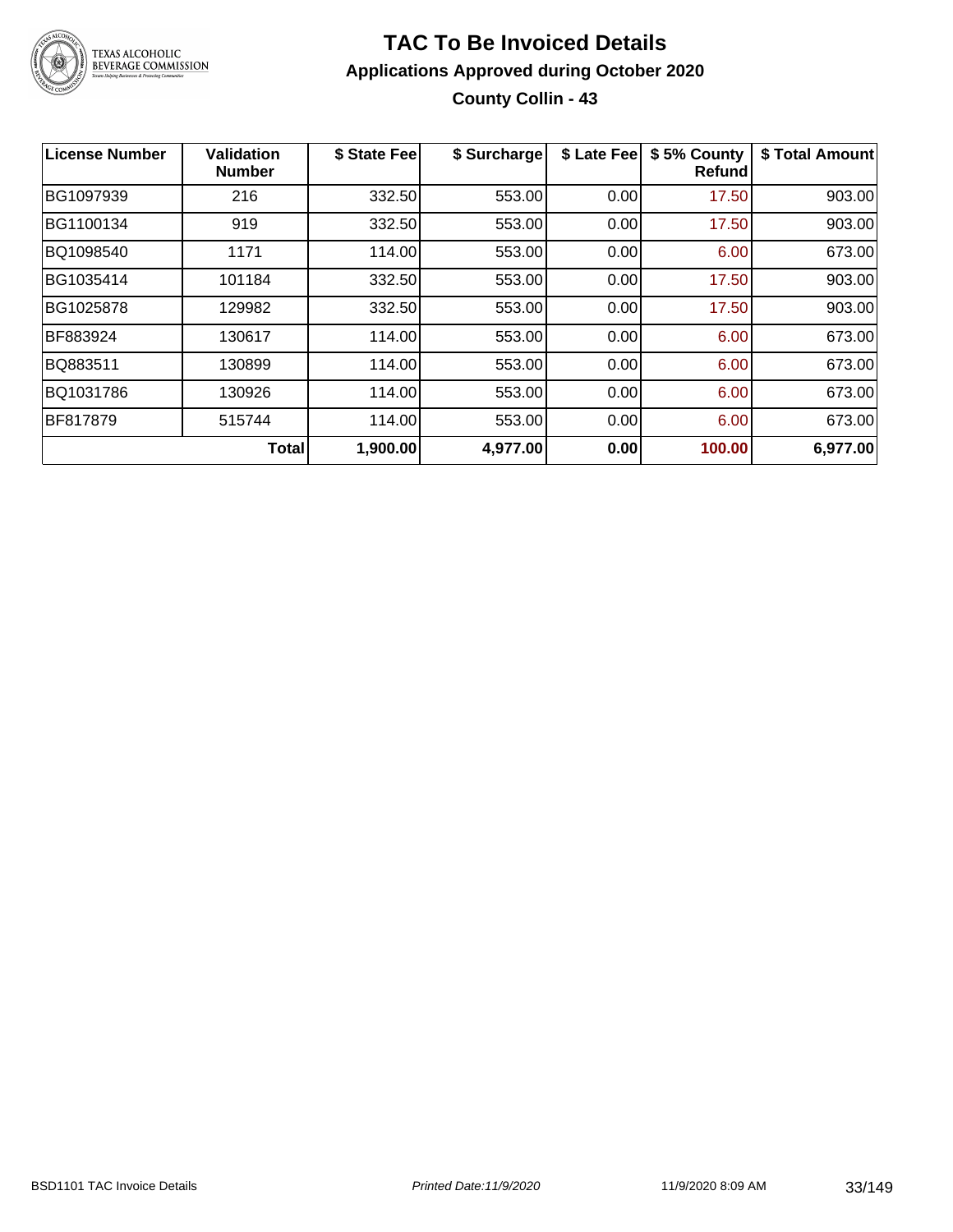# TAC To Be Invoiced Details

## Applications Approved during October 2020

### County Collin - 43

| License Number | Validation Number | $ State Fee | $ Surcharge | $ Late Fee | $ 5% County Refund | $ Total Amount |
|---|---|---|---|---|---|---|
| BG1097939 | 216 | 332.50 | 553.00 | 0.00 | 17.50 | 903.00 |
| BG1100134 | 919 | 332.50 | 553.00 | 0.00 | 17.50 | 903.00 |
| BQ1098540 | 1171 | 114.00 | 553.00 | 0.00 | 6.00 | 673.00 |
| BG1035414 | 101184 | 332.50 | 553.00 | 0.00 | 17.50 | 903.00 |
| BG1025878 | 129982 | 332.50 | 553.00 | 0.00 | 17.50 | 903.00 |
| BF883924 | 130617 | 114.00 | 553.00 | 0.00 | 6.00 | 673.00 |
| BQ883511 | 130899 | 114.00 | 553.00 | 0.00 | 6.00 | 673.00 |
| BQ1031786 | 130926 | 114.00 | 553.00 | 0.00 | 6.00 | 673.00 |
| BF817879 | 515744 | 114.00 | 553.00 | 0.00 | 6.00 | 673.00 |
| | **Total** | **1,900.00** | **4,977.00** | **0.00** | **100.00** | **6,977.00** |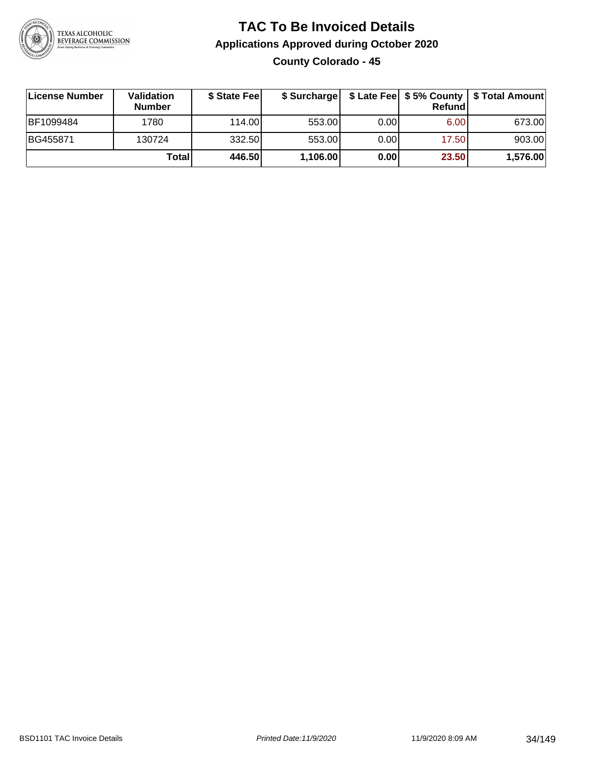# TAC To Be Invoiced Details

## Applications Approved during October 2020

### County Colorado - 45

| License Number | Validation Number | $ State Fee | $ Surcharge | $ Late Fee | $ 5% County Refund | $ Total Amount |
|---|---|---|---|---|---|---|
| BF1099484 | 1780 | 114.00 | 553.00 | 0.00 | 6.00 | 673.00 |
| BG455871 | 130724 | 332.50 | 553.00 | 0.00 | 17.50 | 903.00 |
| | **Total** | **446.50** | **1,106.00** | **0.00** | **23.50** | **1,576.00** |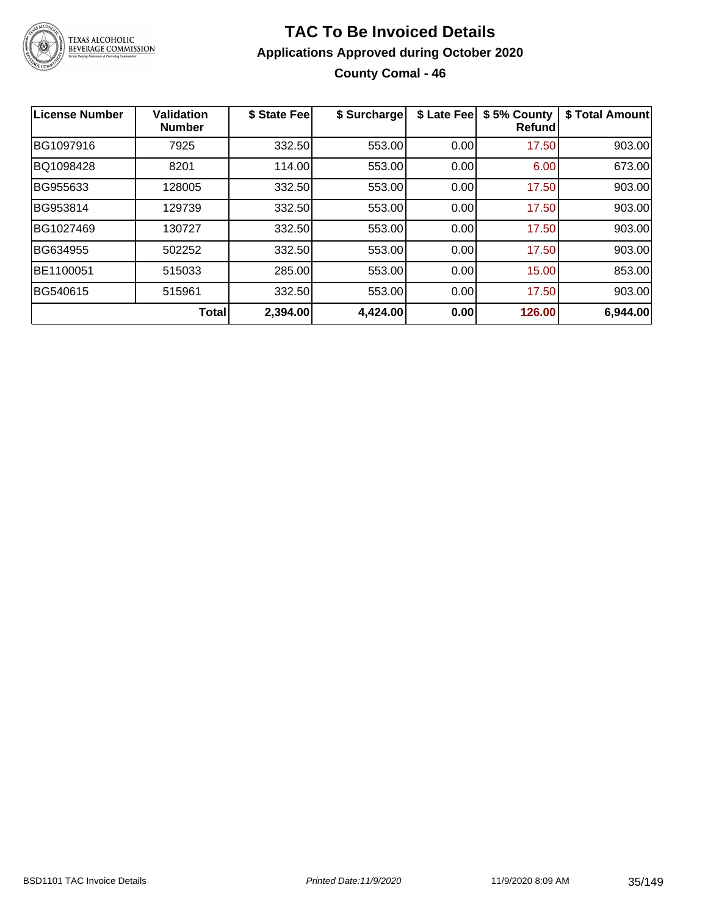# TAC To Be Invoiced Details

## Applications Approved during October 2020

### County Comal - 46

| License Number | Validation Number | $ State Fee | $ Surcharge | $ Late Fee | $ 5% County Refund | $ Total Amount |
|---|---|---|---|---|---|---|
| BG1097916 | 7925 | 332.50 | 553.00 | 0.00 | 17.50 | 903.00 |
| BQ1098428 | 8201 | 114.00 | 553.00 | 0.00 | 6.00 | 673.00 |
| BG955633 | 128005 | 332.50 | 553.00 | 0.00 | 17.50 | 903.00 |
| BG953814 | 129739 | 332.50 | 553.00 | 0.00 | 17.50 | 903.00 |
| BG1027469 | 130727 | 332.50 | 553.00 | 0.00 | 17.50 | 903.00 |
| BG634955 | 502252 | 332.50 | 553.00 | 0.00 | 17.50 | 903.00 |
| BE1100051 | 515033 | 285.00 | 553.00 | 0.00 | 15.00 | 853.00 |
| BG540615 | 515961 | 332.50 | 553.00 | 0.00 | 17.50 | 903.00 |
| | **Total** | **2,394.00** | **4,424.00** | **0.00** | **126.00** | **6,944.00** |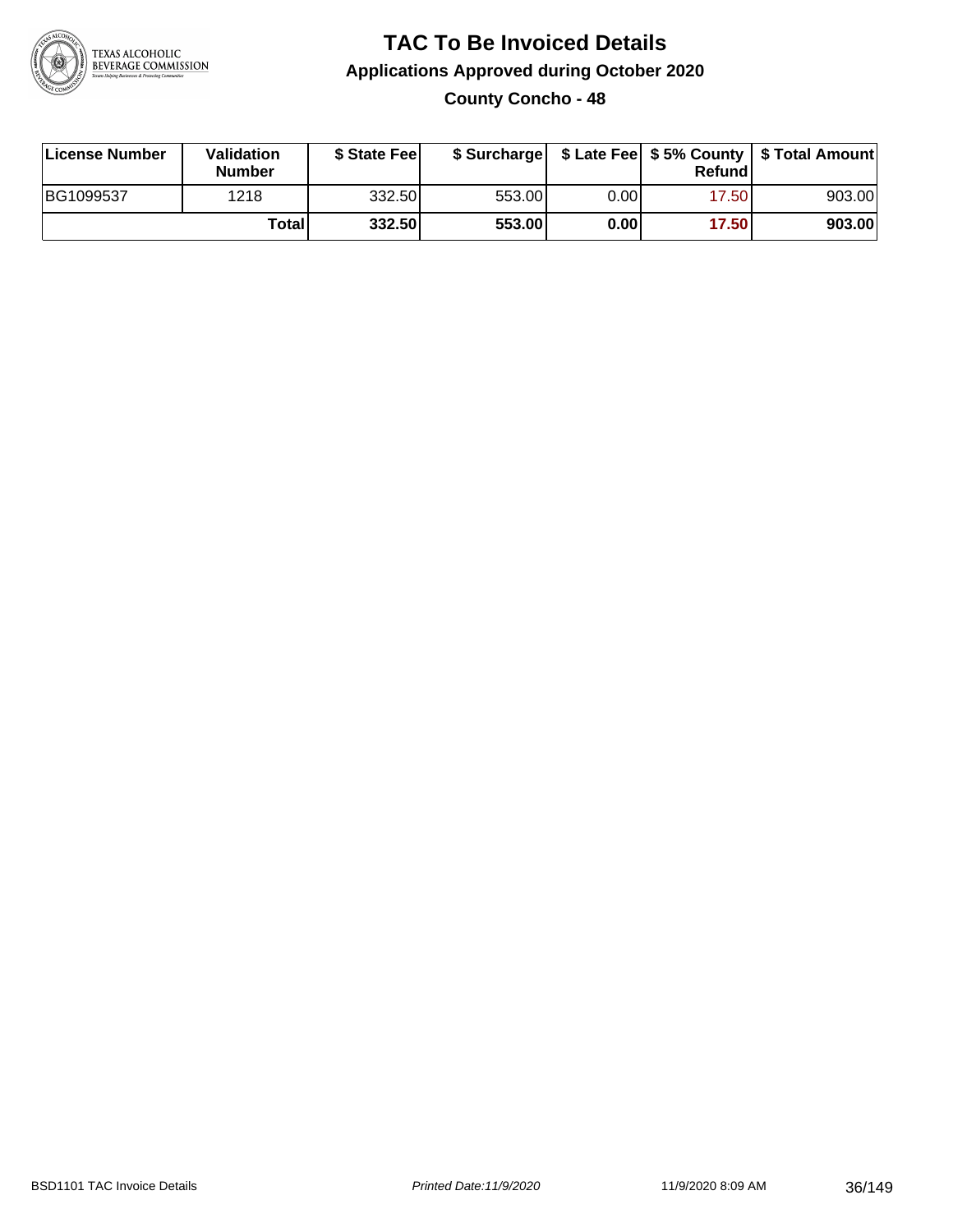# TAC To Be Invoiced Details

## Applications Approved during October 2020

### County Concho - 48

| License Number | Validation Number | $ State Fee | $ Surcharge | $ Late Fee | $ 5% County Refund | $ Total Amount |
|---|---|---|---|---|---|---|
| BG1099537 | 1218 | 332.50 | 553.00 | 0.00 | 17.50 | 903.00 |
| | **Total** | **332.50** | **553.00** | **0.00** | **17.50** | **903.00** |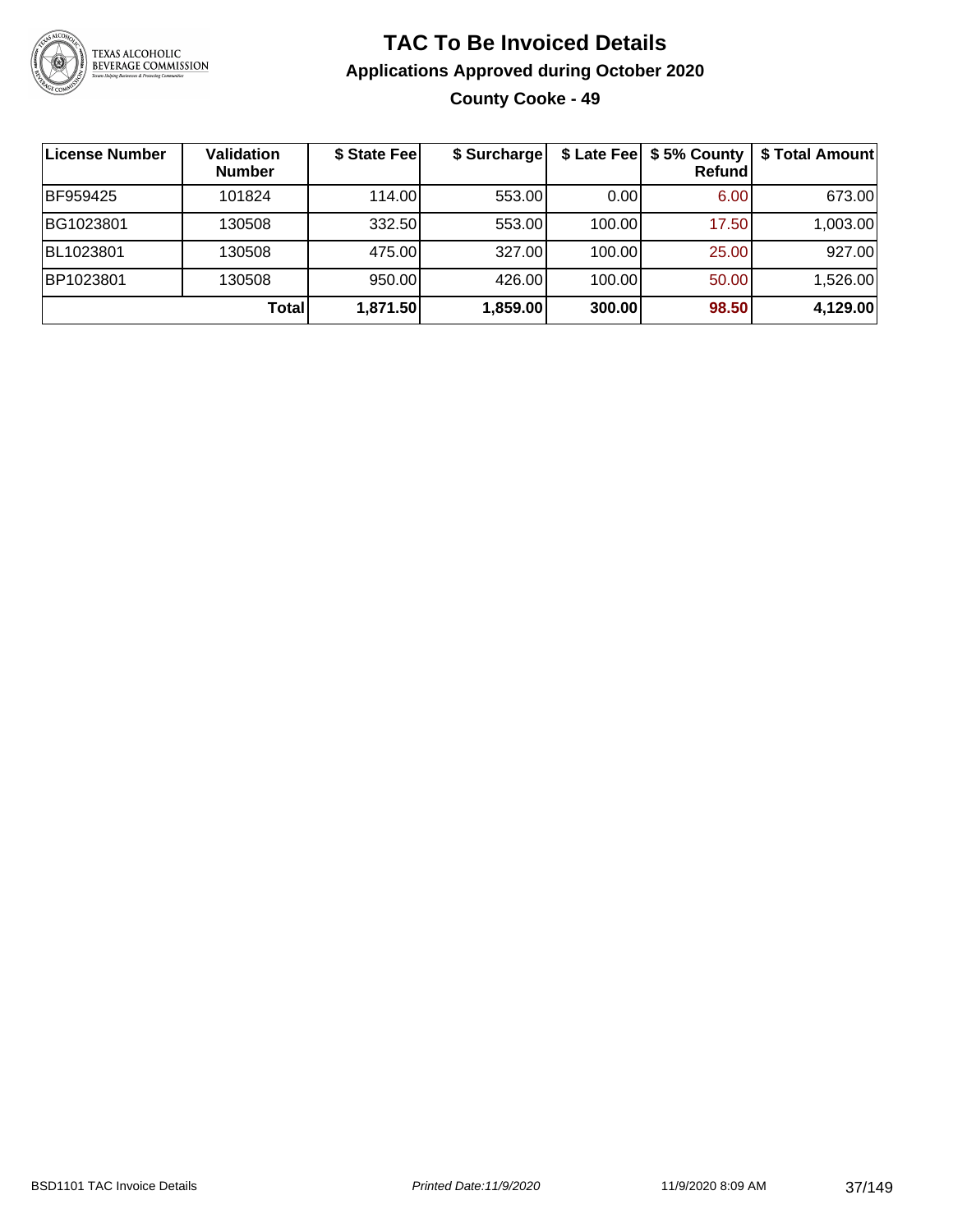# TAC To Be Invoiced Details

## Applications Approved during October 2020

### County Cooke - 49

| License Number | Validation Number | $ State Fee | $ Surcharge | $ Late Fee | $ 5% County Refund | $ Total Amount |
|---|---|---|---|---|---|---|
| BF959425 | 101824 | 114.00 | 553.00 | 0.00 | 6.00 | 673.00 |
| BG1023801 | 130508 | 332.50 | 553.00 | 100.00 | 17.50 | 1,003.00 |
| BL1023801 | 130508 | 475.00 | 327.00 | 100.00 | 25.00 | 927.00 |
| BP1023801 | 130508 | 950.00 | 426.00 | 100.00 | 50.00 | 1,526.00 |
| | **Total** | **1,871.50** | **1,859.00** | **300.00** | **98.50** | **4,129.00** |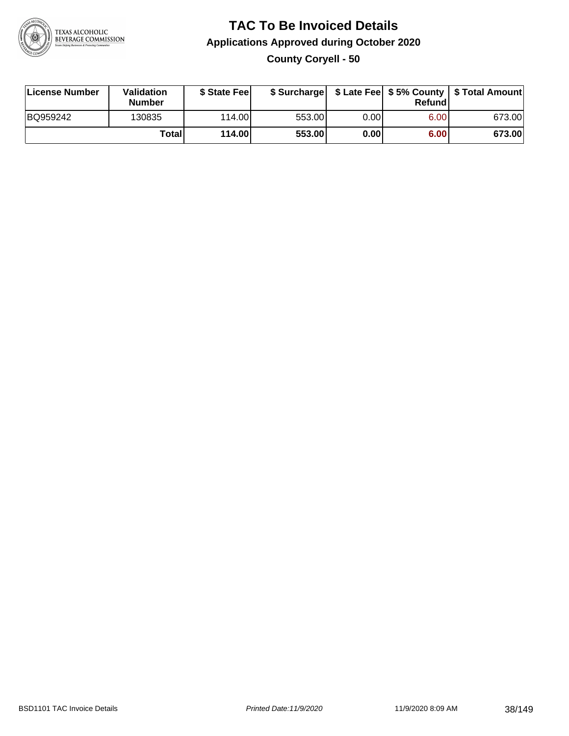# TAC To Be Invoiced Details

## Applications Approved during October 2020

### County Coryell - 50

| License Number | Validation Number | $ State Fee | $ Surcharge | $ Late Fee | $ 5% County Refund | $ Total Amount |
|---|---|---|---|---|---|---|
| BQ959242 | 130835 | 114.00 | 553.00 | 0.00 | 6.00 | 673.00 |
| | **Total** | **114.00** | **553.00** | **0.00** | **6.00** | **673.00** |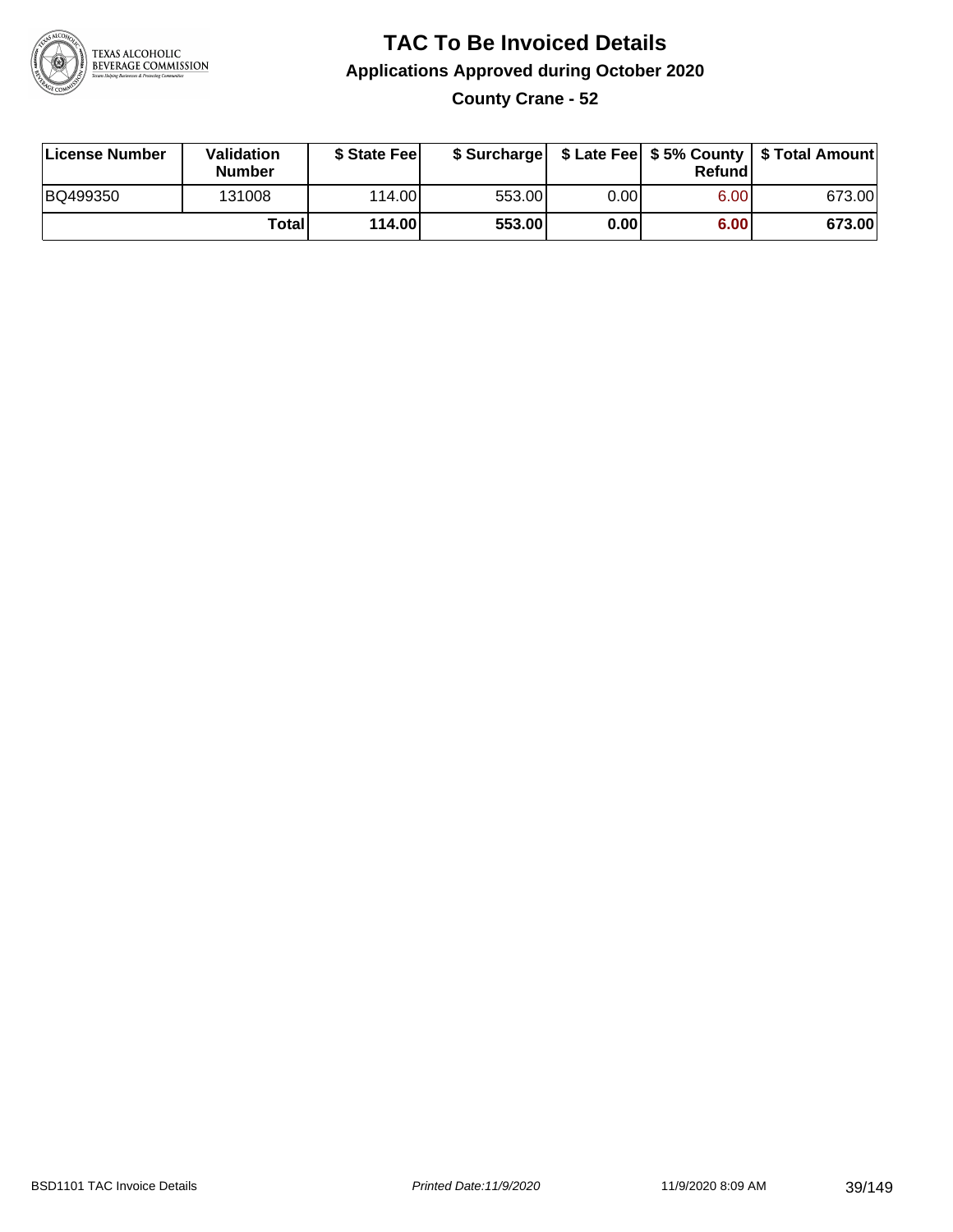# TAC To Be Invoiced Details

## Applications Approved during October 2020

### County Crane - 52

| License Number | Validation Number | $ State Fee | $ Surcharge | $ Late Fee | $ 5% County Refund | $ Total Amount |
|---|---|---|---|---|---|---|
| BQ499350 | 131008 | 114.00 | 553.00 | 0.00 | 6.00 | 673.00 |
| | **Total** | **114.00** | **553.00** | **0.00** | **6.00** | **673.00** |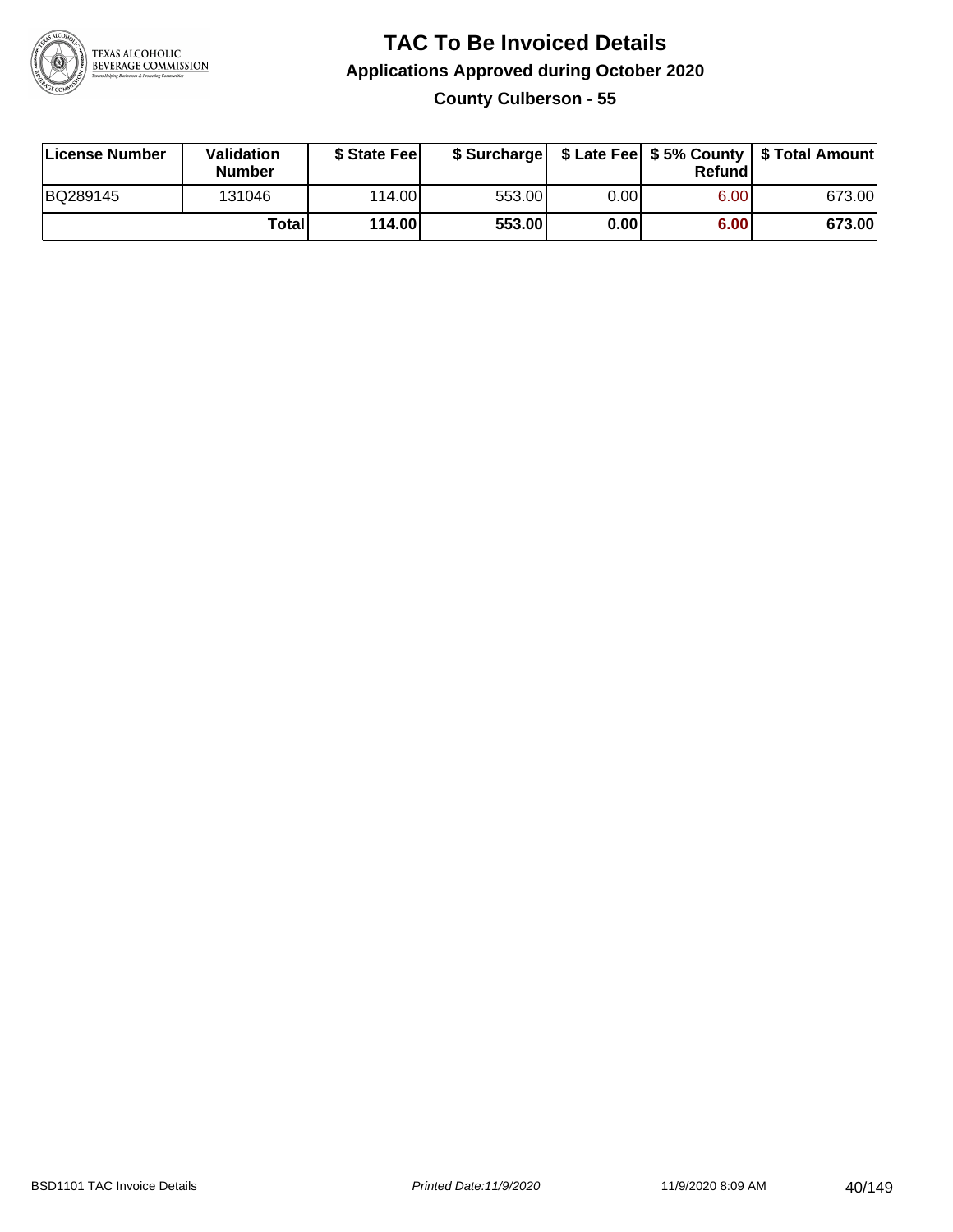# TAC To Be Invoiced Details

## Applications Approved during October 2020

### County Culberson - 55

| License Number | Validation Number | $ State Fee | $ Surcharge | $ Late Fee | $ 5% County Refund | $ Total Amount |
|---|---|---|---|---|---|---|
| BQ289145 | 131046 | 114.00 | 553.00 | 0.00 | 6.00 | 673.00 |
| | **Total** | **114.00** | **553.00** | **0.00** | **6.00** | **673.00** |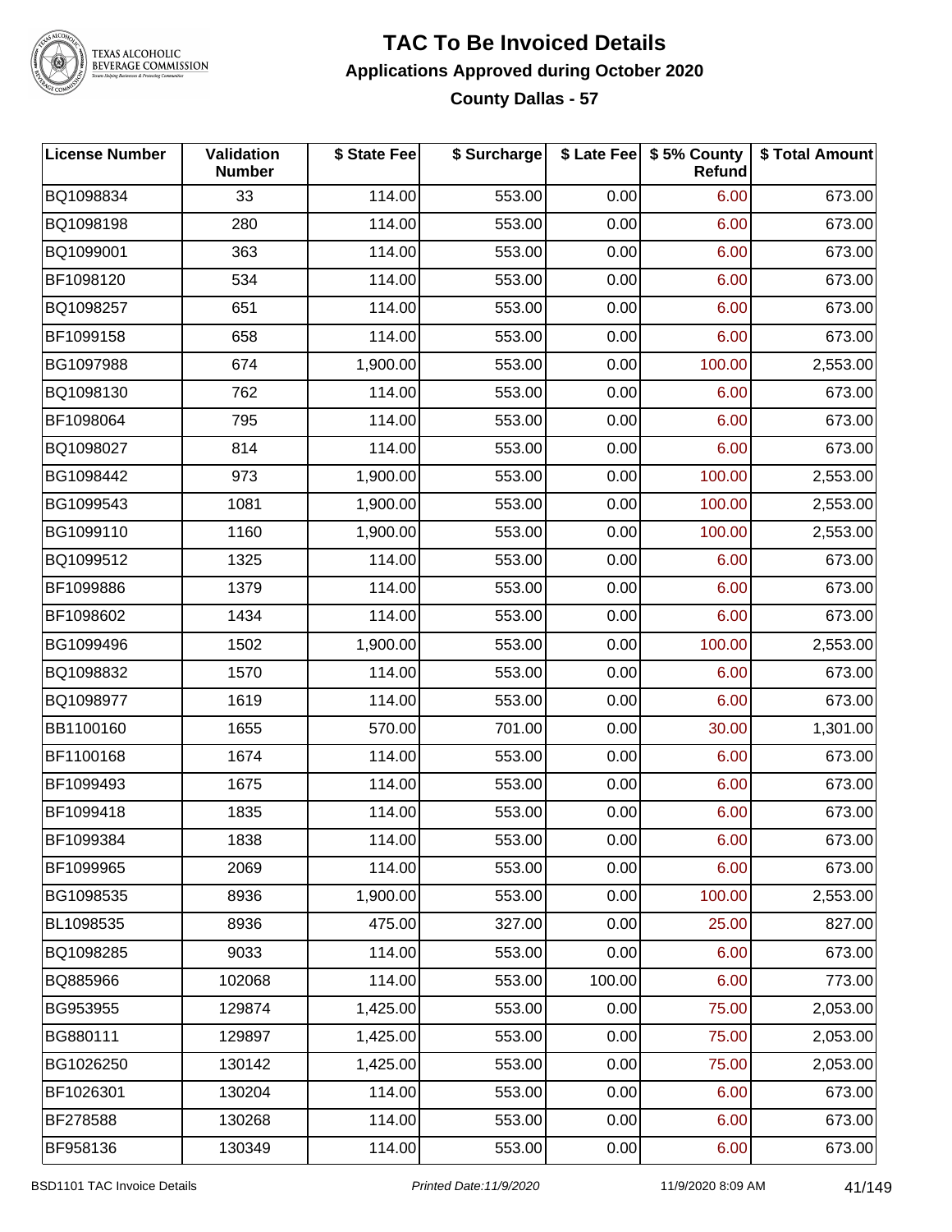# TAC To Be Invoiced Details

## Applications Approved during October 2020

### County Dallas - 57

| License Number | Validation Number | $ State Fee | $ Surcharge | $ Late Fee | $ 5% County Refund | $ Total Amount |
|---|---|---|---|---|---|---|
| BQ1098834 | 33 | 114.00 | 553.00 | 0.00 | 6.00 | 673.00 |
| BQ1098198 | 280 | 114.00 | 553.00 | 0.00 | 6.00 | 673.00 |
| BQ1099001 | 363 | 114.00 | 553.00 | 0.00 | 6.00 | 673.00 |
| BF1098120 | 534 | 114.00 | 553.00 | 0.00 | 6.00 | 673.00 |
| BQ1098257 | 651 | 114.00 | 553.00 | 0.00 | 6.00 | 673.00 |
| BF1099158 | 658 | 114.00 | 553.00 | 0.00 | 6.00 | 673.00 |
| BG1097988 | 674 | 1,900.00 | 553.00 | 0.00 | 100.00 | 2,553.00 |
| BQ1098130 | 762 | 114.00 | 553.00 | 0.00 | 6.00 | 673.00 |
| BF1098064 | 795 | 114.00 | 553.00 | 0.00 | 6.00 | 673.00 |
| BQ1098027 | 814 | 114.00 | 553.00 | 0.00 | 6.00 | 673.00 |
| BG1098442 | 973 | 1,900.00 | 553.00 | 0.00 | 100.00 | 2,553.00 |
| BG1099543 | 1081 | 1,900.00 | 553.00 | 0.00 | 100.00 | 2,553.00 |
| BG1099110 | 1160 | 1,900.00 | 553.00 | 0.00 | 100.00 | 2,553.00 |
| BQ1099512 | 1325 | 114.00 | 553.00 | 0.00 | 6.00 | 673.00 |
| BF1099886 | 1379 | 114.00 | 553.00 | 0.00 | 6.00 | 673.00 |
| BF1098602 | 1434 | 114.00 | 553.00 | 0.00 | 6.00 | 673.00 |
| BG1099496 | 1502 | 1,900.00 | 553.00 | 0.00 | 100.00 | 2,553.00 |
| BQ1098832 | 1570 | 114.00 | 553.00 | 0.00 | 6.00 | 673.00 |
| BQ1098977 | 1619 | 114.00 | 553.00 | 0.00 | 6.00 | 673.00 |
| BB1100160 | 1655 | 570.00 | 701.00 | 0.00 | 30.00 | 1,301.00 |
| BF1100168 | 1674 | 114.00 | 553.00 | 0.00 | 6.00 | 673.00 |
| BF1099493 | 1675 | 114.00 | 553.00 | 0.00 | 6.00 | 673.00 |
| BF1099418 | 1835 | 114.00 | 553.00 | 0.00 | 6.00 | 673.00 |
| BF1099384 | 1838 | 114.00 | 553.00 | 0.00 | 6.00 | 673.00 |
| BF1099965 | 2069 | 114.00 | 553.00 | 0.00 | 6.00 | 673.00 |
| BG1098535 | 8936 | 1,900.00 | 553.00 | 0.00 | 100.00 | 2,553.00 |
| BL1098535 | 8936 | 475.00 | 327.00 | 0.00 | 25.00 | 827.00 |
| BQ1098285 | 9033 | 114.00 | 553.00 | 0.00 | 6.00 | 673.00 |
| BQ885966 | 102068 | 114.00 | 553.00 | 100.00 | 6.00 | 773.00 |
| BG953955 | 129874 | 1,425.00 | 553.00 | 0.00 | 75.00 | 2,053.00 |
| BG880111 | 129897 | 1,425.00 | 553.00 | 0.00 | 75.00 | 2,053.00 |
| BG1026250 | 130142 | 1,425.00 | 553.00 | 0.00 | 75.00 | 2,053.00 |
| BF1026301 | 130204 | 114.00 | 553.00 | 0.00 | 6.00 | 673.00 |
| BF278588 | 130268 | 114.00 | 553.00 | 0.00 | 6.00 | 673.00 |
| BF958136 | 130349 | 114.00 | 553.00 | 0.00 | 6.00 | 673.00 |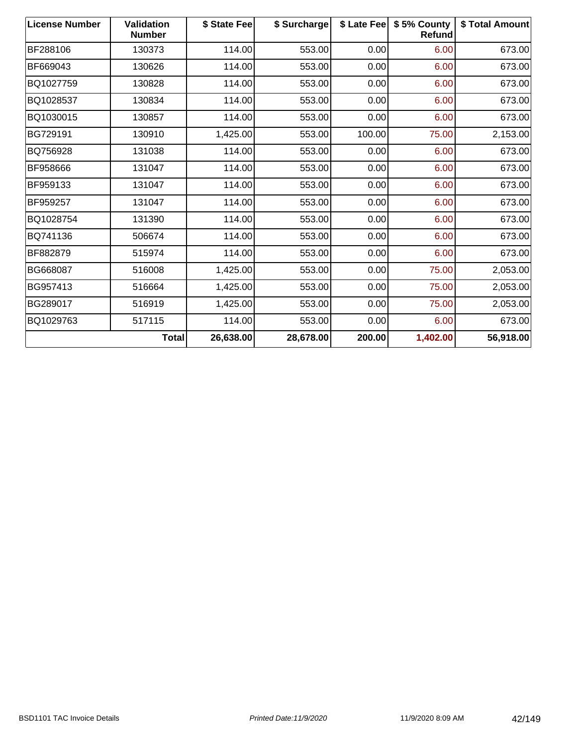| License Number | Validation Number | $ State Fee | $ Surcharge | $ Late Fee | $ 5% County Refund | $ Total Amount |
|---|---|---|---|---|---|---|
| BF288106 | 130373 | 114.00 | 553.00 | 0.00 | 6.00 | 673.00 |
| BF669043 | 130626 | 114.00 | 553.00 | 0.00 | 6.00 | 673.00 |
| BQ1027759 | 130828 | 114.00 | 553.00 | 0.00 | 6.00 | 673.00 |
| BQ1028537 | 130834 | 114.00 | 553.00 | 0.00 | 6.00 | 673.00 |
| BQ1030015 | 130857 | 114.00 | 553.00 | 0.00 | 6.00 | 673.00 |
| BG729191 | 130910 | 1,425.00 | 553.00 | 100.00 | 75.00 | 2,153.00 |
| BQ756928 | 131038 | 114.00 | 553.00 | 0.00 | 6.00 | 673.00 |
| BF958666 | 131047 | 114.00 | 553.00 | 0.00 | 6.00 | 673.00 |
| BF959133 | 131047 | 114.00 | 553.00 | 0.00 | 6.00 | 673.00 |
| BF959257 | 131047 | 114.00 | 553.00 | 0.00 | 6.00 | 673.00 |
| BQ1028754 | 131390 | 114.00 | 553.00 | 0.00 | 6.00 | 673.00 |
| BQ741136 | 506674 | 114.00 | 553.00 | 0.00 | 6.00 | 673.00 |
| BF882879 | 515974 | 114.00 | 553.00 | 0.00 | 6.00 | 673.00 |
| BG668087 | 516008 | 1,425.00 | 553.00 | 0.00 | 75.00 | 2,053.00 |
| BG957413 | 516664 | 1,425.00 | 553.00 | 0.00 | 75.00 | 2,053.00 |
| BG289017 | 516919 | 1,425.00 | 553.00 | 0.00 | 75.00 | 2,053.00 |
| BQ1029763 | 517115 | 114.00 | 553.00 | 0.00 | 6.00 | 673.00 |
| | **Total** | **26,638.00** | **28,678.00** | **200.00** | **1,402.00** | **56,918.00** |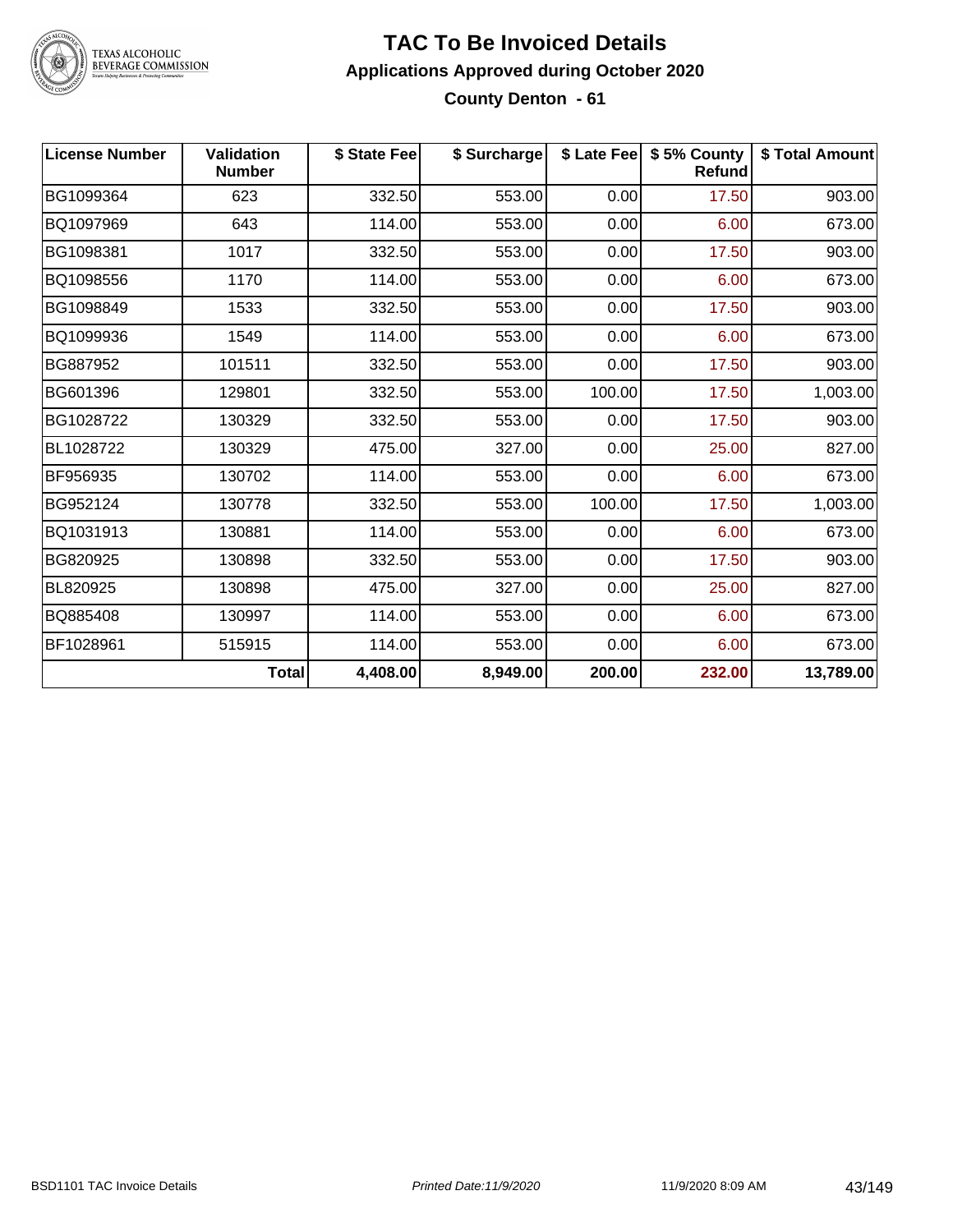# TAC To Be Invoiced Details

## Applications Approved during October 2020

### County Denton - 61

| License Number | Validation Number | $ State Fee | $ Surcharge | $ Late Fee | $ 5% County Refund | $ Total Amount |
|---|---|---|---|---|---|---|
| BG1099364 | 623 | 332.50 | 553.00 | 0.00 | 17.50 | 903.00 |
| BQ1097969 | 643 | 114.00 | 553.00 | 0.00 | 6.00 | 673.00 |
| BG1098381 | 1017 | 332.50 | 553.00 | 0.00 | 17.50 | 903.00 |
| BQ1098556 | 1170 | 114.00 | 553.00 | 0.00 | 6.00 | 673.00 |
| BG1098849 | 1533 | 332.50 | 553.00 | 0.00 | 17.50 | 903.00 |
| BQ1099936 | 1549 | 114.00 | 553.00 | 0.00 | 6.00 | 673.00 |
| BG887952 | 101511 | 332.50 | 553.00 | 0.00 | 17.50 | 903.00 |
| BG601396 | 129801 | 332.50 | 553.00 | 100.00 | 17.50 | 1,003.00 |
| BG1028722 | 130329 | 332.50 | 553.00 | 0.00 | 17.50 | 903.00 |
| BL1028722 | 130329 | 475.00 | 327.00 | 0.00 | 25.00 | 827.00 |
| BF956935 | 130702 | 114.00 | 553.00 | 0.00 | 6.00 | 673.00 |
| BG952124 | 130778 | 332.50 | 553.00 | 100.00 | 17.50 | 1,003.00 |
| BQ1031913 | 130881 | 114.00 | 553.00 | 0.00 | 6.00 | 673.00 |
| BG820925 | 130898 | 332.50 | 553.00 | 0.00 | 17.50 | 903.00 |
| BL820925 | 130898 | 475.00 | 327.00 | 0.00 | 25.00 | 827.00 |
| BQ885408 | 130997 | 114.00 | 553.00 | 0.00 | 6.00 | 673.00 |
| BF1028961 | 515915 | 114.00 | 553.00 | 0.00 | 6.00 | 673.00 |
| | **Total** | **4,408.00** | **8,949.00** | **200.00** | **232.00** | **13,789.00** |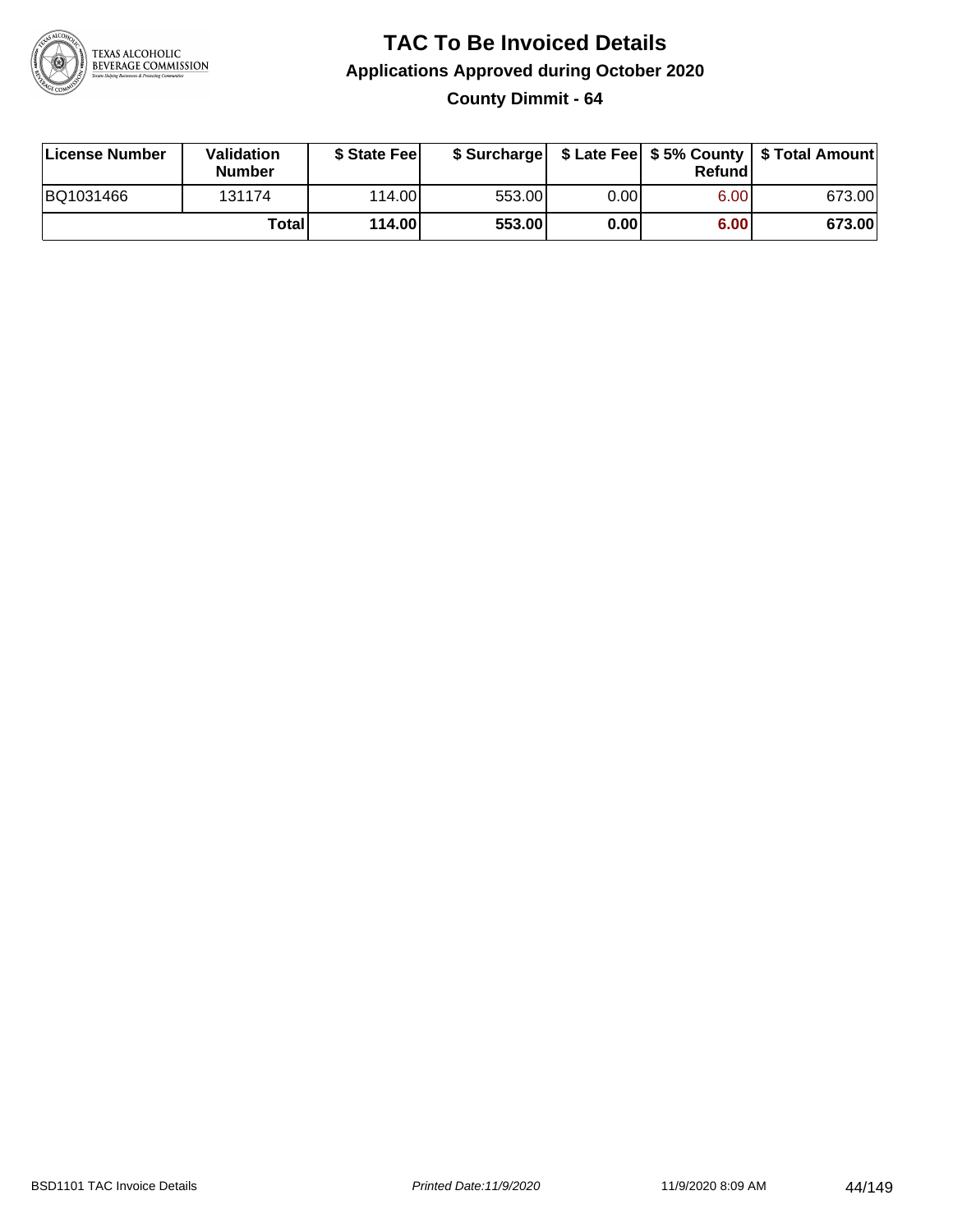# TAC To Be Invoiced Details

## Applications Approved during October 2020

### County Dimmit - 64

| License Number | Validation Number | $ State Fee | $ Surcharge | $ Late Fee | $ 5% County Refund | $ Total Amount |
|---|---|---|---|---|---|---|
| BQ1031466 | 131174 | 114.00 | 553.00 | 0.00 | 6.00 | 673.00 |
| | **Total** | **114.00** | **553.00** | **0.00** | **6.00** | **673.00** |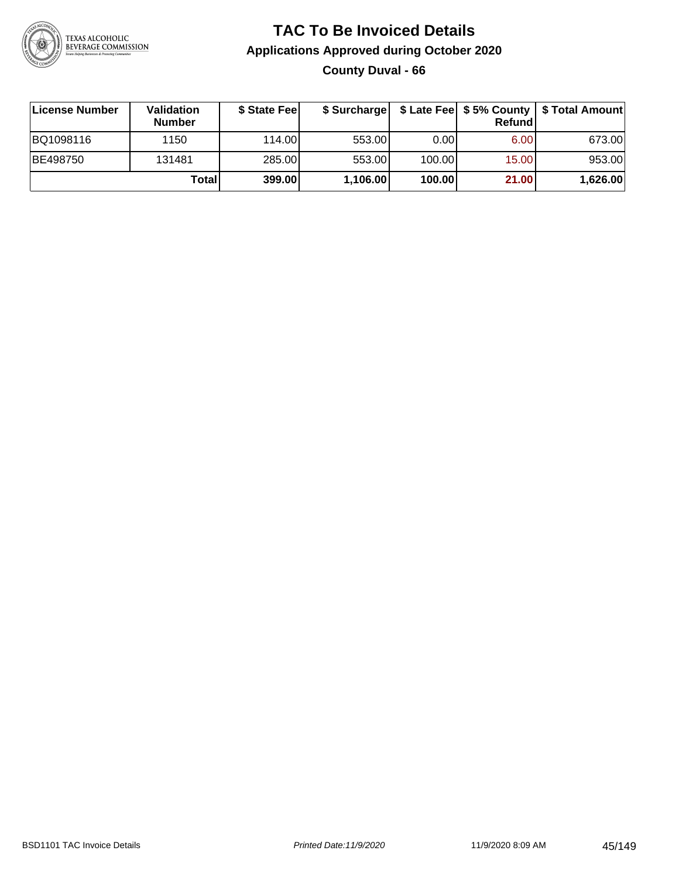# TAC To Be Invoiced Details

## Applications Approved during October 2020

### County Duval - 66

| License Number | Validation Number | $ State Fee | $ Surcharge | $ Late Fee | $ 5% County Refund | $ Total Amount |
|---|---|---|---|---|---|---|
| BQ1098116 | 1150 | 114.00 | 553.00 | 0.00 | 6.00 | 673.00 |
| BE498750 | 131481 | 285.00 | 553.00 | 100.00 | 15.00 | 953.00 |
| | **Total** | **399.00** | **1,106.00** | **100.00** | **21.00** | **1,626.00** |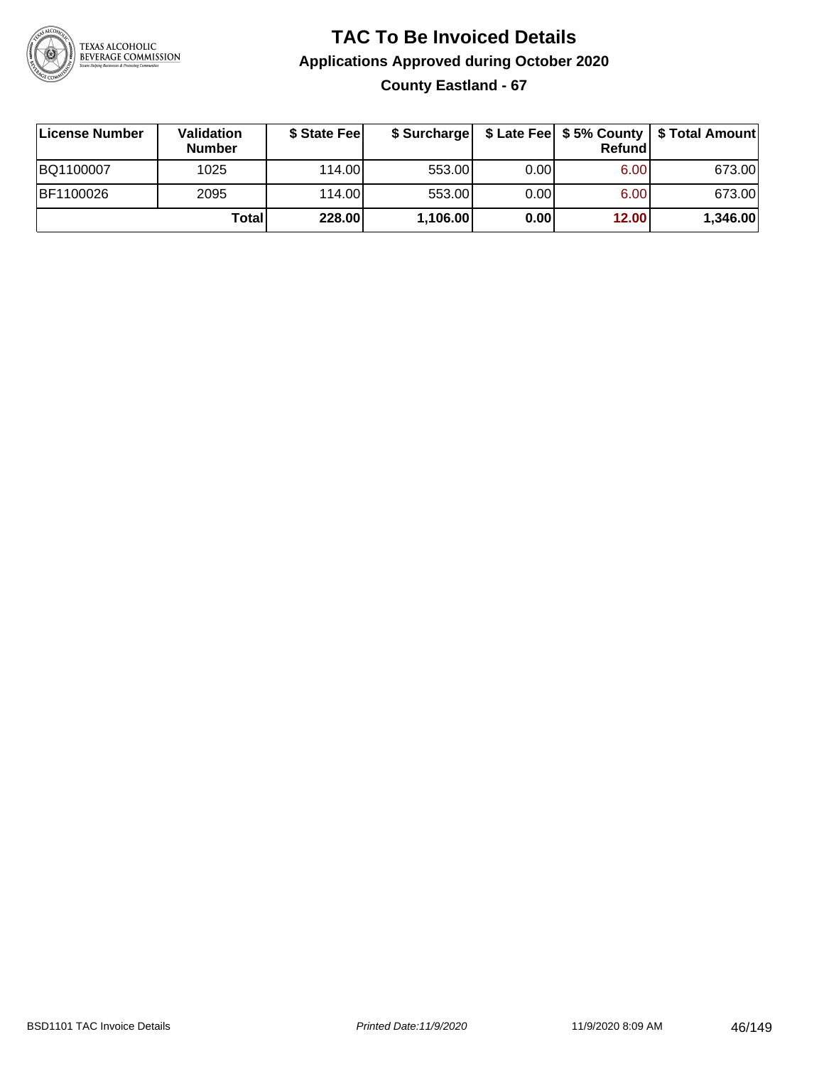# TAC To Be Invoiced Details

## Applications Approved during October 2020

### County Eastland - 67

| License Number | Validation Number | $ State Fee | $ Surcharge | $ Late Fee | $ 5% County Refund | $ Total Amount |
|---|---|---|---|---|---|---|
| BQ1100007 | 1025 | 114.00 | 553.00 | 0.00 | 6.00 | 673.00 |
| BF1100026 | 2095 | 114.00 | 553.00 | 0.00 | 6.00 | 673.00 |
| | **Total** | **228.00** | **1,106.00** | **0.00** | **12.00** | **1,346.00** |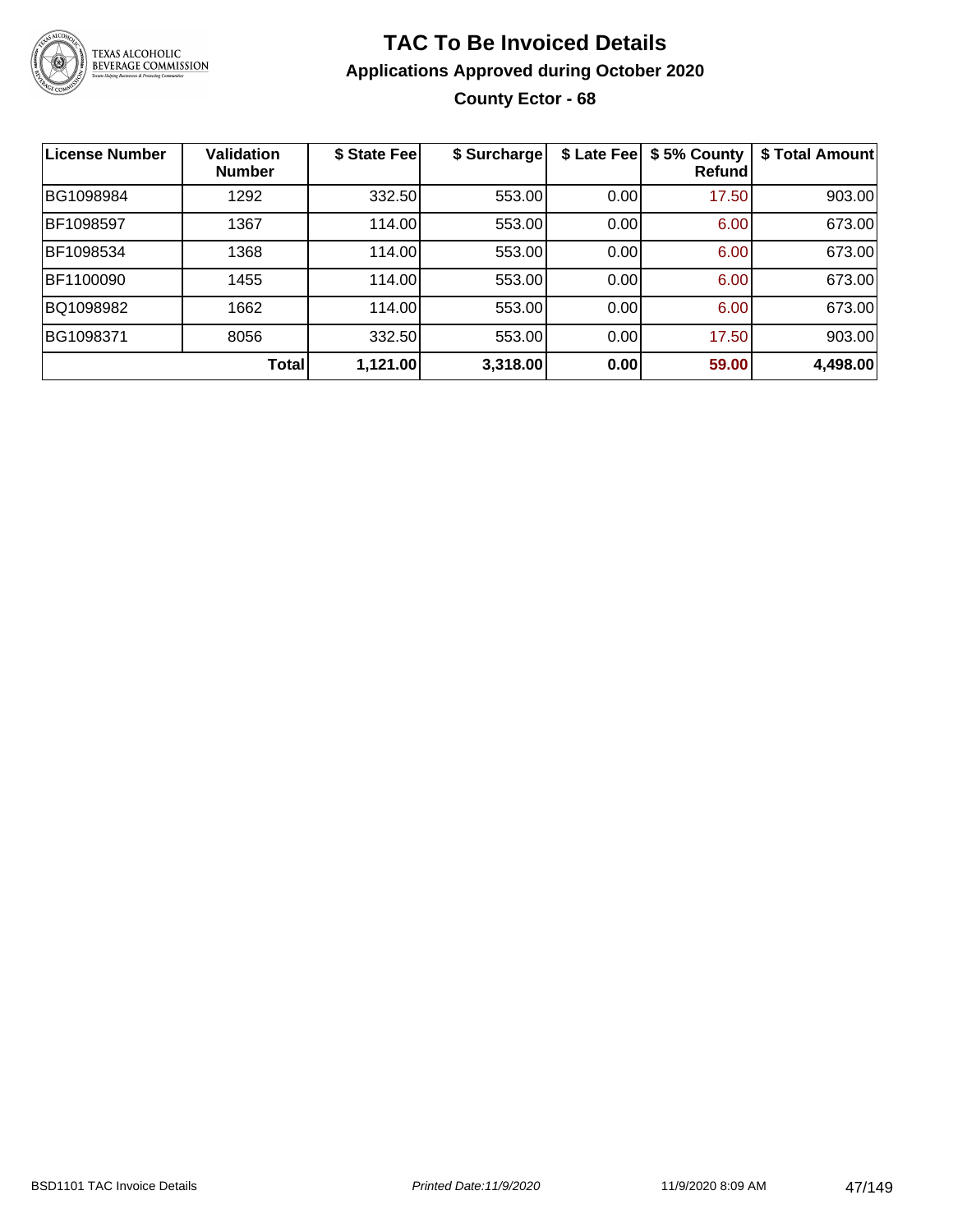# TAC To Be Invoiced Details

## Applications Approved during October 2020

### County Ector - 68

| License Number | Validation Number | $ State Fee | $ Surcharge | $ Late Fee | $ 5% County Refund | $ Total Amount |
|---|---|---|---|---|---|---|
| BG1098984 | 1292 | 332.50 | 553.00 | 0.00 | 17.50 | 903.00 |
| BF1098597 | 1367 | 114.00 | 553.00 | 0.00 | 6.00 | 673.00 |
| BF1098534 | 1368 | 114.00 | 553.00 | 0.00 | 6.00 | 673.00 |
| BF1100090 | 1455 | 114.00 | 553.00 | 0.00 | 6.00 | 673.00 |
| BQ1098982 | 1662 | 114.00 | 553.00 | 0.00 | 6.00 | 673.00 |
| BG1098371 | 8056 | 332.50 | 553.00 | 0.00 | 17.50 | 903.00 |
| | **Total** | **1,121.00** | **3,318.00** | **0.00** | **59.00** | **4,498.00** |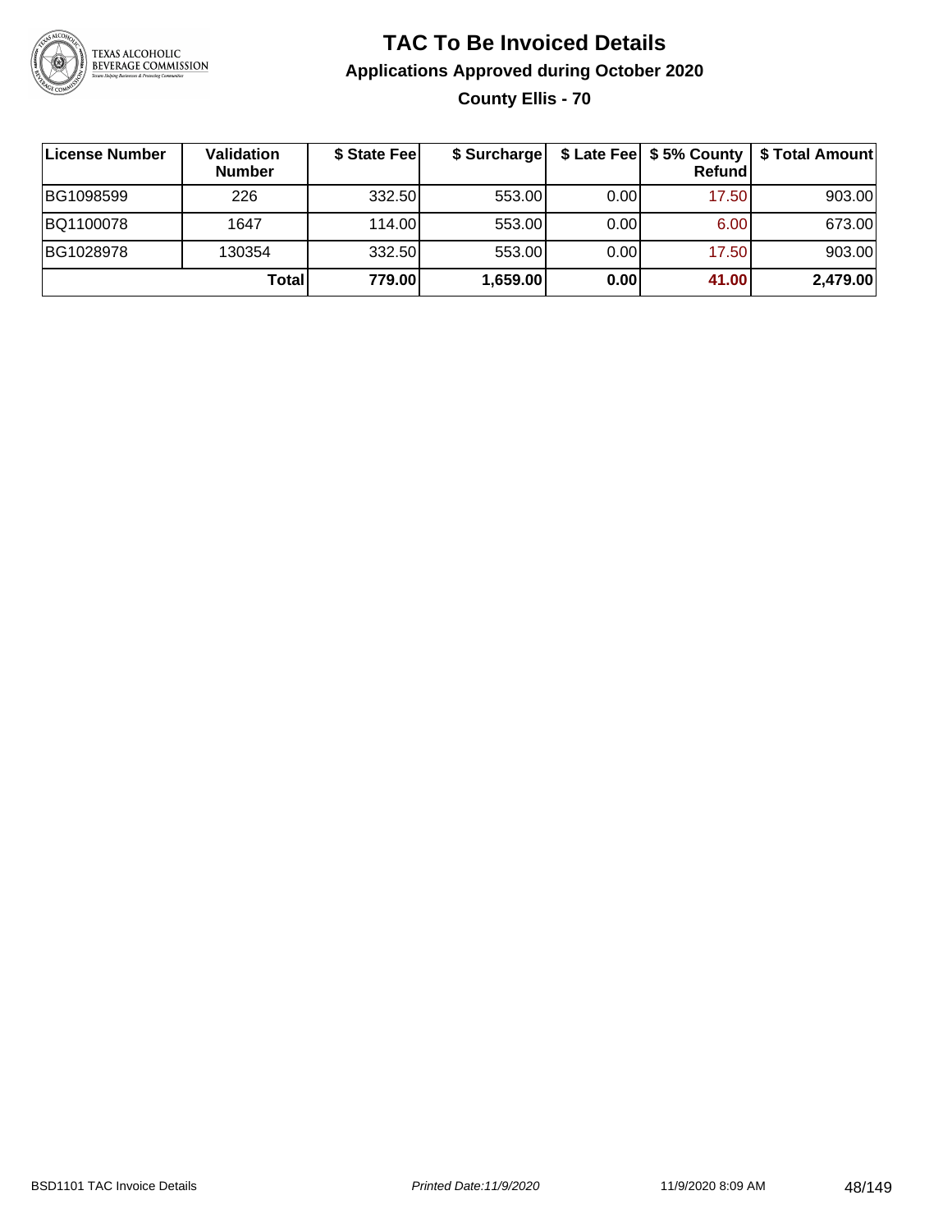# TAC To Be Invoiced Details

## Applications Approved during October 2020

### County Ellis - 70

| License Number | Validation Number | $ State Fee | $ Surcharge | $ Late Fee | $ 5% County Refund | $ Total Amount |
|---|---|---|---|---|---|---|
| BG1098599 | 226 | 332.50 | 553.00 | 0.00 | 17.50 | 903.00 |
| BQ1100078 | 1647 | 114.00 | 553.00 | 0.00 | 6.00 | 673.00 |
| BG1028978 | 130354 | 332.50 | 553.00 | 0.00 | 17.50 | 903.00 |
| | **Total** | **779.00** | **1,659.00** | **0.00** | **41.00** | **2,479.00** |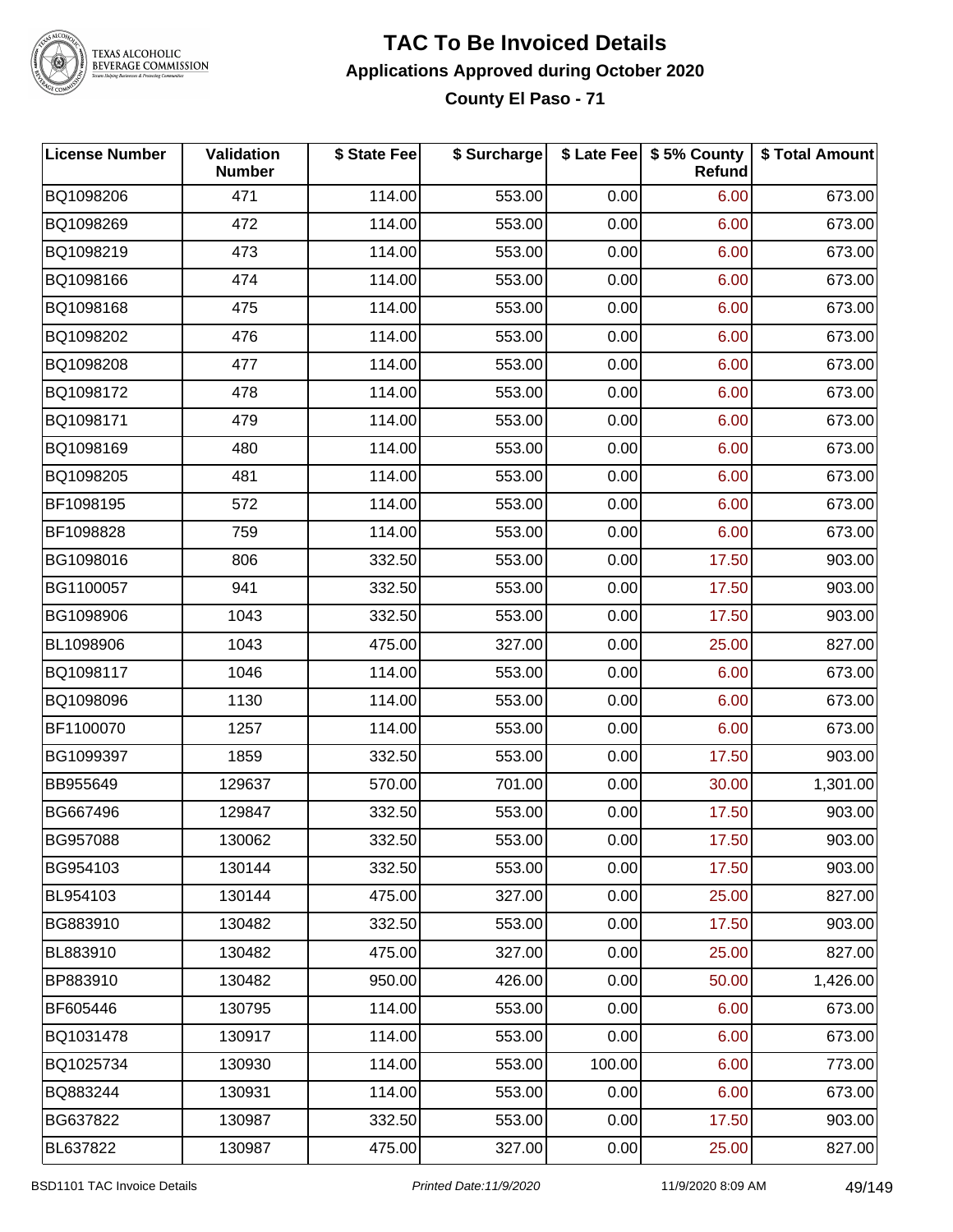# TAC To Be Invoiced Details

## Applications Approved during October 2020

### County El Paso - 71

| License Number | Validation Number | $ State Fee | $ Surcharge | $ Late Fee | $ 5% County Refund | $ Total Amount |
|---|---|---|---|---|---|---|
| BQ1098206 | 471 | 114.00 | 553.00 | 0.00 | 6.00 | 673.00 |
| BQ1098269 | 472 | 114.00 | 553.00 | 0.00 | 6.00 | 673.00 |
| BQ1098219 | 473 | 114.00 | 553.00 | 0.00 | 6.00 | 673.00 |
| BQ1098166 | 474 | 114.00 | 553.00 | 0.00 | 6.00 | 673.00 |
| BQ1098168 | 475 | 114.00 | 553.00 | 0.00 | 6.00 | 673.00 |
| BQ1098202 | 476 | 114.00 | 553.00 | 0.00 | 6.00 | 673.00 |
| BQ1098208 | 477 | 114.00 | 553.00 | 0.00 | 6.00 | 673.00 |
| BQ1098172 | 478 | 114.00 | 553.00 | 0.00 | 6.00 | 673.00 |
| BQ1098171 | 479 | 114.00 | 553.00 | 0.00 | 6.00 | 673.00 |
| BQ1098169 | 480 | 114.00 | 553.00 | 0.00 | 6.00 | 673.00 |
| BQ1098205 | 481 | 114.00 | 553.00 | 0.00 | 6.00 | 673.00 |
| BF1098195 | 572 | 114.00 | 553.00 | 0.00 | 6.00 | 673.00 |
| BF1098828 | 759 | 114.00 | 553.00 | 0.00 | 6.00 | 673.00 |
| BG1098016 | 806 | 332.50 | 553.00 | 0.00 | 17.50 | 903.00 |
| BG1100057 | 941 | 332.50 | 553.00 | 0.00 | 17.50 | 903.00 |
| BG1098906 | 1043 | 332.50 | 553.00 | 0.00 | 17.50 | 903.00 |
| BL1098906 | 1043 | 475.00 | 327.00 | 0.00 | 25.00 | 827.00 |
| BQ1098117 | 1046 | 114.00 | 553.00 | 0.00 | 6.00 | 673.00 |
| BQ1098096 | 1130 | 114.00 | 553.00 | 0.00 | 6.00 | 673.00 |
| BF1100070 | 1257 | 114.00 | 553.00 | 0.00 | 6.00 | 673.00 |
| BG1099397 | 1859 | 332.50 | 553.00 | 0.00 | 17.50 | 903.00 |
| BB955649 | 129637 | 570.00 | 701.00 | 0.00 | 30.00 | 1,301.00 |
| BG667496 | 129847 | 332.50 | 553.00 | 0.00 | 17.50 | 903.00 |
| BG957088 | 130062 | 332.50 | 553.00 | 0.00 | 17.50 | 903.00 |
| BG954103 | 130144 | 332.50 | 553.00 | 0.00 | 17.50 | 903.00 |
| BL954103 | 130144 | 475.00 | 327.00 | 0.00 | 25.00 | 827.00 |
| BG883910 | 130482 | 332.50 | 553.00 | 0.00 | 17.50 | 903.00 |
| BL883910 | 130482 | 475.00 | 327.00 | 0.00 | 25.00 | 827.00 |
| BP883910 | 130482 | 950.00 | 426.00 | 0.00 | 50.00 | 1,426.00 |
| BF605446 | 130795 | 114.00 | 553.00 | 0.00 | 6.00 | 673.00 |
| BQ1031478 | 130917 | 114.00 | 553.00 | 0.00 | 6.00 | 673.00 |
| BQ1025734 | 130930 | 114.00 | 553.00 | 100.00 | 6.00 | 773.00 |
| BQ883244 | 130931 | 114.00 | 553.00 | 0.00 | 6.00 | 673.00 |
| BG637822 | 130987 | 332.50 | 553.00 | 0.00 | 17.50 | 903.00 |
| BL637822 | 130987 | 475.00 | 327.00 | 0.00 | 25.00 | 827.00 |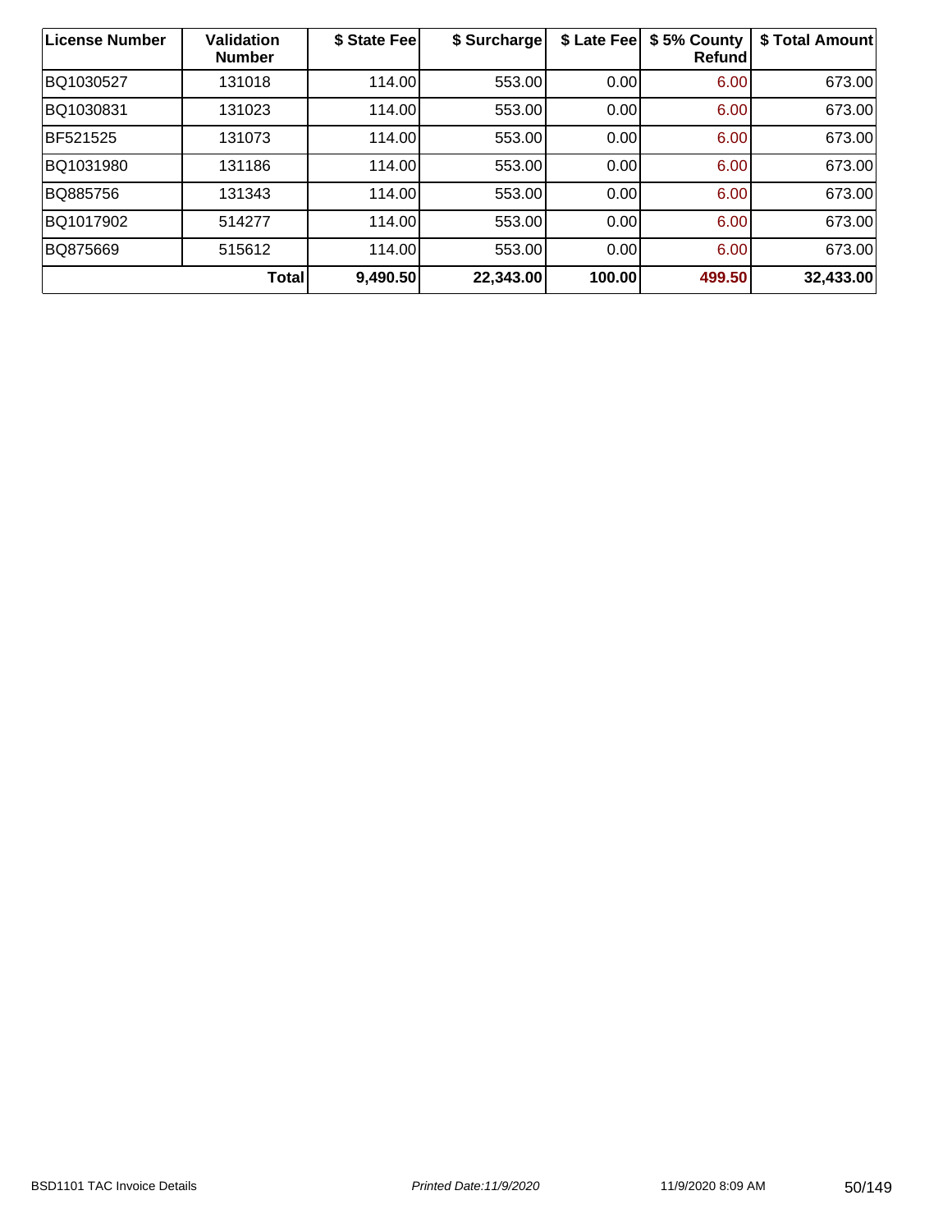| License Number | Validation Number | $ State Fee | $ Surcharge | $ Late Fee | $ 5% County Refund | $ Total Amount |
|---|---|---|---|---|---|---|
| BQ1030527 | 131018 | 114.00 | 553.00 | 0.00 | 6.00 | 673.00 |
| BQ1030831 | 131023 | 114.00 | 553.00 | 0.00 | 6.00 | 673.00 |
| BF521525 | 131073 | 114.00 | 553.00 | 0.00 | 6.00 | 673.00 |
| BQ1031980 | 131186 | 114.00 | 553.00 | 0.00 | 6.00 | 673.00 |
| BQ885756 | 131343 | 114.00 | 553.00 | 0.00 | 6.00 | 673.00 |
| BQ1017902 | 514277 | 114.00 | 553.00 | 0.00 | 6.00 | 673.00 |
| BQ875669 | 515612 | 114.00 | 553.00 | 0.00 | 6.00 | 673.00 |
| **Total** | | **9,490.50** | **22,343.00** | **100.00** | **499.50** | **32,433.00** |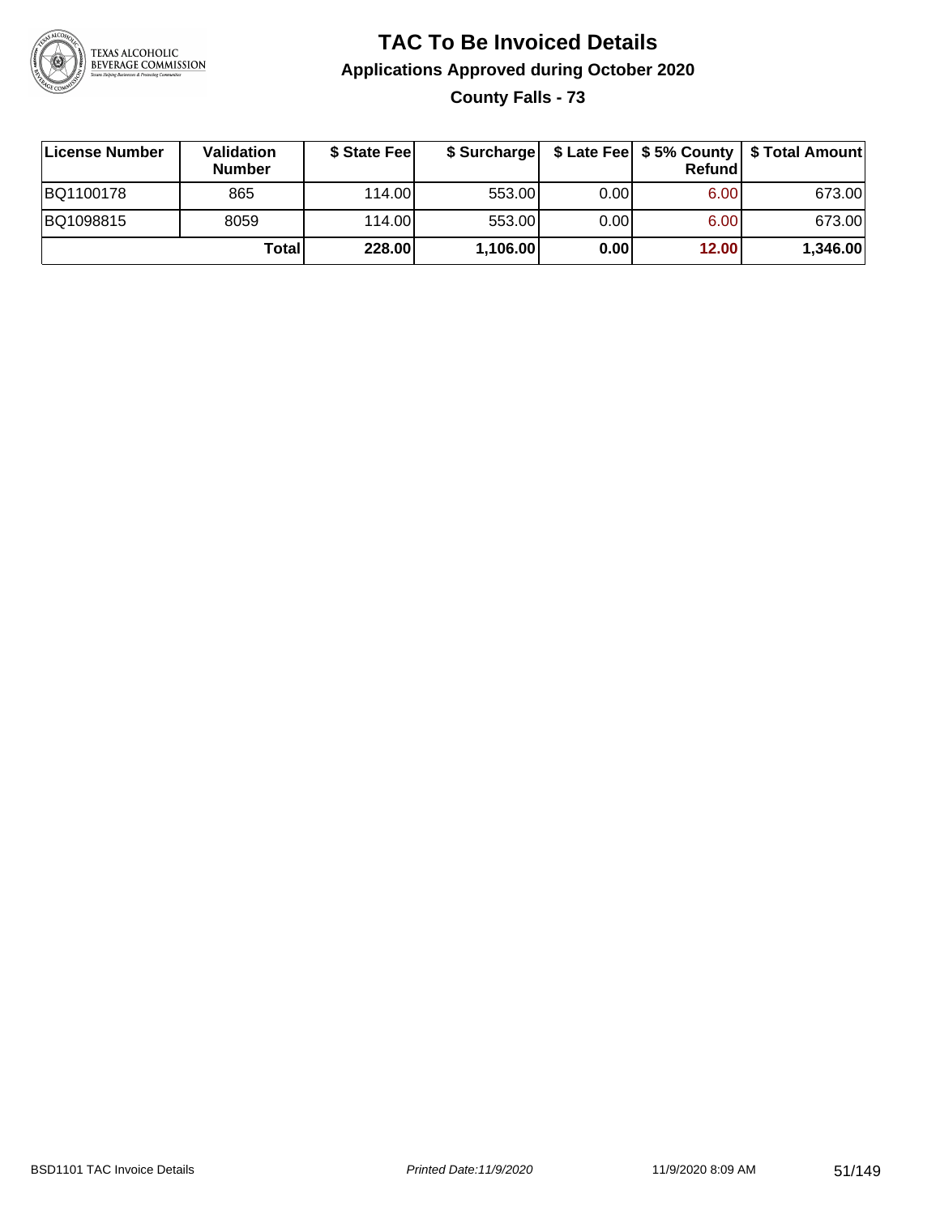# TAC To Be Invoiced Details

## Applications Approved during October 2020

### County Falls - 73

| License Number | Validation Number | $ State Fee | $ Surcharge | $ Late Fee | $ 5% County Refund | $ Total Amount |
|---|---|---|---|---|---|---|
| BQ1100178 | 865 | 114.00 | 553.00 | 0.00 | 6.00 | 673.00 |
| BQ1098815 | 8059 | 114.00 | 553.00 | 0.00 | 6.00 | 673.00 |
| | **Total** | **228.00** | **1,106.00** | **0.00** | **12.00** | **1,346.00** |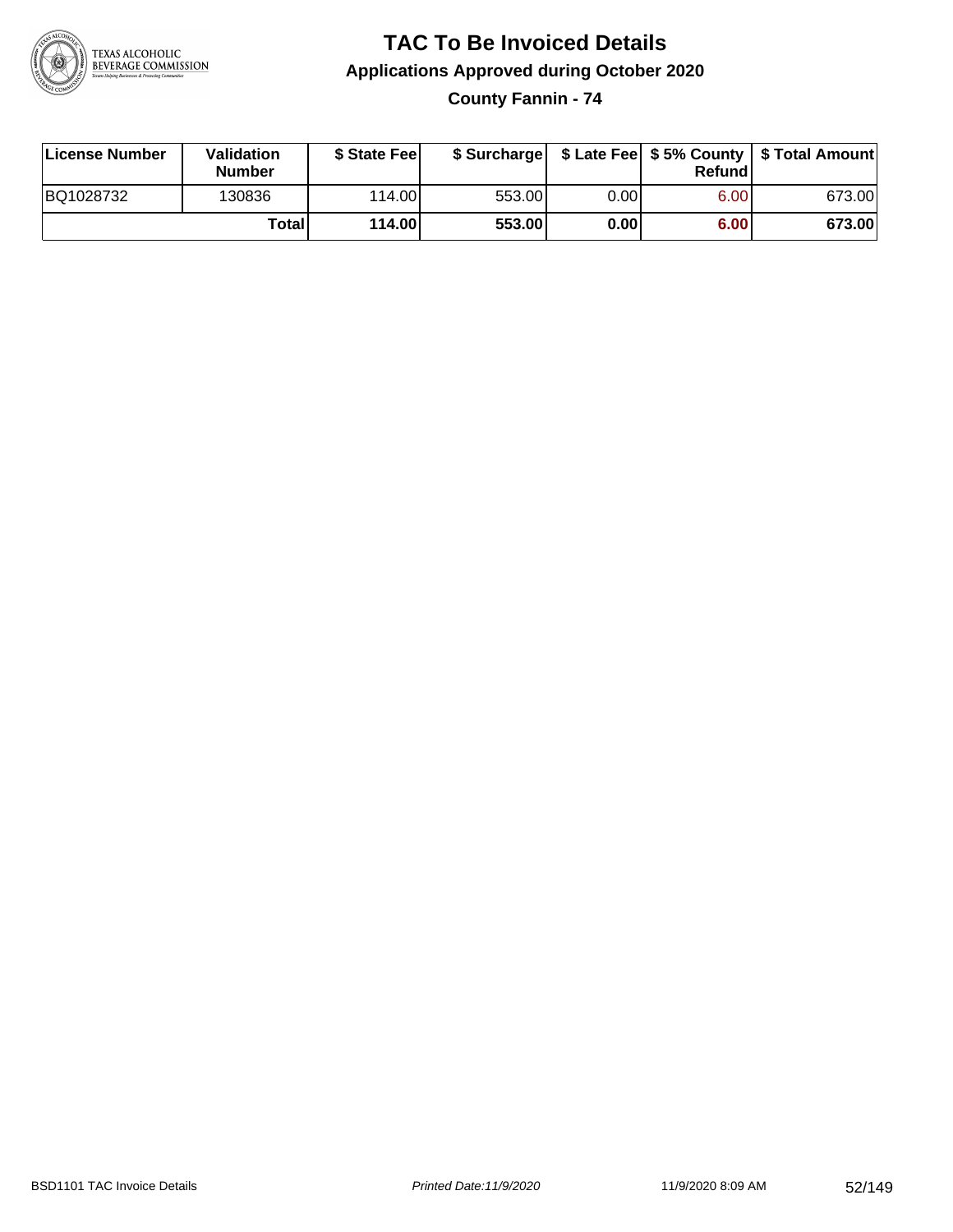# TAC To Be Invoiced Details

## Applications Approved during October 2020

### County Fannin - 74

| License Number | Validation Number | $ State Fee | $ Surcharge | $ Late Fee | $ 5% County Refund | $ Total Amount |
|---|---|---|---|---|---|---|
| BQ1028732 | 130836 | 114.00 | 553.00 | 0.00 | 6.00 | 673.00 |
| | **Total** | **114.00** | **553.00** | **0.00** | **6.00** | **673.00** |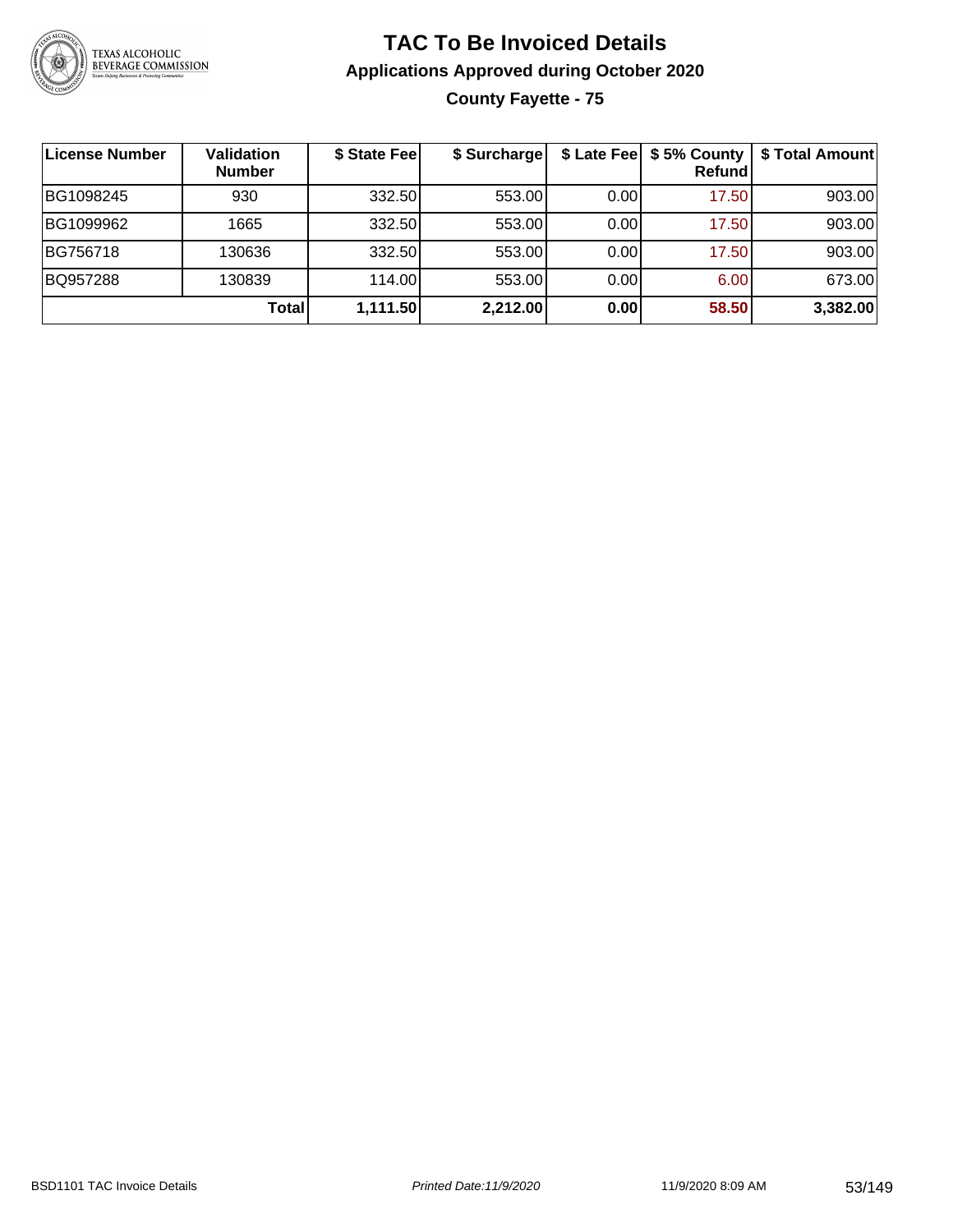# TAC To Be Invoiced Details

## Applications Approved during October 2020

### County Fayette - 75

| License Number | Validation Number | $ State Fee | $ Surcharge | $ Late Fee | $ 5% County Refund | $ Total Amount |
|---|---|---|---|---|---|---|
| BG1098245 | 930 | 332.50 | 553.00 | 0.00 | 17.50 | 903.00 |
| BG1099962 | 1665 | 332.50 | 553.00 | 0.00 | 17.50 | 903.00 |
| BG756718 | 130636 | 332.50 | 553.00 | 0.00 | 17.50 | 903.00 |
| BQ957288 | 130839 | 114.00 | 553.00 | 0.00 | 6.00 | 673.00 |
| | **Total** | **1,111.50** | **2,212.00** | **0.00** | **58.50** | **3,382.00** |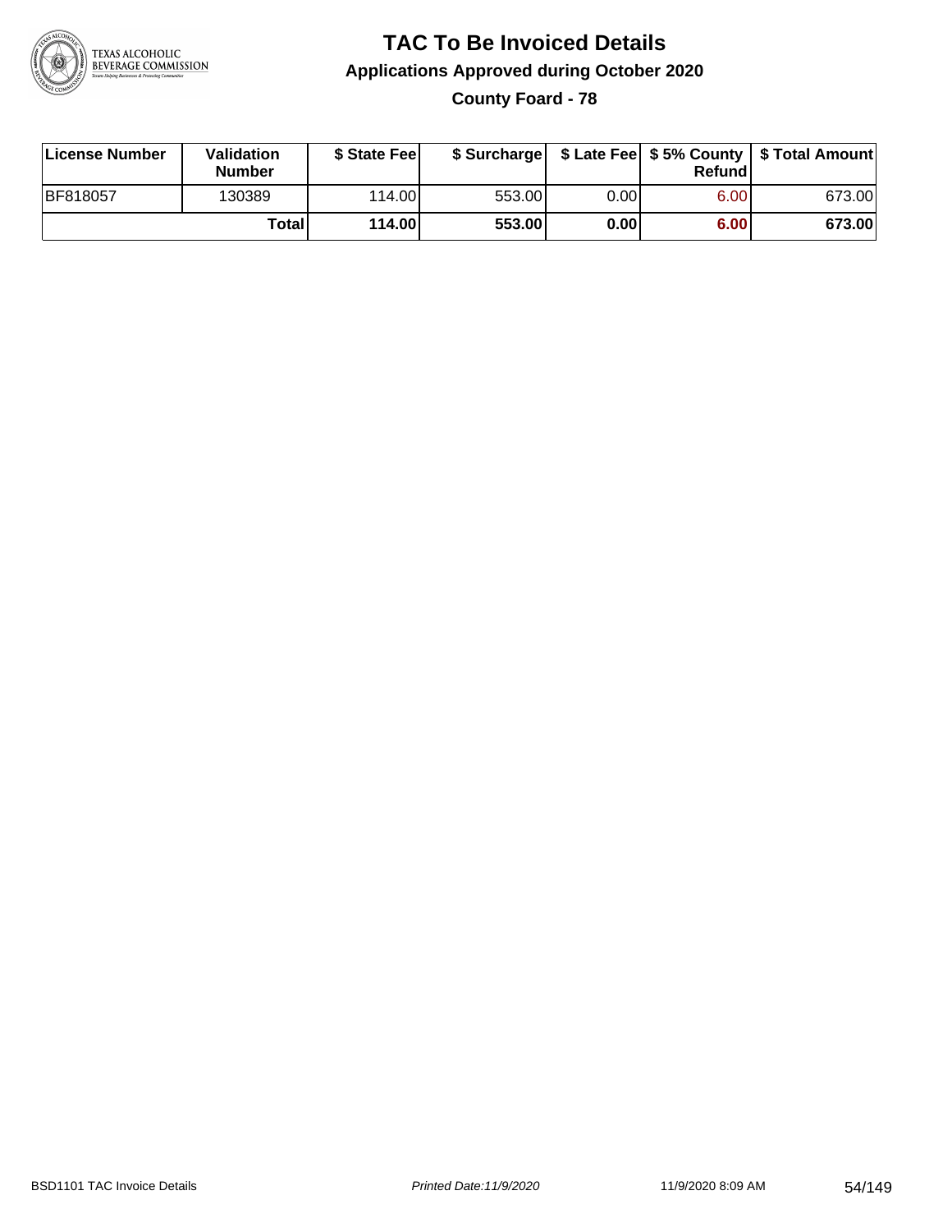# TAC To Be Invoiced Details

## Applications Approved during October 2020

### County Foard - 78

| License Number | Validation Number | $ State Fee | $ Surcharge | $ Late Fee | $ 5% County Refund | $ Total Amount |
|---|---|---|---|---|---|---|
| BF818057 | 130389 | 114.00 | 553.00 | 0.00 | 6.00 | 673.00 |
| | **Total** | **114.00** | **553.00** | **0.00** | **6.00** | **673.00** |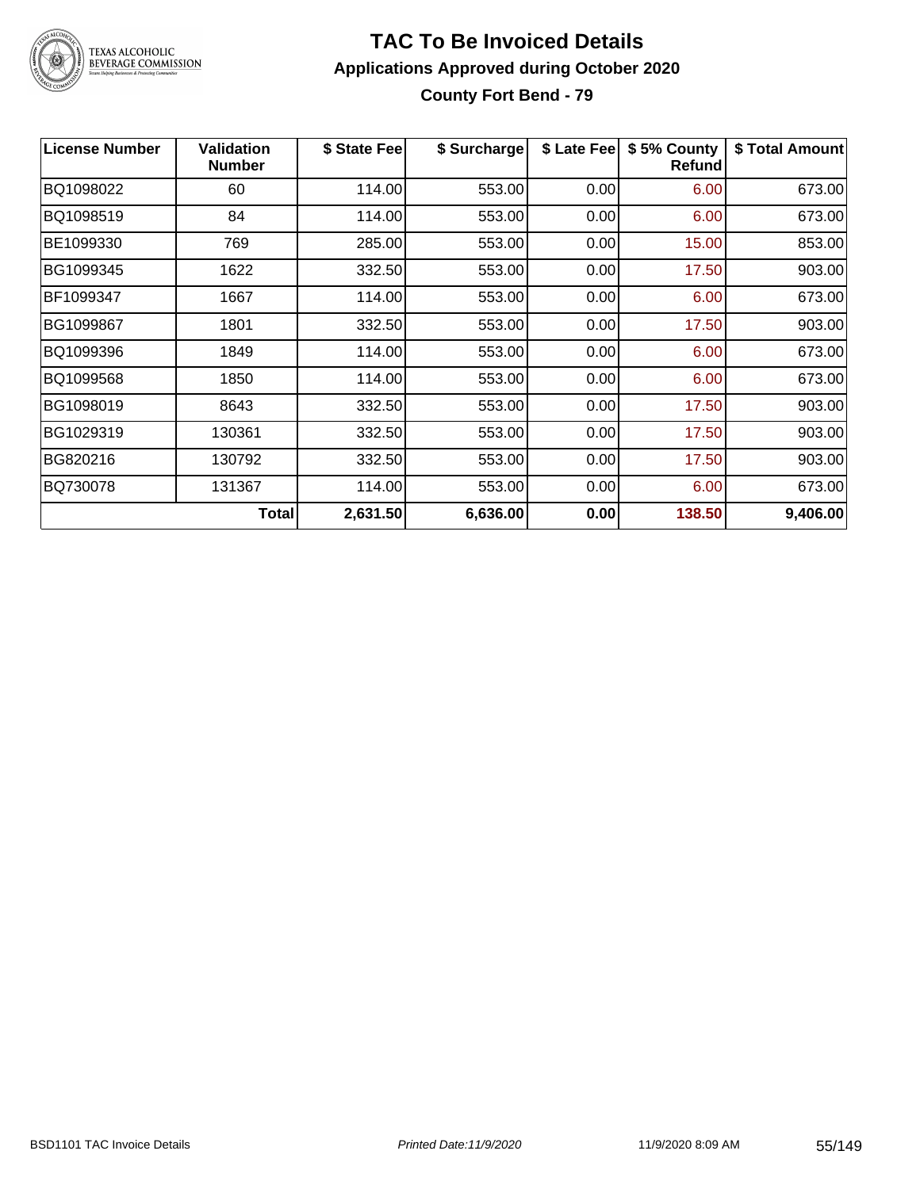# TAC To Be Invoiced Details

## Applications Approved during October 2020

### County Fort Bend - 79

| License Number | Validation Number | $ State Fee | $ Surcharge | $ Late Fee | $ 5% County Refund | $ Total Amount |
|---|---|---|---|---|---|---|
| BQ1098022 | 60 | 114.00 | 553.00 | 0.00 | 6.00 | 673.00 |
| BQ1098519 | 84 | 114.00 | 553.00 | 0.00 | 6.00 | 673.00 |
| BE1099330 | 769 | 285.00 | 553.00 | 0.00 | 15.00 | 853.00 |
| BG1099345 | 1622 | 332.50 | 553.00 | 0.00 | 17.50 | 903.00 |
| BF1099347 | 1667 | 114.00 | 553.00 | 0.00 | 6.00 | 673.00 |
| BG1099867 | 1801 | 332.50 | 553.00 | 0.00 | 17.50 | 903.00 |
| BQ1099396 | 1849 | 114.00 | 553.00 | 0.00 | 6.00 | 673.00 |
| BQ1099568 | 1850 | 114.00 | 553.00 | 0.00 | 6.00 | 673.00 |
| BG1098019 | 8643 | 332.50 | 553.00 | 0.00 | 17.50 | 903.00 |
| BG1029319 | 130361 | 332.50 | 553.00 | 0.00 | 17.50 | 903.00 |
| BG820216 | 130792 | 332.50 | 553.00 | 0.00 | 17.50 | 903.00 |
| BQ730078 | 131367 | 114.00 | 553.00 | 0.00 | 6.00 | 673.00 |
| | **Total** | **2,631.50** | **6,636.00** | **0.00** | **138.50** | **9,406.00** |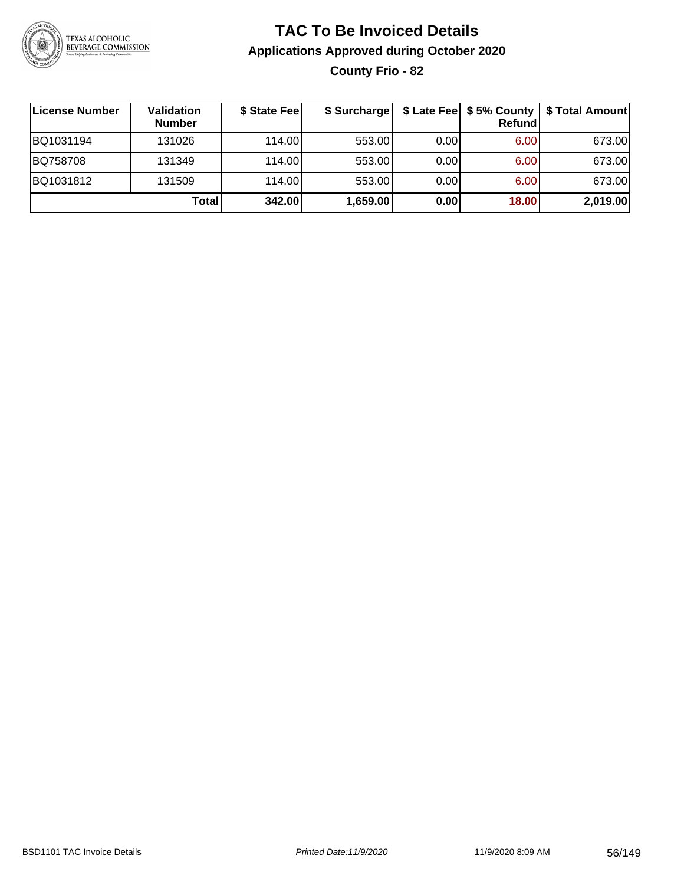# TAC To Be Invoiced Details

## Applications Approved during October 2020

### County Frio - 82

| License Number | Validation Number | $ State Fee | $ Surcharge | $ Late Fee | $ 5% County Refund | $ Total Amount |
|---|---|---|---|---|---|---|
| BQ1031194 | 131026 | 114.00 | 553.00 | 0.00 | 6.00 | 673.00 |
| BQ758708 | 131349 | 114.00 | 553.00 | 0.00 | 6.00 | 673.00 |
| BQ1031812 | 131509 | 114.00 | 553.00 | 0.00 | 6.00 | 673.00 |
| | **Total** | **342.00** | **1,659.00** | **0.00** | **18.00** | **2,019.00** |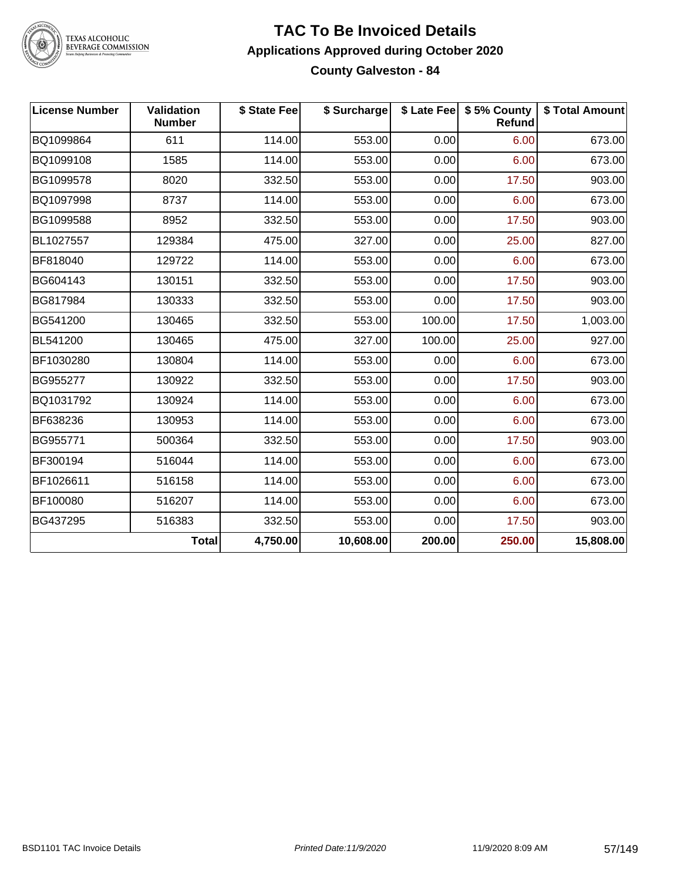# TAC To Be Invoiced Details

## Applications Approved during October 2020

### County Galveston - 84

| License Number | Validation Number | $ State Fee | $ Surcharge | $ Late Fee | $ 5% County Refund | $ Total Amount |
|---|---|---|---|---|---|---|
| BQ1099864 | 611 | 114.00 | 553.00 | 0.00 | 6.00 | 673.00 |
| BQ1099108 | 1585 | 114.00 | 553.00 | 0.00 | 6.00 | 673.00 |
| BG1099578 | 8020 | 332.50 | 553.00 | 0.00 | 17.50 | 903.00 |
| BQ1097998 | 8737 | 114.00 | 553.00 | 0.00 | 6.00 | 673.00 |
| BG1099588 | 8952 | 332.50 | 553.00 | 0.00 | 17.50 | 903.00 |
| BL1027557 | 129384 | 475.00 | 327.00 | 0.00 | 25.00 | 827.00 |
| BF818040 | 129722 | 114.00 | 553.00 | 0.00 | 6.00 | 673.00 |
| BG604143 | 130151 | 332.50 | 553.00 | 0.00 | 17.50 | 903.00 |
| BG817984 | 130333 | 332.50 | 553.00 | 0.00 | 17.50 | 903.00 |
| BG541200 | 130465 | 332.50 | 553.00 | 100.00 | 17.50 | 1,003.00 |
| BL541200 | 130465 | 475.00 | 327.00 | 100.00 | 25.00 | 927.00 |
| BF1030280 | 130804 | 114.00 | 553.00 | 0.00 | 6.00 | 673.00 |
| BG955277 | 130922 | 332.50 | 553.00 | 0.00 | 17.50 | 903.00 |
| BQ1031792 | 130924 | 114.00 | 553.00 | 0.00 | 6.00 | 673.00 |
| BF638236 | 130953 | 114.00 | 553.00 | 0.00 | 6.00 | 673.00 |
| BG955771 | 500364 | 332.50 | 553.00 | 0.00 | 17.50 | 903.00 |
| BF300194 | 516044 | 114.00 | 553.00 | 0.00 | 6.00 | 673.00 |
| BF1026611 | 516158 | 114.00 | 553.00 | 0.00 | 6.00 | 673.00 |
| BF100080 | 516207 | 114.00 | 553.00 | 0.00 | 6.00 | 673.00 |
| BG437295 | 516383 | 332.50 | 553.00 | 0.00 | 17.50 | 903.00 |
| | **Total** | **4,750.00** | **10,608.00** | **200.00** | **250.00** | **15,808.00** |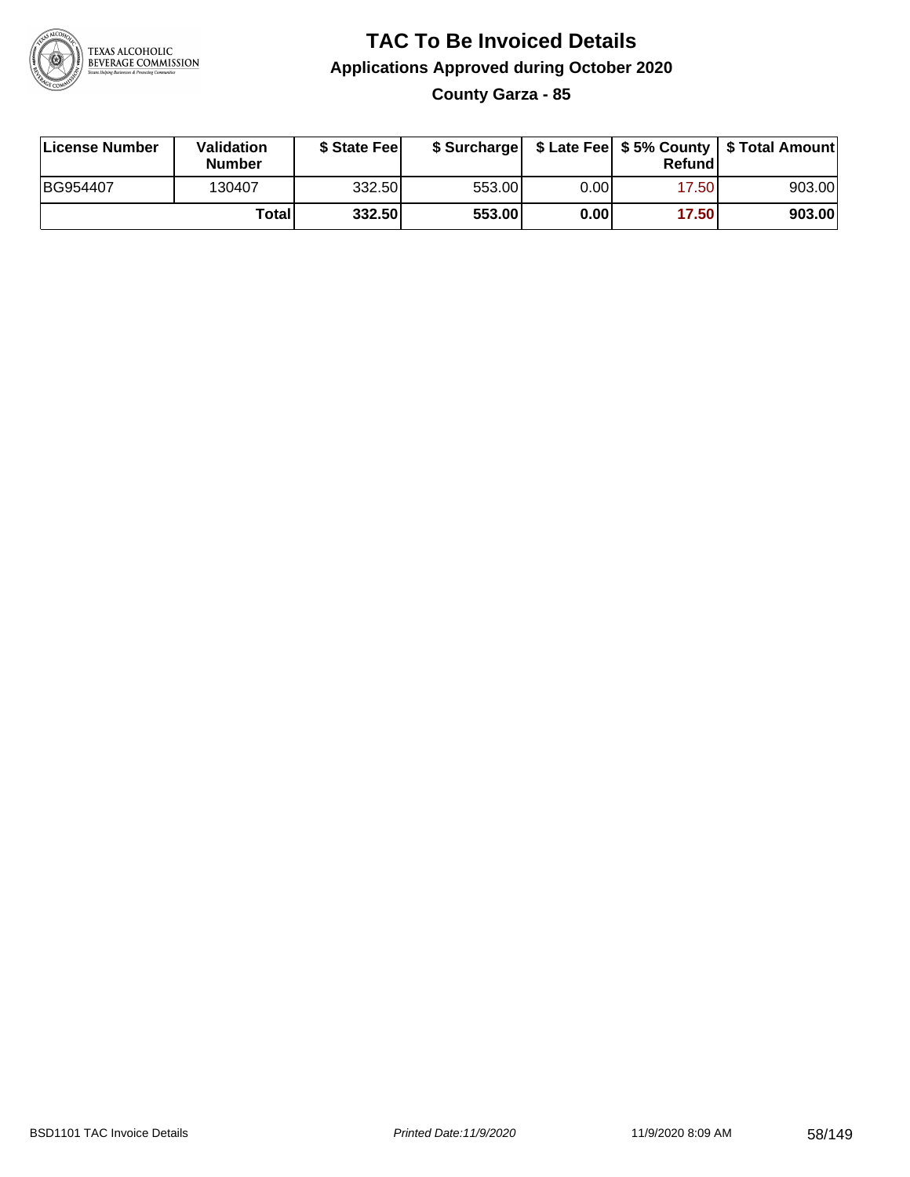# TAC To Be Invoiced Details

## Applications Approved during October 2020

### County Garza - 85

| License Number | Validation Number | $ State Fee | $ Surcharge | $ Late Fee | $ 5% County Refund | $ Total Amount |
|---|---|---|---|---|---|---|
| BG954407 | 130407 | 332.50 | 553.00 | 0.00 | 17.50 | 903.00 |
| | **Total** | **332.50** | **553.00** | **0.00** | **17.50** | **903.00** |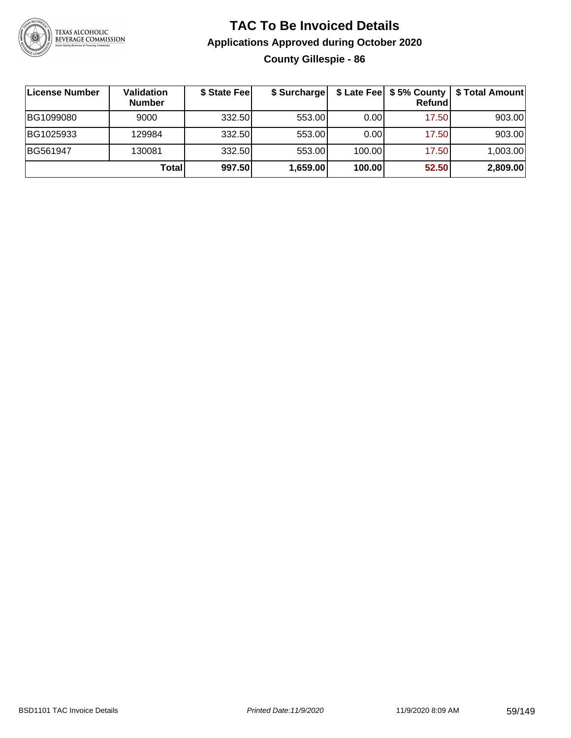# TAC To Be Invoiced Details

## Applications Approved during October 2020

### County Gillespie - 86

| License Number | Validation Number | $ State Fee | $ Surcharge | $ Late Fee | $ 5% County Refund | $ Total Amount |
|---|---|---|---|---|---|---|
| BG1099080 | 9000 | 332.50 | 553.00 | 0.00 | 17.50 | 903.00 |
| BG1025933 | 129984 | 332.50 | 553.00 | 0.00 | 17.50 | 903.00 |
| BG561947 | 130081 | 332.50 | 553.00 | 100.00 | 17.50 | 1,003.00 |
| | **Total** | **997.50** | **1,659.00** | **100.00** | **52.50** | **2,809.00** |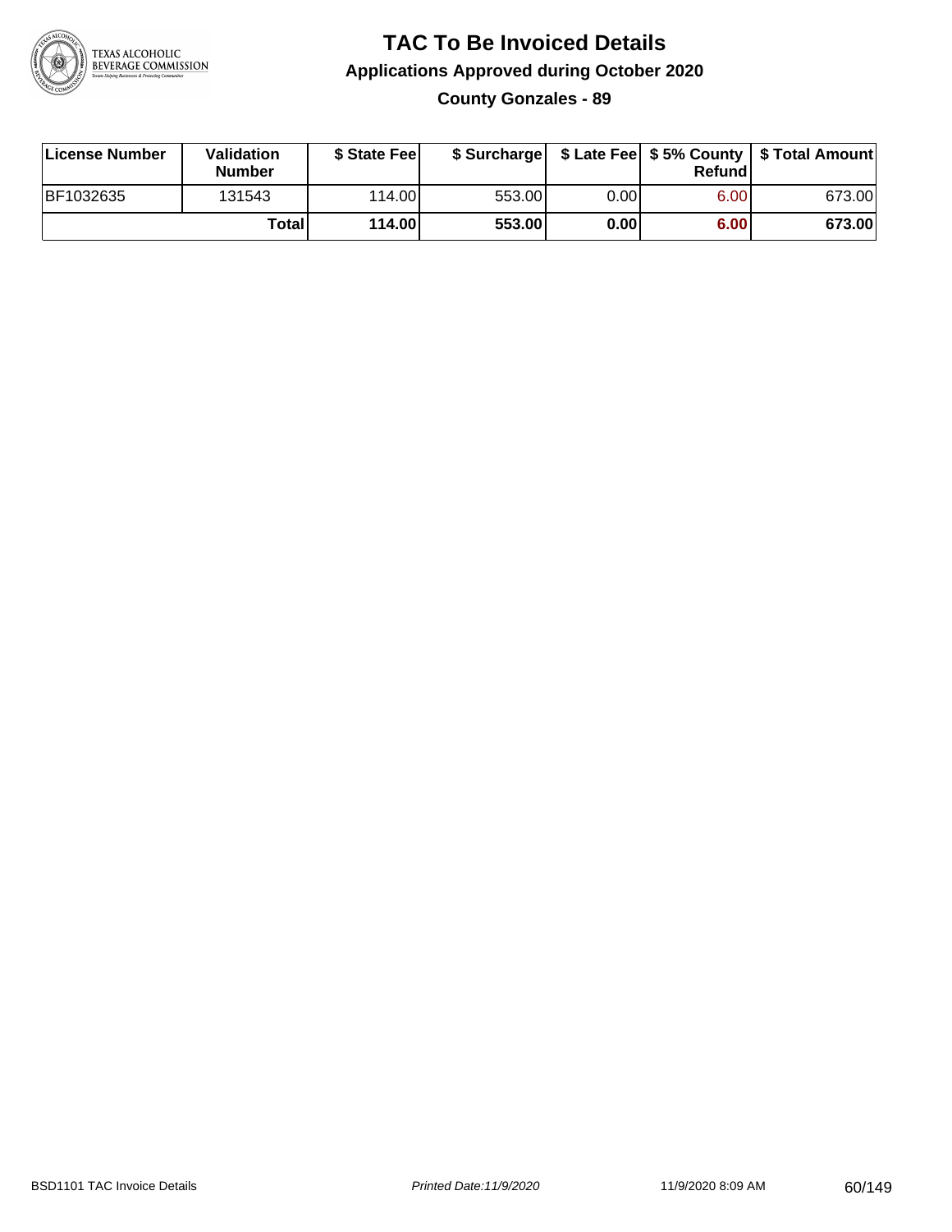# TAC To Be Invoiced Details

## Applications Approved during October 2020

### County Gonzales - 89

| License Number | Validation Number | $ State Fee | $ Surcharge | $ Late Fee | $ 5% County Refund | $ Total Amount |
|---|---|---|---|---|---|---|
| BF1032635 | 131543 | 114.00 | 553.00 | 0.00 | 6.00 | 673.00 |
| | **Total** | **114.00** | **553.00** | **0.00** | **6.00** | **673.00** |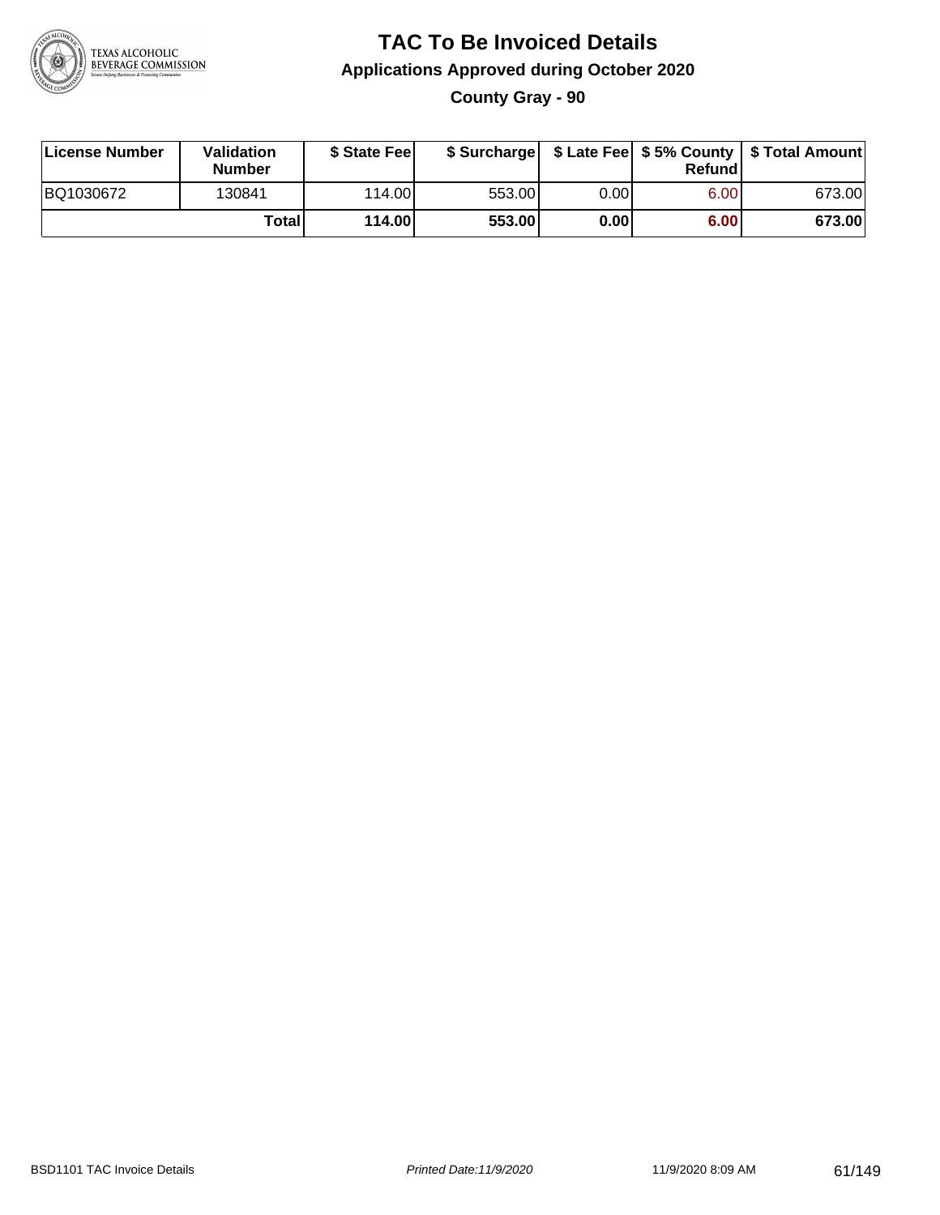# TAC To Be Invoiced Details

## Applications Approved during October 2020

### County Gray - 90

| License Number | Validation Number | $ State Fee | $ Surcharge | $ Late Fee | $ 5% County Refund | $ Total Amount |
|---|---|---|---|---|---|---|
| BQ1030672 | 130841 | 114.00 | 553.00 | 0.00 | 6.00 | 673.00 |
| | **Total** | **114.00** | **553.00** | **0.00** | **6.00** | **673.00** |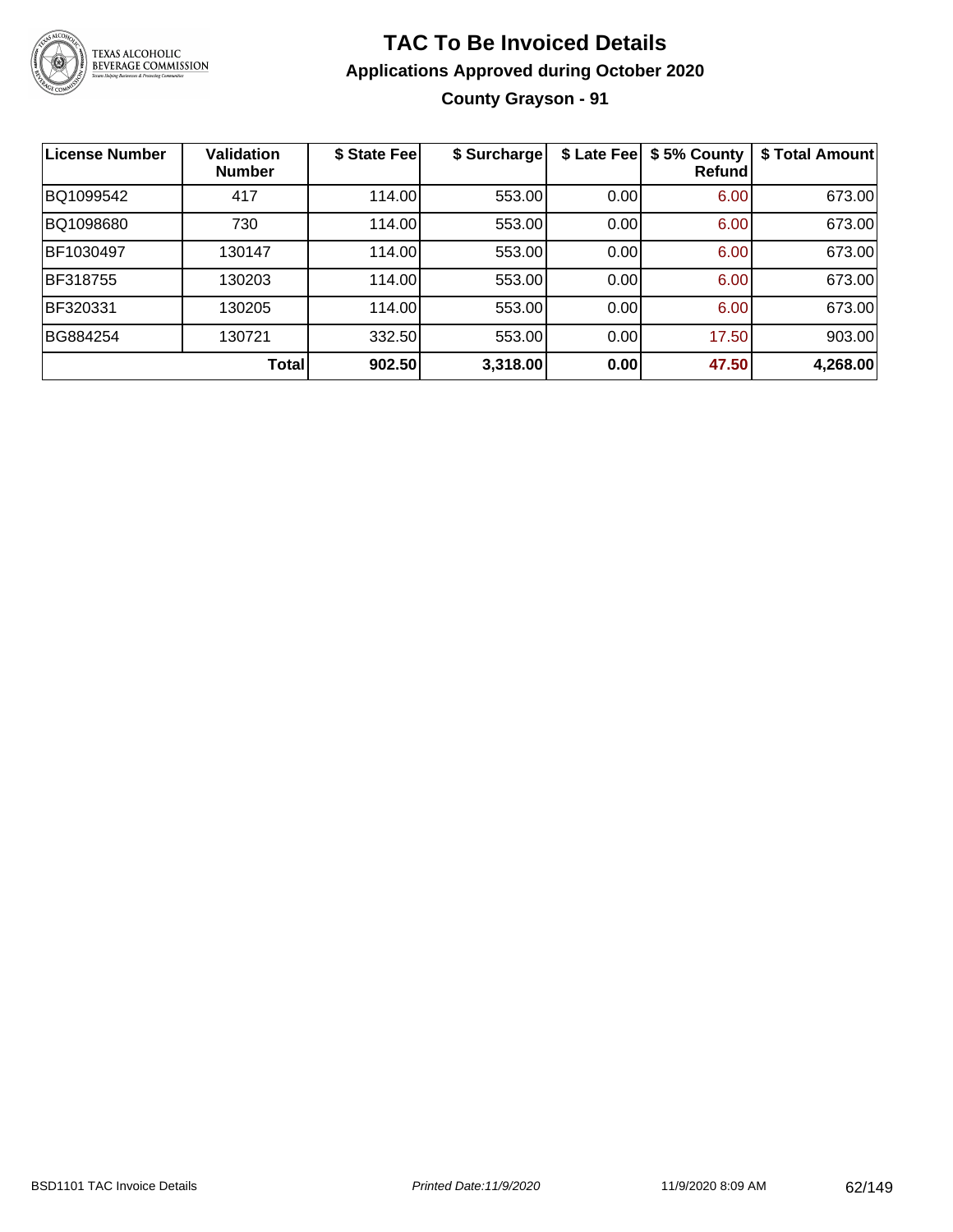# TAC To Be Invoiced Details

## Applications Approved during October 2020

### County Grayson - 91

| License Number | Validation Number | $ State Fee | $ Surcharge | $ Late Fee | $ 5% County Refund | $ Total Amount |
|---|---|---|---|---|---|---|
| BQ1099542 | 417 | 114.00 | 553.00 | 0.00 | 6.00 | 673.00 |
| BQ1098680 | 730 | 114.00 | 553.00 | 0.00 | 6.00 | 673.00 |
| BF1030497 | 130147 | 114.00 | 553.00 | 0.00 | 6.00 | 673.00 |
| BF318755 | 130203 | 114.00 | 553.00 | 0.00 | 6.00 | 673.00 |
| BF320331 | 130205 | 114.00 | 553.00 | 0.00 | 6.00 | 673.00 |
| BG884254 | 130721 | 332.50 | 553.00 | 0.00 | 17.50 | 903.00 |
| | **Total** | **902.50** | **3,318.00** | **0.00** | **47.50** | **4,268.00** |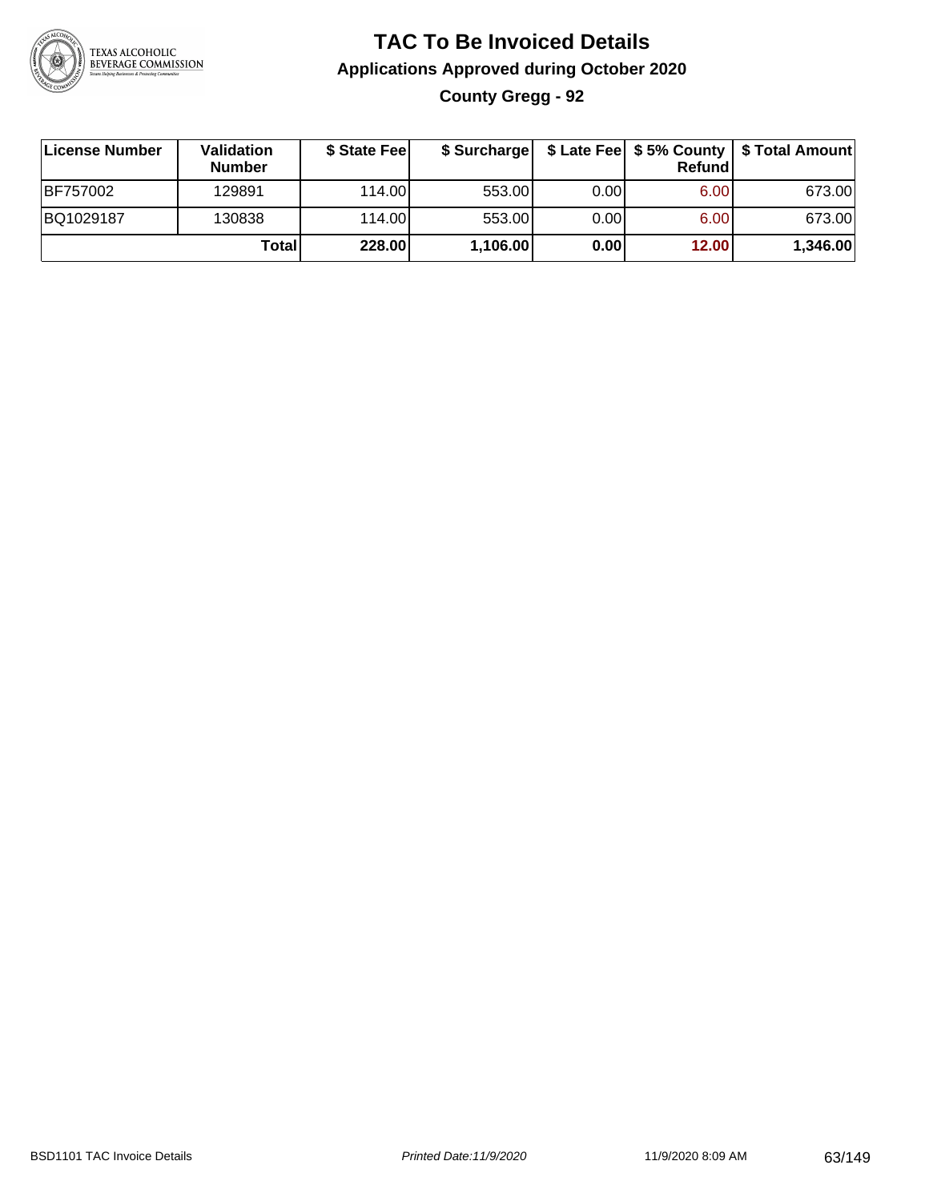# TAC To Be Invoiced Details

## Applications Approved during October 2020

### County Gregg - 92

| License Number | Validation Number | $ State Fee | $ Surcharge | $ Late Fee | $ 5% County Refund | $ Total Amount |
|---|---|---|---|---|---|---|
| BF757002 | 129891 | 114.00 | 553.00 | 0.00 | 6.00 | 673.00 |
| BQ1029187 | 130838 | 114.00 | 553.00 | 0.00 | 6.00 | 673.00 |
| | **Total** | **228.00** | **1,106.00** | **0.00** | **12.00** | **1,346.00** |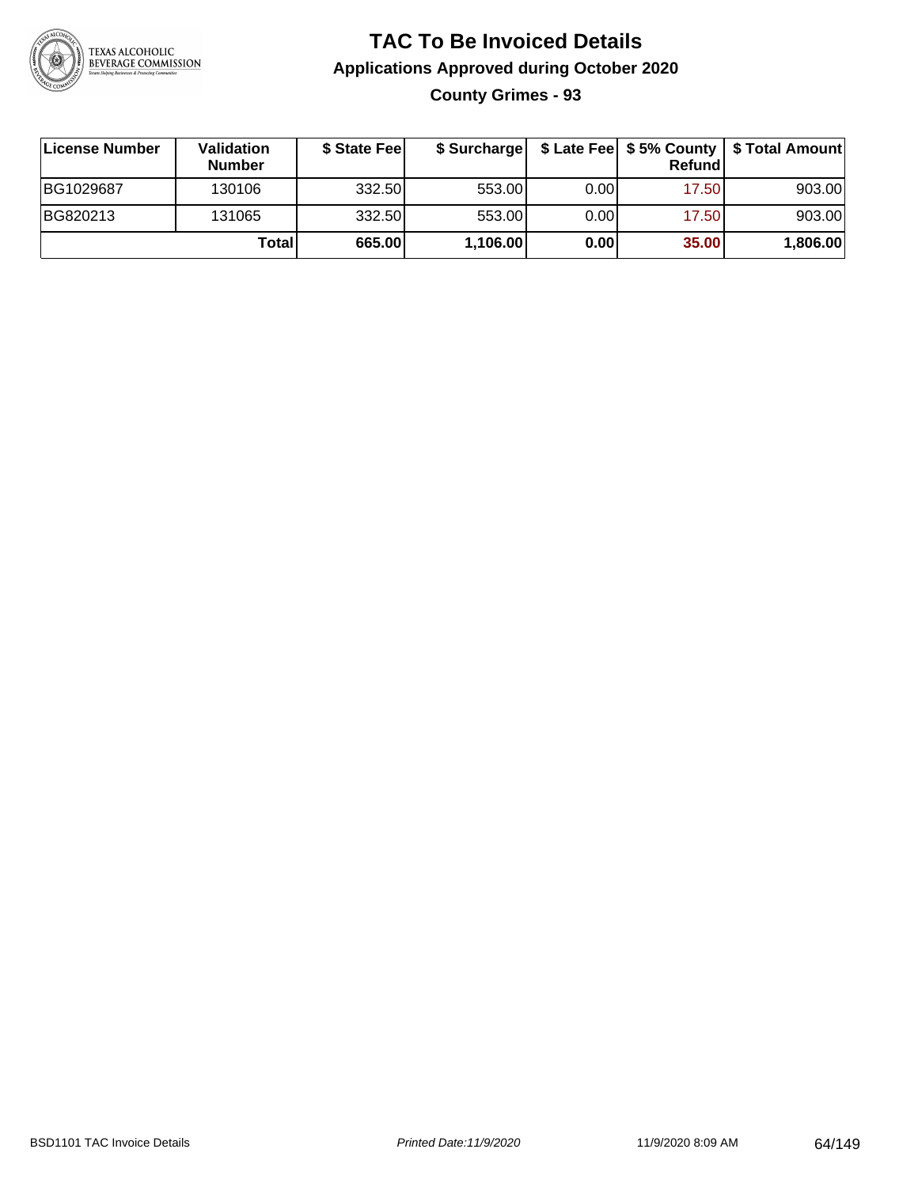# TAC To Be Invoiced Details

## Applications Approved during October 2020

### County Grimes - 93

| License Number | Validation Number | $ State Fee | $ Surcharge | $ Late Fee | $ 5% County Refund | $ Total Amount |
|---|---|---|---|---|---|---|
| BG1029687 | 130106 | 332.50 | 553.00 | 0.00 | 17.50 | 903.00 |
| BG820213 | 131065 | 332.50 | 553.00 | 0.00 | 17.50 | 903.00 |
| | **Total** | **665.00** | **1,106.00** | **0.00** | **35.00** | **1,806.00** |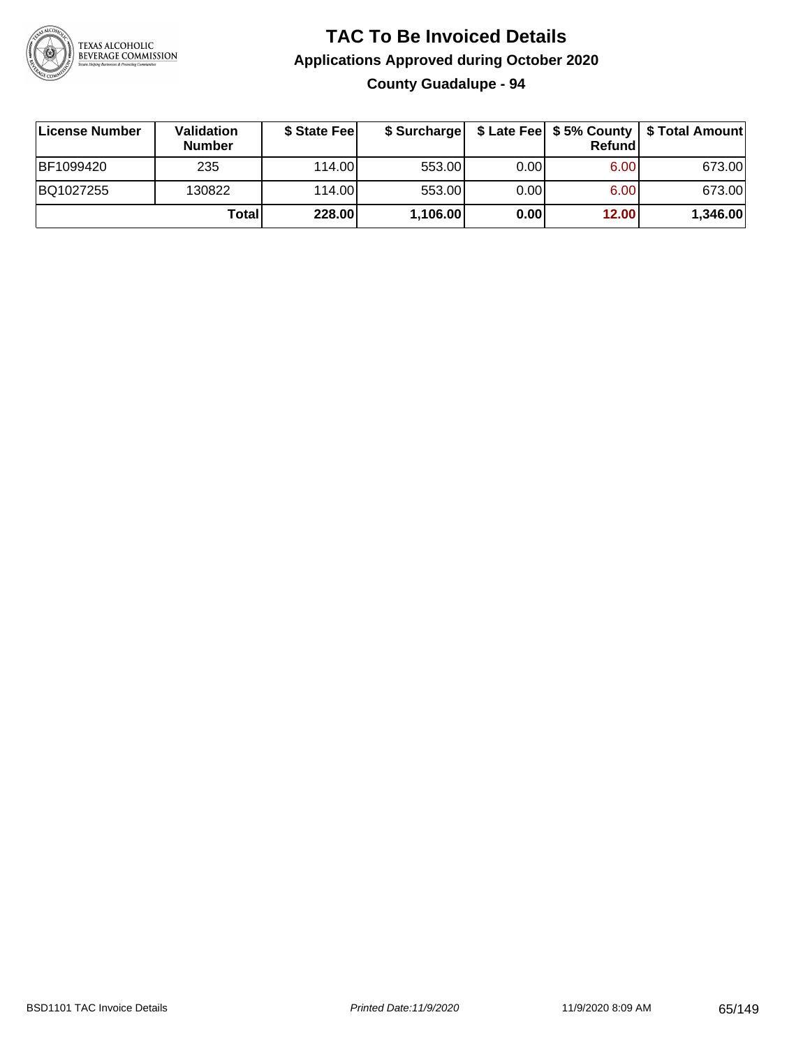# TAC To Be Invoiced Details

## Applications Approved during October 2020

### County Guadalupe - 94

| License Number | Validation Number | $ State Fee | $ Surcharge | $ Late Fee | $ 5% County Refund | $ Total Amount |
|---|---|---|---|---|---|---|
| BF1099420 | 235 | 114.00 | 553.00 | 0.00 | 6.00 | 673.00 |
| BQ1027255 | 130822 | 114.00 | 553.00 | 0.00 | 6.00 | 673.00 |
| | **Total** | **228.00** | **1,106.00** | **0.00** | **12.00** | **1,346.00** |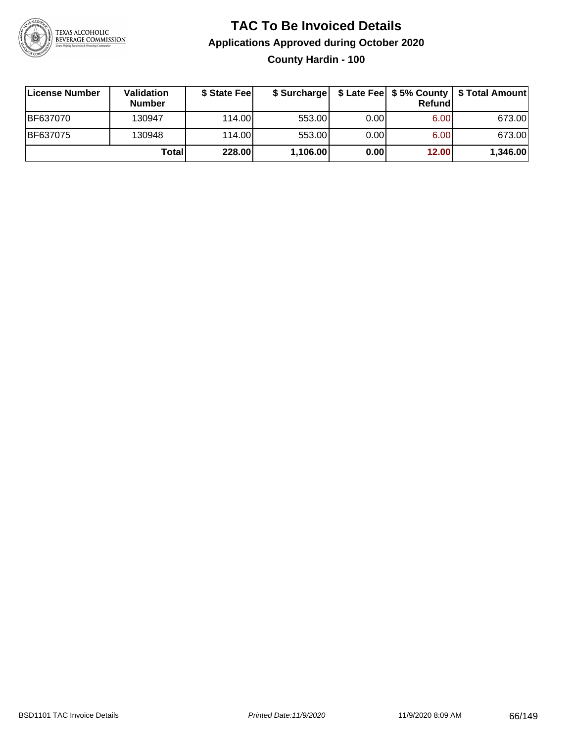# TAC To Be Invoiced Details

## Applications Approved during October 2020

### County Hardin - 100

| License Number | Validation Number | $ State Fee | $ Surcharge | $ Late Fee | $ 5% County Refund | $ Total Amount |
|---|---|---|---|---|---|---|
| BF637070 | 130947 | 114.00 | 553.00 | 0.00 | 6.00 | 673.00 |
| BF637075 | 130948 | 114.00 | 553.00 | 0.00 | 6.00 | 673.00 |
| | **Total** | **228.00** | **1,106.00** | **0.00** | **12.00** | **1,346.00** |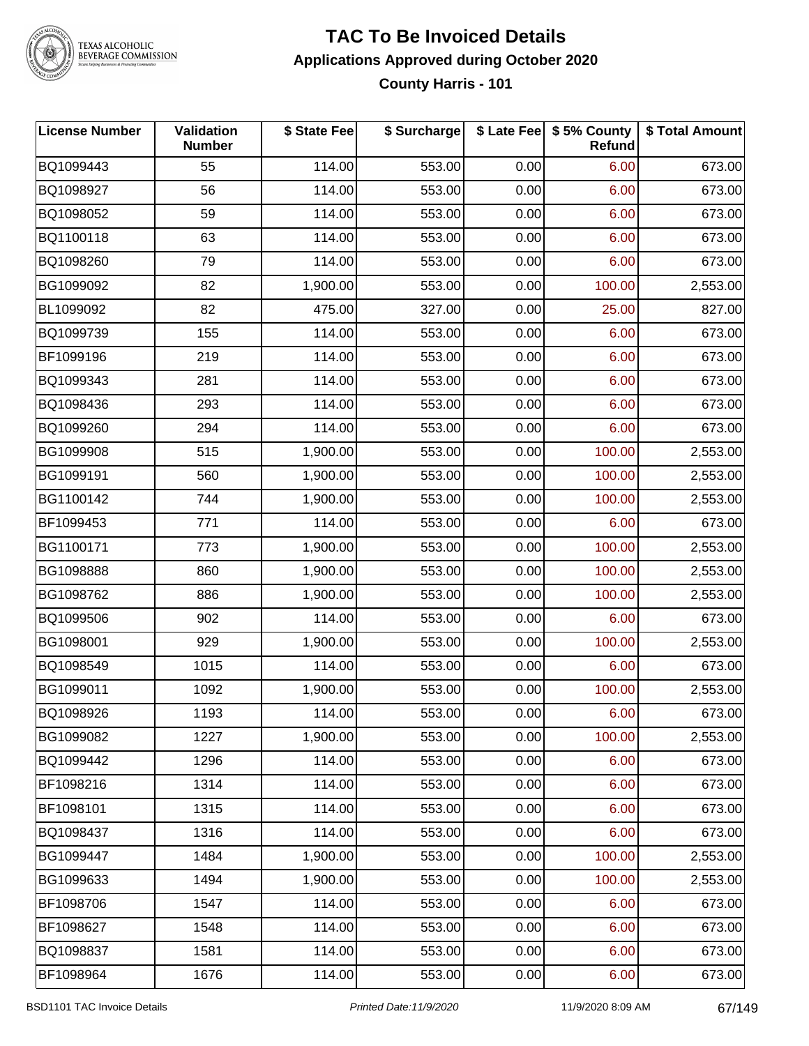# TAC To Be Invoiced Details

## Applications Approved during October 2020

### County Harris - 101

| License Number | Validation Number | $ State Fee | $ Surcharge | $ Late Fee | $ 5% County Refund | $ Total Amount |
|---|---|---|---|---|---|---|
| BQ1099443 | 55 | 114.00 | 553.00 | 0.00 | 6.00 | 673.00 |
| BQ1098927 | 56 | 114.00 | 553.00 | 0.00 | 6.00 | 673.00 |
| BQ1098052 | 59 | 114.00 | 553.00 | 0.00 | 6.00 | 673.00 |
| BQ1100118 | 63 | 114.00 | 553.00 | 0.00 | 6.00 | 673.00 |
| BQ1098260 | 79 | 114.00 | 553.00 | 0.00 | 6.00 | 673.00 |
| BG1099092 | 82 | 1,900.00 | 553.00 | 0.00 | 100.00 | 2,553.00 |
| BL1099092 | 82 | 475.00 | 327.00 | 0.00 | 25.00 | 827.00 |
| BQ1099739 | 155 | 114.00 | 553.00 | 0.00 | 6.00 | 673.00 |
| BF1099196 | 219 | 114.00 | 553.00 | 0.00 | 6.00 | 673.00 |
| BQ1099343 | 281 | 114.00 | 553.00 | 0.00 | 6.00 | 673.00 |
| BQ1098436 | 293 | 114.00 | 553.00 | 0.00 | 6.00 | 673.00 |
| BQ1099260 | 294 | 114.00 | 553.00 | 0.00 | 6.00 | 673.00 |
| BG1099908 | 515 | 1,900.00 | 553.00 | 0.00 | 100.00 | 2,553.00 |
| BG1099191 | 560 | 1,900.00 | 553.00 | 0.00 | 100.00 | 2,553.00 |
| BG1100142 | 744 | 1,900.00 | 553.00 | 0.00 | 100.00 | 2,553.00 |
| BF1099453 | 771 | 114.00 | 553.00 | 0.00 | 6.00 | 673.00 |
| BG1100171 | 773 | 1,900.00 | 553.00 | 0.00 | 100.00 | 2,553.00 |
| BG1098888 | 860 | 1,900.00 | 553.00 | 0.00 | 100.00 | 2,553.00 |
| BG1098762 | 886 | 1,900.00 | 553.00 | 0.00 | 100.00 | 2,553.00 |
| BQ1099506 | 902 | 114.00 | 553.00 | 0.00 | 6.00 | 673.00 |
| BG1098001 | 929 | 1,900.00 | 553.00 | 0.00 | 100.00 | 2,553.00 |
| BQ1098549 | 1015 | 114.00 | 553.00 | 0.00 | 6.00 | 673.00 |
| BG1099011 | 1092 | 1,900.00 | 553.00 | 0.00 | 100.00 | 2,553.00 |
| BQ1098926 | 1193 | 114.00 | 553.00 | 0.00 | 6.00 | 673.00 |
| BG1099082 | 1227 | 1,900.00 | 553.00 | 0.00 | 100.00 | 2,553.00 |
| BQ1099442 | 1296 | 114.00 | 553.00 | 0.00 | 6.00 | 673.00 |
| BF1098216 | 1314 | 114.00 | 553.00 | 0.00 | 6.00 | 673.00 |
| BF1098101 | 1315 | 114.00 | 553.00 | 0.00 | 6.00 | 673.00 |
| BQ1098437 | 1316 | 114.00 | 553.00 | 0.00 | 6.00 | 673.00 |
| BG1099447 | 1484 | 1,900.00 | 553.00 | 0.00 | 100.00 | 2,553.00 |
| BG1099633 | 1494 | 1,900.00 | 553.00 | 0.00 | 100.00 | 2,553.00 |
| BF1098706 | 1547 | 114.00 | 553.00 | 0.00 | 6.00 | 673.00 |
| BF1098627 | 1548 | 114.00 | 553.00 | 0.00 | 6.00 | 673.00 |
| BQ1098837 | 1581 | 114.00 | 553.00 | 0.00 | 6.00 | 673.00 |
| BF1098964 | 1676 | 114.00 | 553.00 | 0.00 | 6.00 | 673.00 |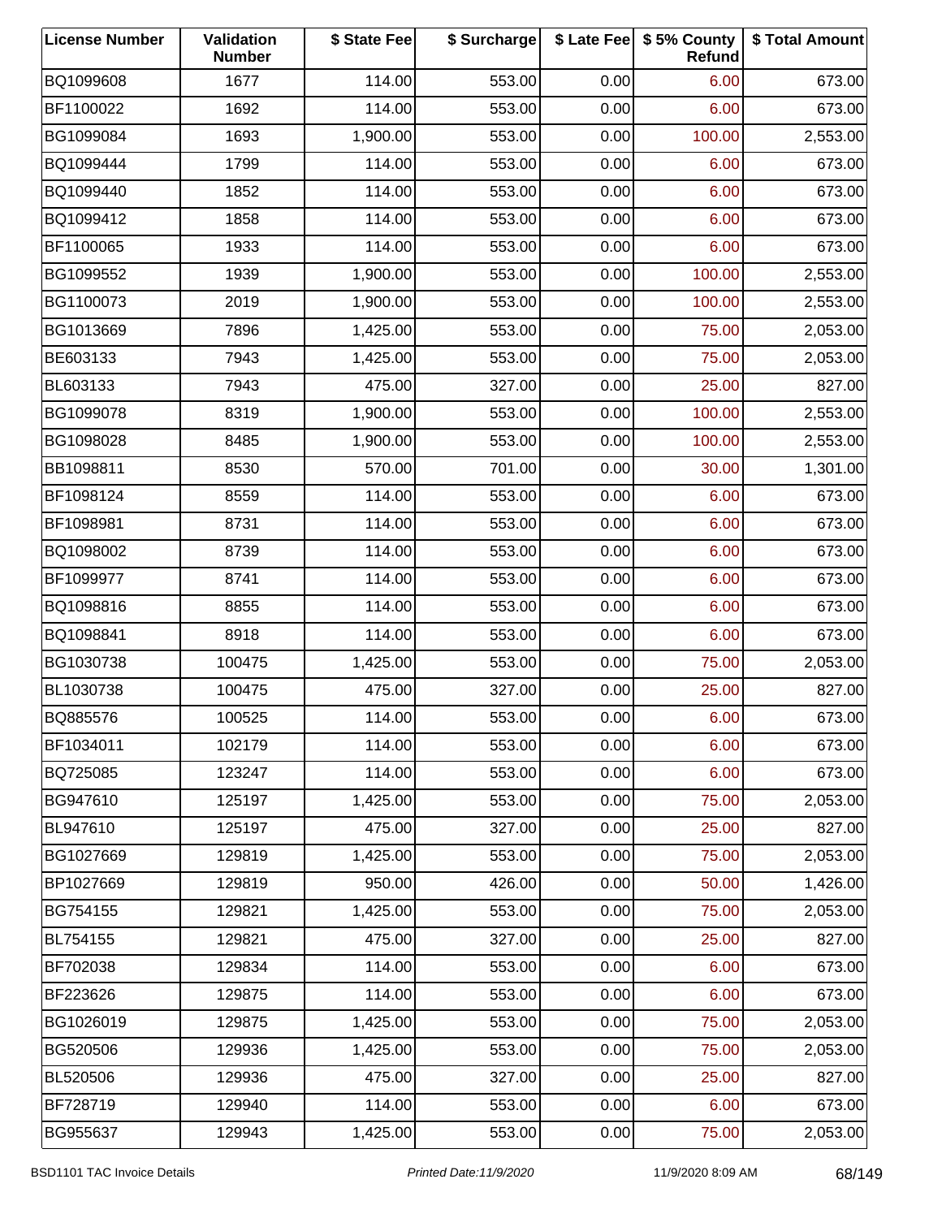| License Number | Validation Number | $ State Fee | $ Surcharge | $ Late Fee | $ 5% County Refund | $ Total Amount |
|---|---|---|---|---|---|---|
| BQ1099608 | 1677 | 114.00 | 553.00 | 0.00 | 6.00 | 673.00 |
| BF1100022 | 1692 | 114.00 | 553.00 | 0.00 | 6.00 | 673.00 |
| BG1099084 | 1693 | 1,900.00 | 553.00 | 0.00 | 100.00 | 2,553.00 |
| BQ1099444 | 1799 | 114.00 | 553.00 | 0.00 | 6.00 | 673.00 |
| BQ1099440 | 1852 | 114.00 | 553.00 | 0.00 | 6.00 | 673.00 |
| BQ1099412 | 1858 | 114.00 | 553.00 | 0.00 | 6.00 | 673.00 |
| BF1100065 | 1933 | 114.00 | 553.00 | 0.00 | 6.00 | 673.00 |
| BG1099552 | 1939 | 1,900.00 | 553.00 | 0.00 | 100.00 | 2,553.00 |
| BG1100073 | 2019 | 1,900.00 | 553.00 | 0.00 | 100.00 | 2,553.00 |
| BG1013669 | 7896 | 1,425.00 | 553.00 | 0.00 | 75.00 | 2,053.00 |
| BE603133 | 7943 | 1,425.00 | 553.00 | 0.00 | 75.00 | 2,053.00 |
| BL603133 | 7943 | 475.00 | 327.00 | 0.00 | 25.00 | 827.00 |
| BG1099078 | 8319 | 1,900.00 | 553.00 | 0.00 | 100.00 | 2,553.00 |
| BG1098028 | 8485 | 1,900.00 | 553.00 | 0.00 | 100.00 | 2,553.00 |
| BB1098811 | 8530 | 570.00 | 701.00 | 0.00 | 30.00 | 1,301.00 |
| BF1098124 | 8559 | 114.00 | 553.00 | 0.00 | 6.00 | 673.00 |
| BF1098981 | 8731 | 114.00 | 553.00 | 0.00 | 6.00 | 673.00 |
| BQ1098002 | 8739 | 114.00 | 553.00 | 0.00 | 6.00 | 673.00 |
| BF1099977 | 8741 | 114.00 | 553.00 | 0.00 | 6.00 | 673.00 |
| BQ1098816 | 8855 | 114.00 | 553.00 | 0.00 | 6.00 | 673.00 |
| BQ1098841 | 8918 | 114.00 | 553.00 | 0.00 | 6.00 | 673.00 |
| BG1030738 | 100475 | 1,425.00 | 553.00 | 0.00 | 75.00 | 2,053.00 |
| BL1030738 | 100475 | 475.00 | 327.00 | 0.00 | 25.00 | 827.00 |
| BQ885576 | 100525 | 114.00 | 553.00 | 0.00 | 6.00 | 673.00 |
| BF1034011 | 102179 | 114.00 | 553.00 | 0.00 | 6.00 | 673.00 |
| BQ725085 | 123247 | 114.00 | 553.00 | 0.00 | 6.00 | 673.00 |
| BG947610 | 125197 | 1,425.00 | 553.00 | 0.00 | 75.00 | 2,053.00 |
| BL947610 | 125197 | 475.00 | 327.00 | 0.00 | 25.00 | 827.00 |
| BG1027669 | 129819 | 1,425.00 | 553.00 | 0.00 | 75.00 | 2,053.00 |
| BP1027669 | 129819 | 950.00 | 426.00 | 0.00 | 50.00 | 1,426.00 |
| BG754155 | 129821 | 1,425.00 | 553.00 | 0.00 | 75.00 | 2,053.00 |
| BL754155 | 129821 | 475.00 | 327.00 | 0.00 | 25.00 | 827.00 |
| BF702038 | 129834 | 114.00 | 553.00 | 0.00 | 6.00 | 673.00 |
| BF223626 | 129875 | 114.00 | 553.00 | 0.00 | 6.00 | 673.00 |
| BG1026019 | 129875 | 1,425.00 | 553.00 | 0.00 | 75.00 | 2,053.00 |
| BG520506 | 129936 | 1,425.00 | 553.00 | 0.00 | 75.00 | 2,053.00 |
| BL520506 | 129936 | 475.00 | 327.00 | 0.00 | 25.00 | 827.00 |
| BF728719 | 129940 | 114.00 | 553.00 | 0.00 | 6.00 | 673.00 |
| BG955637 | 129943 | 1,425.00 | 553.00 | 0.00 | 75.00 | 2,053.00 |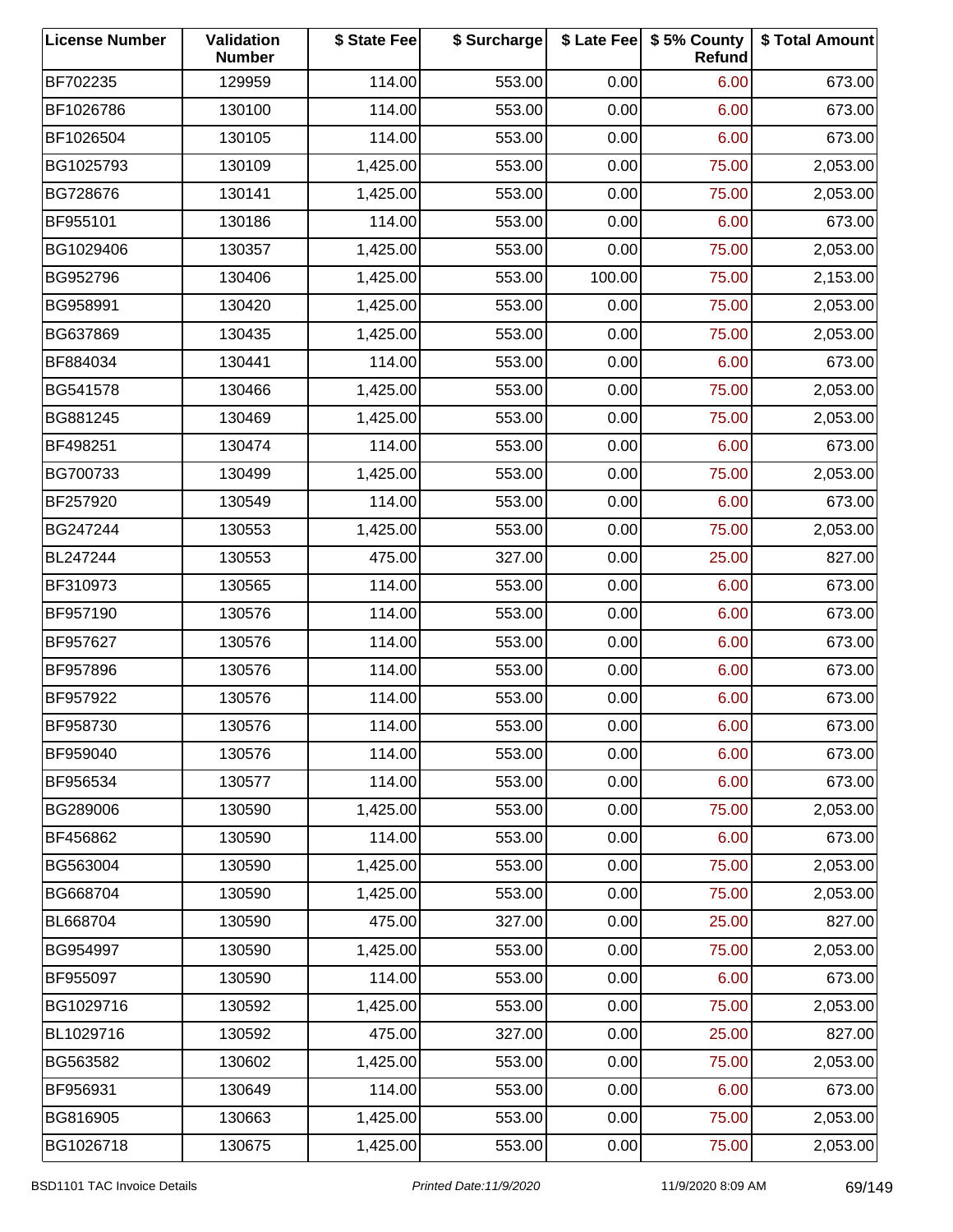| License Number | Validation Number | $ State Fee | $ Surcharge | $ Late Fee | $ 5% County Refund | $ Total Amount |
|---|---|---|---|---|---|---|
| BF702235 | 129959 | 114.00 | 553.00 | 0.00 | 6.00 | 673.00 |
| BF1026786 | 130100 | 114.00 | 553.00 | 0.00 | 6.00 | 673.00 |
| BF1026504 | 130105 | 114.00 | 553.00 | 0.00 | 6.00 | 673.00 |
| BG1025793 | 130109 | 1,425.00 | 553.00 | 0.00 | 75.00 | 2,053.00 |
| BG728676 | 130141 | 1,425.00 | 553.00 | 0.00 | 75.00 | 2,053.00 |
| BF955101 | 130186 | 114.00 | 553.00 | 0.00 | 6.00 | 673.00 |
| BG1029406 | 130357 | 1,425.00 | 553.00 | 0.00 | 75.00 | 2,053.00 |
| BG952796 | 130406 | 1,425.00 | 553.00 | 100.00 | 75.00 | 2,153.00 |
| BG958991 | 130420 | 1,425.00 | 553.00 | 0.00 | 75.00 | 2,053.00 |
| BG637869 | 130435 | 1,425.00 | 553.00 | 0.00 | 75.00 | 2,053.00 |
| BF884034 | 130441 | 114.00 | 553.00 | 0.00 | 6.00 | 673.00 |
| BG541578 | 130466 | 1,425.00 | 553.00 | 0.00 | 75.00 | 2,053.00 |
| BG881245 | 130469 | 1,425.00 | 553.00 | 0.00 | 75.00 | 2,053.00 |
| BF498251 | 130474 | 114.00 | 553.00 | 0.00 | 6.00 | 673.00 |
| BG700733 | 130499 | 1,425.00 | 553.00 | 0.00 | 75.00 | 2,053.00 |
| BF257920 | 130549 | 114.00 | 553.00 | 0.00 | 6.00 | 673.00 |
| BG247244 | 130553 | 1,425.00 | 553.00 | 0.00 | 75.00 | 2,053.00 |
| BL247244 | 130553 | 475.00 | 327.00 | 0.00 | 25.00 | 827.00 |
| BF310973 | 130565 | 114.00 | 553.00 | 0.00 | 6.00 | 673.00 |
| BF957190 | 130576 | 114.00 | 553.00 | 0.00 | 6.00 | 673.00 |
| BF957627 | 130576 | 114.00 | 553.00 | 0.00 | 6.00 | 673.00 |
| BF957896 | 130576 | 114.00 | 553.00 | 0.00 | 6.00 | 673.00 |
| BF957922 | 130576 | 114.00 | 553.00 | 0.00 | 6.00 | 673.00 |
| BF958730 | 130576 | 114.00 | 553.00 | 0.00 | 6.00 | 673.00 |
| BF959040 | 130576 | 114.00 | 553.00 | 0.00 | 6.00 | 673.00 |
| BF956534 | 130577 | 114.00 | 553.00 | 0.00 | 6.00 | 673.00 |
| BG289006 | 130590 | 1,425.00 | 553.00 | 0.00 | 75.00 | 2,053.00 |
| BF456862 | 130590 | 114.00 | 553.00 | 0.00 | 6.00 | 673.00 |
| BG563004 | 130590 | 1,425.00 | 553.00 | 0.00 | 75.00 | 2,053.00 |
| BG668704 | 130590 | 1,425.00 | 553.00 | 0.00 | 75.00 | 2,053.00 |
| BL668704 | 130590 | 475.00 | 327.00 | 0.00 | 25.00 | 827.00 |
| BG954997 | 130590 | 1,425.00 | 553.00 | 0.00 | 75.00 | 2,053.00 |
| BF955097 | 130590 | 114.00 | 553.00 | 0.00 | 6.00 | 673.00 |
| BG1029716 | 130592 | 1,425.00 | 553.00 | 0.00 | 75.00 | 2,053.00 |
| BL1029716 | 130592 | 475.00 | 327.00 | 0.00 | 25.00 | 827.00 |
| BG563582 | 130602 | 1,425.00 | 553.00 | 0.00 | 75.00 | 2,053.00 |
| BF956931 | 130649 | 114.00 | 553.00 | 0.00 | 6.00 | 673.00 |
| BG816905 | 130663 | 1,425.00 | 553.00 | 0.00 | 75.00 | 2,053.00 |
| BG1026718 | 130675 | 1,425.00 | 553.00 | 0.00 | 75.00 | 2,053.00 |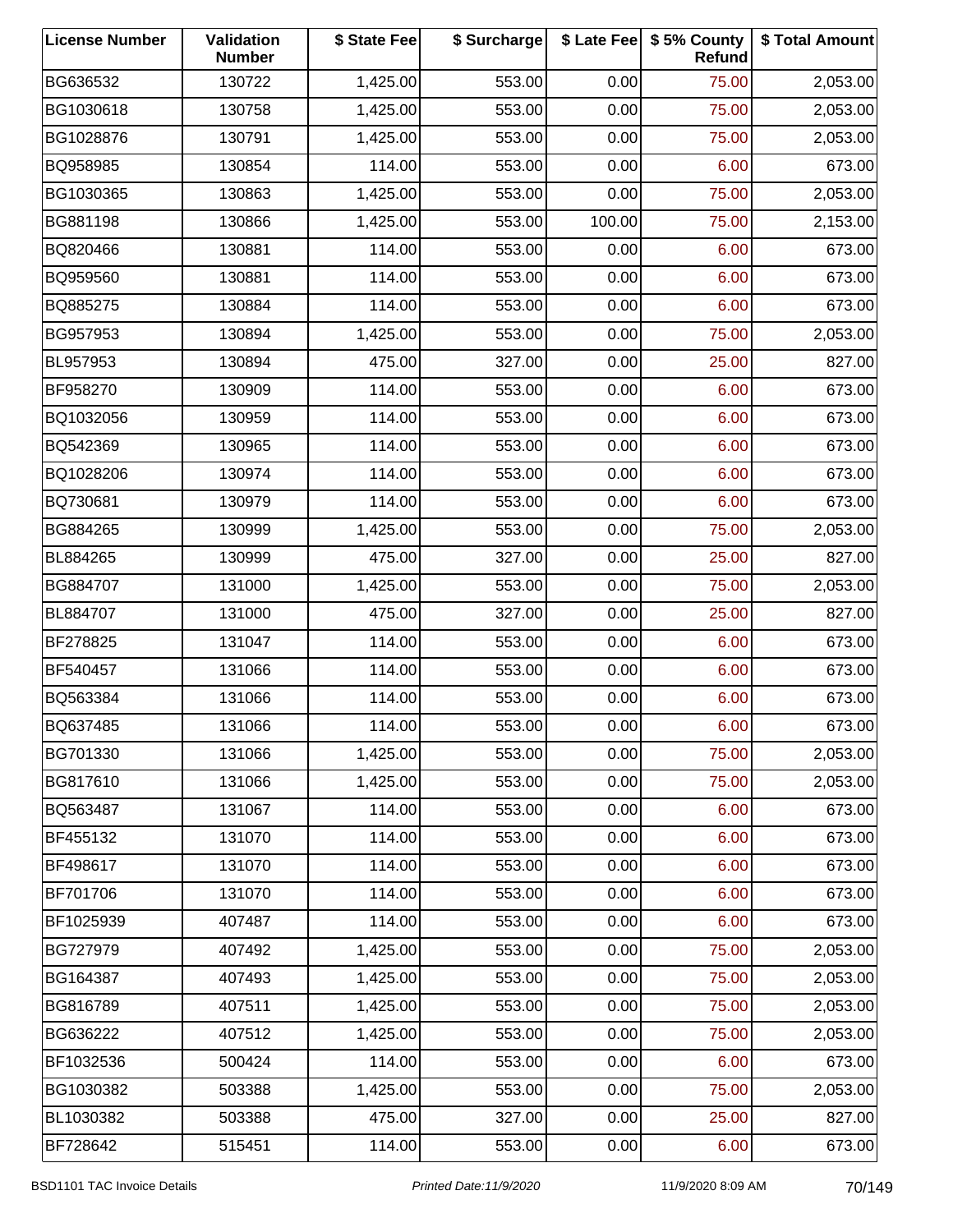| License Number | Validation Number | $ State Fee | $ Surcharge | $ Late Fee | $ 5% County Refund | $ Total Amount |
|---|---|---|---|---|---|---|
| BG636532 | 130722 | 1,425.00 | 553.00 | 0.00 | 75.00 | 2,053.00 |
| BG1030618 | 130758 | 1,425.00 | 553.00 | 0.00 | 75.00 | 2,053.00 |
| BG1028876 | 130791 | 1,425.00 | 553.00 | 0.00 | 75.00 | 2,053.00 |
| BQ958985 | 130854 | 114.00 | 553.00 | 0.00 | 6.00 | 673.00 |
| BG1030365 | 130863 | 1,425.00 | 553.00 | 0.00 | 75.00 | 2,053.00 |
| BG881198 | 130866 | 1,425.00 | 553.00 | 100.00 | 75.00 | 2,153.00 |
| BQ820466 | 130881 | 114.00 | 553.00 | 0.00 | 6.00 | 673.00 |
| BQ959560 | 130881 | 114.00 | 553.00 | 0.00 | 6.00 | 673.00 |
| BQ885275 | 130884 | 114.00 | 553.00 | 0.00 | 6.00 | 673.00 |
| BG957953 | 130894 | 1,425.00 | 553.00 | 0.00 | 75.00 | 2,053.00 |
| BL957953 | 130894 | 475.00 | 327.00 | 0.00 | 25.00 | 827.00 |
| BF958270 | 130909 | 114.00 | 553.00 | 0.00 | 6.00 | 673.00 |
| BQ1032056 | 130959 | 114.00 | 553.00 | 0.00 | 6.00 | 673.00 |
| BQ542369 | 130965 | 114.00 | 553.00 | 0.00 | 6.00 | 673.00 |
| BQ1028206 | 130974 | 114.00 | 553.00 | 0.00 | 6.00 | 673.00 |
| BQ730681 | 130979 | 114.00 | 553.00 | 0.00 | 6.00 | 673.00 |
| BG884265 | 130999 | 1,425.00 | 553.00 | 0.00 | 75.00 | 2,053.00 |
| BL884265 | 130999 | 475.00 | 327.00 | 0.00 | 25.00 | 827.00 |
| BG884707 | 131000 | 1,425.00 | 553.00 | 0.00 | 75.00 | 2,053.00 |
| BL884707 | 131000 | 475.00 | 327.00 | 0.00 | 25.00 | 827.00 |
| BF278825 | 131047 | 114.00 | 553.00 | 0.00 | 6.00 | 673.00 |
| BF540457 | 131066 | 114.00 | 553.00 | 0.00 | 6.00 | 673.00 |
| BQ563384 | 131066 | 114.00 | 553.00 | 0.00 | 6.00 | 673.00 |
| BQ637485 | 131066 | 114.00 | 553.00 | 0.00 | 6.00 | 673.00 |
| BG701330 | 131066 | 1,425.00 | 553.00 | 0.00 | 75.00 | 2,053.00 |
| BG817610 | 131066 | 1,425.00 | 553.00 | 0.00 | 75.00 | 2,053.00 |
| BQ563487 | 131067 | 114.00 | 553.00 | 0.00 | 6.00 | 673.00 |
| BF455132 | 131070 | 114.00 | 553.00 | 0.00 | 6.00 | 673.00 |
| BF498617 | 131070 | 114.00 | 553.00 | 0.00 | 6.00 | 673.00 |
| BF701706 | 131070 | 114.00 | 553.00 | 0.00 | 6.00 | 673.00 |
| BF1025939 | 407487 | 114.00 | 553.00 | 0.00 | 6.00 | 673.00 |
| BG727979 | 407492 | 1,425.00 | 553.00 | 0.00 | 75.00 | 2,053.00 |
| BG164387 | 407493 | 1,425.00 | 553.00 | 0.00 | 75.00 | 2,053.00 |
| BG816789 | 407511 | 1,425.00 | 553.00 | 0.00 | 75.00 | 2,053.00 |
| BG636222 | 407512 | 1,425.00 | 553.00 | 0.00 | 75.00 | 2,053.00 |
| BF1032536 | 500424 | 114.00 | 553.00 | 0.00 | 6.00 | 673.00 |
| BG1030382 | 503388 | 1,425.00 | 553.00 | 0.00 | 75.00 | 2,053.00 |
| BL1030382 | 503388 | 475.00 | 327.00 | 0.00 | 25.00 | 827.00 |
| BF728642 | 515451 | 114.00 | 553.00 | 0.00 | 6.00 | 673.00 |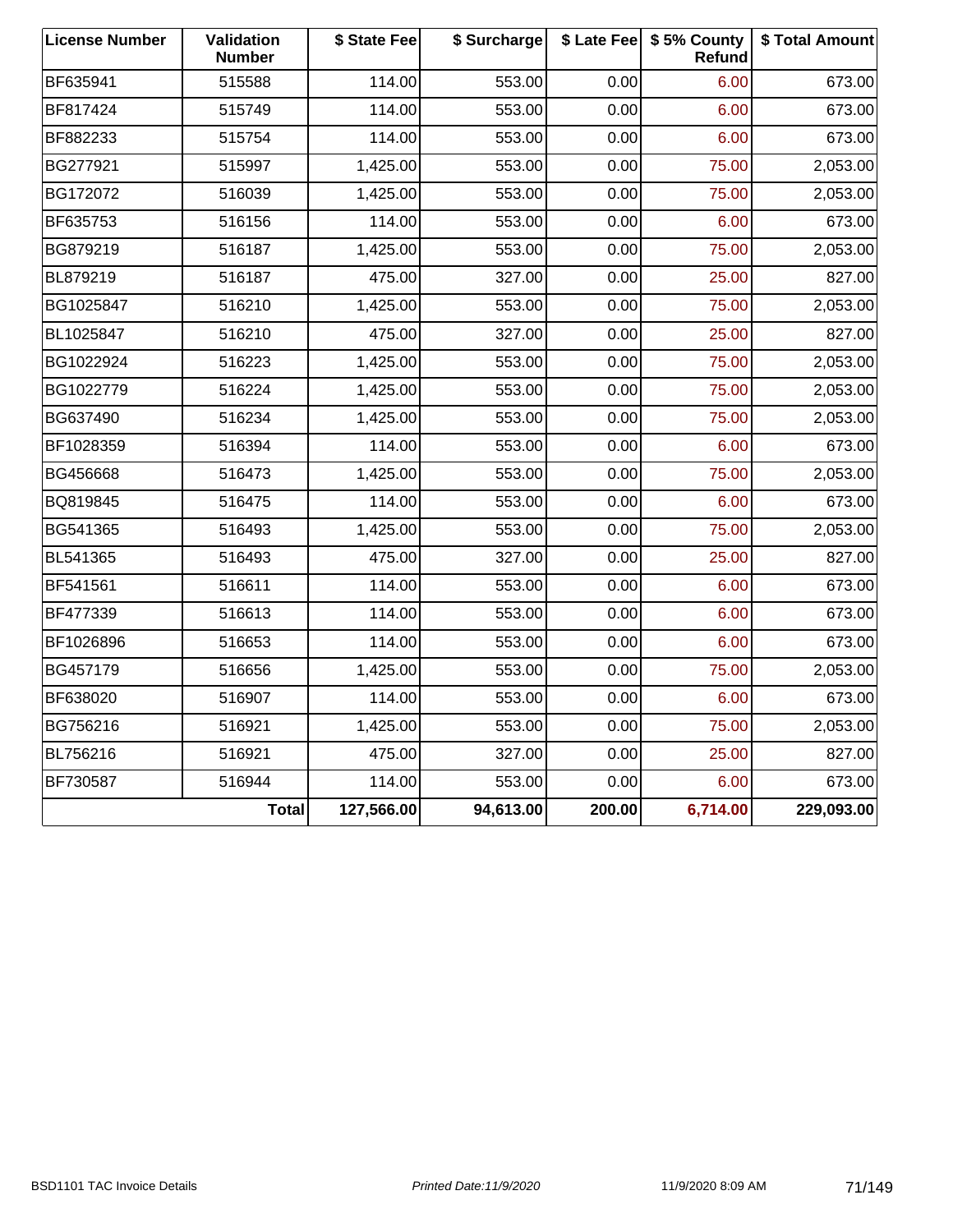| License Number | Validation Number | $ State Fee | $ Surcharge | $ Late Fee | $ 5% County Refund | $ Total Amount |
|---|---|---|---|---|---|---|
| BF635941 | 515588 | 114.00 | 553.00 | 0.00 | 6.00 | 673.00 |
| BF817424 | 515749 | 114.00 | 553.00 | 0.00 | 6.00 | 673.00 |
| BF882233 | 515754 | 114.00 | 553.00 | 0.00 | 6.00 | 673.00 |
| BG277921 | 515997 | 1,425.00 | 553.00 | 0.00 | 75.00 | 2,053.00 |
| BG172072 | 516039 | 1,425.00 | 553.00 | 0.00 | 75.00 | 2,053.00 |
| BF635753 | 516156 | 114.00 | 553.00 | 0.00 | 6.00 | 673.00 |
| BG879219 | 516187 | 1,425.00 | 553.00 | 0.00 | 75.00 | 2,053.00 |
| BL879219 | 516187 | 475.00 | 327.00 | 0.00 | 25.00 | 827.00 |
| BG1025847 | 516210 | 1,425.00 | 553.00 | 0.00 | 75.00 | 2,053.00 |
| BL1025847 | 516210 | 475.00 | 327.00 | 0.00 | 25.00 | 827.00 |
| BG1022924 | 516223 | 1,425.00 | 553.00 | 0.00 | 75.00 | 2,053.00 |
| BG1022779 | 516224 | 1,425.00 | 553.00 | 0.00 | 75.00 | 2,053.00 |
| BG637490 | 516234 | 1,425.00 | 553.00 | 0.00 | 75.00 | 2,053.00 |
| BF1028359 | 516394 | 114.00 | 553.00 | 0.00 | 6.00 | 673.00 |
| BG456668 | 516473 | 1,425.00 | 553.00 | 0.00 | 75.00 | 2,053.00 |
| BQ819845 | 516475 | 114.00 | 553.00 | 0.00 | 6.00 | 673.00 |
| BG541365 | 516493 | 1,425.00 | 553.00 | 0.00 | 75.00 | 2,053.00 |
| BL541365 | 516493 | 475.00 | 327.00 | 0.00 | 25.00 | 827.00 |
| BF541561 | 516611 | 114.00 | 553.00 | 0.00 | 6.00 | 673.00 |
| BF477339 | 516613 | 114.00 | 553.00 | 0.00 | 6.00 | 673.00 |
| BF1026896 | 516653 | 114.00 | 553.00 | 0.00 | 6.00 | 673.00 |
| BG457179 | 516656 | 1,425.00 | 553.00 | 0.00 | 75.00 | 2,053.00 |
| BF638020 | 516907 | 114.00 | 553.00 | 0.00 | 6.00 | 673.00 |
| BG756216 | 516921 | 1,425.00 | 553.00 | 0.00 | 75.00 | 2,053.00 |
| BL756216 | 516921 | 475.00 | 327.00 | 0.00 | 25.00 | 827.00 |
| BF730587 | 516944 | 114.00 | 553.00 | 0.00 | 6.00 | 673.00 |
| | **Total** | **127,566.00** | **94,613.00** | **200.00** | **6,714.00** | **229,093.00** |

BSD1101 TAC Invoice Details | *Printed Date:11/9/2020* | 11/9/2020 8:09 AM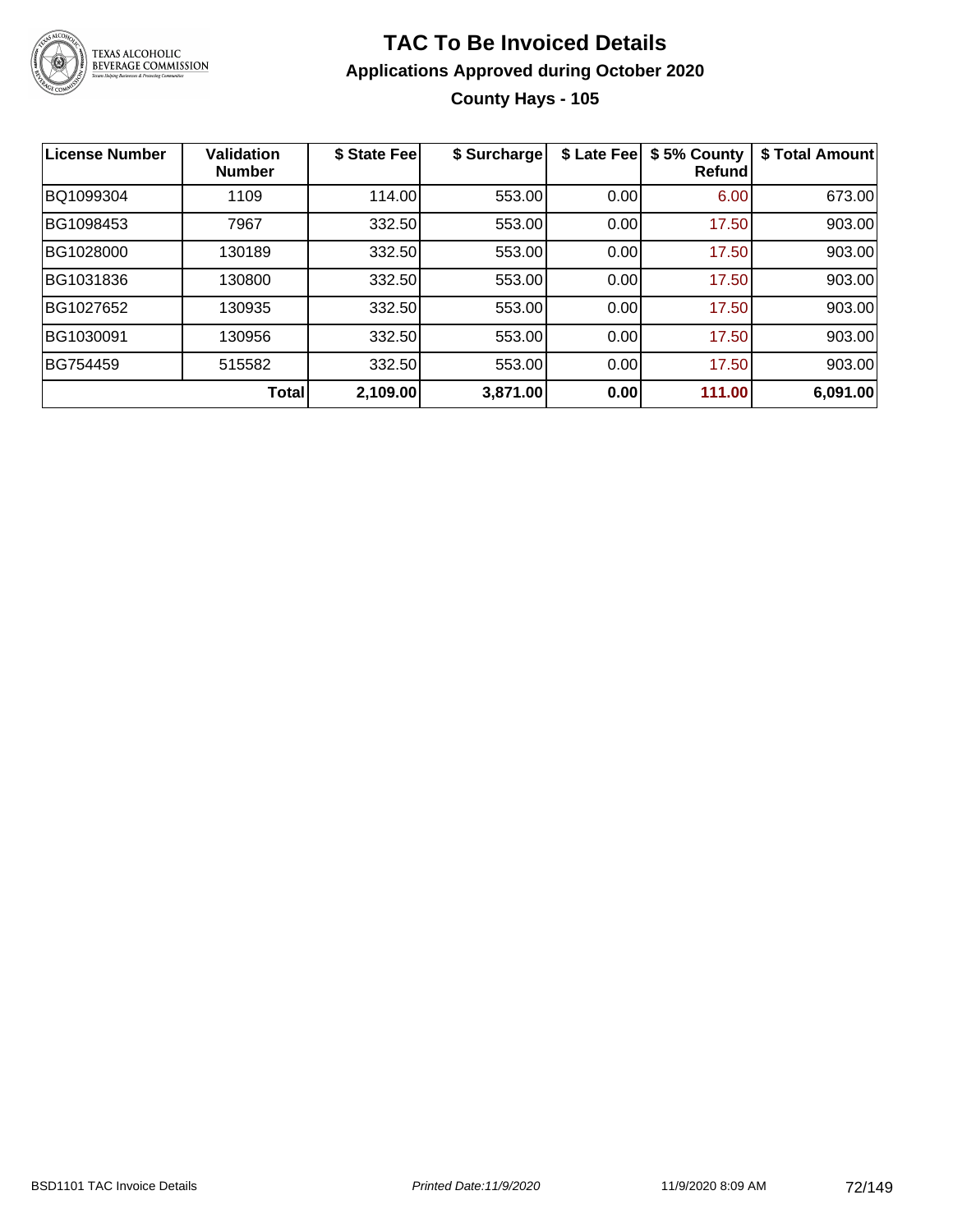# TAC To Be Invoiced Details

## Applications Approved during October 2020

### County Hays - 105

| License Number | Validation Number | $ State Fee | $ Surcharge | $ Late Fee | $ 5% County Refund | $ Total Amount |
|---|---|---|---|---|---|---|
| BQ1099304 | 1109 | 114.00 | 553.00 | 0.00 | 6.00 | 673.00 |
| BG1098453 | 7967 | 332.50 | 553.00 | 0.00 | 17.50 | 903.00 |
| BG1028000 | 130189 | 332.50 | 553.00 | 0.00 | 17.50 | 903.00 |
| BG1031836 | 130800 | 332.50 | 553.00 | 0.00 | 17.50 | 903.00 |
| BG1027652 | 130935 | 332.50 | 553.00 | 0.00 | 17.50 | 903.00 |
| BG1030091 | 130956 | 332.50 | 553.00 | 0.00 | 17.50 | 903.00 |
| BG754459 | 515582 | 332.50 | 553.00 | 0.00 | 17.50 | 903.00 |
| | **Total** | **2,109.00** | **3,871.00** | **0.00** | **111.00** | **6,091.00** |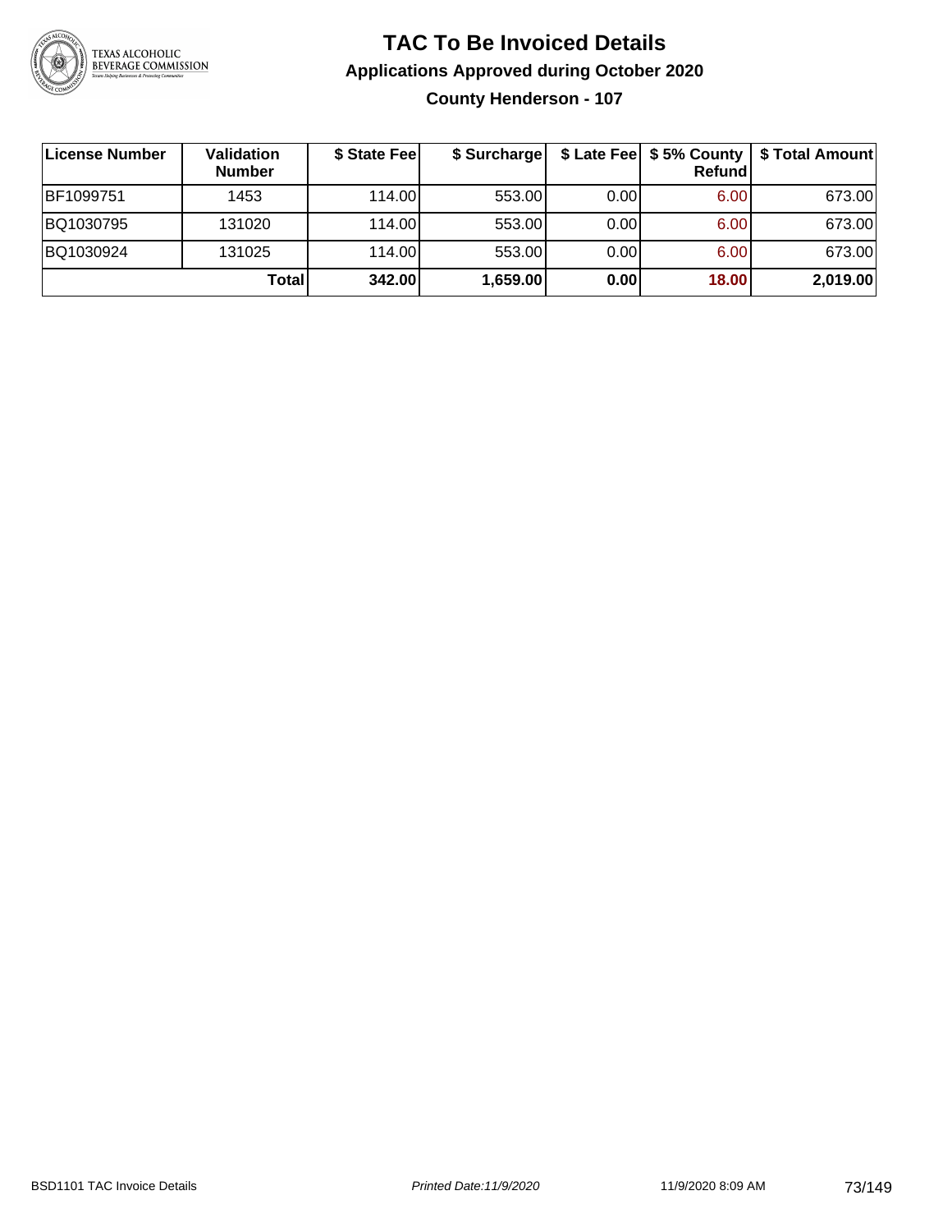# TAC To Be Invoiced Details

## Applications Approved during October 2020

### County Henderson - 107

| License Number | Validation Number | $ State Fee | $ Surcharge | $ Late Fee | $ 5% County Refund | $ Total Amount |
|---|---|---|---|---|---|---|
| BF1099751 | 1453 | 114.00 | 553.00 | 0.00 | 6.00 | 673.00 |
| BQ1030795 | 131020 | 114.00 | 553.00 | 0.00 | 6.00 | 673.00 |
| BQ1030924 | 131025 | 114.00 | 553.00 | 0.00 | 6.00 | 673.00 |
| | **Total** | **342.00** | **1,659.00** | **0.00** | **18.00** | **2,019.00** |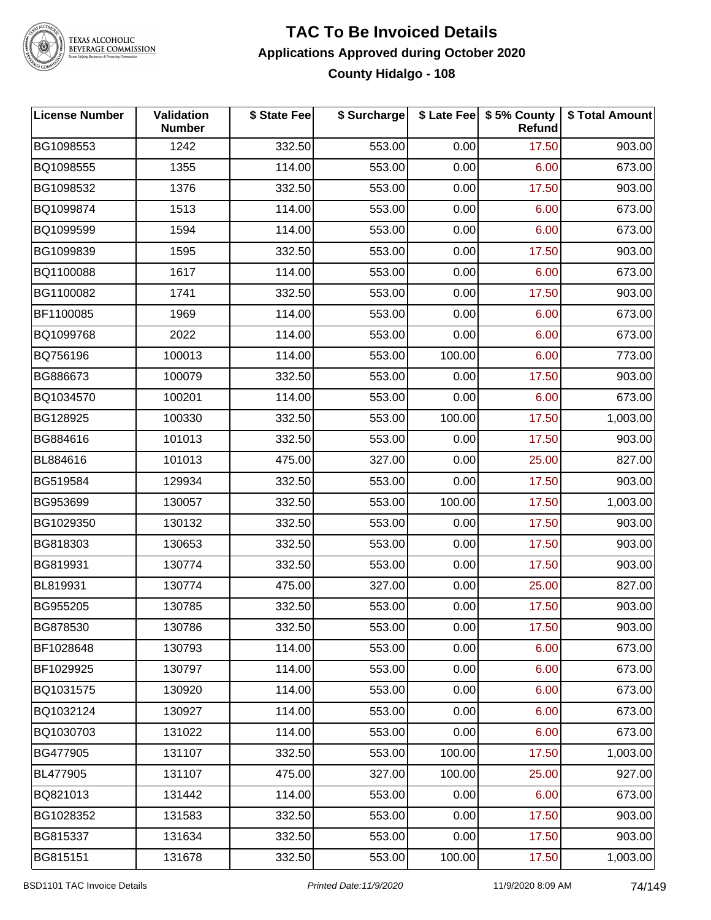# TAC To Be Invoiced Details

## Applications Approved during October 2020

### County Hidalgo - 108

| License Number | Validation Number | $ State Fee | $ Surcharge | $ Late Fee | $ 5% County Refund | $ Total Amount |
|---|---|---|---|---|---|---|
| BG1098553 | 1242 | 332.50 | 553.00 | 0.00 | 17.50 | 903.00 |
| BQ1098555 | 1355 | 114.00 | 553.00 | 0.00 | 6.00 | 673.00 |
| BG1098532 | 1376 | 332.50 | 553.00 | 0.00 | 17.50 | 903.00 |
| BQ1099874 | 1513 | 114.00 | 553.00 | 0.00 | 6.00 | 673.00 |
| BQ1099599 | 1594 | 114.00 | 553.00 | 0.00 | 6.00 | 673.00 |
| BG1099839 | 1595 | 332.50 | 553.00 | 0.00 | 17.50 | 903.00 |
| BQ1100088 | 1617 | 114.00 | 553.00 | 0.00 | 6.00 | 673.00 |
| BG1100082 | 1741 | 332.50 | 553.00 | 0.00 | 17.50 | 903.00 |
| BF1100085 | 1969 | 114.00 | 553.00 | 0.00 | 6.00 | 673.00 |
| BQ1099768 | 2022 | 114.00 | 553.00 | 0.00 | 6.00 | 673.00 |
| BQ756196 | 100013 | 114.00 | 553.00 | 100.00 | 6.00 | 773.00 |
| BG886673 | 100079 | 332.50 | 553.00 | 0.00 | 17.50 | 903.00 |
| BQ1034570 | 100201 | 114.00 | 553.00 | 0.00 | 6.00 | 673.00 |
| BG128925 | 100330 | 332.50 | 553.00 | 100.00 | 17.50 | 1,003.00 |
| BG884616 | 101013 | 332.50 | 553.00 | 0.00 | 17.50 | 903.00 |
| BL884616 | 101013 | 475.00 | 327.00 | 0.00 | 25.00 | 827.00 |
| BG519584 | 129934 | 332.50 | 553.00 | 0.00 | 17.50 | 903.00 |
| BG953699 | 130057 | 332.50 | 553.00 | 100.00 | 17.50 | 1,003.00 |
| BG1029350 | 130132 | 332.50 | 553.00 | 0.00 | 17.50 | 903.00 |
| BG818303 | 130653 | 332.50 | 553.00 | 0.00 | 17.50 | 903.00 |
| BG819931 | 130774 | 332.50 | 553.00 | 0.00 | 17.50 | 903.00 |
| BL819931 | 130774 | 475.00 | 327.00 | 0.00 | 25.00 | 827.00 |
| BG955205 | 130785 | 332.50 | 553.00 | 0.00 | 17.50 | 903.00 |
| BG878530 | 130786 | 332.50 | 553.00 | 0.00 | 17.50 | 903.00 |
| BF1028648 | 130793 | 114.00 | 553.00 | 0.00 | 6.00 | 673.00 |
| BF1029925 | 130797 | 114.00 | 553.00 | 0.00 | 6.00 | 673.00 |
| BQ1031575 | 130920 | 114.00 | 553.00 | 0.00 | 6.00 | 673.00 |
| BQ1032124 | 130927 | 114.00 | 553.00 | 0.00 | 6.00 | 673.00 |
| BQ1030703 | 131022 | 114.00 | 553.00 | 0.00 | 6.00 | 673.00 |
| BG477905 | 131107 | 332.50 | 553.00 | 100.00 | 17.50 | 1,003.00 |
| BL477905 | 131107 | 475.00 | 327.00 | 100.00 | 25.00 | 927.00 |
| BQ821013 | 131442 | 114.00 | 553.00 | 0.00 | 6.00 | 673.00 |
| BG1028352 | 131583 | 332.50 | 553.00 | 0.00 | 17.50 | 903.00 |
| BG815337 | 131634 | 332.50 | 553.00 | 0.00 | 17.50 | 903.00 |
| BG815151 | 131678 | 332.50 | 553.00 | 100.00 | 17.50 | 1,003.00 |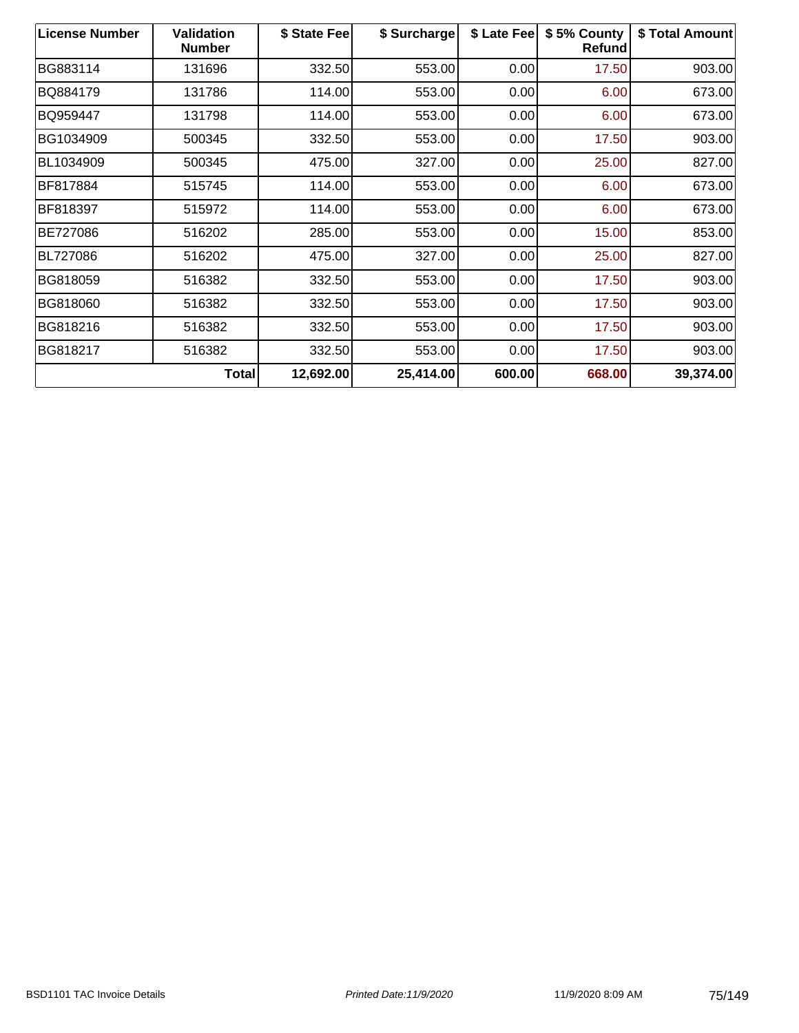| License Number | Validation Number | $ State Fee | $ Surcharge | $ Late Fee | $ 5% County Refund | $ Total Amount |
|---|---|---|---|---|---|---|
| BG883114 | 131696 | 332.50 | 553.00 | 0.00 | 17.50 | 903.00 |
| BQ884179 | 131786 | 114.00 | 553.00 | 0.00 | 6.00 | 673.00 |
| BQ959447 | 131798 | 114.00 | 553.00 | 0.00 | 6.00 | 673.00 |
| BG1034909 | 500345 | 332.50 | 553.00 | 0.00 | 17.50 | 903.00 |
| BL1034909 | 500345 | 475.00 | 327.00 | 0.00 | 25.00 | 827.00 |
| BF817884 | 515745 | 114.00 | 553.00 | 0.00 | 6.00 | 673.00 |
| BF818397 | 515972 | 114.00 | 553.00 | 0.00 | 6.00 | 673.00 |
| BE727086 | 516202 | 285.00 | 553.00 | 0.00 | 15.00 | 853.00 |
| BL727086 | 516202 | 475.00 | 327.00 | 0.00 | 25.00 | 827.00 |
| BG818059 | 516382 | 332.50 | 553.00 | 0.00 | 17.50 | 903.00 |
| BG818060 | 516382 | 332.50 | 553.00 | 0.00 | 17.50 | 903.00 |
| BG818216 | 516382 | 332.50 | 553.00 | 0.00 | 17.50 | 903.00 |
| BG818217 | 516382 | 332.50 | 553.00 | 0.00 | 17.50 | 903.00 |
| | **Total** | **12,692.00** | **25,414.00** | **600.00** | **668.00** | **39,374.00** |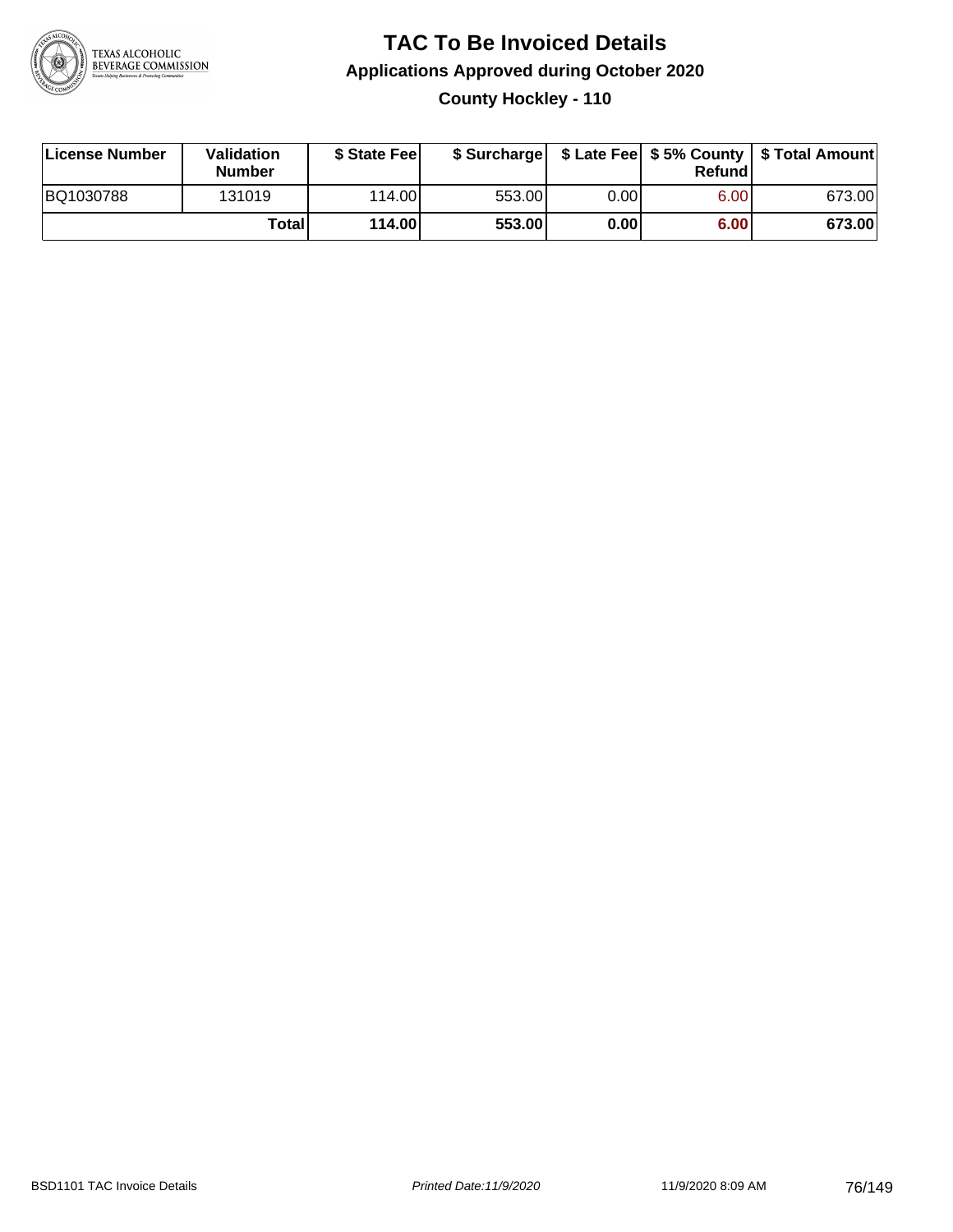# TAC To Be Invoiced Details

## Applications Approved during October 2020

### County Hockley - 110

| License Number | Validation Number | $ State Fee | $ Surcharge | $ Late Fee | $ 5% County Refund | $ Total Amount |
|---|---|---|---|---|---|---|
| BQ1030788 | 131019 | 114.00 | 553.00 | 0.00 | 6.00 | 673.00 |
| | **Total** | **114.00** | **553.00** | **0.00** | **6.00** | **673.00** |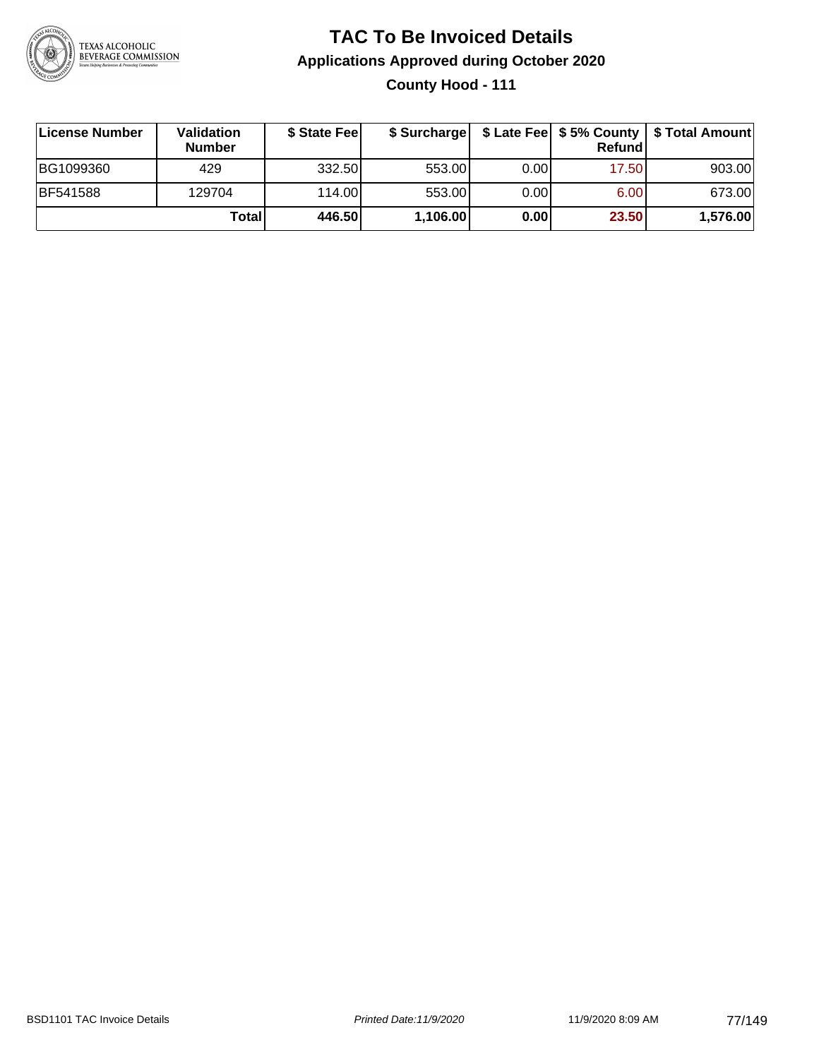# TAC To Be Invoiced Details

## Applications Approved during October 2020

### County Hood - 111

| License Number | Validation Number | $ State Fee | $ Surcharge | $ Late Fee | $ 5% County Refund | $ Total Amount |
|---|---|---|---|---|---|---|
| BG1099360 | 429 | 332.50 | 553.00 | 0.00 | 17.50 | 903.00 |
| BF541588 | 129704 | 114.00 | 553.00 | 0.00 | 6.00 | 673.00 |
| | **Total** | **446.50** | **1,106.00** | **0.00** | **23.50** | **1,576.00** |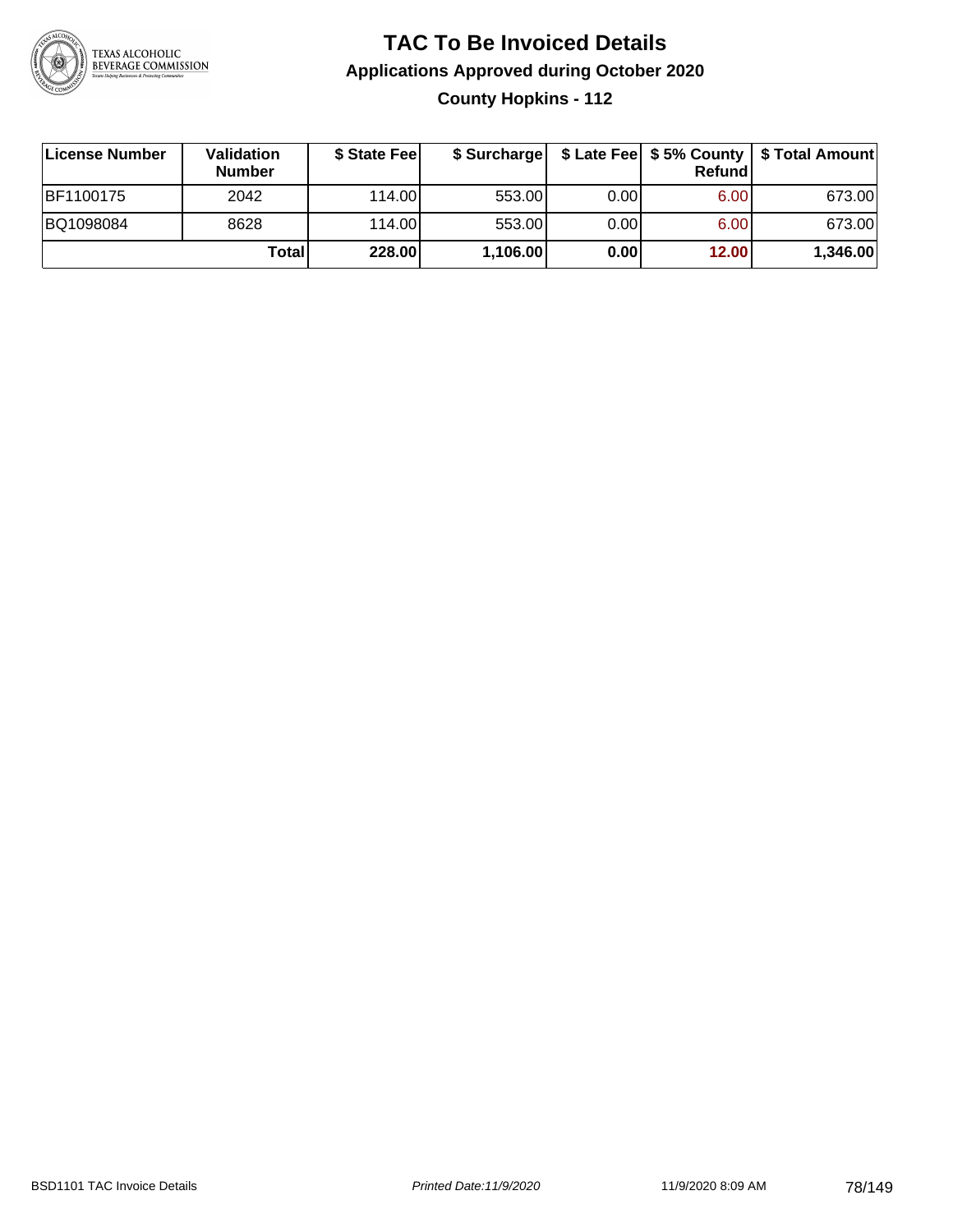# TAC To Be Invoiced Details

## Applications Approved during October 2020

### County Hopkins - 112

| License Number | Validation Number | $ State Fee | $ Surcharge | $ Late Fee | $ 5% County Refund | $ Total Amount |
|---|---|---|---|---|---|---|
| BF1100175 | 2042 | 114.00 | 553.00 | 0.00 | 6.00 | 673.00 |
| BQ1098084 | 8628 | 114.00 | 553.00 | 0.00 | 6.00 | 673.00 |
| | **Total** | **228.00** | **1,106.00** | **0.00** | **12.00** | **1,346.00** |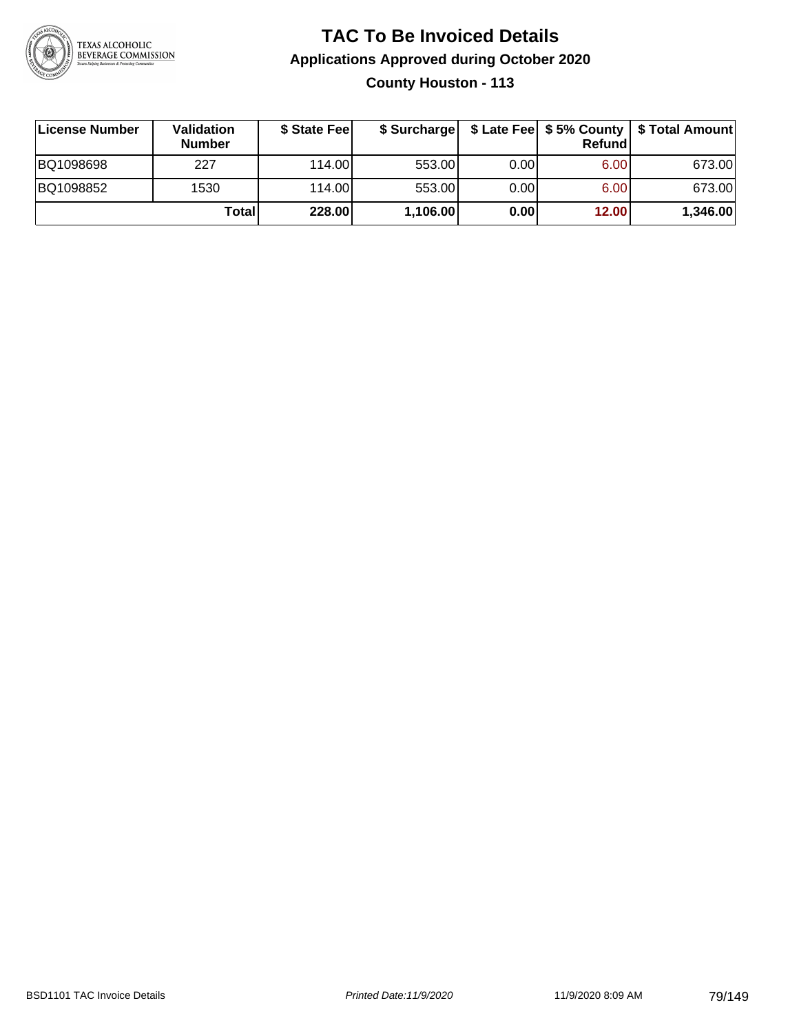# TAC To Be Invoiced Details

## Applications Approved during October 2020

### County Houston - 113

| License Number | Validation Number | $ State Fee | $ Surcharge | $ Late Fee | $ 5% County Refund | $ Total Amount |
|---|---|---|---|---|---|---|
| BQ1098698 | 227 | 114.00 | 553.00 | 0.00 | 6.00 | 673.00 |
| BQ1098852 | 1530 | 114.00 | 553.00 | 0.00 | 6.00 | 673.00 |
| | **Total** | **228.00** | **1,106.00** | **0.00** | **12.00** | **1,346.00** |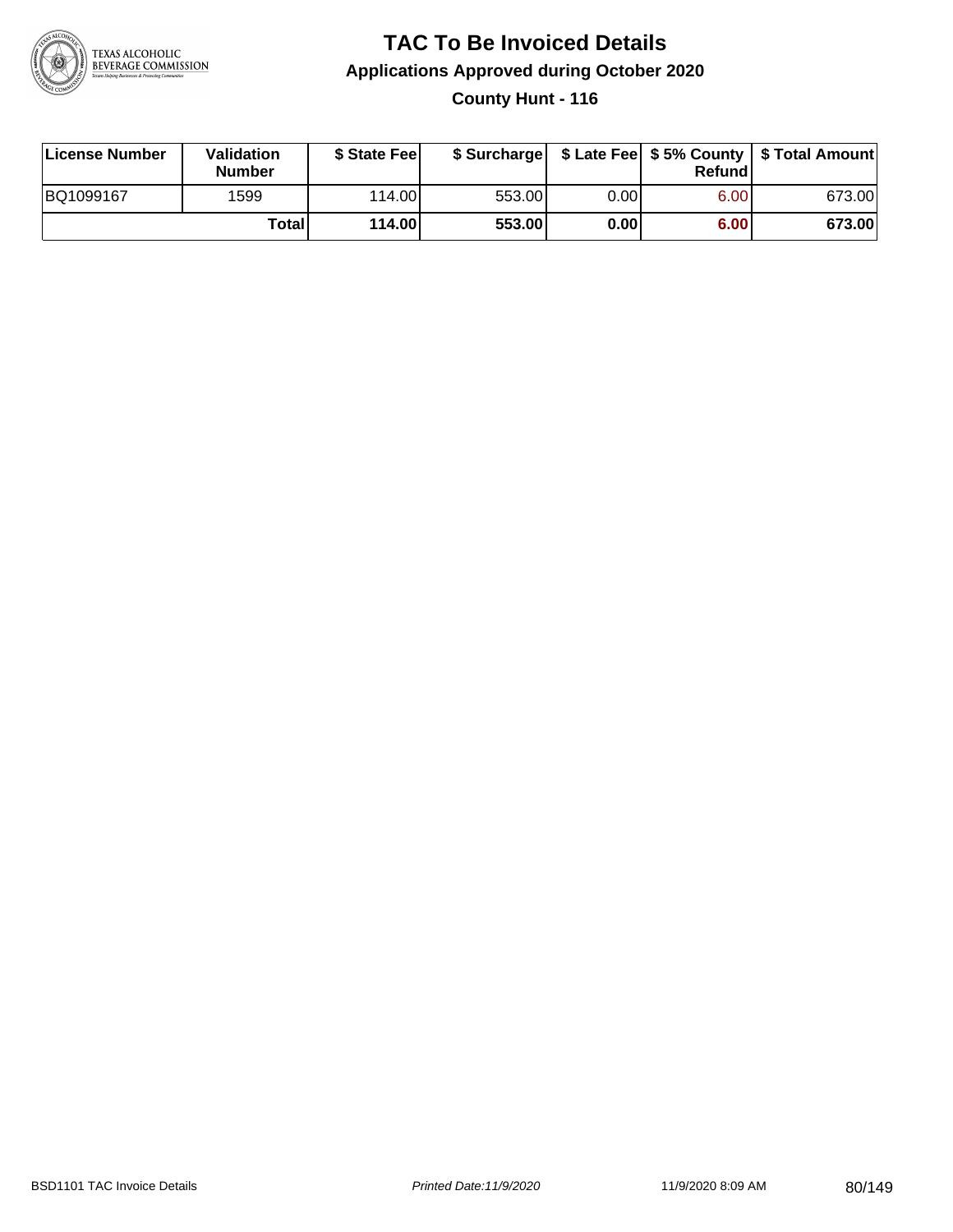# TAC To Be Invoiced Details

## Applications Approved during October 2020

### County Hunt - 116

| License Number | Validation Number | $ State Fee | $ Surcharge | $ Late Fee | $ 5% County Refund | $ Total Amount |
|---|---|---|---|---|---|---|
| BQ1099167 | 1599 | 114.00 | 553.00 | 0.00 | 6.00 | 673.00 |
| | **Total** | **114.00** | **553.00** | **0.00** | **6.00** | **673.00** |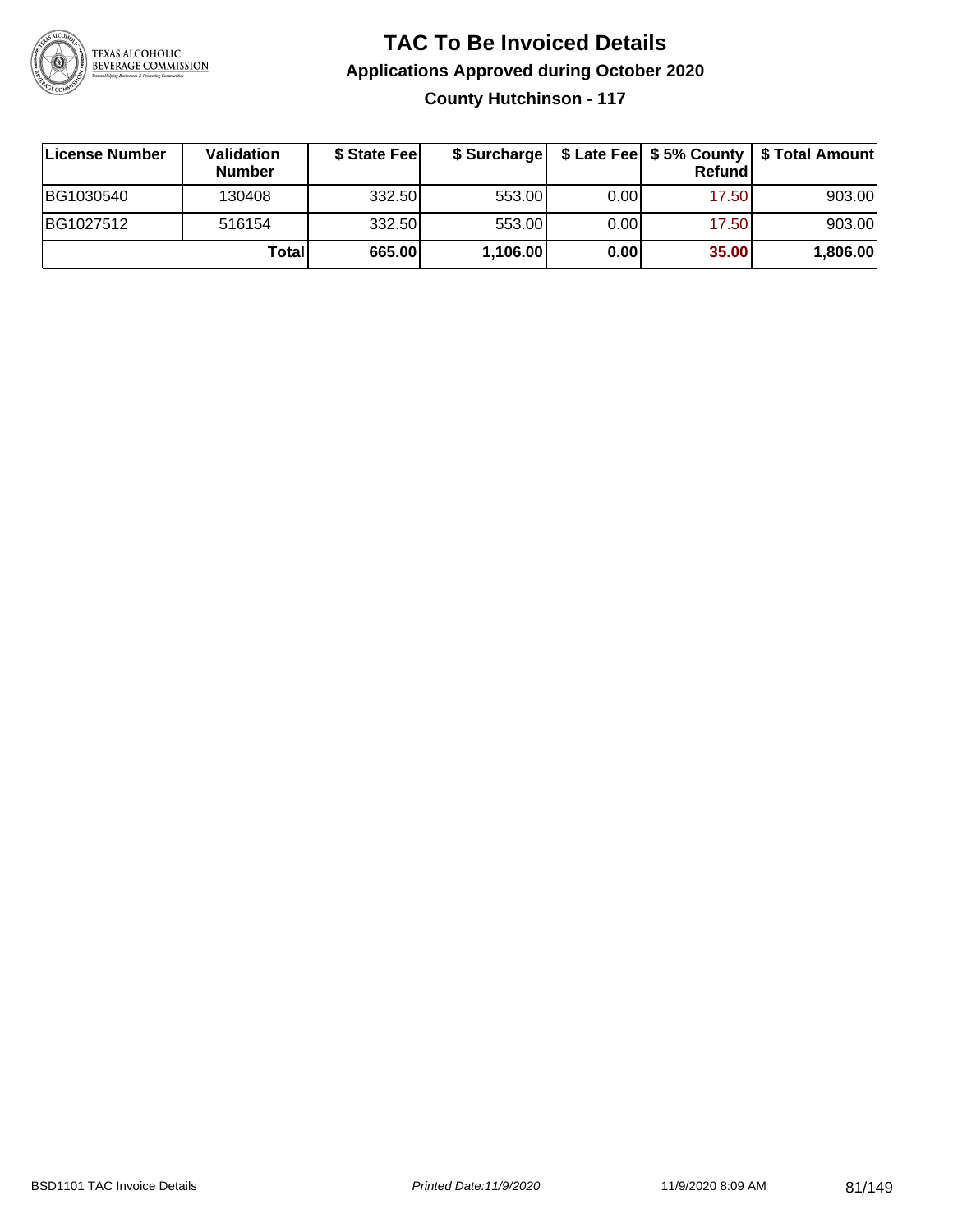# TAC To Be Invoiced Details

## Applications Approved during October 2020

### County Hutchinson - 117

| License Number | Validation Number | $ State Fee | $ Surcharge | $ Late Fee | $ 5% County Refund | $ Total Amount |
| --- | --- | --- | --- | --- | --- | --- |
| BG1030540 | 130408 | 332.50 | 553.00 | 0.00 | 17.50 | 903.00 |
| BG1027512 | 516154 | 332.50 | 553.00 | 0.00 | 17.50 | 903.00 |
| | **Total** | **665.00** | **1,106.00** | **0.00** | **35.00** | **1,806.00** |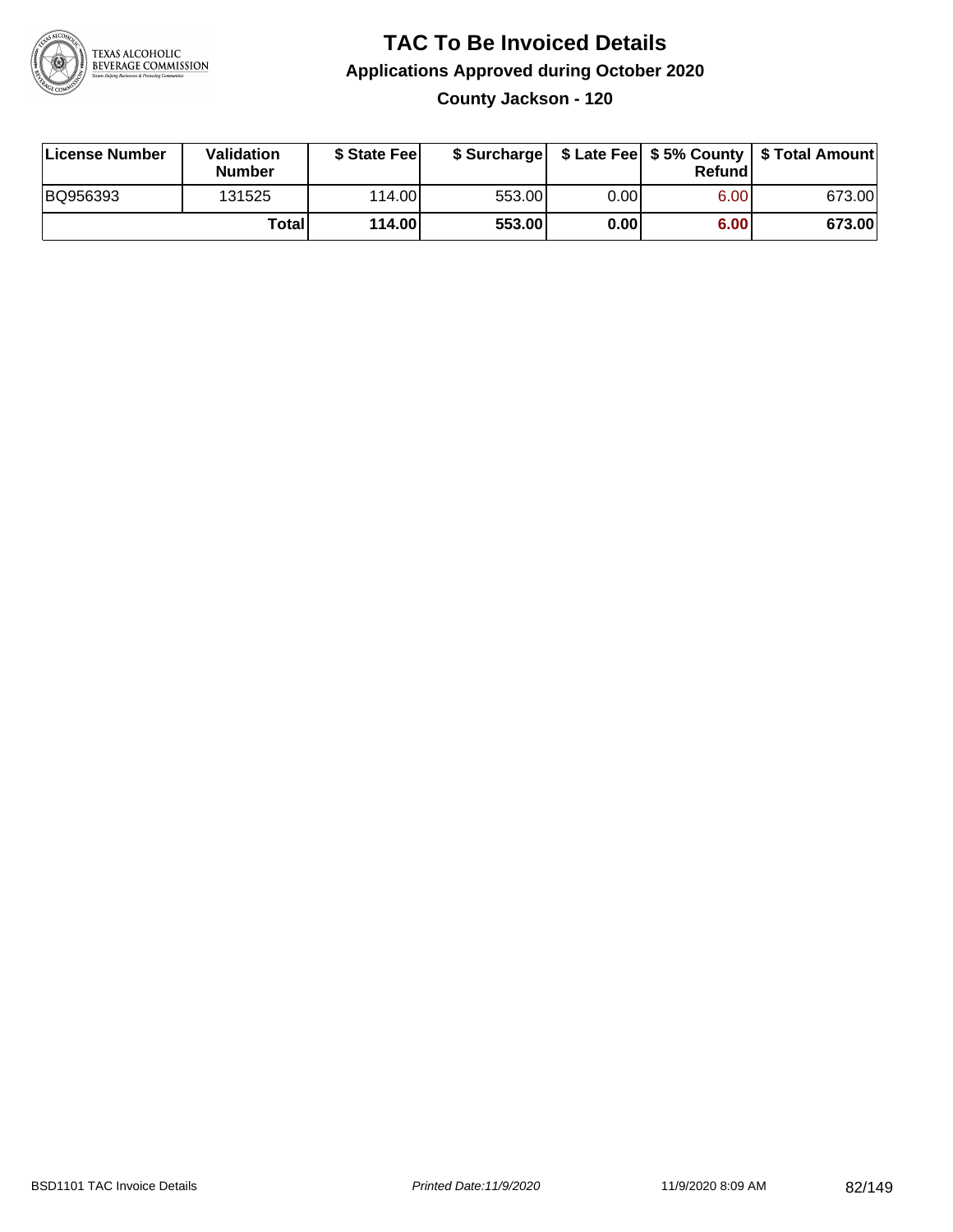# TAC To Be Invoiced Details

## Applications Approved during October 2020

### County Jackson - 120

| License Number | Validation Number | $ State Fee | $ Surcharge | $ Late Fee | $ 5% County Refund | $ Total Amount |
|---|---|---|---|---|---|---|
| BQ956393 | 131525 | 114.00 | 553.00 | 0.00 | 6.00 | 673.00 |
| | **Total** | **114.00** | **553.00** | **0.00** | **6.00** | **673.00** |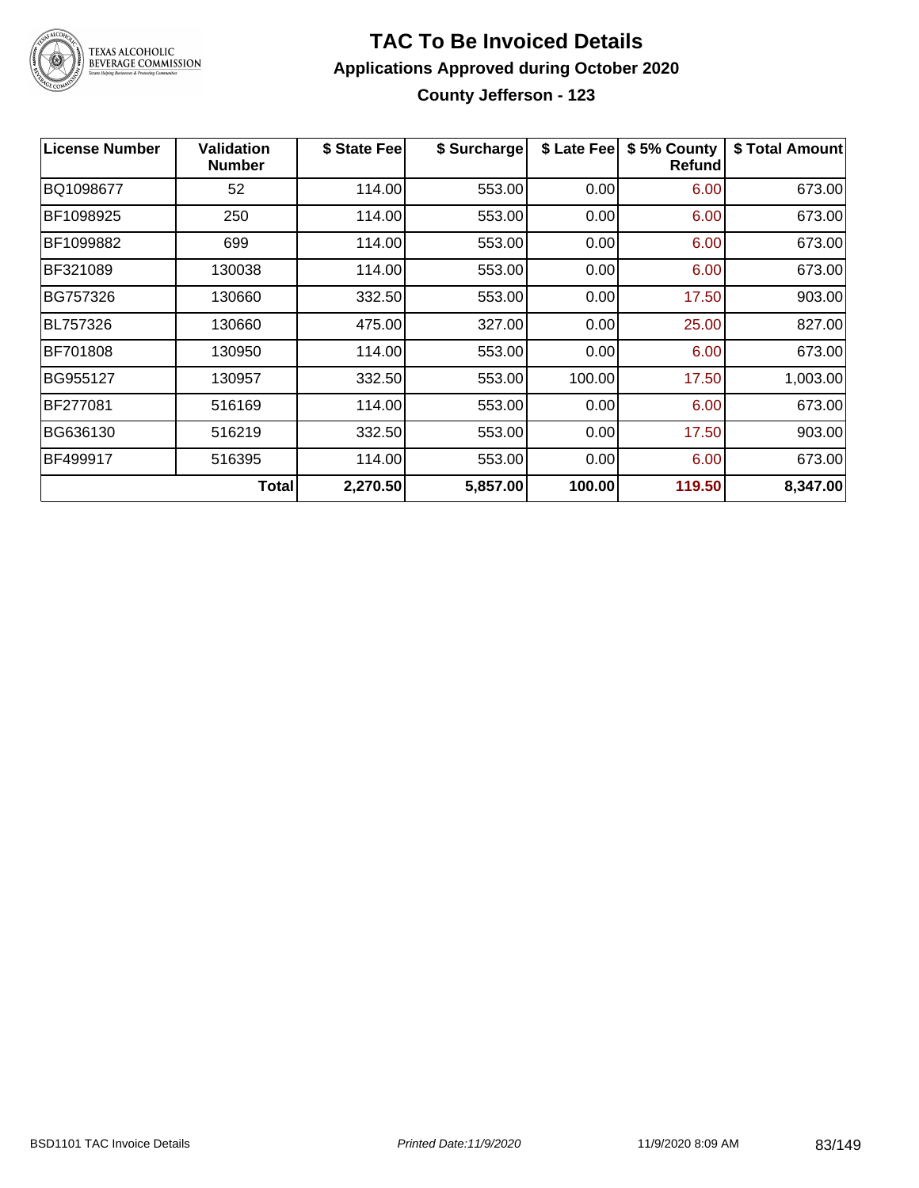# TAC To Be Invoiced Details

## Applications Approved during October 2020

### County Jefferson - 123

| License Number | Validation Number | $ State Fee | $ Surcharge | $ Late Fee | $ 5% County Refund | $ Total Amount |
|---|---|---|---|---|---|---|
| BQ1098677 | 52 | 114.00 | 553.00 | 0.00 | 6.00 | 673.00 |
| BF1098925 | 250 | 114.00 | 553.00 | 0.00 | 6.00 | 673.00 |
| BF1099882 | 699 | 114.00 | 553.00 | 0.00 | 6.00 | 673.00 |
| BF321089 | 130038 | 114.00 | 553.00 | 0.00 | 6.00 | 673.00 |
| BG757326 | 130660 | 332.50 | 553.00 | 0.00 | 17.50 | 903.00 |
| BL757326 | 130660 | 475.00 | 327.00 | 0.00 | 25.00 | 827.00 |
| BF701808 | 130950 | 114.00 | 553.00 | 0.00 | 6.00 | 673.00 |
| BG955127 | 130957 | 332.50 | 553.00 | 100.00 | 17.50 | 1,003.00 |
| BF277081 | 516169 | 114.00 | 553.00 | 0.00 | 6.00 | 673.00 |
| BG636130 | 516219 | 332.50 | 553.00 | 0.00 | 17.50 | 903.00 |
| BF499917 | 516395 | 114.00 | 553.00 | 0.00 | 6.00 | 673.00 |
| | **Total** | **2,270.50** | **5,857.00** | **100.00** | **119.50** | **8,347.00** |

BSD1101 TAC Invoice Details | *Printed Date:11/9/2020* | 11/9/2020 8:09 AM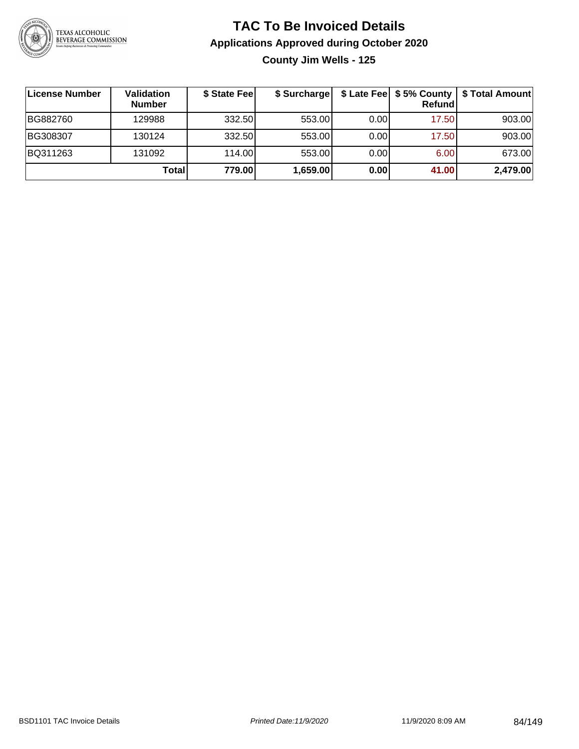# TAC To Be Invoiced Details

## Applications Approved during October 2020

### County Jim Wells - 125

| License Number | Validation Number | $ State Fee | $ Surcharge | $ Late Fee | $ 5% County Refund | $ Total Amount |
|---|---|---|---|---|---|---|
| BG882760 | 129988 | 332.50 | 553.00 | 0.00 | 17.50 | 903.00 |
| BG308307 | 130124 | 332.50 | 553.00 | 0.00 | 17.50 | 903.00 |
| BQ311263 | 131092 | 114.00 | 553.00 | 0.00 | 6.00 | 673.00 |
| | **Total** | **779.00** | **1,659.00** | **0.00** | **41.00** | **2,479.00** |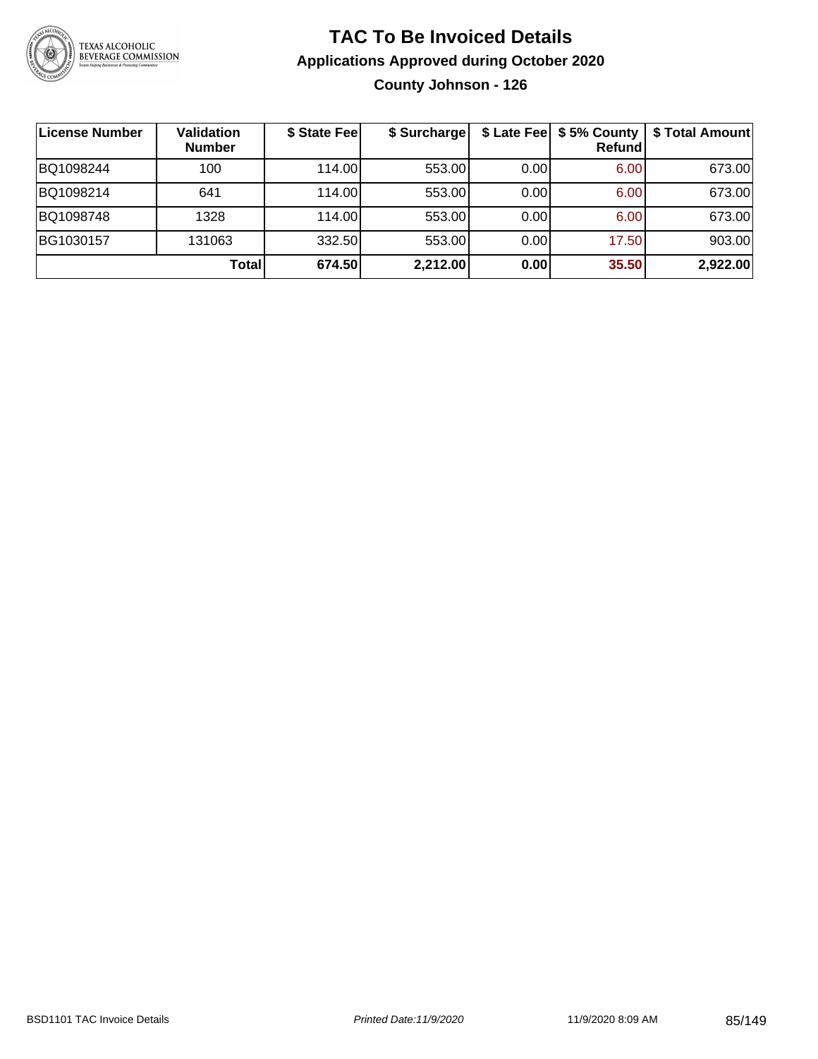# TAC To Be Invoiced Details

## Applications Approved during October 2020

### County Johnson - 126

| License Number | Validation Number | $ State Fee | $ Surcharge | $ Late Fee | $ 5% County Refund | $ Total Amount |
|---|---|---|---|---|---|---|
| BQ1098244 | 100 | 114.00 | 553.00 | 0.00 | 6.00 | 673.00 |
| BQ1098214 | 641 | 114.00 | 553.00 | 0.00 | 6.00 | 673.00 |
| BQ1098748 | 1328 | 114.00 | 553.00 | 0.00 | 6.00 | 673.00 |
| BG1030157 | 131063 | 332.50 | 553.00 | 0.00 | 17.50 | 903.00 |
| | **Total** | **674.50** | **2,212.00** | **0.00** | **35.50** | **2,922.00** |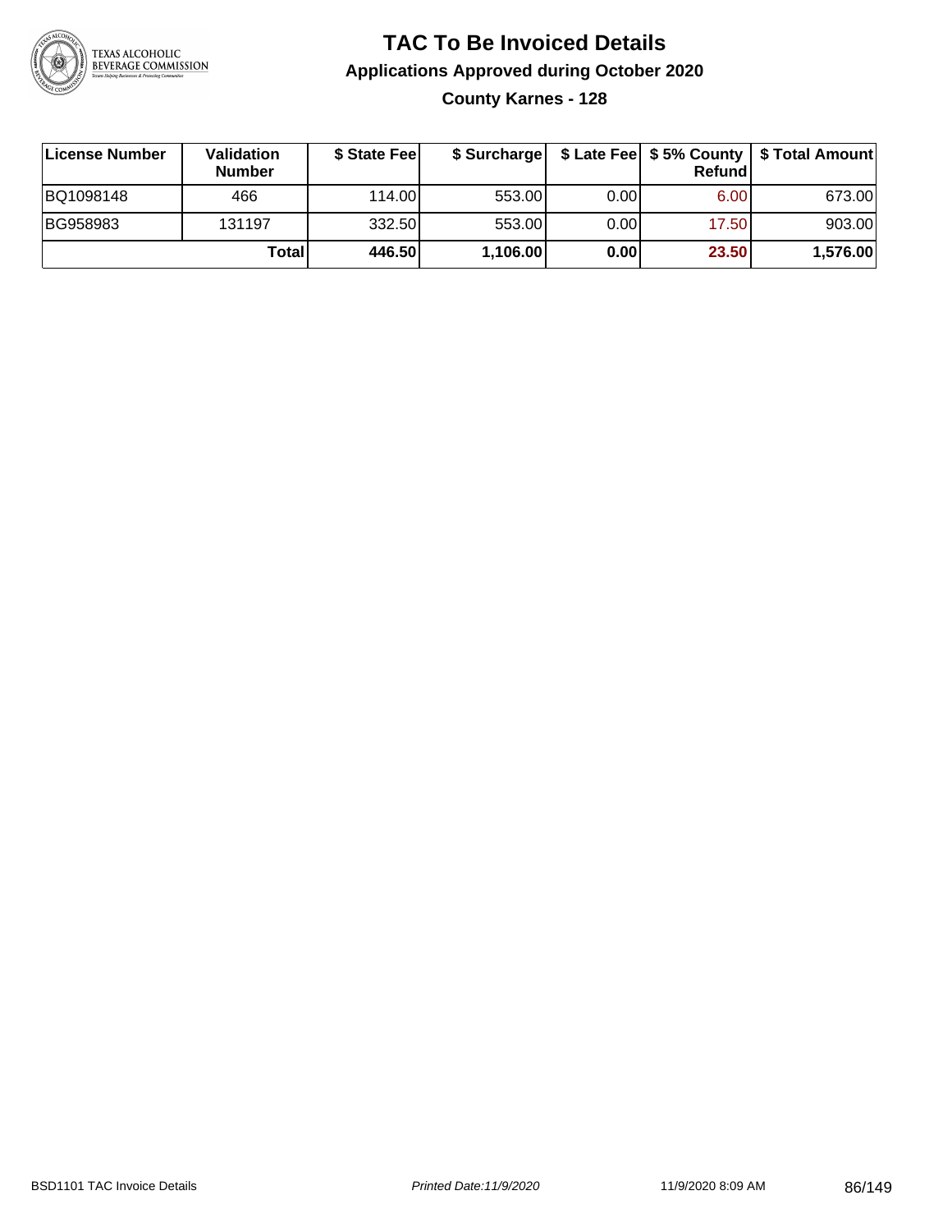# TAC To Be Invoiced Details

## Applications Approved during October 2020

### County Karnes - 128

| License Number | Validation Number | $ State Fee | $ Surcharge | $ Late Fee | $ 5% County Refund | $ Total Amount |
|---|---|---|---|---|---|---|
| BQ1098148 | 466 | 114.00 | 553.00 | 0.00 | 6.00 | 673.00 |
| BG958983 | 131197 | 332.50 | 553.00 | 0.00 | 17.50 | 903.00 |
| | **Total** | **446.50** | **1,106.00** | **0.00** | **23.50** | **1,576.00** |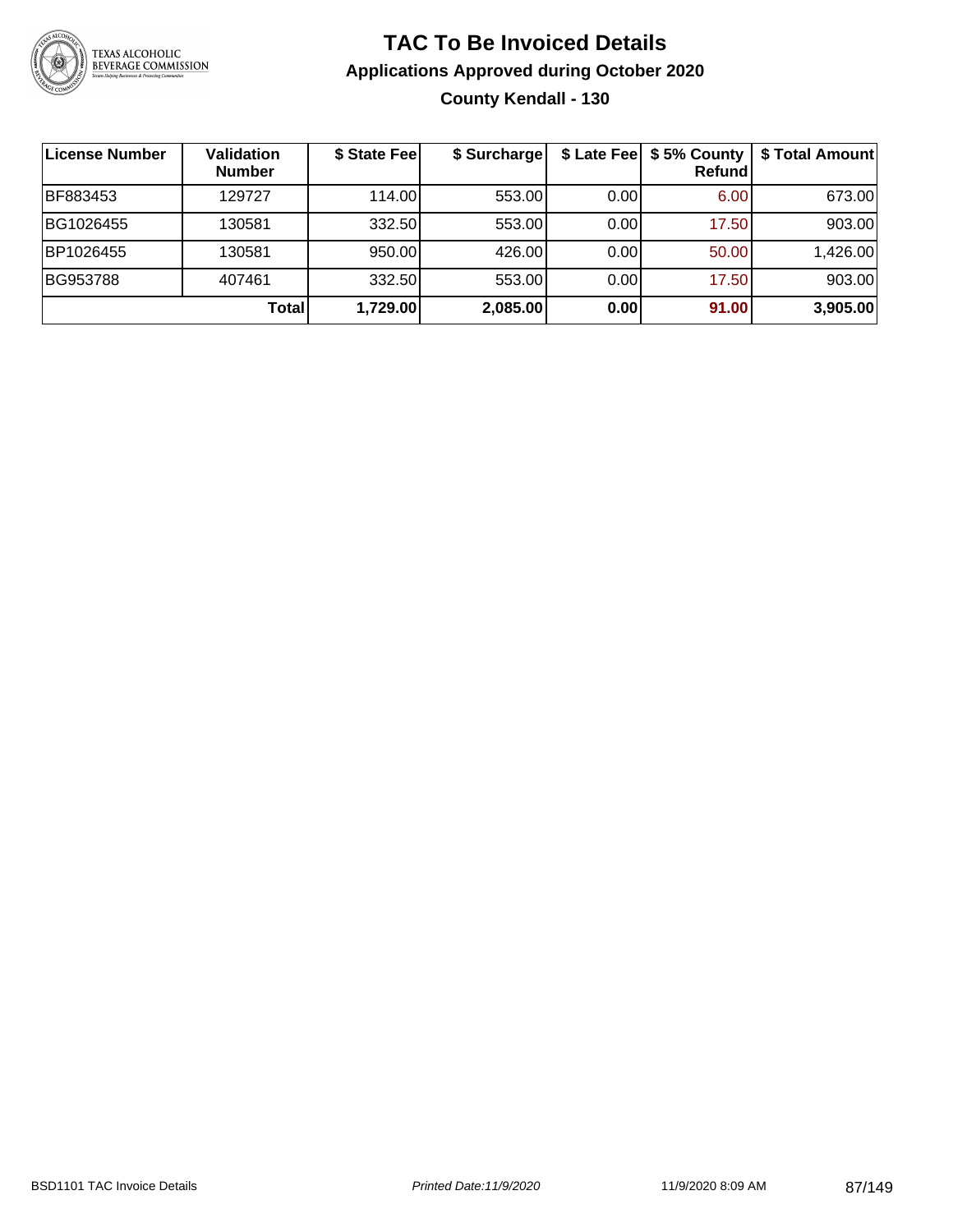# TAC To Be Invoiced Details

## Applications Approved during October 2020

### County Kendall - 130

| License Number | Validation Number | $ State Fee | $ Surcharge | $ Late Fee | $ 5% County Refund | $ Total Amount |
|---|---|---|---|---|---|---|
| BF883453 | 129727 | 114.00 | 553.00 | 0.00 | 6.00 | 673.00 |
| BG1026455 | 130581 | 332.50 | 553.00 | 0.00 | 17.50 | 903.00 |
| BP1026455 | 130581 | 950.00 | 426.00 | 0.00 | 50.00 | 1,426.00 |
| BG953788 | 407461 | 332.50 | 553.00 | 0.00 | 17.50 | 903.00 |
| | **Total** | **1,729.00** | **2,085.00** | **0.00** | **91.00** | **3,905.00** |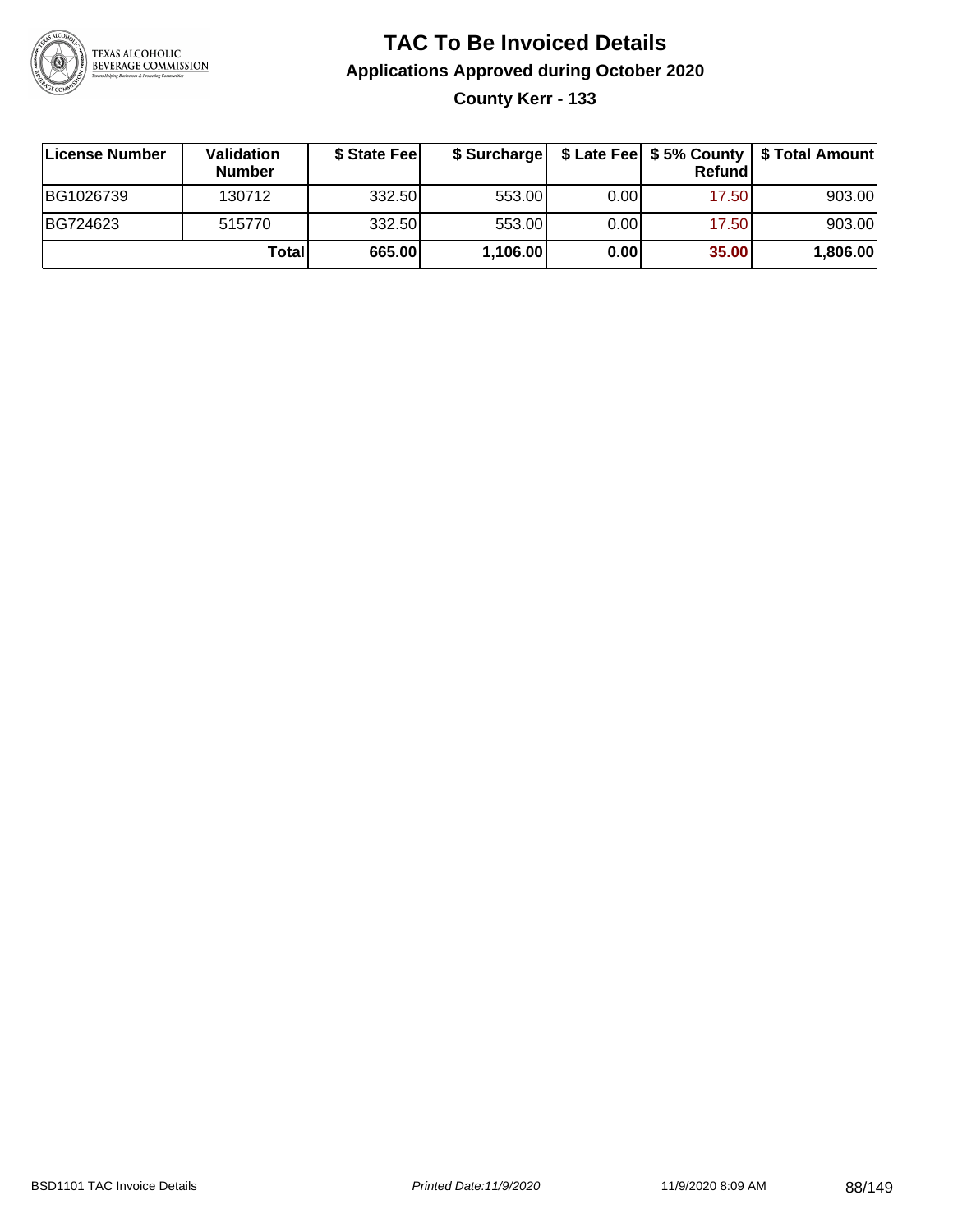# TAC To Be Invoiced Details

## Applications Approved during October 2020

### County Kerr - 133

| License Number | Validation Number | $ State Fee | $ Surcharge | $ Late Fee | $ 5% County Refund | $ Total Amount |
|---|---|---|---|---|---|---|
| BG1026739 | 130712 | 332.50 | 553.00 | 0.00 | 17.50 | 903.00 |
| BG724623 | 515770 | 332.50 | 553.00 | 0.00 | 17.50 | 903.00 |
| | **Total** | **665.00** | **1,106.00** | **0.00** | **35.00** | **1,806.00** |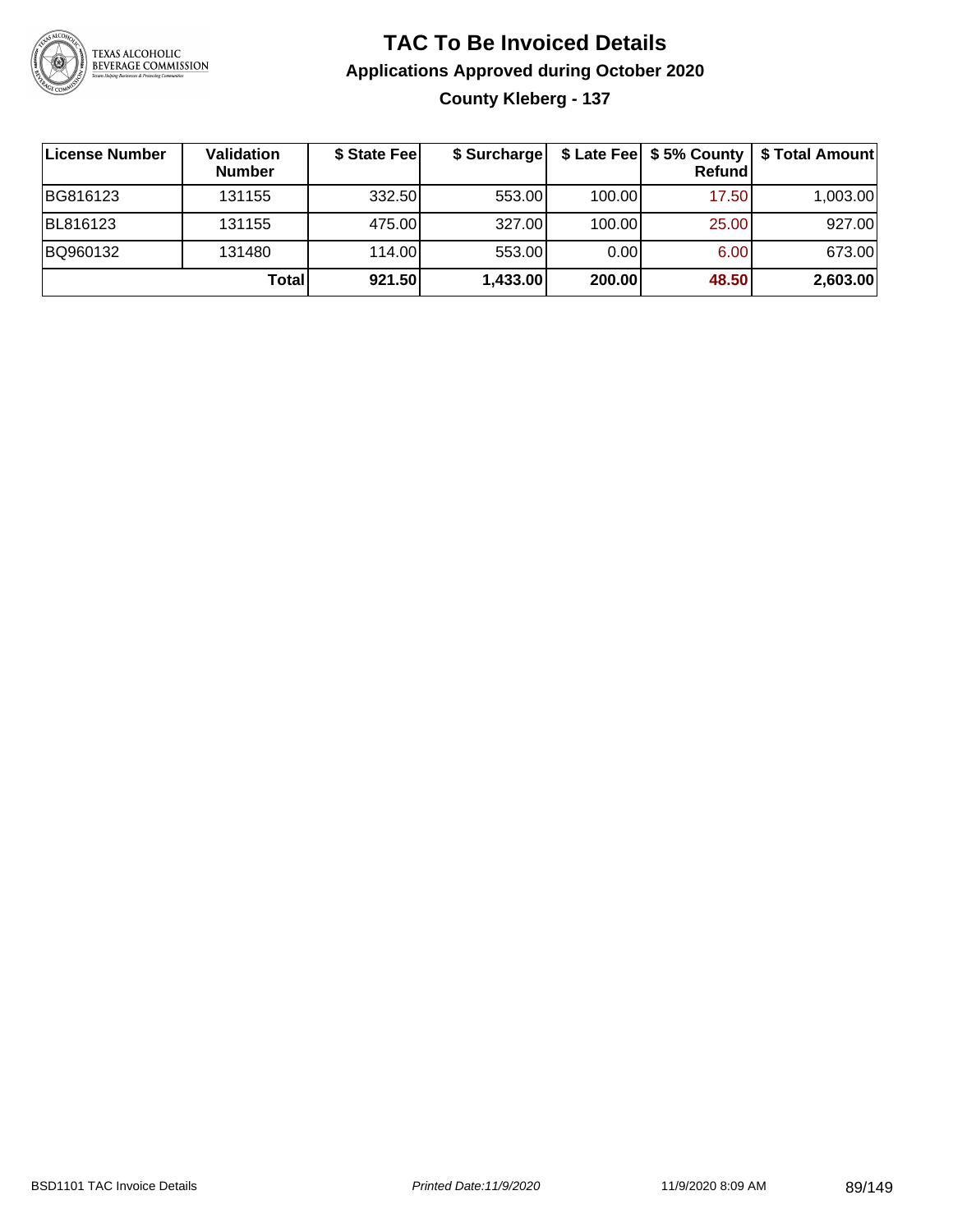# TAC To Be Invoiced Details

## Applications Approved during October 2020

### County Kleberg - 137

| License Number | Validation Number | $ State Fee | $ Surcharge | $ Late Fee | $ 5% County Refund | $ Total Amount |
|---|---|---|---|---|---|---|
| BG816123 | 131155 | 332.50 | 553.00 | 100.00 | 17.50 | 1,003.00 |
| BL816123 | 131155 | 475.00 | 327.00 | 100.00 | 25.00 | 927.00 |
| BQ960132 | 131480 | 114.00 | 553.00 | 0.00 | 6.00 | 673.00 |
| | **Total** | **921.50** | **1,433.00** | **200.00** | **48.50** | **2,603.00** |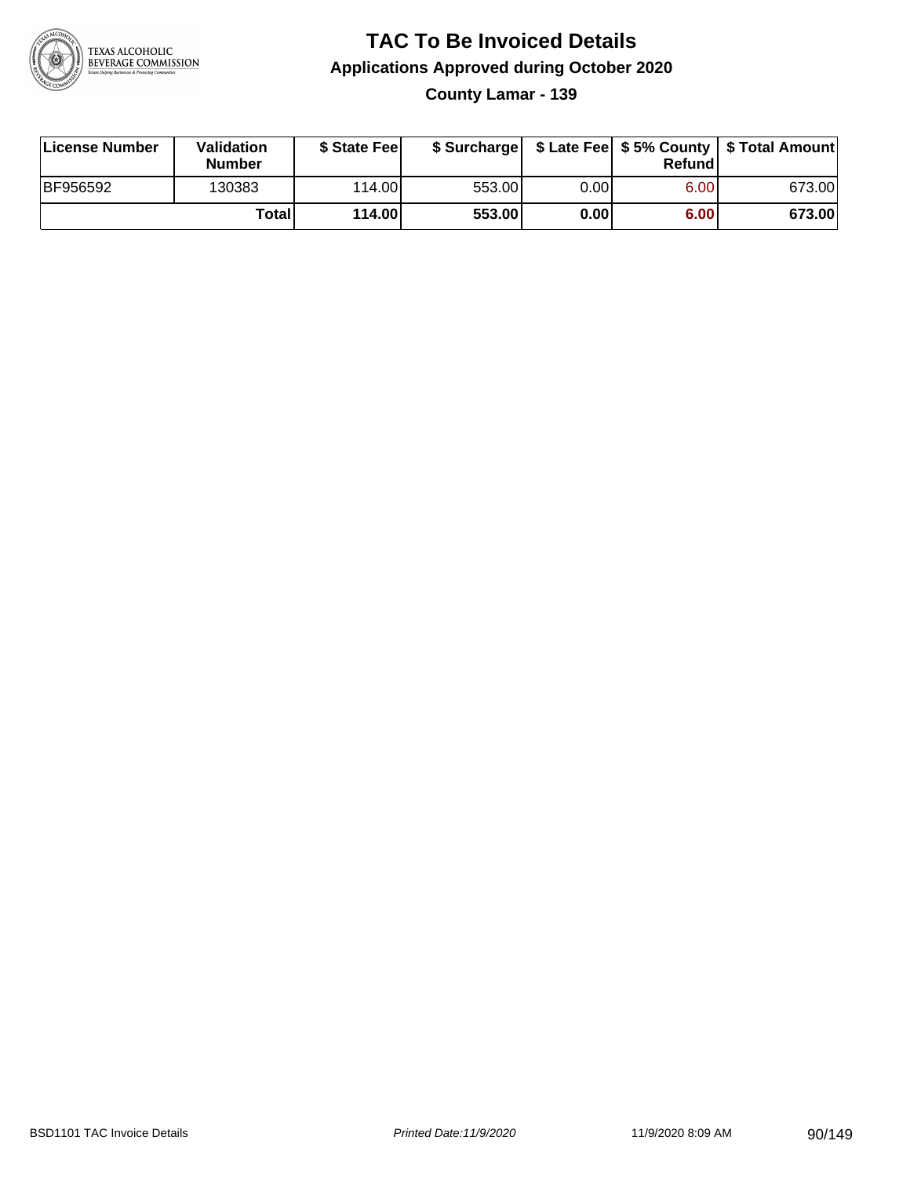# TAC To Be Invoiced Details

## Applications Approved during October 2020

### County Lamar - 139

| License Number | Validation Number | $ State Fee | $ Surcharge | $ Late Fee | $ 5% County Refund | $ Total Amount |
|---|---|---|---|---|---|---|
| BF956592 | 130383 | 114.00 | 553.00 | 0.00 | 6.00 | 673.00 |
| | **Total** | **114.00** | **553.00** | **0.00** | **6.00** | **673.00** |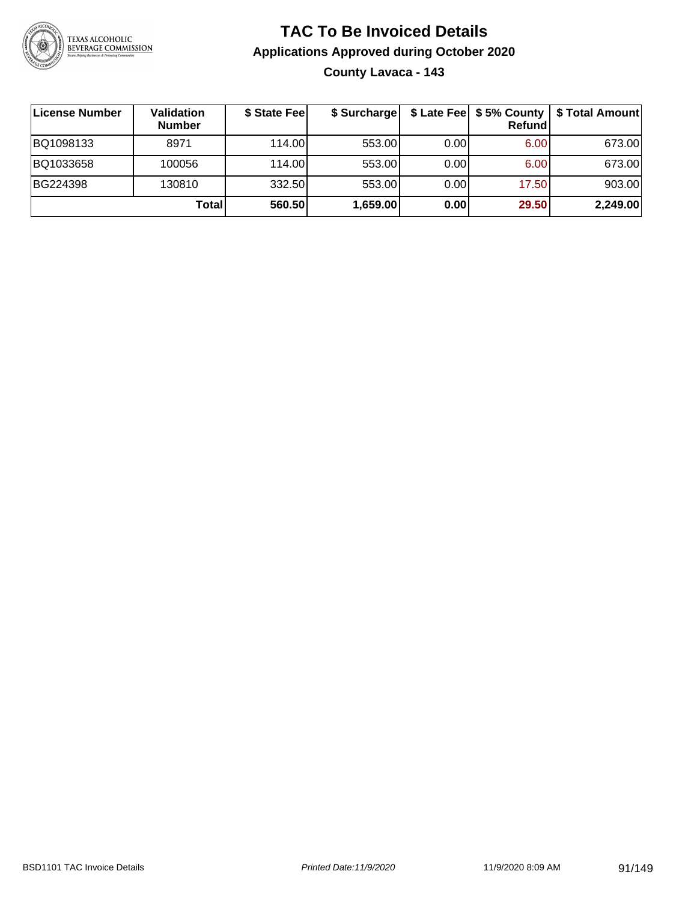# TAC To Be Invoiced Details

## Applications Approved during October 2020

### County Lavaca - 143

| License Number | Validation Number | $ State Fee | $ Surcharge | $ Late Fee | $ 5% County Refund | $ Total Amount |
|---|---|---|---|---|---|---|
| BQ1098133 | 8971 | 114.00 | 553.00 | 0.00 | 6.00 | 673.00 |
| BQ1033658 | 100056 | 114.00 | 553.00 | 0.00 | 6.00 | 673.00 |
| BG224398 | 130810 | 332.50 | 553.00 | 0.00 | 17.50 | 903.00 |
| | **Total** | **560.50** | **1,659.00** | **0.00** | **29.50** | **2,249.00** |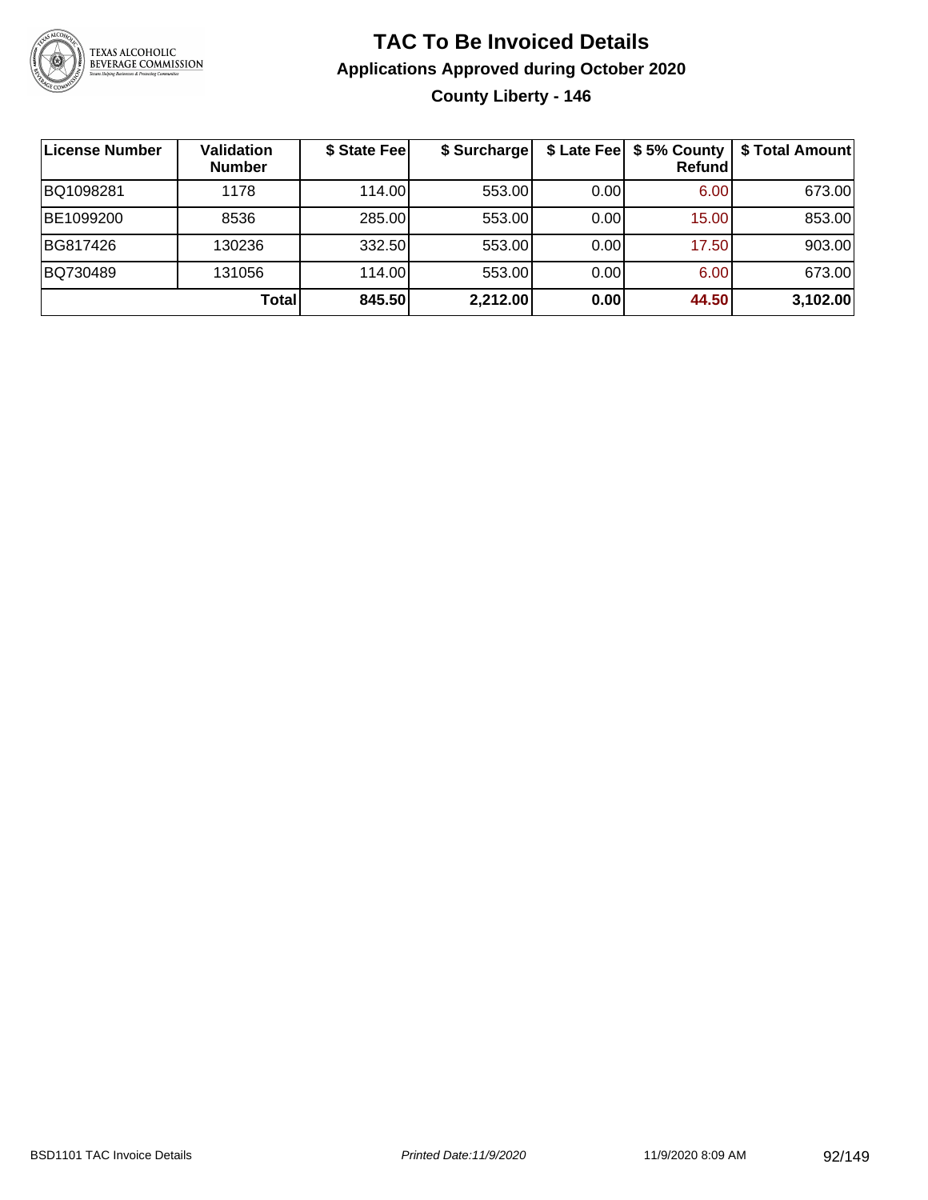# TAC To Be Invoiced Details

## Applications Approved during October 2020

### County Liberty - 146

| License Number | Validation Number | $ State Fee | $ Surcharge | $ Late Fee | $ 5% County Refund | $ Total Amount |
|---|---|---|---|---|---|---|
| BQ1098281 | 1178 | 114.00 | 553.00 | 0.00 | 6.00 | 673.00 |
| BE1099200 | 8536 | 285.00 | 553.00 | 0.00 | 15.00 | 853.00 |
| BG817426 | 130236 | 332.50 | 553.00 | 0.00 | 17.50 | 903.00 |
| BQ730489 | 131056 | 114.00 | 553.00 | 0.00 | 6.00 | 673.00 |
| | **Total** | **845.50** | **2,212.00** | **0.00** | **44.50** | **3,102.00** |

BSD1101 TAC Invoice Details | *Printed Date:11/9/2020* | 11/9/2020 8:09 AM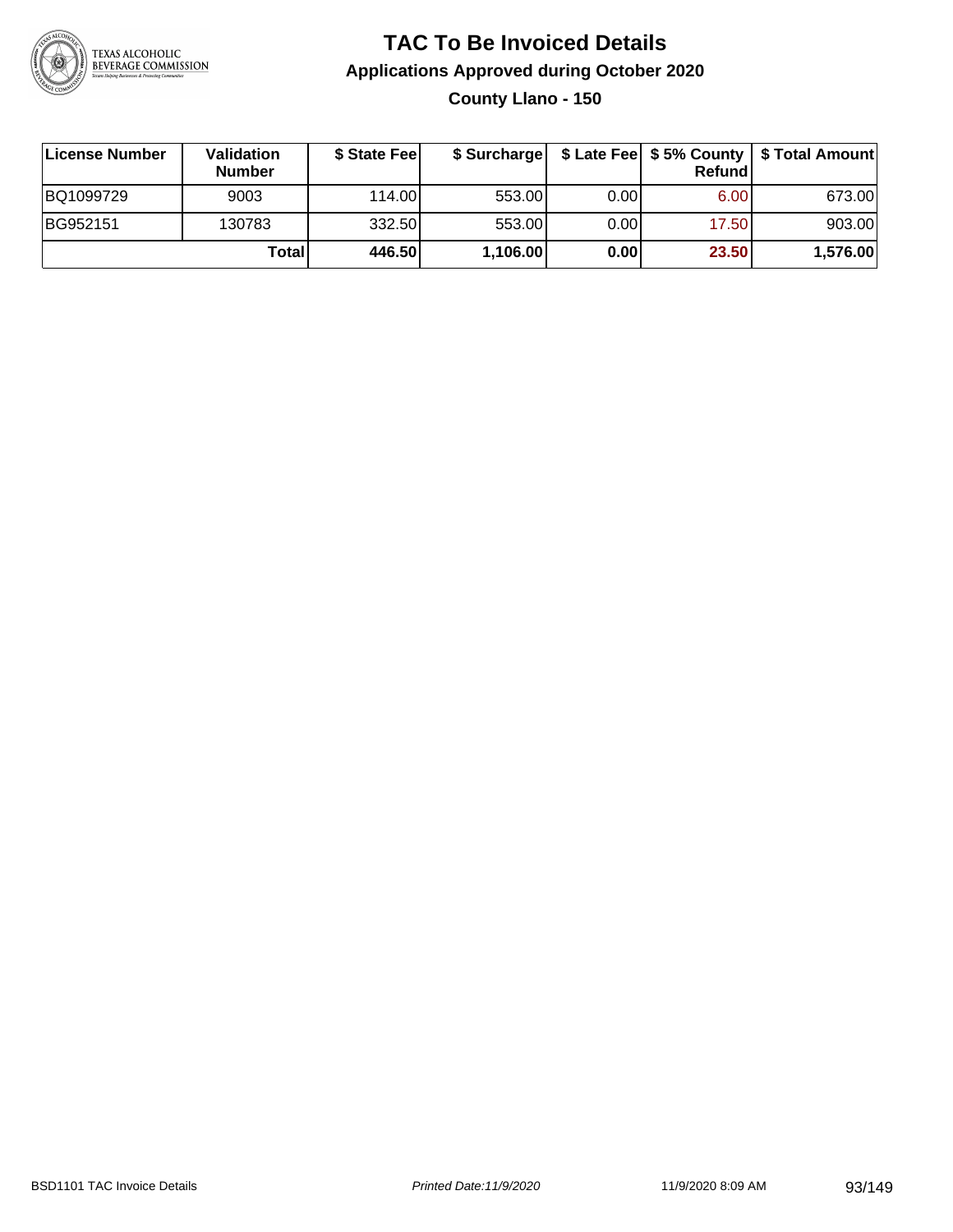# TAC To Be Invoiced Details

## Applications Approved during October 2020

### County Llano - 150

| License Number | Validation Number | $ State Fee | $ Surcharge | $ Late Fee | $ 5% County Refund | $ Total Amount |
|---|---|---|---|---|---|---|
| BQ1099729 | 9003 | 114.00 | 553.00 | 0.00 | 6.00 | 673.00 |
| BG952151 | 130783 | 332.50 | 553.00 | 0.00 | 17.50 | 903.00 |
| | **Total** | **446.50** | **1,106.00** | **0.00** | **23.50** | **1,576.00** |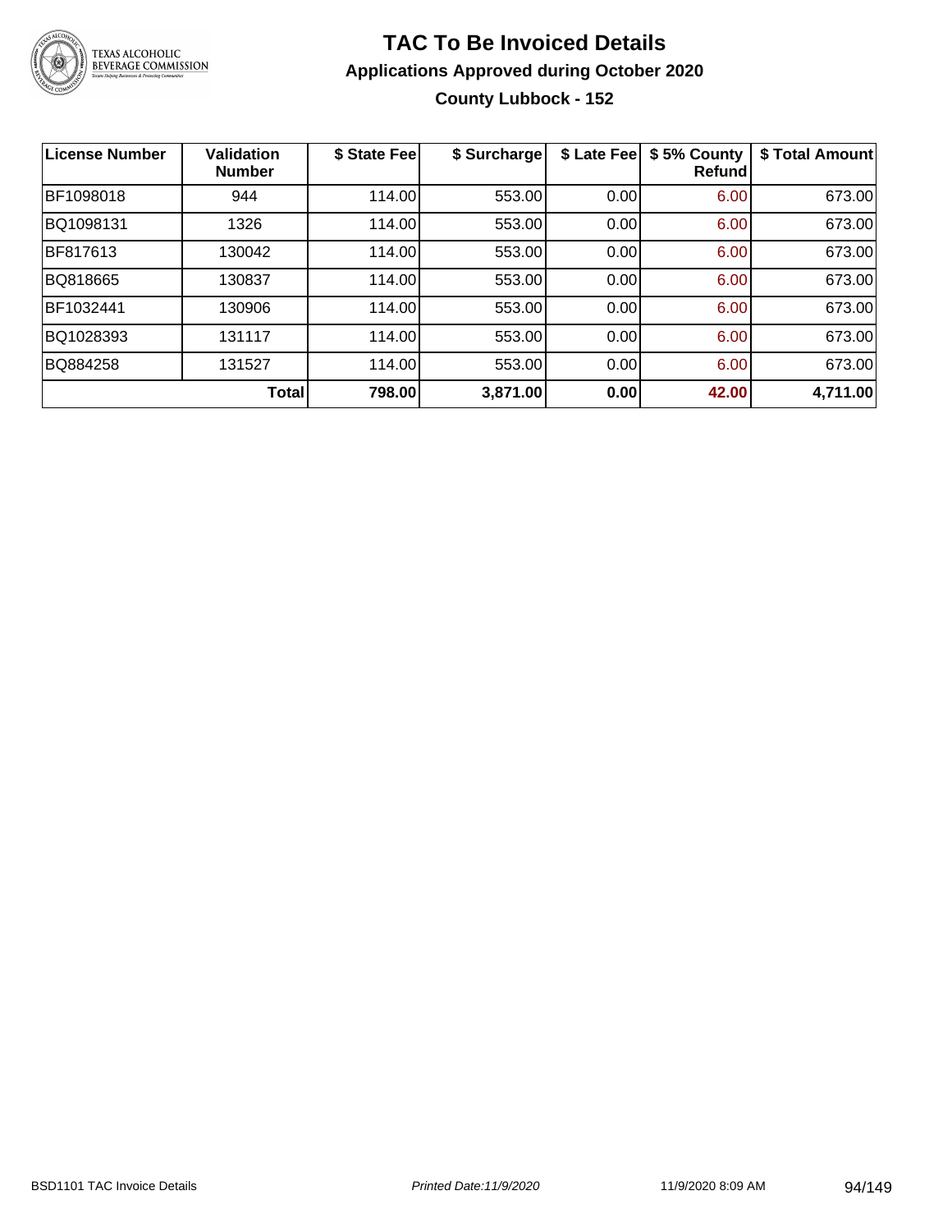# TAC To Be Invoiced Details

## Applications Approved during October 2020

### County Lubbock - 152

| License Number | Validation Number | $ State Fee | $ Surcharge | $ Late Fee | $ 5% County Refund | $ Total Amount |
|---|---|---|---|---|---|---|
| BF1098018 | 944 | 114.00 | 553.00 | 0.00 | 6.00 | 673.00 |
| BQ1098131 | 1326 | 114.00 | 553.00 | 0.00 | 6.00 | 673.00 |
| BF817613 | 130042 | 114.00 | 553.00 | 0.00 | 6.00 | 673.00 |
| BQ818665 | 130837 | 114.00 | 553.00 | 0.00 | 6.00 | 673.00 |
| BF1032441 | 130906 | 114.00 | 553.00 | 0.00 | 6.00 | 673.00 |
| BQ1028393 | 131117 | 114.00 | 553.00 | 0.00 | 6.00 | 673.00 |
| BQ884258 | 131527 | 114.00 | 553.00 | 0.00 | 6.00 | 673.00 |
| | **Total** | **798.00** | **3,871.00** | **0.00** | **42.00** | **4,711.00** |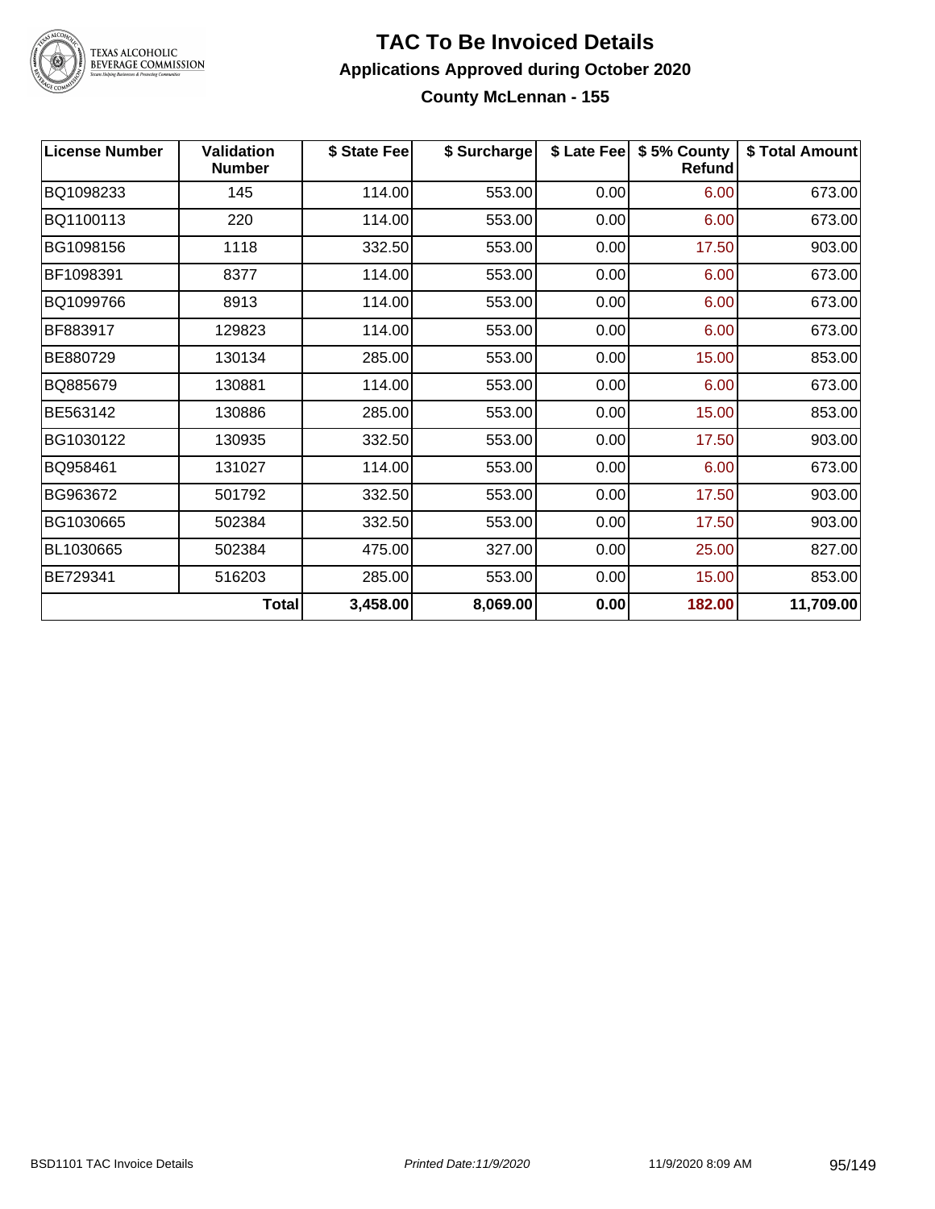# TAC To Be Invoiced Details

## Applications Approved during October 2020

### County McLennan - 155

| License Number | Validation Number | $ State Fee | $ Surcharge | $ Late Fee | $ 5% County Refund | $ Total Amount |
|---|---|---|---|---|---|---|
| BQ1098233 | 145 | 114.00 | 553.00 | 0.00 | 6.00 | 673.00 |
| BQ1100113 | 220 | 114.00 | 553.00 | 0.00 | 6.00 | 673.00 |
| BG1098156 | 1118 | 332.50 | 553.00 | 0.00 | 17.50 | 903.00 |
| BF1098391 | 8377 | 114.00 | 553.00 | 0.00 | 6.00 | 673.00 |
| BQ1099766 | 8913 | 114.00 | 553.00 | 0.00 | 6.00 | 673.00 |
| BF883917 | 129823 | 114.00 | 553.00 | 0.00 | 6.00 | 673.00 |
| BE880729 | 130134 | 285.00 | 553.00 | 0.00 | 15.00 | 853.00 |
| BQ885679 | 130881 | 114.00 | 553.00 | 0.00 | 6.00 | 673.00 |
| BE563142 | 130886 | 285.00 | 553.00 | 0.00 | 15.00 | 853.00 |
| BG1030122 | 130935 | 332.50 | 553.00 | 0.00 | 17.50 | 903.00 |
| BQ958461 | 131027 | 114.00 | 553.00 | 0.00 | 6.00 | 673.00 |
| BG963672 | 501792 | 332.50 | 553.00 | 0.00 | 17.50 | 903.00 |
| BG1030665 | 502384 | 332.50 | 553.00 | 0.00 | 17.50 | 903.00 |
| BL1030665 | 502384 | 475.00 | 327.00 | 0.00 | 25.00 | 827.00 |
| BE729341 | 516203 | 285.00 | 553.00 | 0.00 | 15.00 | 853.00 |
| | **Total** | **3,458.00** | **8,069.00** | **0.00** | **182.00** | **11,709.00** |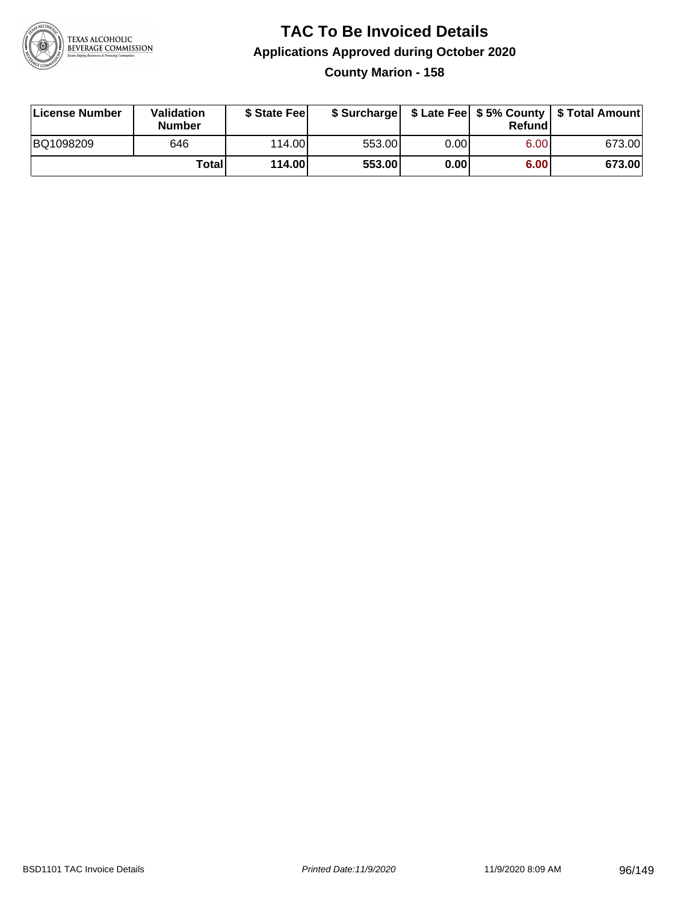# TAC To Be Invoiced Details

## Applications Approved during October 2020

### County Marion - 158

| License Number | Validation Number | $ State Fee | $ Surcharge | $ Late Fee | $ 5% County Refund | $ Total Amount |
|---|---|---|---|---|---|---|
| BQ1098209 | 646 | 114.00 | 553.00 | 0.00 | 6.00 | 673.00 |
| | **Total** | **114.00** | **553.00** | **0.00** | **6.00** | **673.00** |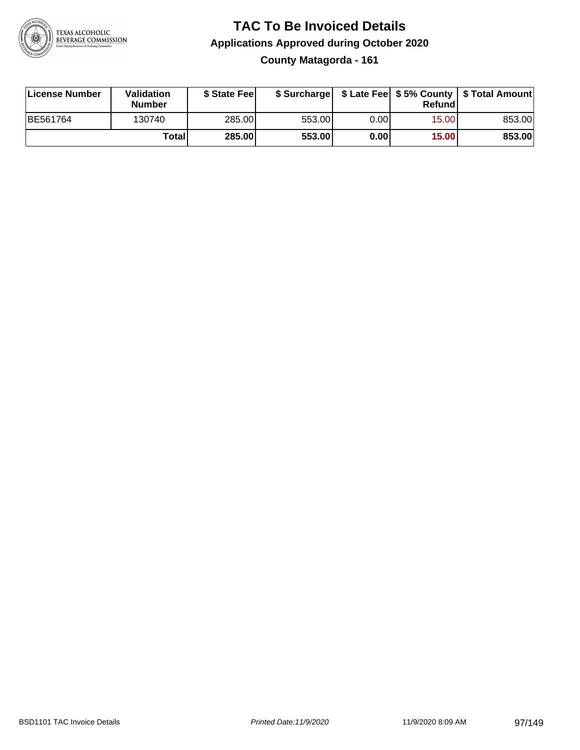# TAC To Be Invoiced Details

## Applications Approved during October 2020

### County Matagorda - 161

| License Number | Validation Number | $ State Fee | $ Surcharge | $ Late Fee | $ 5% County Refund | $ Total Amount |
|---|---|---|---|---|---|---|
| BE561764 | 130740 | 285.00 | 553.00 | 0.00 | 15.00 | 853.00 |
| | **Total** | **285.00** | **553.00** | **0.00** | **15.00** | **853.00** |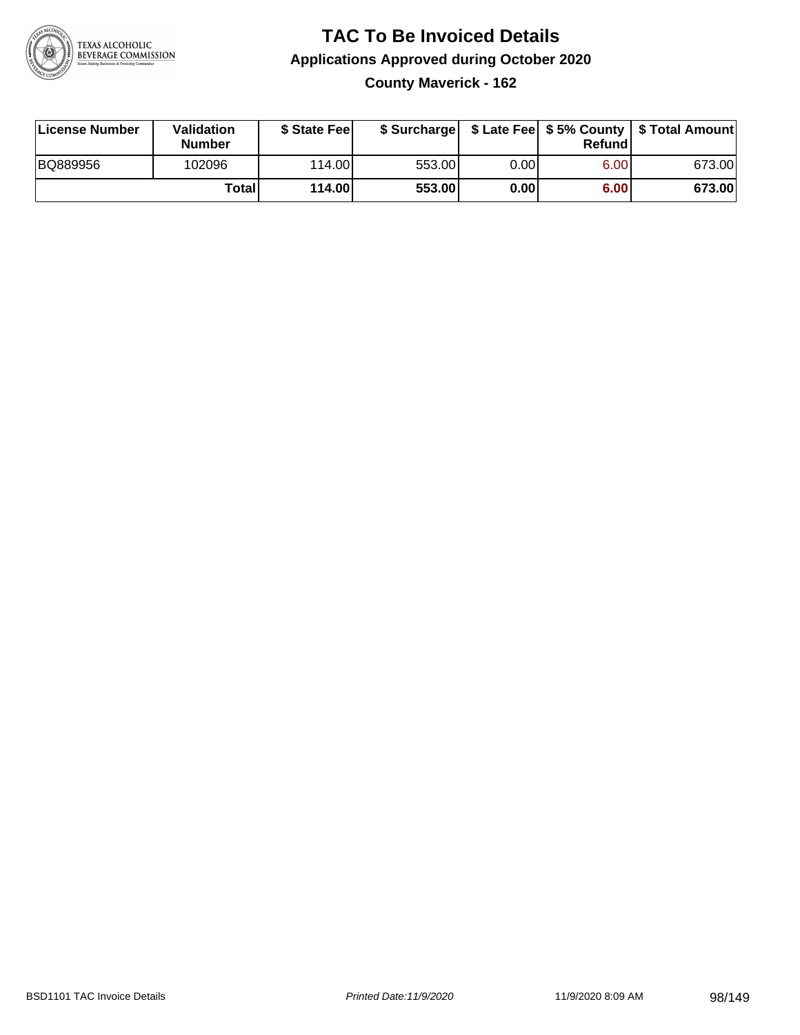# TAC To Be Invoiced Details

## Applications Approved during October 2020

### County Maverick - 162

| License Number | Validation Number | $ State Fee | $ Surcharge | $ Late Fee | $ 5% County Refund | $ Total Amount |
|---|---|---|---|---|---|---|
| BQ889956 | 102096 | 114.00 | 553.00 | 0.00 | 6.00 | 673.00 |
| | **Total** | **114.00** | **553.00** | **0.00** | **6.00** | **673.00** |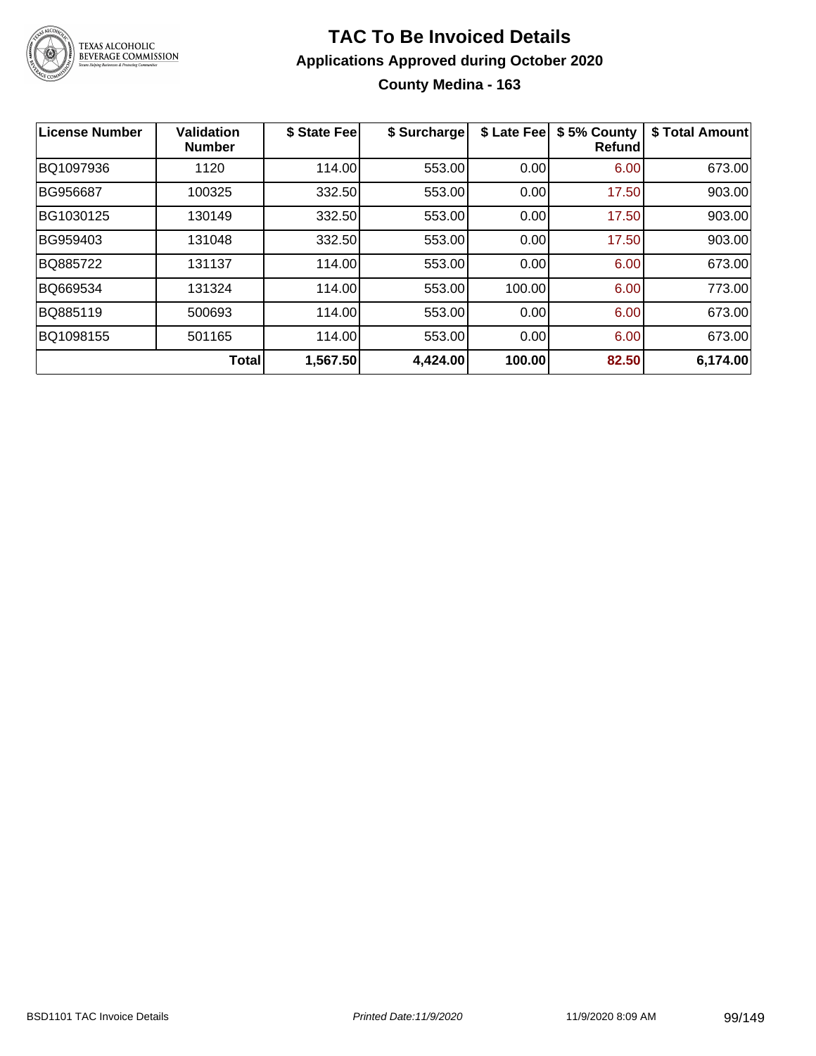# TAC To Be Invoiced Details

## Applications Approved during October 2020

### County Medina - 163

| License Number | Validation Number | $ State Fee | $ Surcharge | $ Late Fee | $ 5% County Refund | $ Total Amount |
|---|---|---|---|---|---|---|
| BQ1097936 | 1120 | 114.00 | 553.00 | 0.00 | 6.00 | 673.00 |
| BG956687 | 100325 | 332.50 | 553.00 | 0.00 | 17.50 | 903.00 |
| BG1030125 | 130149 | 332.50 | 553.00 | 0.00 | 17.50 | 903.00 |
| BG959403 | 131048 | 332.50 | 553.00 | 0.00 | 17.50 | 903.00 |
| BQ885722 | 131137 | 114.00 | 553.00 | 0.00 | 6.00 | 673.00 |
| BQ669534 | 131324 | 114.00 | 553.00 | 100.00 | 6.00 | 773.00 |
| BQ885119 | 500693 | 114.00 | 553.00 | 0.00 | 6.00 | 673.00 |
| BQ1098155 | 501165 | 114.00 | 553.00 | 0.00 | 6.00 | 673.00 |
| | **Total** | **1,567.50** | **4,424.00** | **100.00** | **82.50** | **6,174.00** |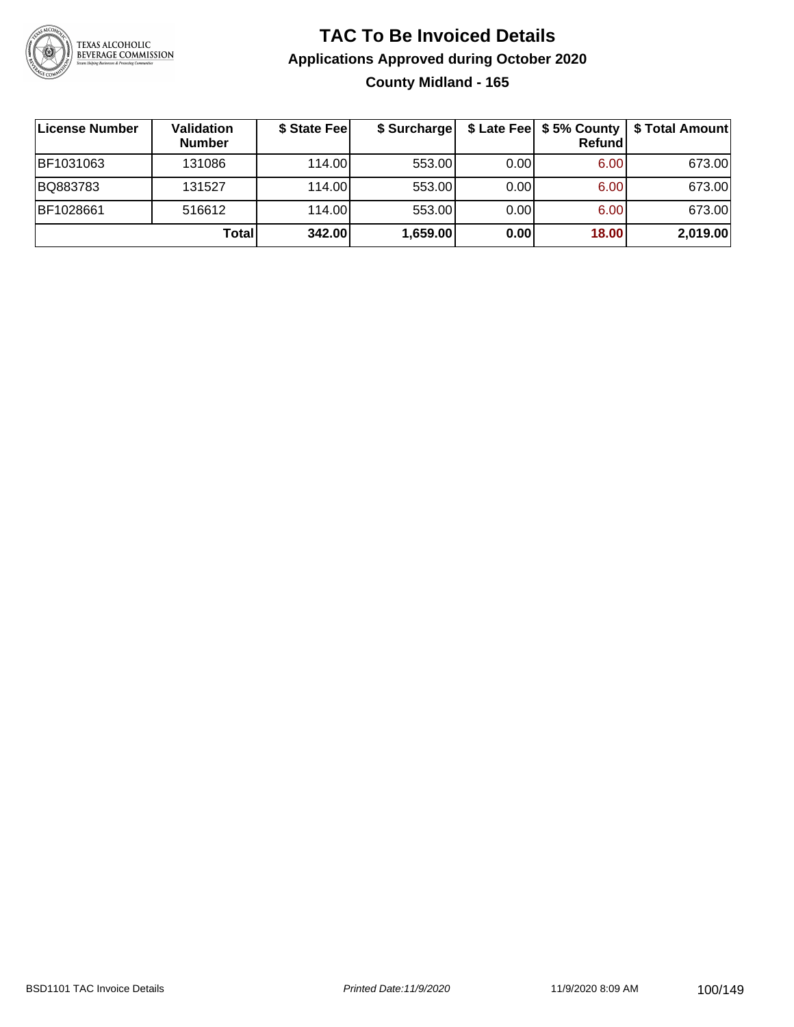# TAC To Be Invoiced Details

## Applications Approved during October 2020

### County Midland - 165

| License Number | Validation Number | $ State Fee | $ Surcharge | $ Late Fee | $ 5% County Refund | $ Total Amount |
|---|---|---|---|---|---|---|
| BF1031063 | 131086 | 114.00 | 553.00 | 0.00 | 6.00 | 673.00 |
| BQ883783 | 131527 | 114.00 | 553.00 | 0.00 | 6.00 | 673.00 |
| BF1028661 | 516612 | 114.00 | 553.00 | 0.00 | 6.00 | 673.00 |
| | **Total** | **342.00** | **1,659.00** | **0.00** | **18.00** | **2,019.00** |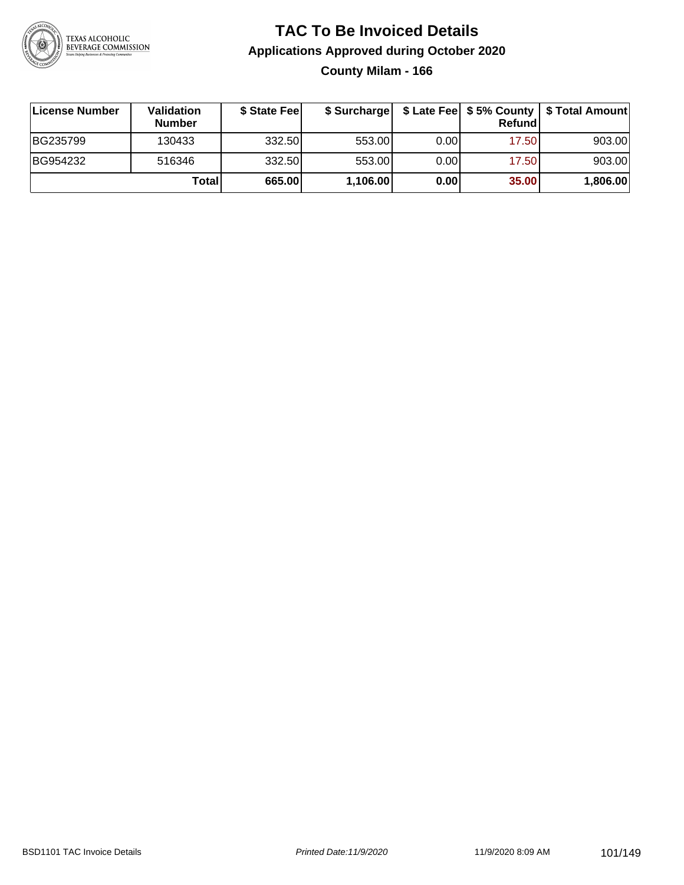# TAC To Be Invoiced Details

## Applications Approved during October 2020

### County Milam - 166

| License Number | Validation Number | $ State Fee | $ Surcharge | $ Late Fee | $ 5% County Refund | $ Total Amount |
|---|---|---|---|---|---|---|
| BG235799 | 130433 | 332.50 | 553.00 | 0.00 | 17.50 | 903.00 |
| BG954232 | 516346 | 332.50 | 553.00 | 0.00 | 17.50 | 903.00 |
| | **Total** | **665.00** | **1,106.00** | **0.00** | **35.00** | **1,806.00** |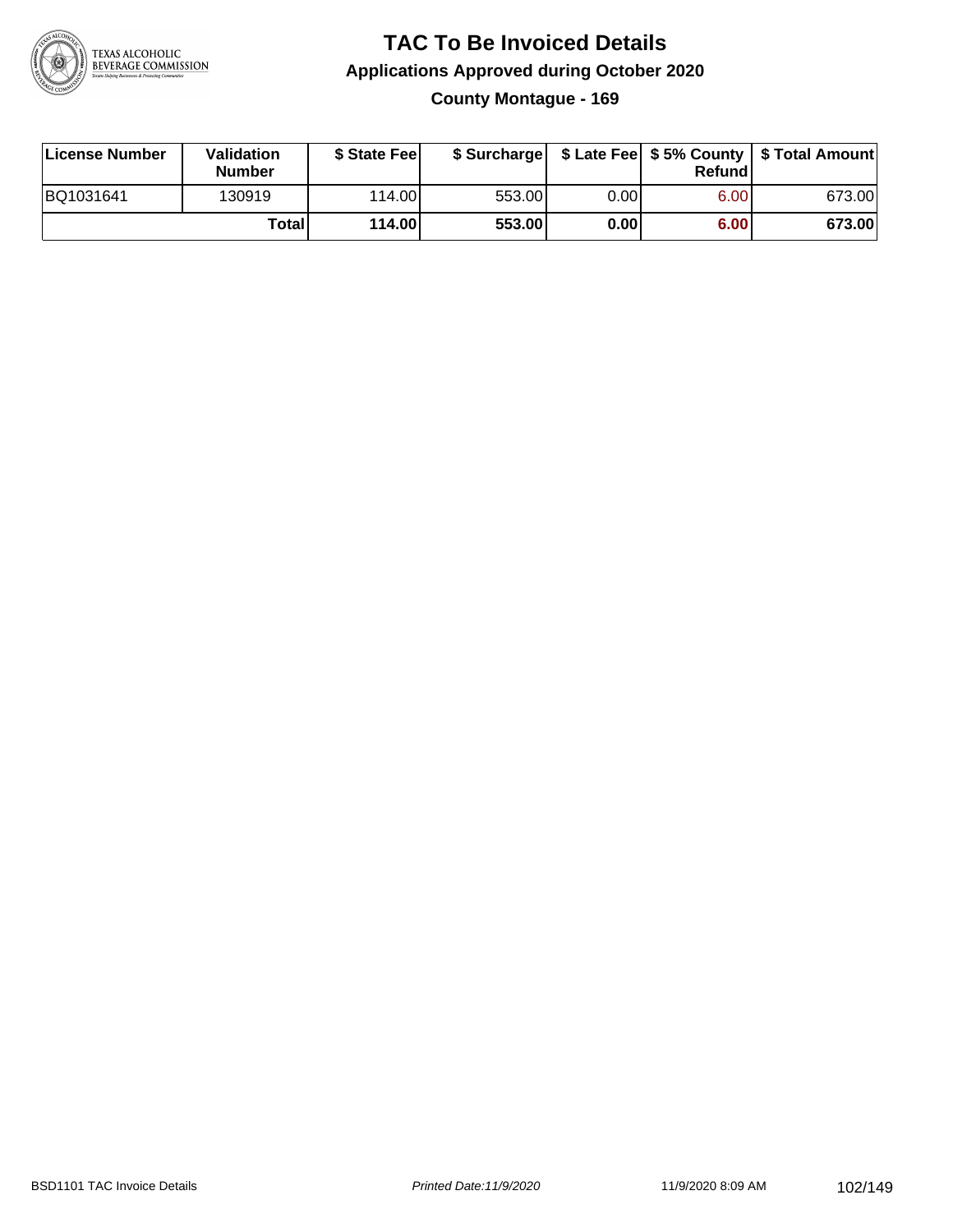# TAC To Be Invoiced Details

## Applications Approved during October 2020

### County Montague - 169

| License Number | Validation Number | $ State Fee | $ Surcharge | $ Late Fee | $ 5% County Refund | $ Total Amount |
|---|---|---|---|---|---|---|
| BQ1031641 | 130919 | 114.00 | 553.00 | 0.00 | 6.00 | 673.00 |
| | **Total** | **114.00** | **553.00** | **0.00** | **6.00** | **673.00** |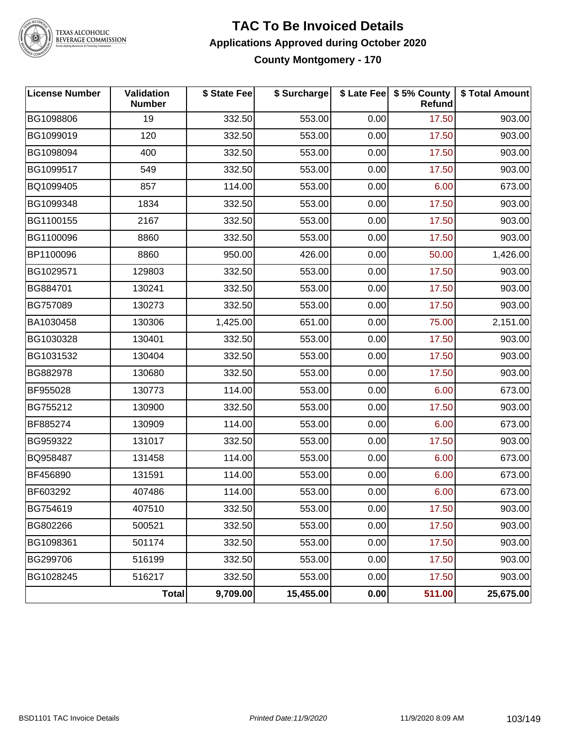# TAC To Be Invoiced Details

## Applications Approved during October 2020

### County Montgomery - 170

| License Number | Validation Number | $ State Fee | $ Surcharge | $ Late Fee | $ 5% County Refund | $ Total Amount |
|---|---|---|---|---|---|---|
| BG1098806 | 19 | 332.50 | 553.00 | 0.00 | 17.50 | 903.00 |
| BG1099019 | 120 | 332.50 | 553.00 | 0.00 | 17.50 | 903.00 |
| BG1098094 | 400 | 332.50 | 553.00 | 0.00 | 17.50 | 903.00 |
| BG1099517 | 549 | 332.50 | 553.00 | 0.00 | 17.50 | 903.00 |
| BQ1099405 | 857 | 114.00 | 553.00 | 0.00 | 6.00 | 673.00 |
| BG1099348 | 1834 | 332.50 | 553.00 | 0.00 | 17.50 | 903.00 |
| BG1100155 | 2167 | 332.50 | 553.00 | 0.00 | 17.50 | 903.00 |
| BG1100096 | 8860 | 332.50 | 553.00 | 0.00 | 17.50 | 903.00 |
| BP1100096 | 8860 | 950.00 | 426.00 | 0.00 | 50.00 | 1,426.00 |
| BG1029571 | 129803 | 332.50 | 553.00 | 0.00 | 17.50 | 903.00 |
| BG884701 | 130241 | 332.50 | 553.00 | 0.00 | 17.50 | 903.00 |
| BG757089 | 130273 | 332.50 | 553.00 | 0.00 | 17.50 | 903.00 |
| BA1030458 | 130306 | 1,425.00 | 651.00 | 0.00 | 75.00 | 2,151.00 |
| BG1030328 | 130401 | 332.50 | 553.00 | 0.00 | 17.50 | 903.00 |
| BG1031532 | 130404 | 332.50 | 553.00 | 0.00 | 17.50 | 903.00 |
| BG882978 | 130680 | 332.50 | 553.00 | 0.00 | 17.50 | 903.00 |
| BF955028 | 130773 | 114.00 | 553.00 | 0.00 | 6.00 | 673.00 |
| BG755212 | 130900 | 332.50 | 553.00 | 0.00 | 17.50 | 903.00 |
| BF885274 | 130909 | 114.00 | 553.00 | 0.00 | 6.00 | 673.00 |
| BG959322 | 131017 | 332.50 | 553.00 | 0.00 | 17.50 | 903.00 |
| BQ958487 | 131458 | 114.00 | 553.00 | 0.00 | 6.00 | 673.00 |
| BF456890 | 131591 | 114.00 | 553.00 | 0.00 | 6.00 | 673.00 |
| BF603292 | 407486 | 114.00 | 553.00 | 0.00 | 6.00 | 673.00 |
| BG754619 | 407510 | 332.50 | 553.00 | 0.00 | 17.50 | 903.00 |
| BG802266 | 500521 | 332.50 | 553.00 | 0.00 | 17.50 | 903.00 |
| BG1098361 | 501174 | 332.50 | 553.00 | 0.00 | 17.50 | 903.00 |
| BG299706 | 516199 | 332.50 | 553.00 | 0.00 | 17.50 | 903.00 |
| BG1028245 | 516217 | 332.50 | 553.00 | 0.00 | 17.50 | 903.00 |
| | **Total** | **9,709.00** | **15,455.00** | **0.00** | **511.00** | **25,675.00** |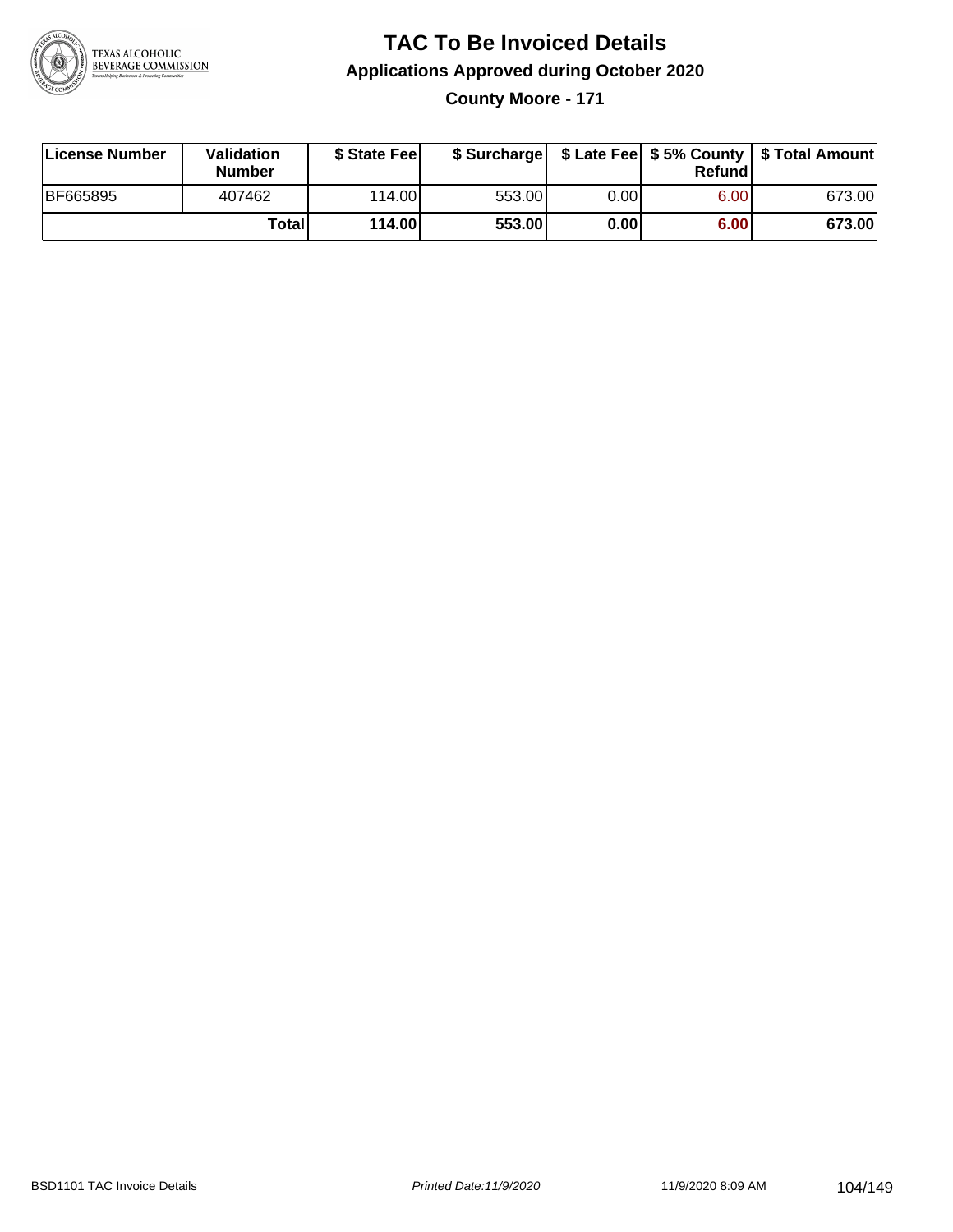# TAC To Be Invoiced Details

## Applications Approved during October 2020

### County Moore - 171

| License Number | Validation Number | $ State Fee | $ Surcharge | $ Late Fee | $ 5% County Refund | $ Total Amount |
|---|---|---|---|---|---|---|
| BF665895 | 407462 | 114.00 | 553.00 | 0.00 | 6.00 | 673.00 |
| | **Total** | **114.00** | **553.00** | **0.00** | **6.00** | **673.00** |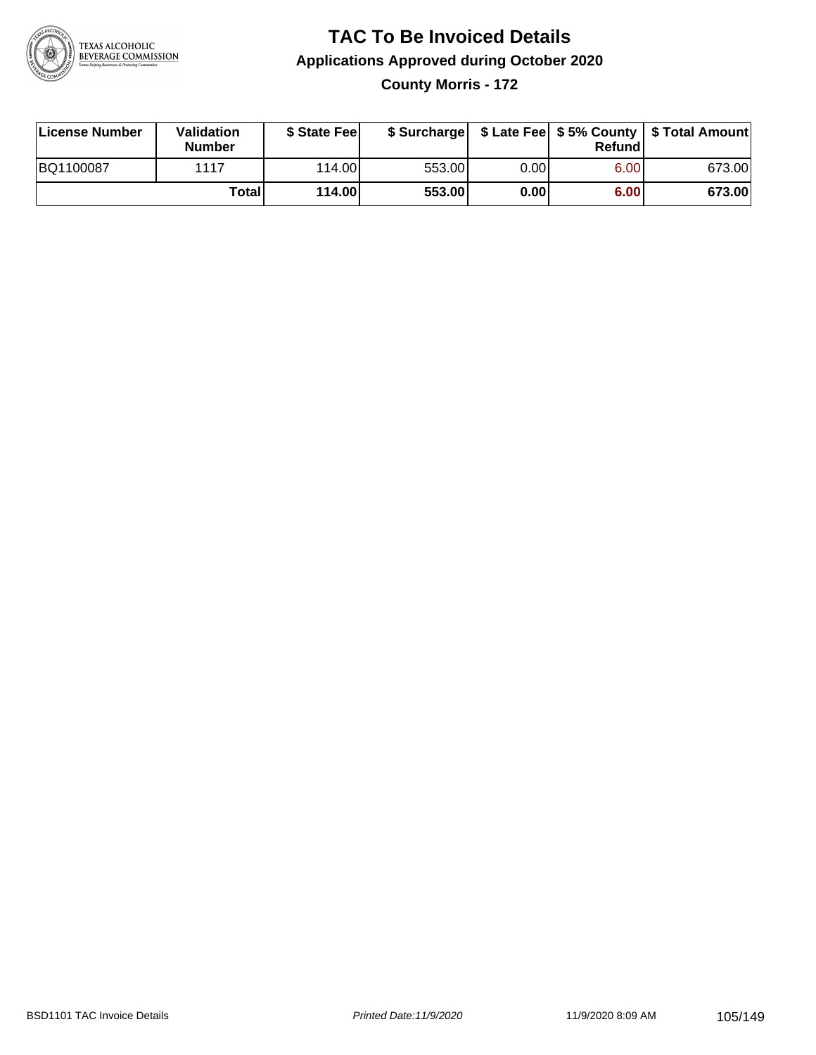# TAC To Be Invoiced Details

## Applications Approved during October 2020

### County Morris - 172

| License Number | Validation Number | $ State Fee | $ Surcharge | $ Late Fee | $ 5% County Refund | $ Total Amount |
|---|---|---|---|---|---|---|
| BQ1100087 | 1117 | 114.00 | 553.00 | 0.00 | 6.00 | 673.00 |
| | **Total** | **114.00** | **553.00** | **0.00** | **6.00** | **673.00** |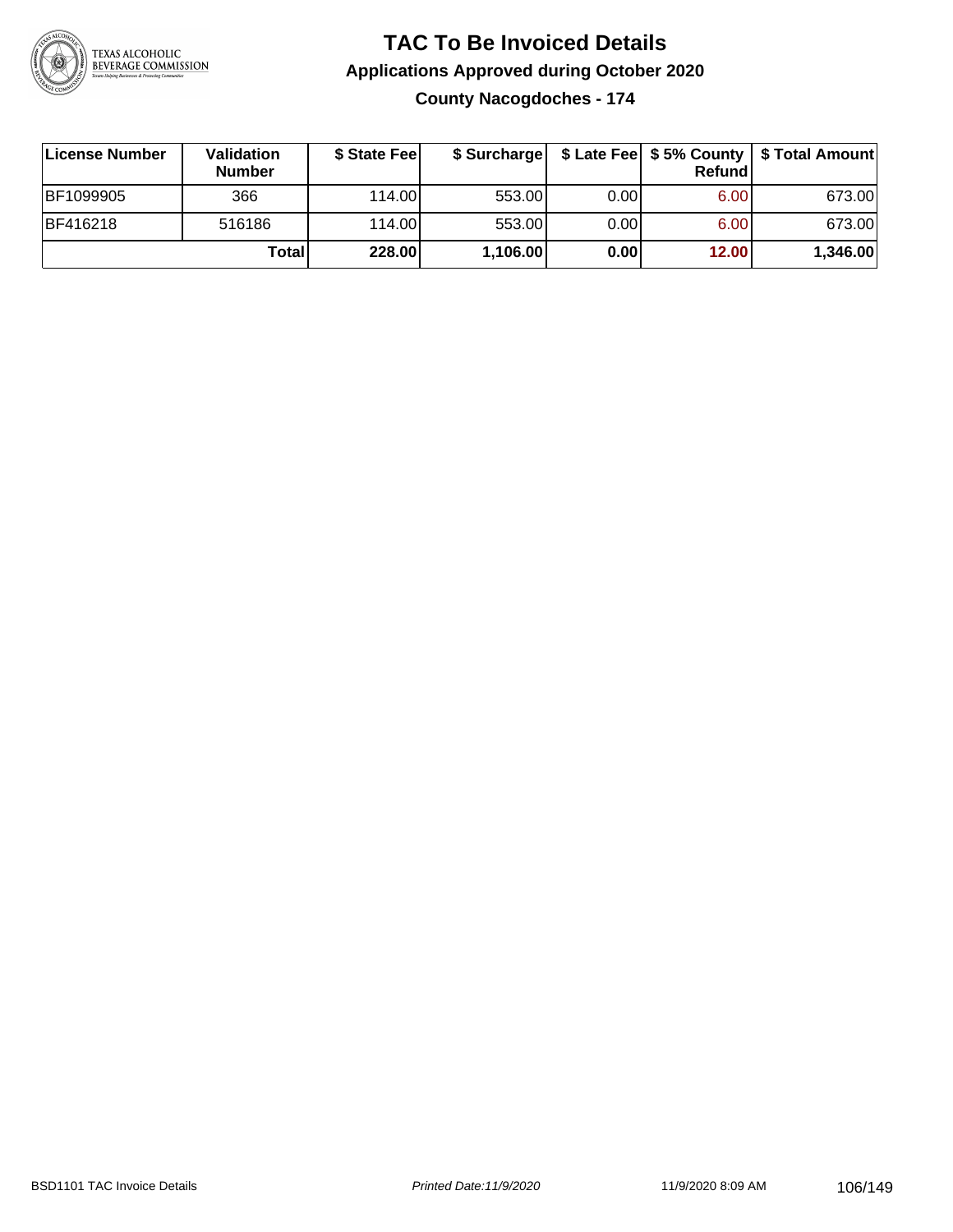# TAC To Be Invoiced Details

## Applications Approved during October 2020

### County Nacogdoches - 174

| License Number | Validation Number | $ State Fee | $ Surcharge | $ Late Fee | $ 5% County Refund | $ Total Amount |
|---|---|---|---|---|---|---|
| BF1099905 | 366 | 114.00 | 553.00 | 0.00 | 6.00 | 673.00 |
| BF416218 | 516186 | 114.00 | 553.00 | 0.00 | 6.00 | 673.00 |
| | **Total** | **228.00** | **1,106.00** | **0.00** | **12.00** | **1,346.00** |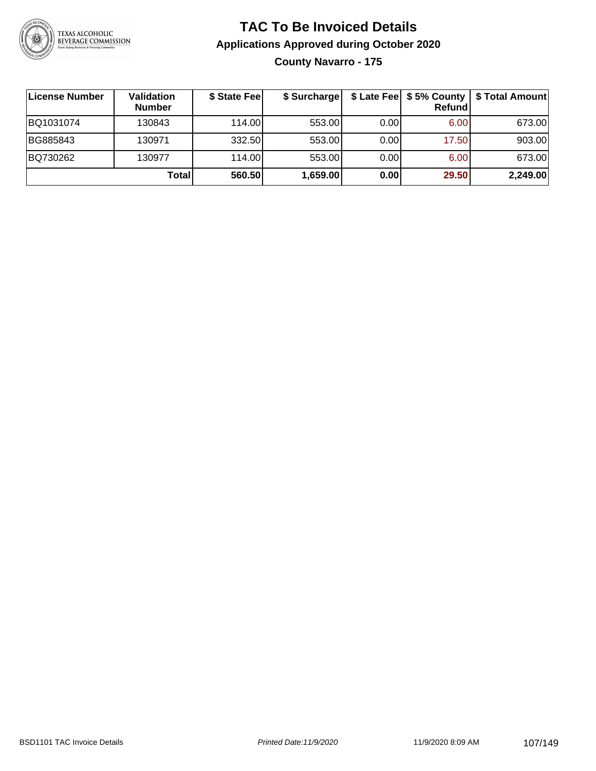# TAC To Be Invoiced Details

## Applications Approved during October 2020

### County Navarro - 175

| License Number | Validation Number | $ State Fee | $ Surcharge | $ Late Fee | $ 5% County Refund | $ Total Amount |
|---|---|---|---|---|---|---|
| BQ1031074 | 130843 | 114.00 | 553.00 | 0.00 | 6.00 | 673.00 |
| BG885843 | 130971 | 332.50 | 553.00 | 0.00 | 17.50 | 903.00 |
| BQ730262 | 130977 | 114.00 | 553.00 | 0.00 | 6.00 | 673.00 |
| | **Total** | **560.50** | **1,659.00** | **0.00** | **29.50** | **2,249.00** |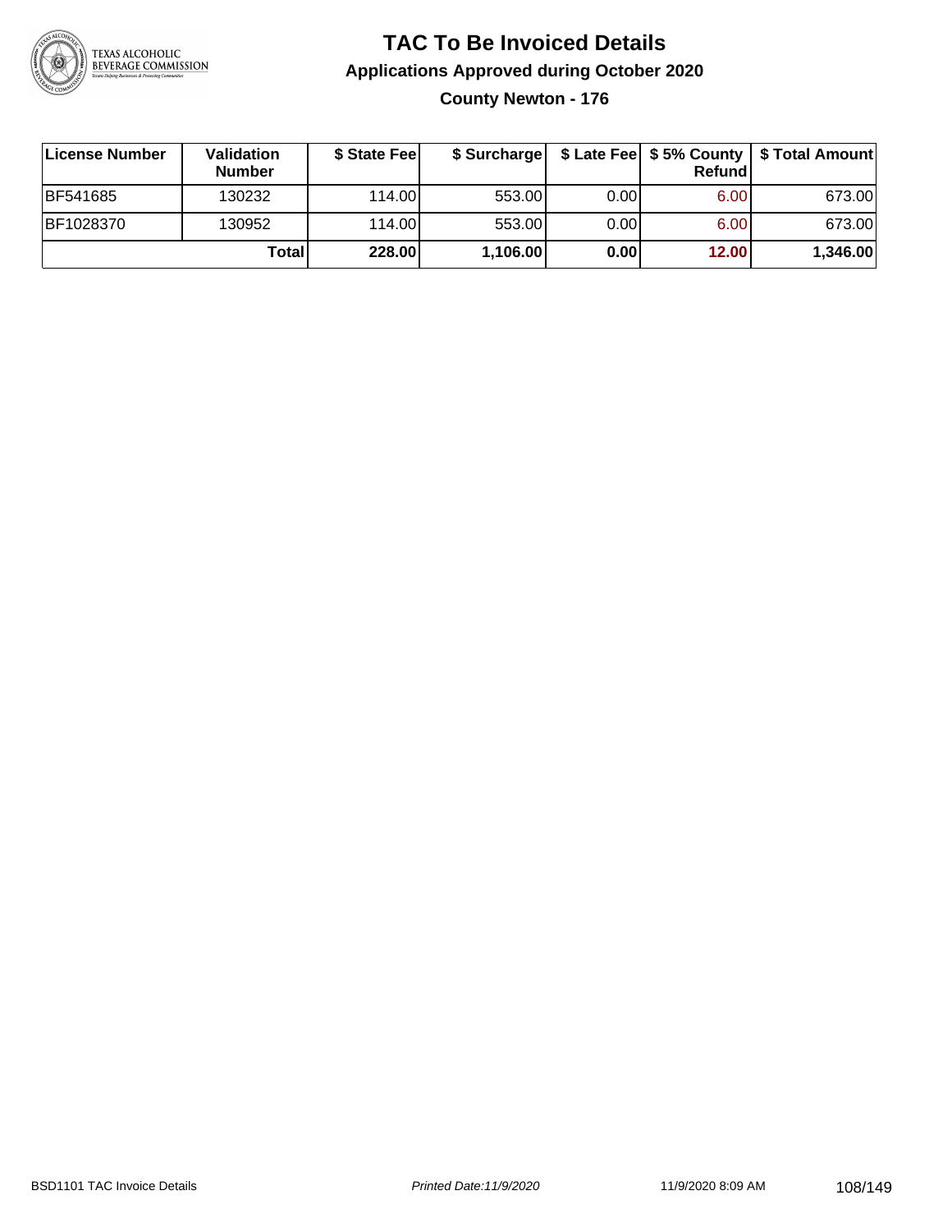# TAC To Be Invoiced Details

## Applications Approved during October 2020

### County Newton - 176

| License Number | Validation Number | $ State Fee | $ Surcharge | $ Late Fee | $ 5% County Refund | $ Total Amount |
|---|---|---|---|---|---|---|
| BF541685 | 130232 | 114.00 | 553.00 | 0.00 | 6.00 | 673.00 |
| BF1028370 | 130952 | 114.00 | 553.00 | 0.00 | 6.00 | 673.00 |
| | **Total** | **228.00** | **1,106.00** | **0.00** | **12.00** | **1,346.00** |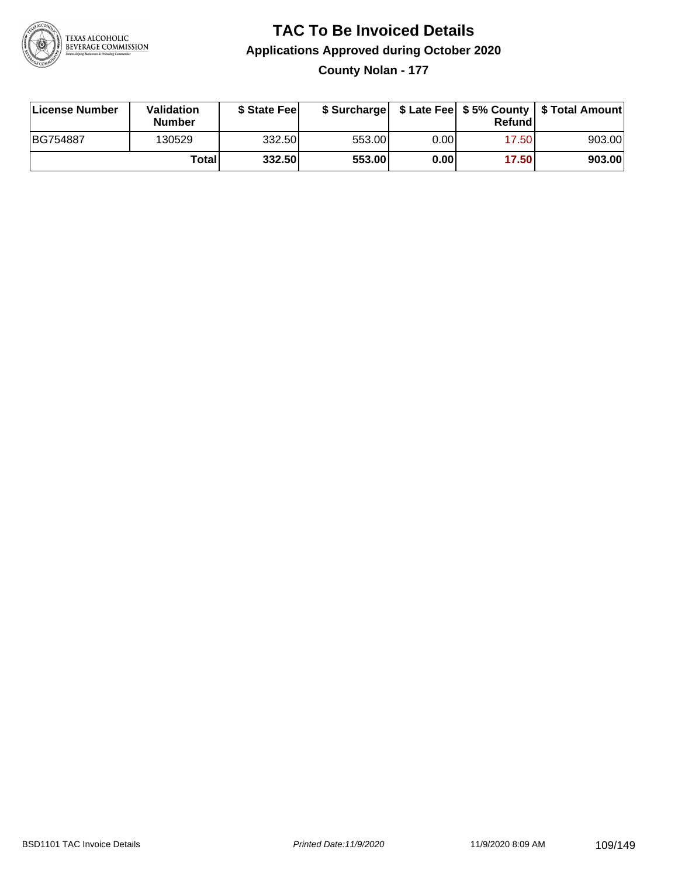# TAC To Be Invoiced Details

## Applications Approved during October 2020

### County Nolan - 177

| License Number | Validation Number | $ State Fee | $ Surcharge | $ Late Fee | $ 5% County Refund | $ Total Amount |
|---|---|---|---|---|---|---|
| BG754887 | 130529 | 332.50 | 553.00 | 0.00 | 17.50 | 903.00 |
| | **Total** | **332.50** | **553.00** | **0.00** | **17.50** | **903.00** |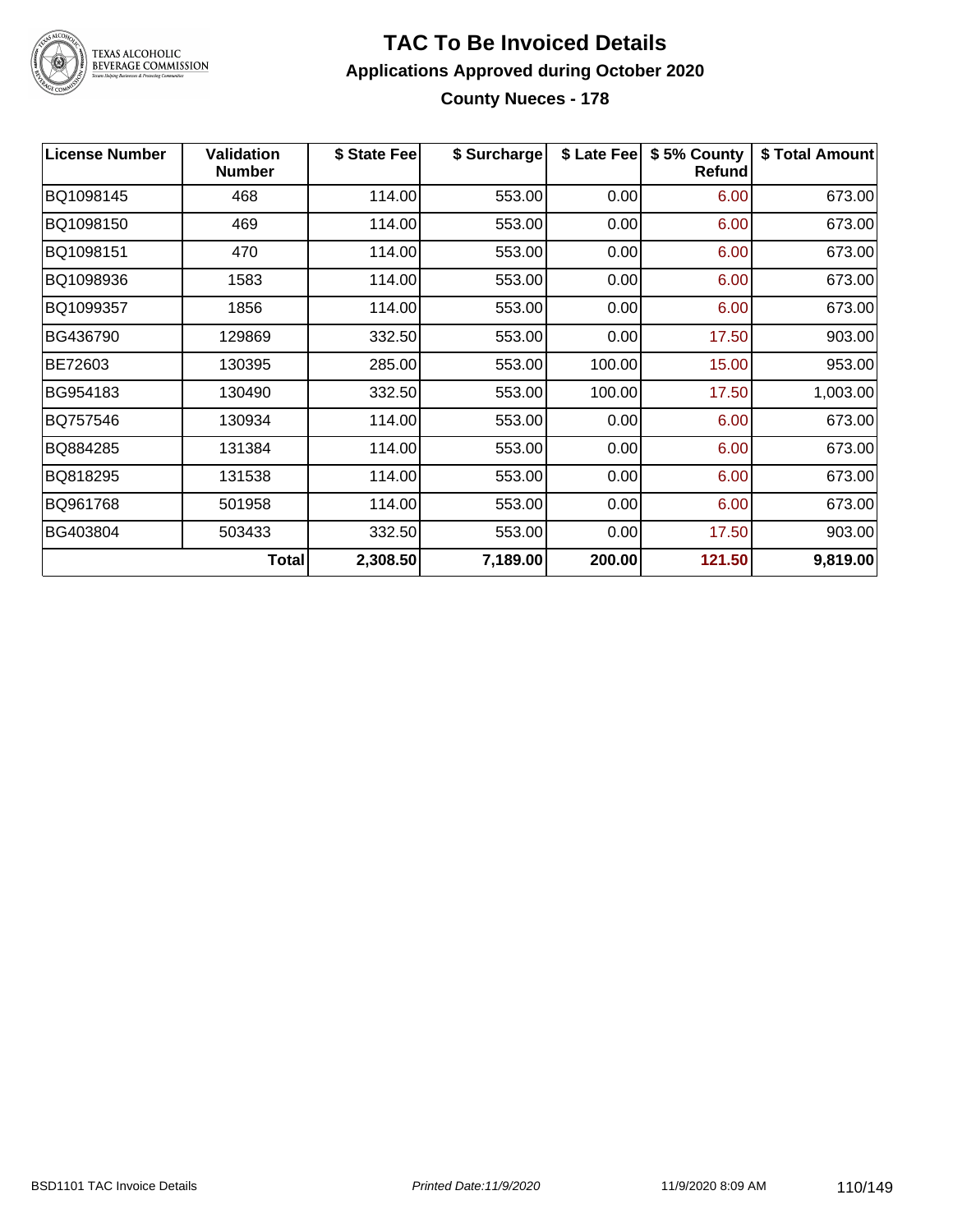# TAC To Be Invoiced Details

## Applications Approved during October 2020

### County Nueces - 178

| License Number | Validation Number | $ State Fee | $ Surcharge | $ Late Fee | $ 5% County Refund | $ Total Amount |
|---|---|---|---|---|---|---|
| BQ1098145 | 468 | 114.00 | 553.00 | 0.00 | 6.00 | 673.00 |
| BQ1098150 | 469 | 114.00 | 553.00 | 0.00 | 6.00 | 673.00 |
| BQ1098151 | 470 | 114.00 | 553.00 | 0.00 | 6.00 | 673.00 |
| BQ1098936 | 1583 | 114.00 | 553.00 | 0.00 | 6.00 | 673.00 |
| BQ1099357 | 1856 | 114.00 | 553.00 | 0.00 | 6.00 | 673.00 |
| BG436790 | 129869 | 332.50 | 553.00 | 0.00 | 17.50 | 903.00 |
| BE72603 | 130395 | 285.00 | 553.00 | 100.00 | 15.00 | 953.00 |
| BG954183 | 130490 | 332.50 | 553.00 | 100.00 | 17.50 | 1,003.00 |
| BQ757546 | 130934 | 114.00 | 553.00 | 0.00 | 6.00 | 673.00 |
| BQ884285 | 131384 | 114.00 | 553.00 | 0.00 | 6.00 | 673.00 |
| BQ818295 | 131538 | 114.00 | 553.00 | 0.00 | 6.00 | 673.00 |
| BQ961768 | 501958 | 114.00 | 553.00 | 0.00 | 6.00 | 673.00 |
| BG403804 | 503433 | 332.50 | 553.00 | 0.00 | 17.50 | 903.00 |
| | **Total** | **2,308.50** | **7,189.00** | **200.00** | **121.50** | **9,819.00** |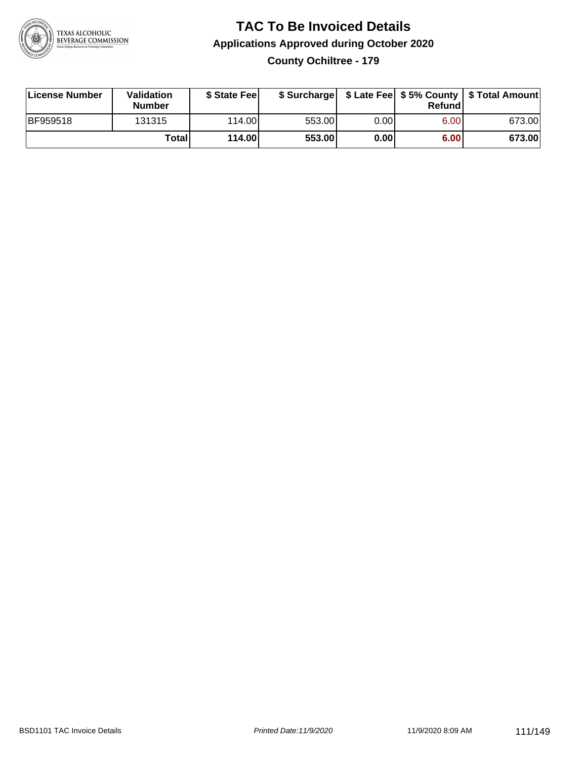# TAC To Be Invoiced Details

## Applications Approved during October 2020

### County Ochiltree - 179

| License Number | Validation Number | $ State Fee | $ Surcharge | $ Late Fee | $ 5% County Refund | $ Total Amount |
|---|---|---|---|---|---|---|
| BF959518 | 131315 | 114.00 | 553.00 | 0.00 | 6.00 | 673.00 |
| | **Total** | **114.00** | **553.00** | **0.00** | **6.00** | **673.00** |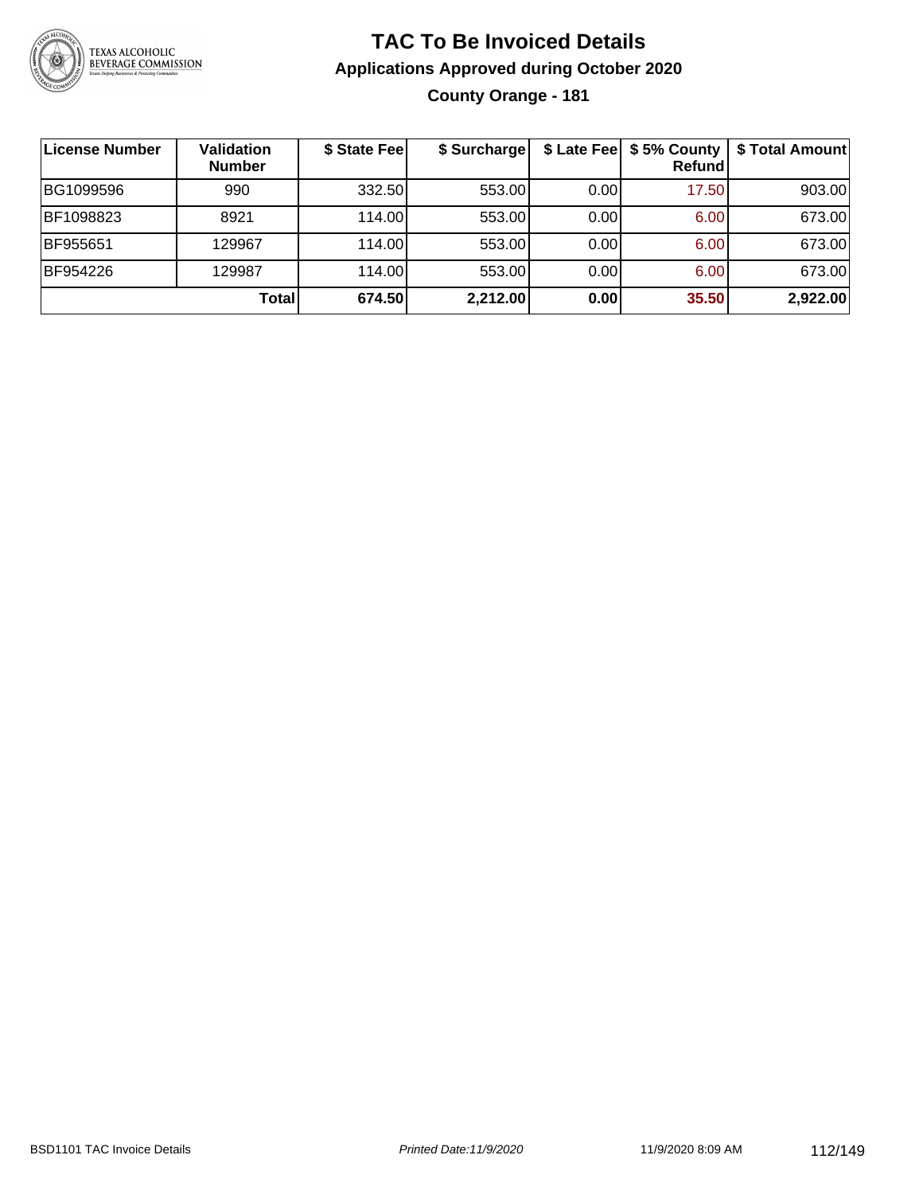# TAC To Be Invoiced Details

## Applications Approved during October 2020

### County Orange - 181

| License Number | Validation Number | $ State Fee | $ Surcharge | $ Late Fee | $ 5% County Refund | $ Total Amount |
|---|---|---|---|---|---|---|
| BG1099596 | 990 | 332.50 | 553.00 | 0.00 | 17.50 | 903.00 |
| BF1098823 | 8921 | 114.00 | 553.00 | 0.00 | 6.00 | 673.00 |
| BF955651 | 129967 | 114.00 | 553.00 | 0.00 | 6.00 | 673.00 |
| BF954226 | 129987 | 114.00 | 553.00 | 0.00 | 6.00 | 673.00 |
| | **Total** | **674.50** | **2,212.00** | **0.00** | **35.50** | **2,922.00** |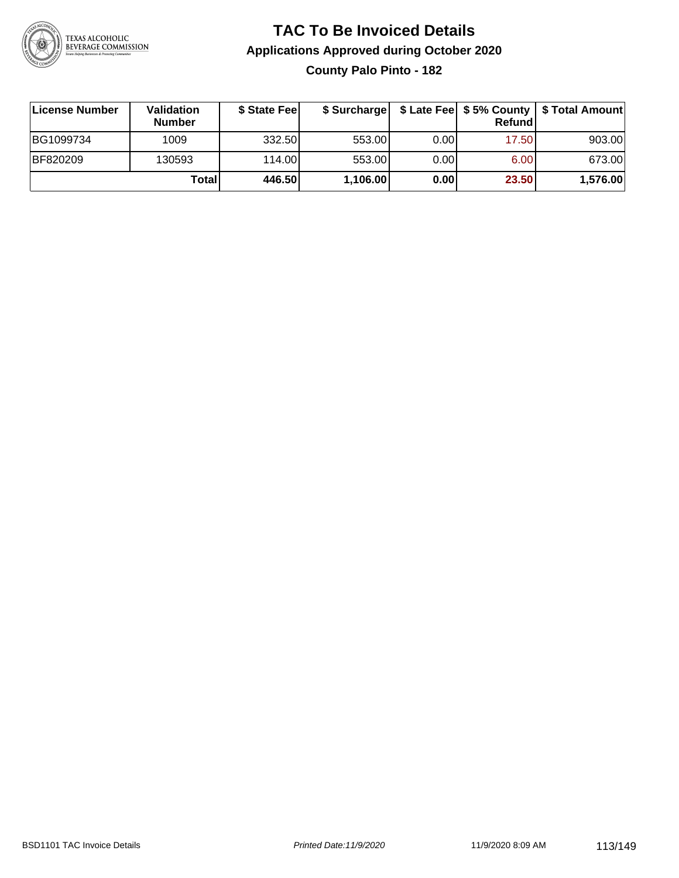# TAC To Be Invoiced Details

## Applications Approved during October 2020

### County Palo Pinto - 182

| License Number | Validation Number | $ State Fee | $ Surcharge | $ Late Fee | $ 5% County Refund | $ Total Amount |
|---|---|---|---|---|---|---|
| BG1099734 | 1009 | 332.50 | 553.00 | 0.00 | 17.50 | 903.00 |
| BF820209 | 130593 | 114.00 | 553.00 | 0.00 | 6.00 | 673.00 |
| | **Total** | **446.50** | **1,106.00** | **0.00** | **23.50** | **1,576.00** |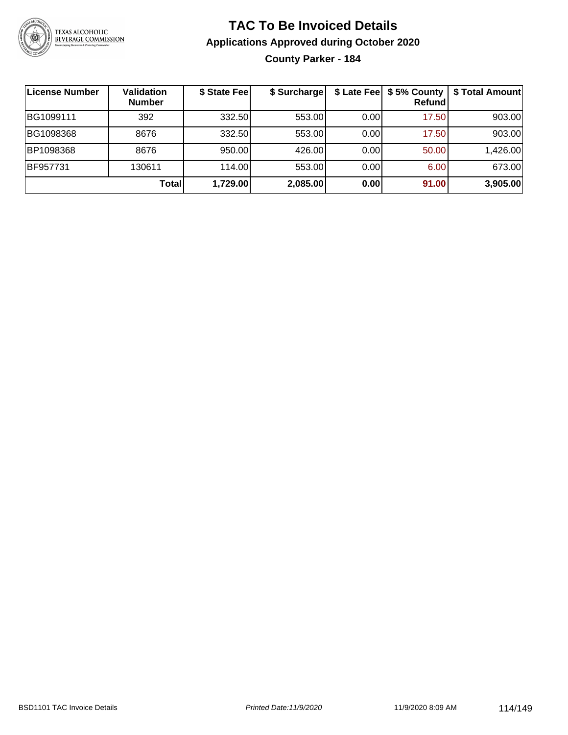# TAC To Be Invoiced Details

## Applications Approved during October 2020

### County Parker - 184

| License Number | Validation Number | $ State Fee | $ Surcharge | $ Late Fee | $ 5% County Refund | $ Total Amount |
|---|---|---|---|---|---|---|
| BG1099111 | 392 | 332.50 | 553.00 | 0.00 | 17.50 | 903.00 |
| BG1098368 | 8676 | 332.50 | 553.00 | 0.00 | 17.50 | 903.00 |
| BP1098368 | 8676 | 950.00 | 426.00 | 0.00 | 50.00 | 1,426.00 |
| BF957731 | 130611 | 114.00 | 553.00 | 0.00 | 6.00 | 673.00 |
| | **Total** | **1,729.00** | **2,085.00** | **0.00** | **91.00** | **3,905.00** |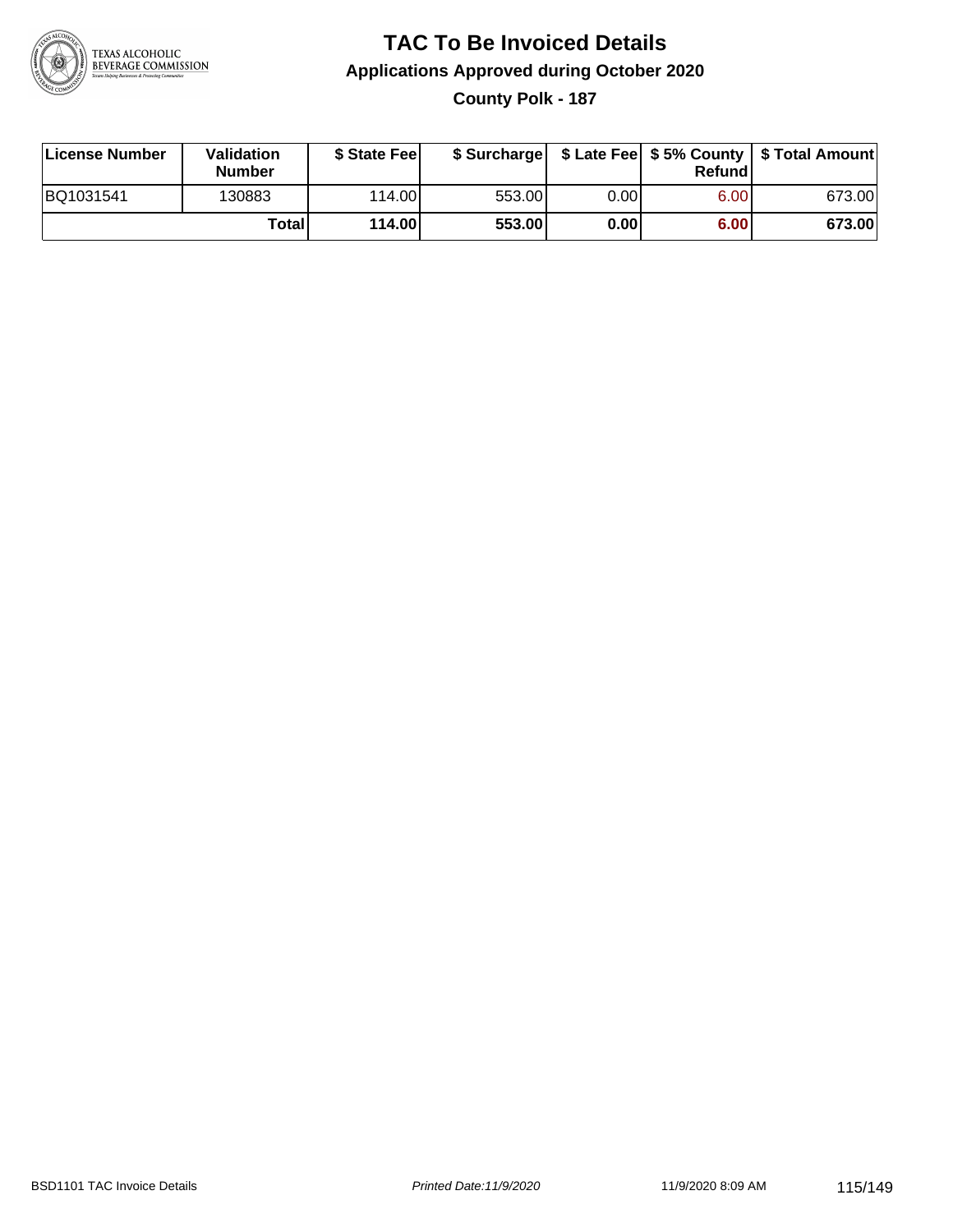# TAC To Be Invoiced Details

## Applications Approved during October 2020

### County Polk - 187

| License Number | Validation Number | $ State Fee | $ Surcharge | $ Late Fee | $ 5% County Refund | $ Total Amount |
|---|---|---|---|---|---|---|
| BQ1031541 | 130883 | 114.00 | 553.00 | 0.00 | 6.00 | 673.00 |
| | **Total** | **114.00** | **553.00** | **0.00** | **6.00** | **673.00** |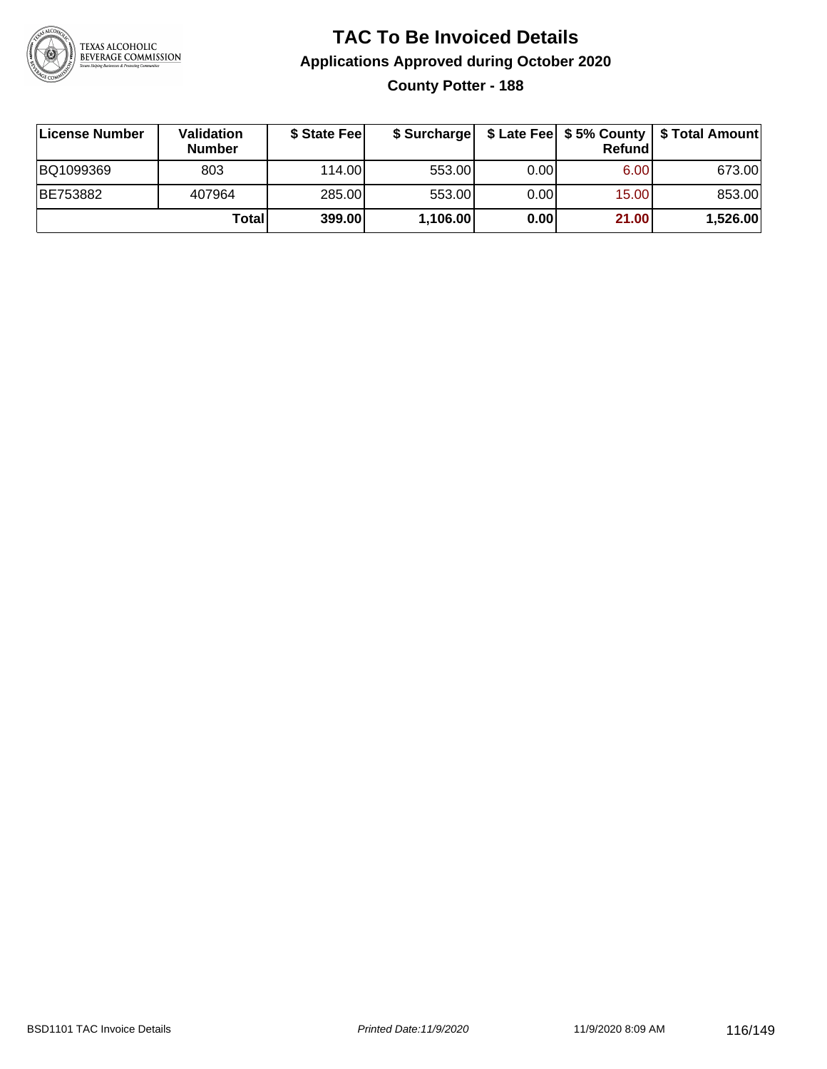# TAC To Be Invoiced Details

## Applications Approved during October 2020

### County Potter - 188

| License Number | Validation Number | $ State Fee | $ Surcharge | $ Late Fee | $ 5% County Refund | $ Total Amount |
|---|---|---|---|---|---|---|
| BQ1099369 | 803 | 114.00 | 553.00 | 0.00 | 6.00 | 673.00 |
| BE753882 | 407964 | 285.00 | 553.00 | 0.00 | 15.00 | 853.00 |
| | **Total** | **399.00** | **1,106.00** | **0.00** | **21.00** | **1,526.00** |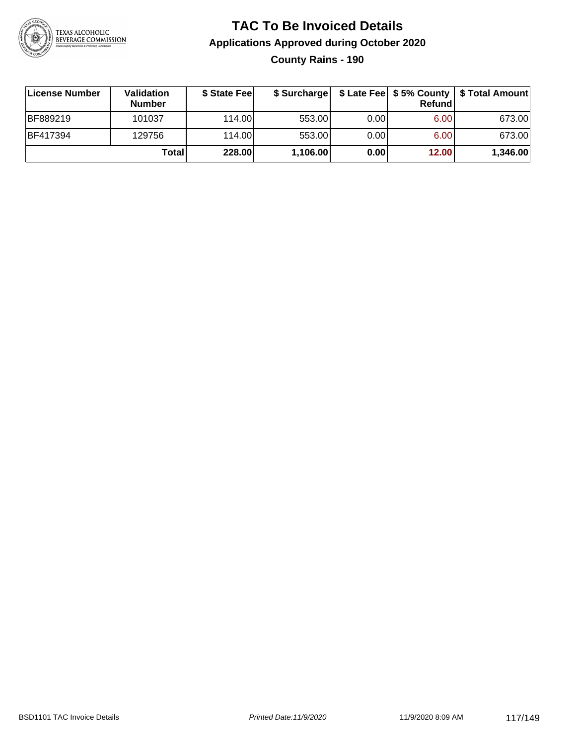# TAC To Be Invoiced Details

## Applications Approved during October 2020

### County Rains - 190

| License Number | Validation Number | $ State Fee | $ Surcharge | $ Late Fee | $ 5% County Refund | $ Total Amount |
|---|---|---|---|---|---|---|
| BF889219 | 101037 | 114.00 | 553.00 | 0.00 | 6.00 | 673.00 |
| BF417394 | 129756 | 114.00 | 553.00 | 0.00 | 6.00 | 673.00 |
| | **Total** | **228.00** | **1,106.00** | **0.00** | **12.00** | **1,346.00** |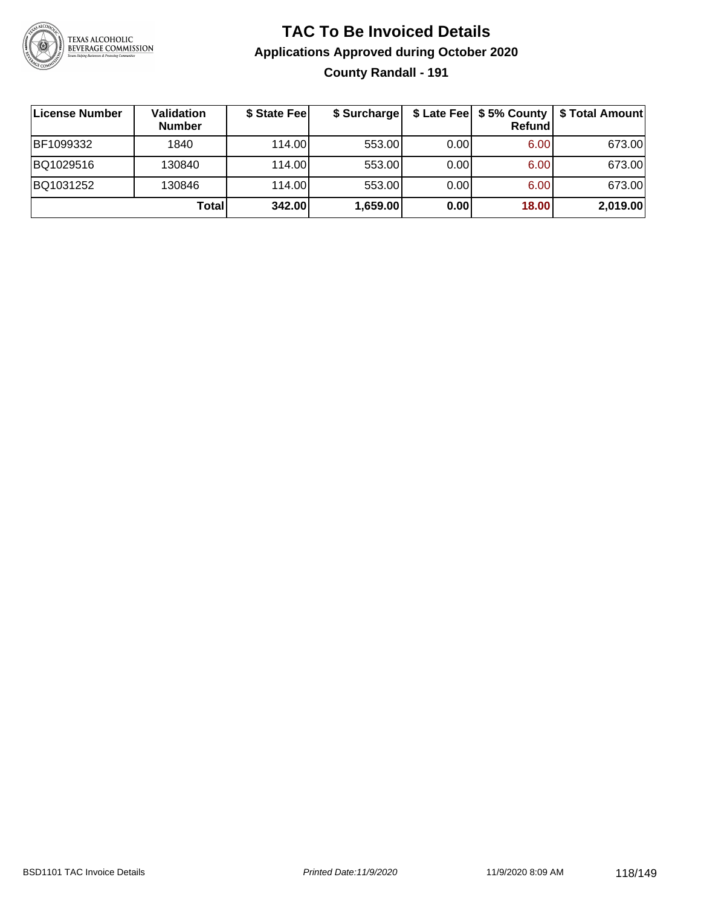# TAC To Be Invoiced Details

## Applications Approved during October 2020

### County Randall - 191

| License Number | Validation Number | $ State Fee | $ Surcharge | $ Late Fee | $ 5% County Refund | $ Total Amount |
|---|---|---|---|---|---|---|
| BF1099332 | 1840 | 114.00 | 553.00 | 0.00 | 6.00 | 673.00 |
| BQ1029516 | 130840 | 114.00 | 553.00 | 0.00 | 6.00 | 673.00 |
| BQ1031252 | 130846 | 114.00 | 553.00 | 0.00 | 6.00 | 673.00 |
| | **Total** | **342.00** | **1,659.00** | **0.00** | **18.00** | **2,019.00** |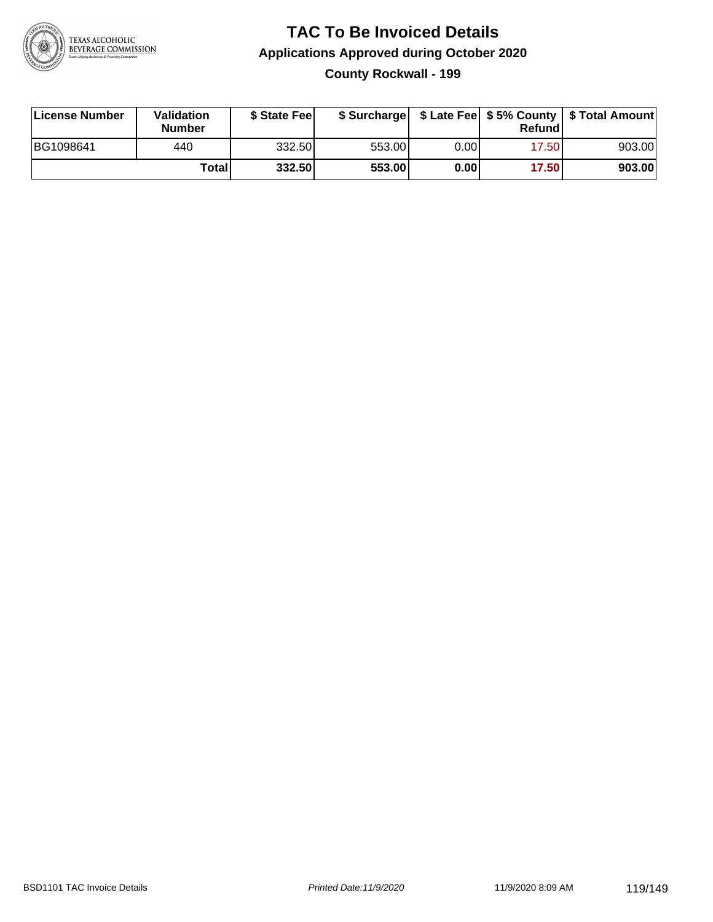# TAC To Be Invoiced Details

## Applications Approved during October 2020

### County Rockwall - 199

| License Number | Validation Number | $ State Fee | $ Surcharge | $ Late Fee | $ 5% County Refund | $ Total Amount |
|---|---|---|---|---|---|---|
| BG1098641 | 440 | 332.50 | 553.00 | 0.00 | 17.50 | 903.00 |
| | **Total** | **332.50** | **553.00** | **0.00** | **17.50** | **903.00** |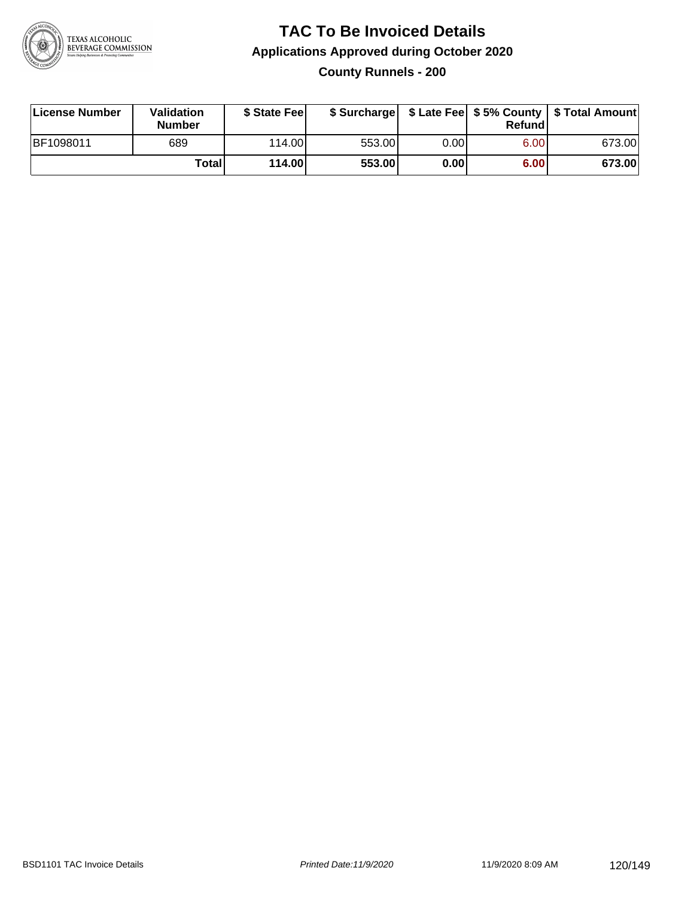# TAC To Be Invoiced Details

## Applications Approved during October 2020

### County Runnels - 200

| License Number | Validation Number | $ State Fee | $ Surcharge | $ Late Fee | $ 5% County Refund | $ Total Amount |
|---|---|---|---|---|---|---|
| BF1098011 | 689 | 114.00 | 553.00 | 0.00 | 6.00 | 673.00 |
| | **Total** | **114.00** | **553.00** | **0.00** | **6.00** | **673.00** |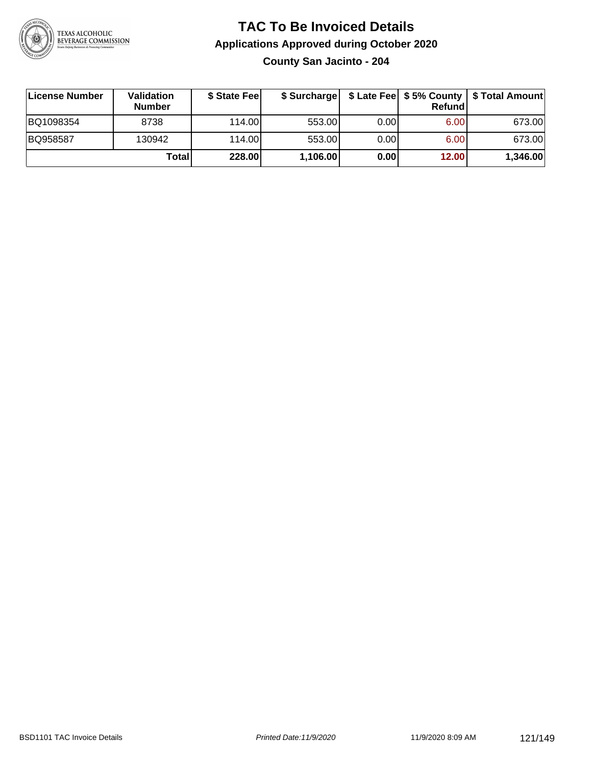# TAC To Be Invoiced Details

## Applications Approved during October 2020

### County San Jacinto - 204

| License Number | Validation Number | $ State Fee | $ Surcharge | $ Late Fee | $ 5% County Refund | $ Total Amount |
|---|---|---|---|---|---|---|
| BQ1098354 | 8738 | 114.00 | 553.00 | 0.00 | 6.00 | 673.00 |
| BQ958587 | 130942 | 114.00 | 553.00 | 0.00 | 6.00 | 673.00 |
| | **Total** | **228.00** | **1,106.00** | **0.00** | **12.00** | **1,346.00** |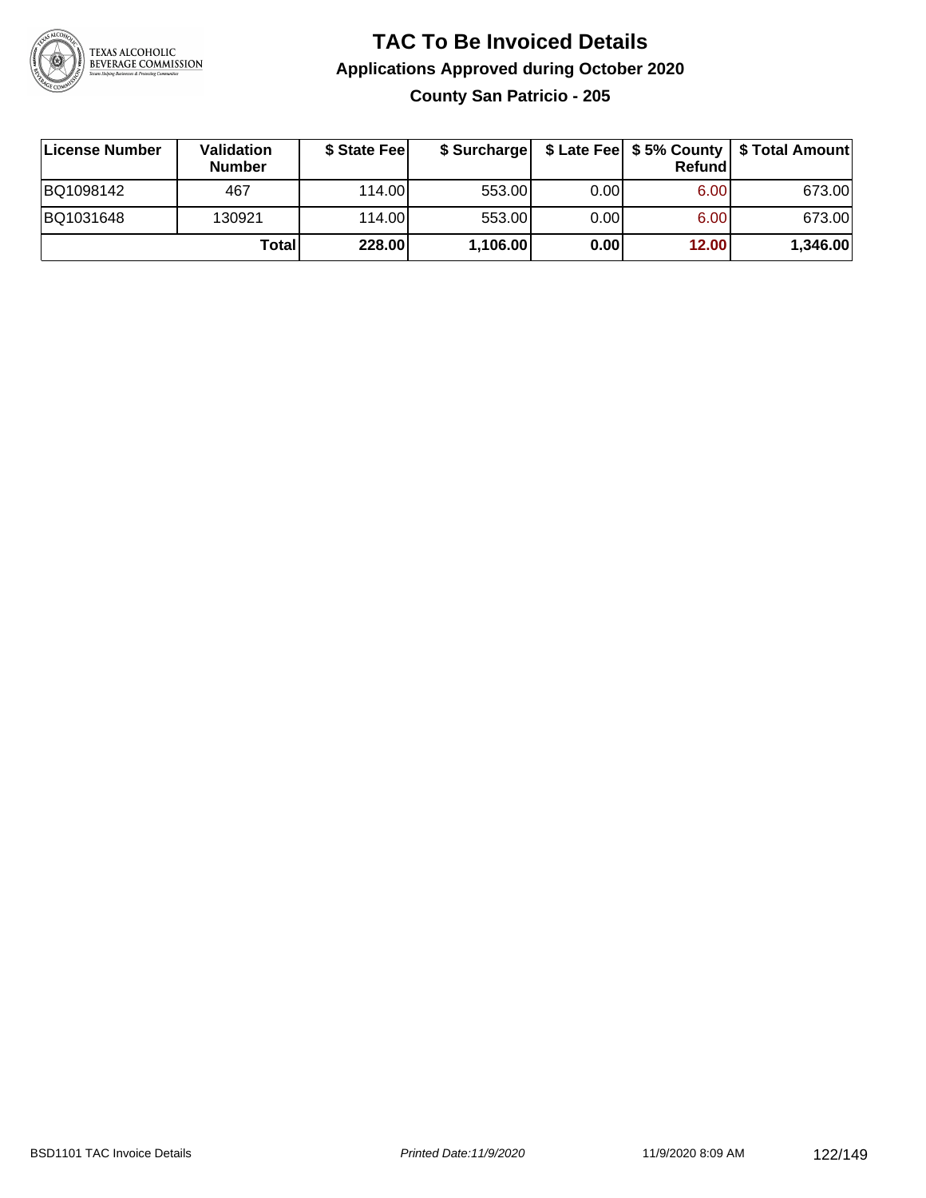# TAC To Be Invoiced Details

## Applications Approved during October 2020

### County San Patricio - 205

| License Number | Validation Number | $ State Fee | $ Surcharge | $ Late Fee | $ 5% County Refund | $ Total Amount |
|---|---|---|---|---|---|---|
| BQ1098142 | 467 | 114.00 | 553.00 | 0.00 | 6.00 | 673.00 |
| BQ1031648 | 130921 | 114.00 | 553.00 | 0.00 | 6.00 | 673.00 |
| | **Total** | **228.00** | **1,106.00** | **0.00** | **12.00** | **1,346.00** |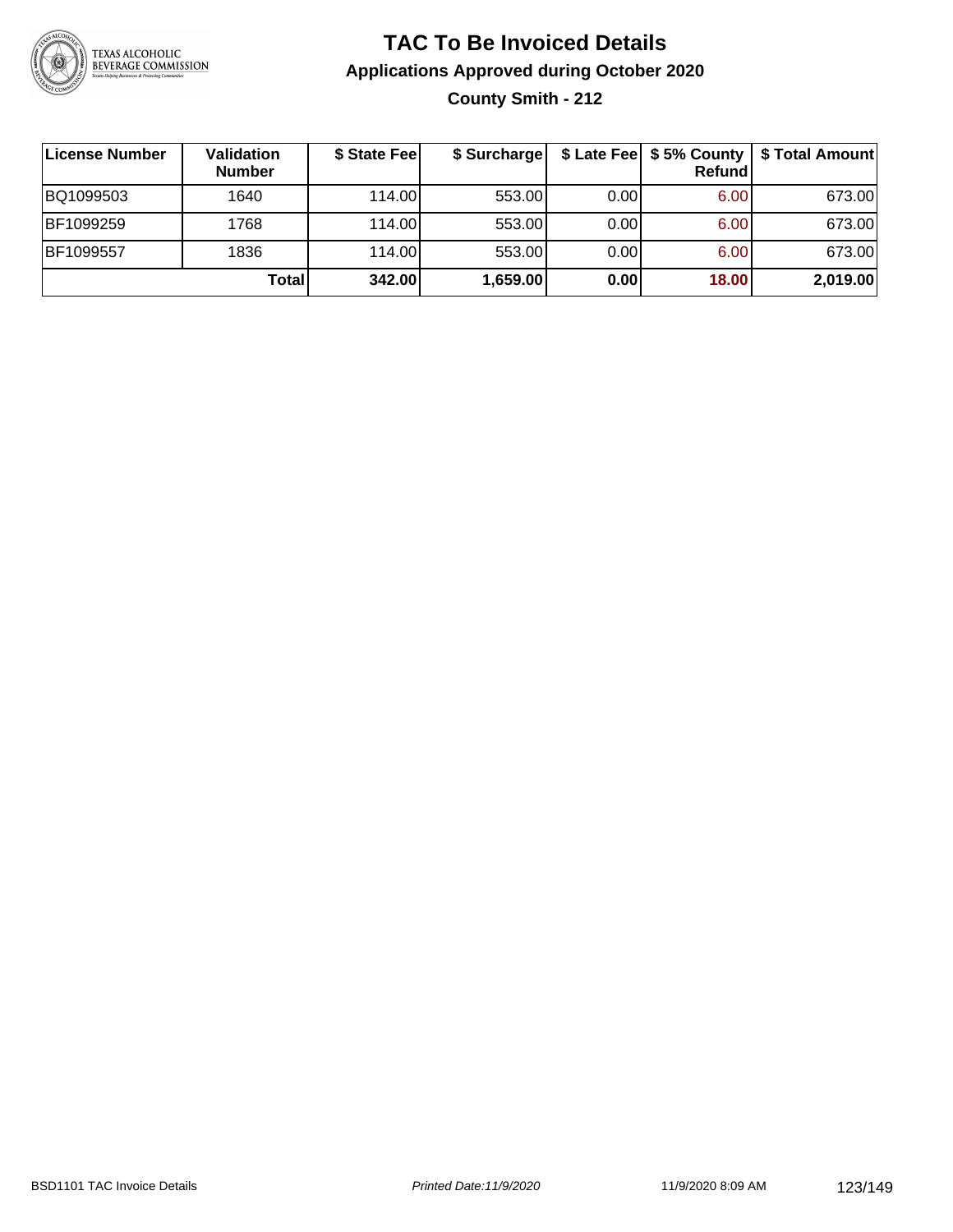# TAC To Be Invoiced Details

## Applications Approved during October 2020

### County Smith - 212

| License Number | Validation Number | $ State Fee | $ Surcharge | $ Late Fee | $ 5% County Refund | $ Total Amount |
|---|---|---|---|---|---|---|
| BQ1099503 | 1640 | 114.00 | 553.00 | 0.00 | 6.00 | 673.00 |
| BF1099259 | 1768 | 114.00 | 553.00 | 0.00 | 6.00 | 673.00 |
| BF1099557 | 1836 | 114.00 | 553.00 | 0.00 | 6.00 | 673.00 |
| | **Total** | **342.00** | **1,659.00** | **0.00** | **18.00** | **2,019.00** |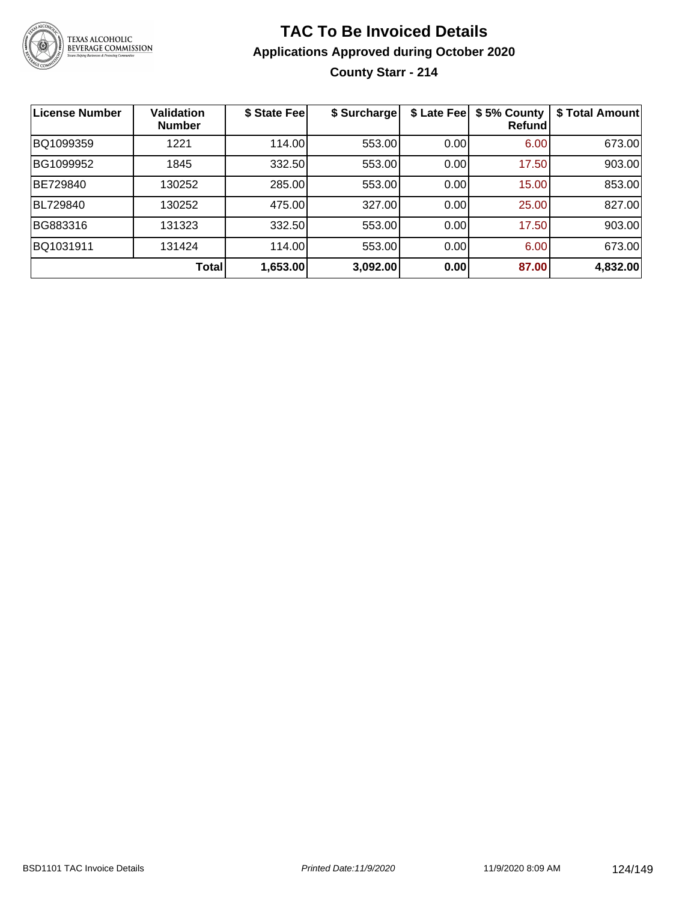# TAC To Be Invoiced Details

## Applications Approved during October 2020

### County Starr - 214

| License Number | Validation Number | $ State Fee | $ Surcharge | $ Late Fee | $ 5% County Refund | $ Total Amount |
|---|---|---|---|---|---|---|
| BQ1099359 | 1221 | 114.00 | 553.00 | 0.00 | 6.00 | 673.00 |
| BG1099952 | 1845 | 332.50 | 553.00 | 0.00 | 17.50 | 903.00 |
| BE729840 | 130252 | 285.00 | 553.00 | 0.00 | 15.00 | 853.00 |
| BL729840 | 130252 | 475.00 | 327.00 | 0.00 | 25.00 | 827.00 |
| BG883316 | 131323 | 332.50 | 553.00 | 0.00 | 17.50 | 903.00 |
| BQ1031911 | 131424 | 114.00 | 553.00 | 0.00 | 6.00 | 673.00 |
| | **Total** | **1,653.00** | **3,092.00** | **0.00** | **87.00** | **4,832.00** |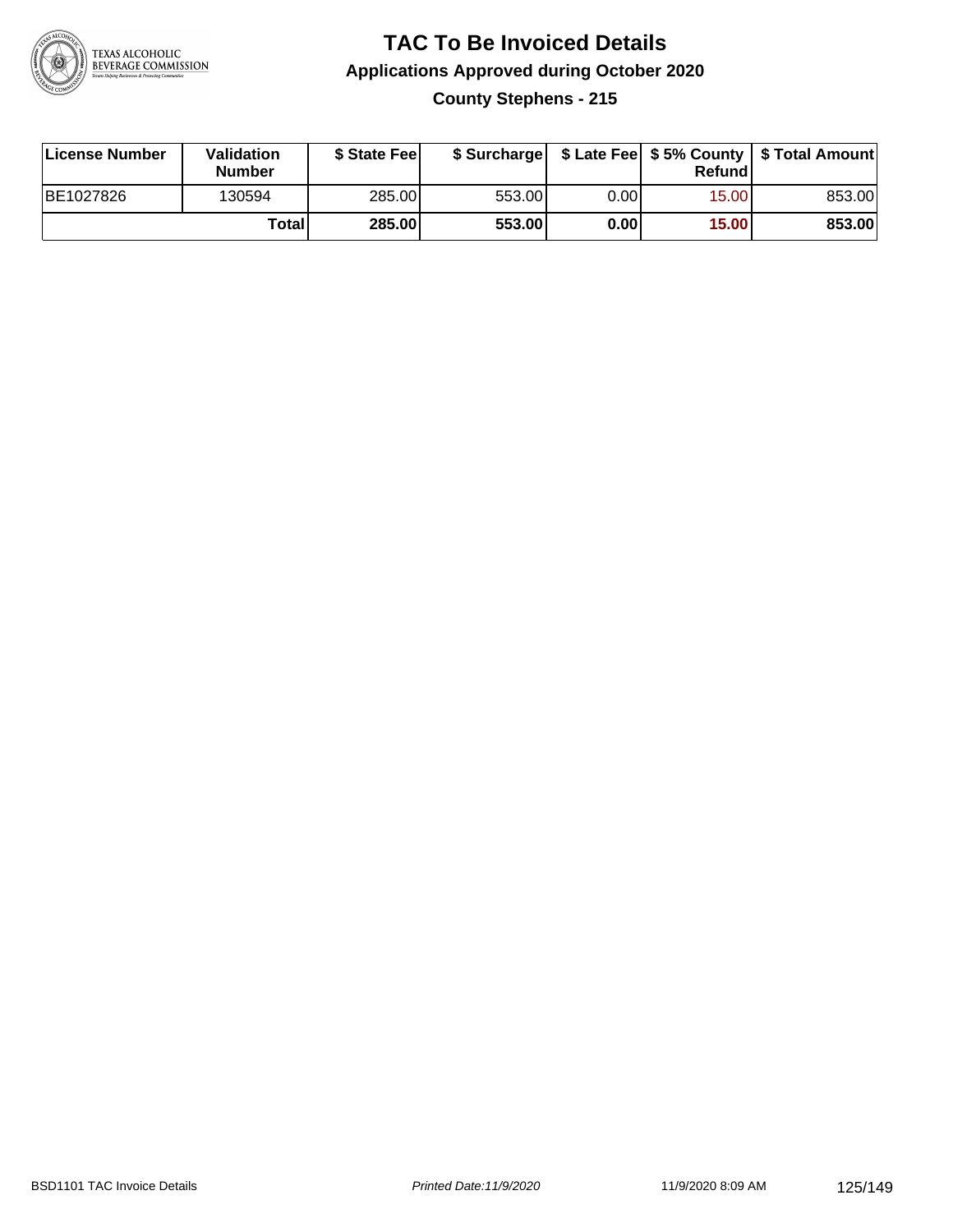# TAC To Be Invoiced Details

## Applications Approved during October 2020

### County Stephens - 215

| License Number | Validation Number | $ State Fee | $ Surcharge | $ Late Fee | $ 5% County Refund | $ Total Amount |
|---|---|---|---|---|---|---|
| BE1027826 | 130594 | 285.00 | 553.00 | 0.00 | 15.00 | 853.00 |
| | **Total** | **285.00** | **553.00** | **0.00** | **15.00** | **853.00** |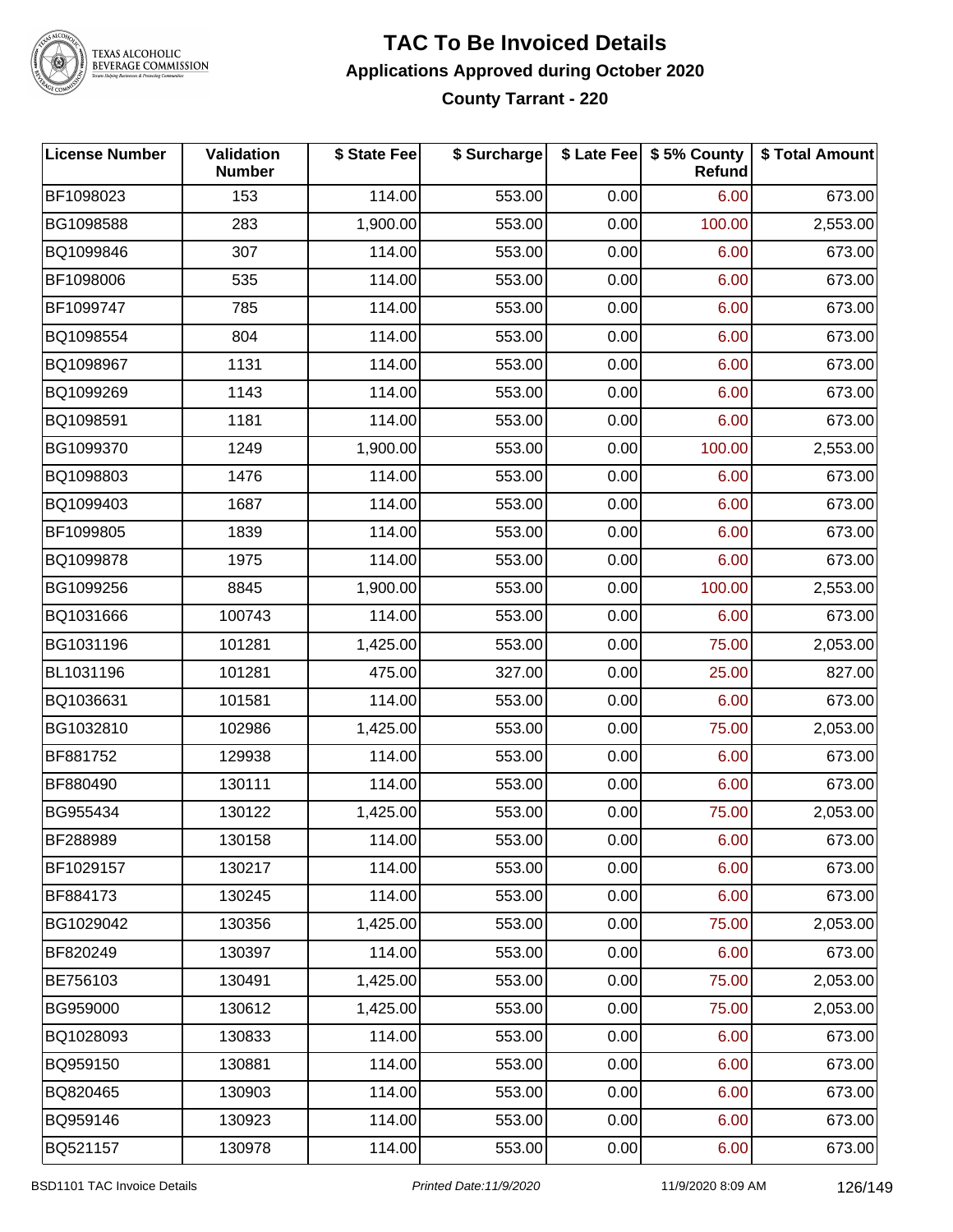# TAC To Be Invoiced Details

## Applications Approved during October 2020

### County Tarrant - 220

| License Number | Validation Number | $ State Fee | $ Surcharge | $ Late Fee | $ 5% County Refund | $ Total Amount |
|---|---|---|---|---|---|---|
| BF1098023 | 153 | 114.00 | 553.00 | 0.00 | 6.00 | 673.00 |
| BG1098588 | 283 | 1,900.00 | 553.00 | 0.00 | 100.00 | 2,553.00 |
| BQ1099846 | 307 | 114.00 | 553.00 | 0.00 | 6.00 | 673.00 |
| BF1098006 | 535 | 114.00 | 553.00 | 0.00 | 6.00 | 673.00 |
| BF1099747 | 785 | 114.00 | 553.00 | 0.00 | 6.00 | 673.00 |
| BQ1098554 | 804 | 114.00 | 553.00 | 0.00 | 6.00 | 673.00 |
| BQ1098967 | 1131 | 114.00 | 553.00 | 0.00 | 6.00 | 673.00 |
| BQ1099269 | 1143 | 114.00 | 553.00 | 0.00 | 6.00 | 673.00 |
| BQ1098591 | 1181 | 114.00 | 553.00 | 0.00 | 6.00 | 673.00 |
| BG1099370 | 1249 | 1,900.00 | 553.00 | 0.00 | 100.00 | 2,553.00 |
| BQ1098803 | 1476 | 114.00 | 553.00 | 0.00 | 6.00 | 673.00 |
| BQ1099403 | 1687 | 114.00 | 553.00 | 0.00 | 6.00 | 673.00 |
| BF1099805 | 1839 | 114.00 | 553.00 | 0.00 | 6.00 | 673.00 |
| BQ1099878 | 1975 | 114.00 | 553.00 | 0.00 | 6.00 | 673.00 |
| BG1099256 | 8845 | 1,900.00 | 553.00 | 0.00 | 100.00 | 2,553.00 |
| BQ1031666 | 100743 | 114.00 | 553.00 | 0.00 | 6.00 | 673.00 |
| BG1031196 | 101281 | 1,425.00 | 553.00 | 0.00 | 75.00 | 2,053.00 |
| BL1031196 | 101281 | 475.00 | 327.00 | 0.00 | 25.00 | 827.00 |
| BQ1036631 | 101581 | 114.00 | 553.00 | 0.00 | 6.00 | 673.00 |
| BG1032810 | 102986 | 1,425.00 | 553.00 | 0.00 | 75.00 | 2,053.00 |
| BF881752 | 129938 | 114.00 | 553.00 | 0.00 | 6.00 | 673.00 |
| BF880490 | 130111 | 114.00 | 553.00 | 0.00 | 6.00 | 673.00 |
| BG955434 | 130122 | 1,425.00 | 553.00 | 0.00 | 75.00 | 2,053.00 |
| BF288989 | 130158 | 114.00 | 553.00 | 0.00 | 6.00 | 673.00 |
| BF1029157 | 130217 | 114.00 | 553.00 | 0.00 | 6.00 | 673.00 |
| BF884173 | 130245 | 114.00 | 553.00 | 0.00 | 6.00 | 673.00 |
| BG1029042 | 130356 | 1,425.00 | 553.00 | 0.00 | 75.00 | 2,053.00 |
| BF820249 | 130397 | 114.00 | 553.00 | 0.00 | 6.00 | 673.00 |
| BE756103 | 130491 | 1,425.00 | 553.00 | 0.00 | 75.00 | 2,053.00 |
| BG959000 | 130612 | 1,425.00 | 553.00 | 0.00 | 75.00 | 2,053.00 |
| BQ1028093 | 130833 | 114.00 | 553.00 | 0.00 | 6.00 | 673.00 |
| BQ959150 | 130881 | 114.00 | 553.00 | 0.00 | 6.00 | 673.00 |
| BQ820465 | 130903 | 114.00 | 553.00 | 0.00 | 6.00 | 673.00 |
| BQ959146 | 130923 | 114.00 | 553.00 | 0.00 | 6.00 | 673.00 |
| BQ521157 | 130978 | 114.00 | 553.00 | 0.00 | 6.00 | 673.00 |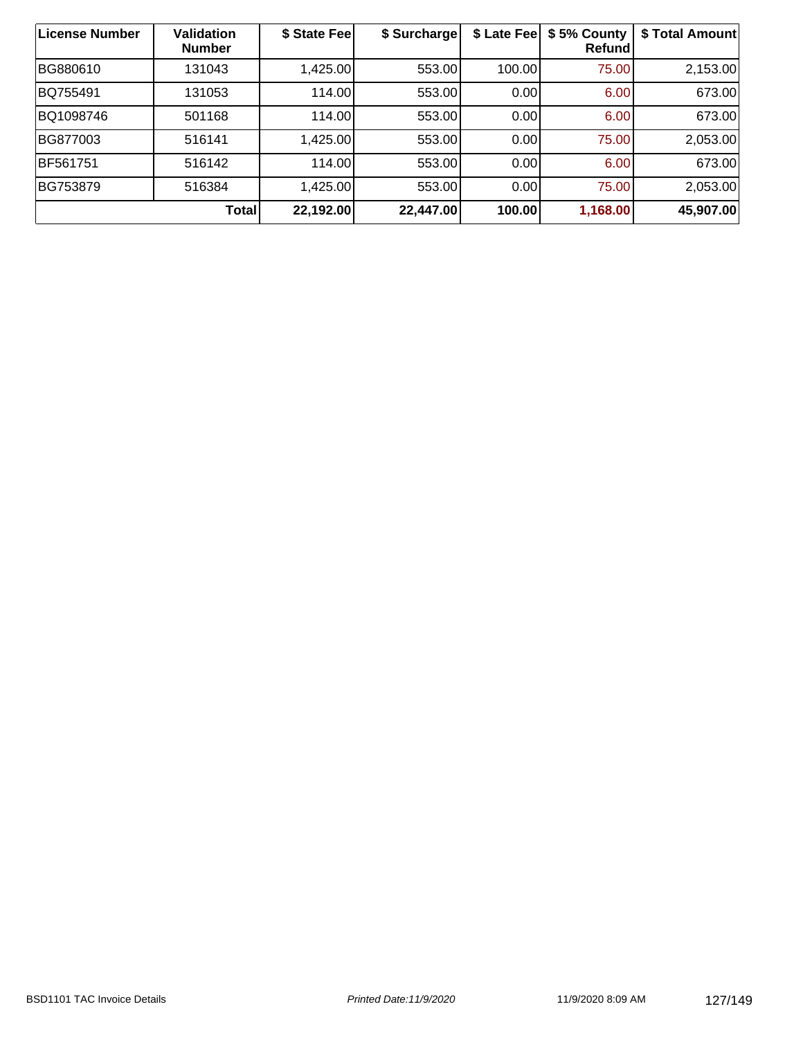| License Number | Validation Number | $ State Fee | $ Surcharge | $ Late Fee | $ 5% County Refund | $ Total Amount |
| --- | --- | --- | --- | --- | --- | --- |
| BG880610 | 131043 | 1,425.00 | 553.00 | 100.00 | 75.00 | 2,153.00 |
| BQ755491 | 131053 | 114.00 | 553.00 | 0.00 | 6.00 | 673.00 |
| BQ1098746 | 501168 | 114.00 | 553.00 | 0.00 | 6.00 | 673.00 |
| BG877003 | 516141 | 1,425.00 | 553.00 | 0.00 | 75.00 | 2,053.00 |
| BF561751 | 516142 | 114.00 | 553.00 | 0.00 | 6.00 | 673.00 |
| BG753879 | 516384 | 1,425.00 | 553.00 | 0.00 | 75.00 | 2,053.00 |
| **Total** | | **22,192.00** | **22,447.00** | **100.00** | **1,168.00** | **45,907.00** |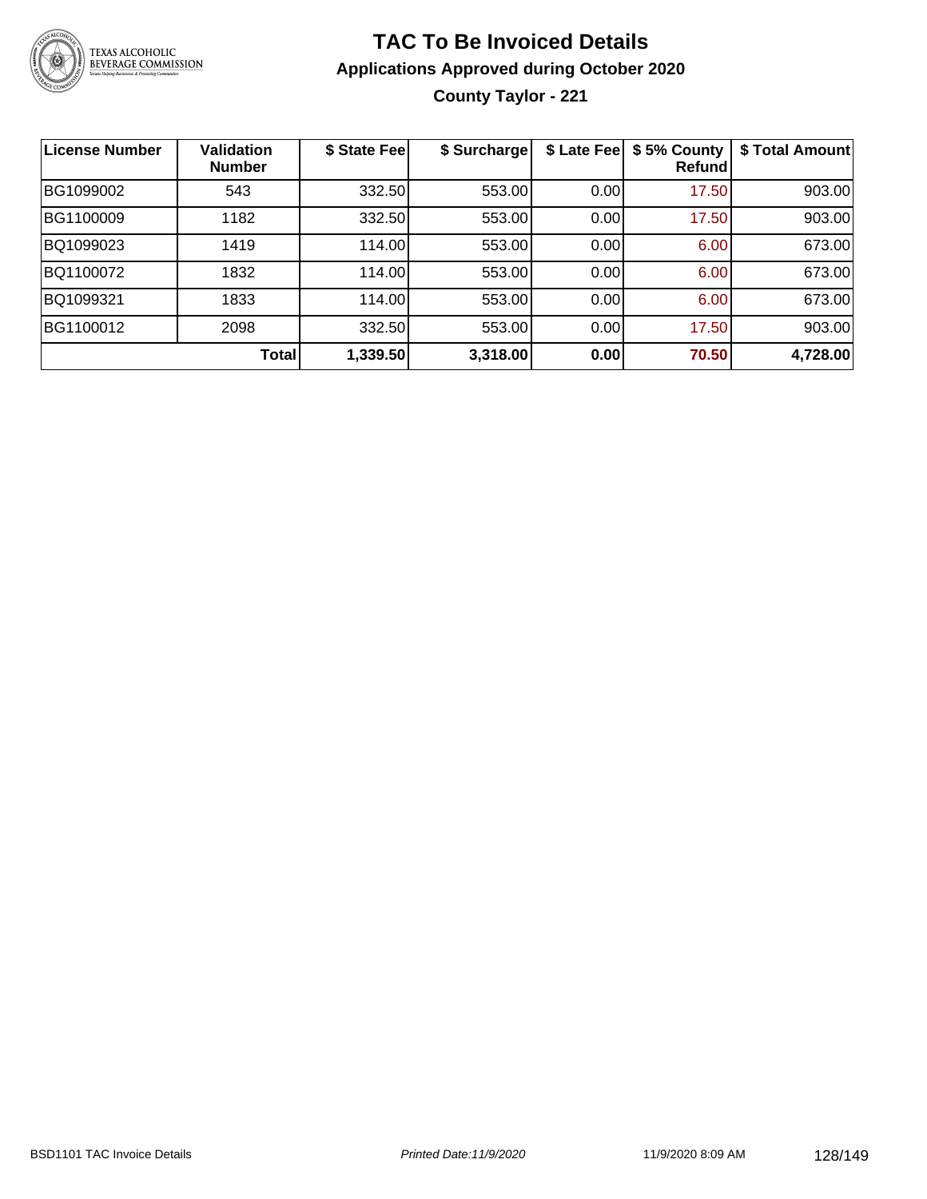# TAC To Be Invoiced Details

## Applications Approved during October 2020

### County Taylor - 221

| License Number | Validation Number | \$ State Fee | \$ Surcharge | \$ Late Fee | \$ 5% County Refund | \$ Total Amount |
|---|---|---|---|---|---|---|
| BG1099002 | 543 | 332.50 | 553.00 | 0.00 | 17.50 | 903.00 |
| BG1100009 | 1182 | 332.50 | 553.00 | 0.00 | 17.50 | 903.00 |
| BQ1099023 | 1419 | 114.00 | 553.00 | 0.00 | 6.00 | 673.00 |
| BQ1100072 | 1832 | 114.00 | 553.00 | 0.00 | 6.00 | 673.00 |
| BQ1099321 | 1833 | 114.00 | 553.00 | 0.00 | 6.00 | 673.00 |
| BG1100012 | 2098 | 332.50 | 553.00 | 0.00 | 17.50 | 903.00 |
| | **Total** | **1,339.50** | **3,318.00** | **0.00** | **70.50** | **4,728.00** |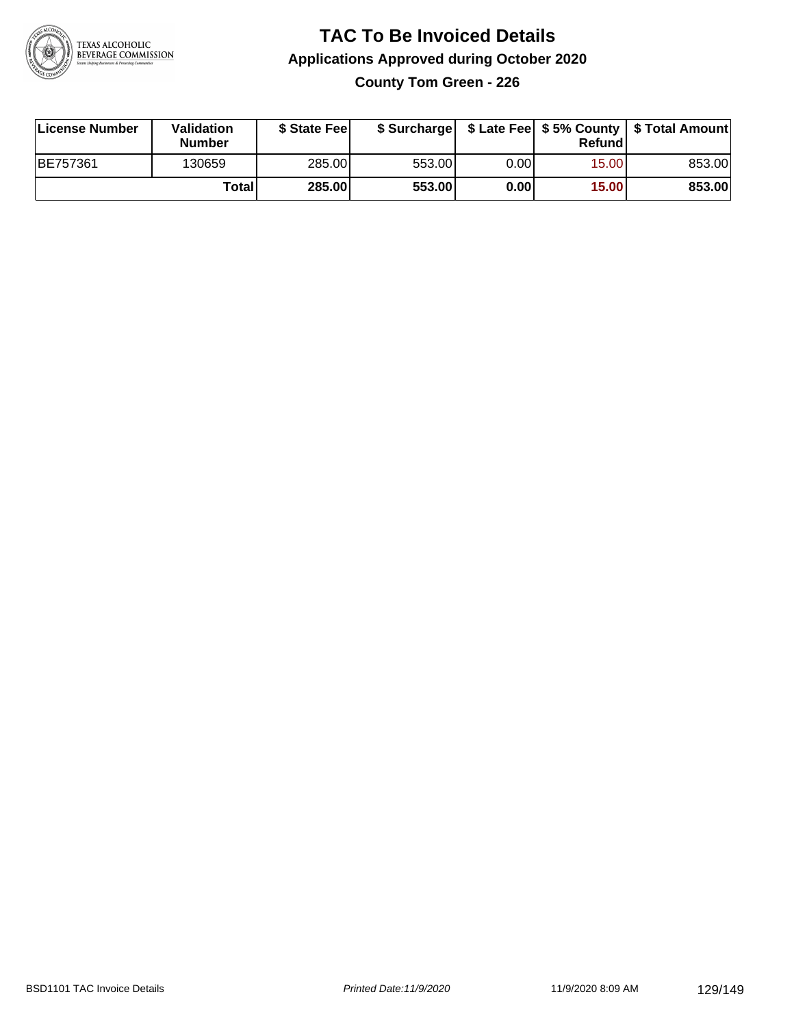# TAC To Be Invoiced Details

## Applications Approved during October 2020

### County Tom Green - 226

| License Number | Validation Number | $ State Fee | $ Surcharge | $ Late Fee | $ 5% County Refund | $ Total Amount |
|---|---|---|---|---|---|---|
| BE757361 | 130659 | 285.00 | 553.00 | 0.00 | 15.00 | 853.00 |
| | **Total** | **285.00** | **553.00** | **0.00** | **15.00** | **853.00** |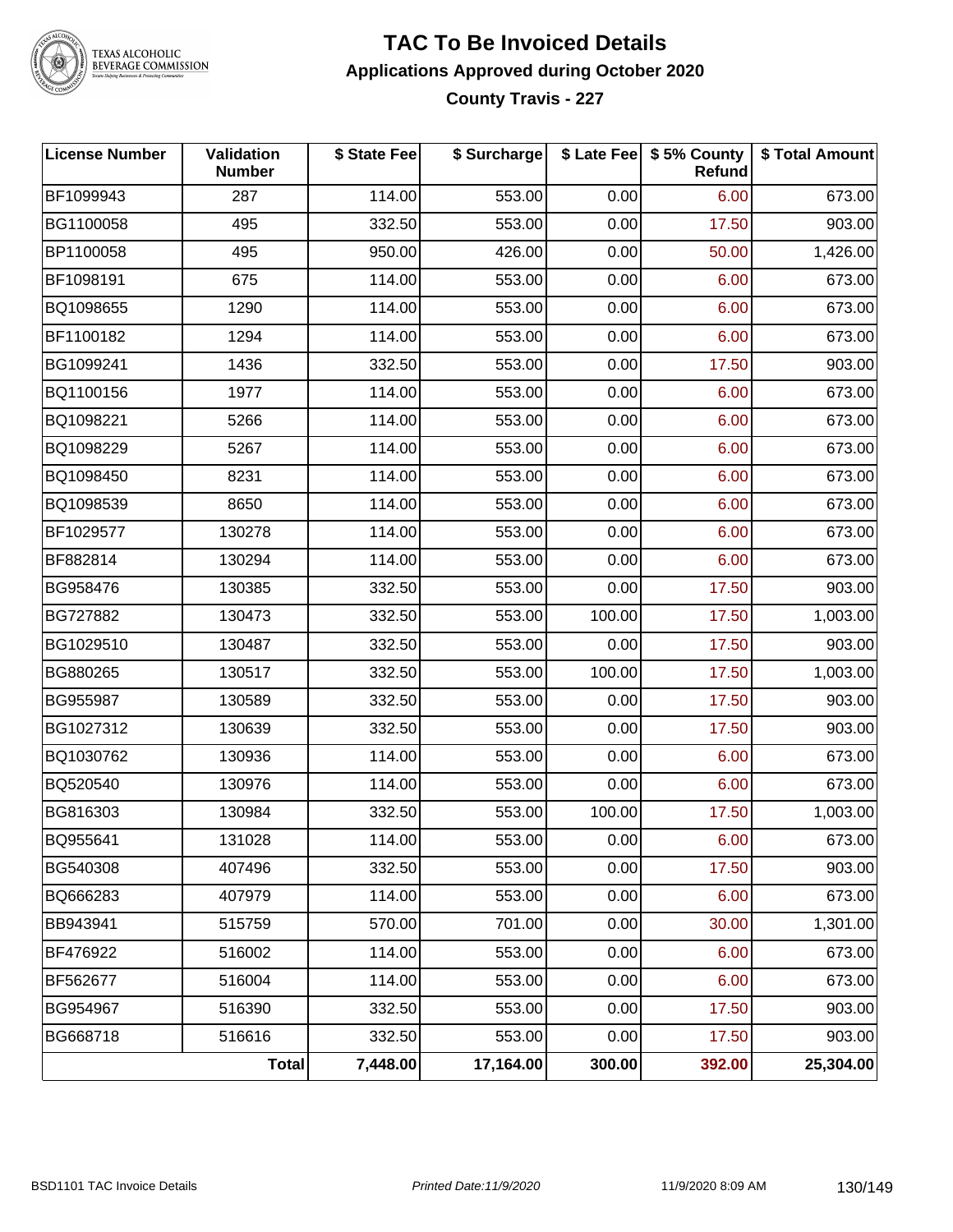# TAC To Be Invoiced Details

## Applications Approved during October 2020

### County Travis - 227

| License Number | Validation Number | $ State Fee | $ Surcharge | $ Late Fee | $ 5% County Refund | $ Total Amount |
|---|---|---|---|---|---|---|
| BF1099943 | 287 | 114.00 | 553.00 | 0.00 | 6.00 | 673.00 |
| BG1100058 | 495 | 332.50 | 553.00 | 0.00 | 17.50 | 903.00 |
| BP1100058 | 495 | 950.00 | 426.00 | 0.00 | 50.00 | 1,426.00 |
| BF1098191 | 675 | 114.00 | 553.00 | 0.00 | 6.00 | 673.00 |
| BQ1098655 | 1290 | 114.00 | 553.00 | 0.00 | 6.00 | 673.00 |
| BF1100182 | 1294 | 114.00 | 553.00 | 0.00 | 6.00 | 673.00 |
| BG1099241 | 1436 | 332.50 | 553.00 | 0.00 | 17.50 | 903.00 |
| BQ1100156 | 1977 | 114.00 | 553.00 | 0.00 | 6.00 | 673.00 |
| BQ1098221 | 5266 | 114.00 | 553.00 | 0.00 | 6.00 | 673.00 |
| BQ1098229 | 5267 | 114.00 | 553.00 | 0.00 | 6.00 | 673.00 |
| BQ1098450 | 8231 | 114.00 | 553.00 | 0.00 | 6.00 | 673.00 |
| BQ1098539 | 8650 | 114.00 | 553.00 | 0.00 | 6.00 | 673.00 |
| BF1029577 | 130278 | 114.00 | 553.00 | 0.00 | 6.00 | 673.00 |
| BF882814 | 130294 | 114.00 | 553.00 | 0.00 | 6.00 | 673.00 |
| BG958476 | 130385 | 332.50 | 553.00 | 0.00 | 17.50 | 903.00 |
| BG727882 | 130473 | 332.50 | 553.00 | 100.00 | 17.50 | 1,003.00 |
| BG1029510 | 130487 | 332.50 | 553.00 | 0.00 | 17.50 | 903.00 |
| BG880265 | 130517 | 332.50 | 553.00 | 100.00 | 17.50 | 1,003.00 |
| BG955987 | 130589 | 332.50 | 553.00 | 0.00 | 17.50 | 903.00 |
| BG1027312 | 130639 | 332.50 | 553.00 | 0.00 | 17.50 | 903.00 |
| BQ1030762 | 130936 | 114.00 | 553.00 | 0.00 | 6.00 | 673.00 |
| BQ520540 | 130976 | 114.00 | 553.00 | 0.00 | 6.00 | 673.00 |
| BG816303 | 130984 | 332.50 | 553.00 | 100.00 | 17.50 | 1,003.00 |
| BQ955641 | 131028 | 114.00 | 553.00 | 0.00 | 6.00 | 673.00 |
| BG540308 | 407496 | 332.50 | 553.00 | 0.00 | 17.50 | 903.00 |
| BQ666283 | 407979 | 114.00 | 553.00 | 0.00 | 6.00 | 673.00 |
| BB943941 | 515759 | 570.00 | 701.00 | 0.00 | 30.00 | 1,301.00 |
| BF476922 | 516002 | 114.00 | 553.00 | 0.00 | 6.00 | 673.00 |
| BF562677 | 516004 | 114.00 | 553.00 | 0.00 | 6.00 | 673.00 |
| BG954967 | 516390 | 332.50 | 553.00 | 0.00 | 17.50 | 903.00 |
| BG668718 | 516616 | 332.50 | 553.00 | 0.00 | 17.50 | 903.00 |
| | **Total** | **7,448.00** | **17,164.00** | **300.00** | **392.00** | **25,304.00** |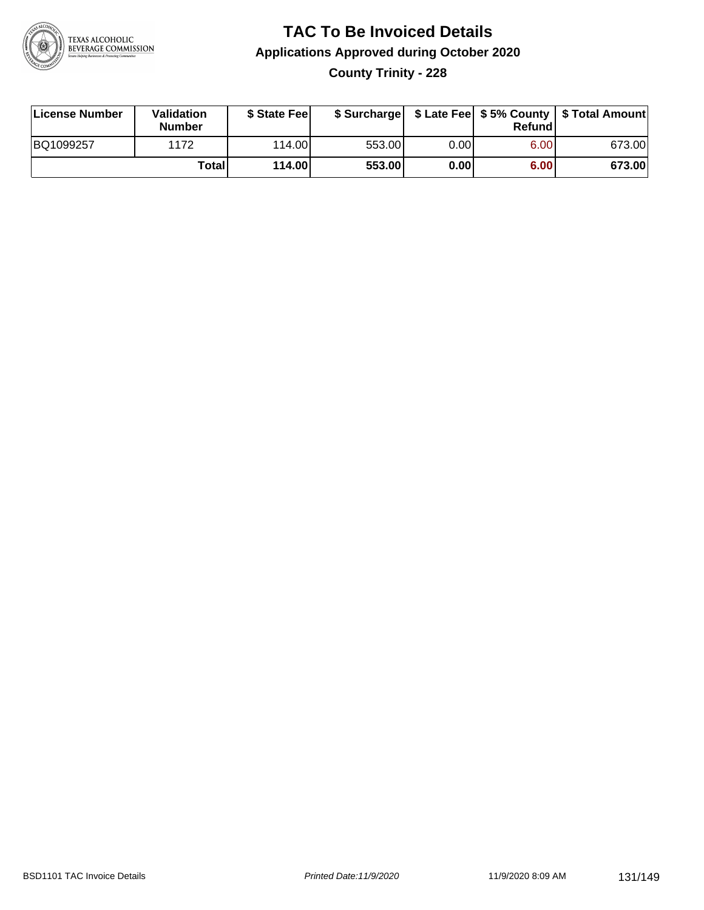# TAC To Be Invoiced Details

## Applications Approved during October 2020

### County Trinity - 228

| License Number | Validation Number | $ State Fee | $ Surcharge | $ Late Fee | $ 5% County Refund | $ Total Amount |
|---|---|---|---|---|---|---|
| BQ1099257 | 1172 | 114.00 | 553.00 | 0.00 | 6.00 | 673.00 |
| | **Total** | **114.00** | **553.00** | **0.00** | **6.00** | **673.00** |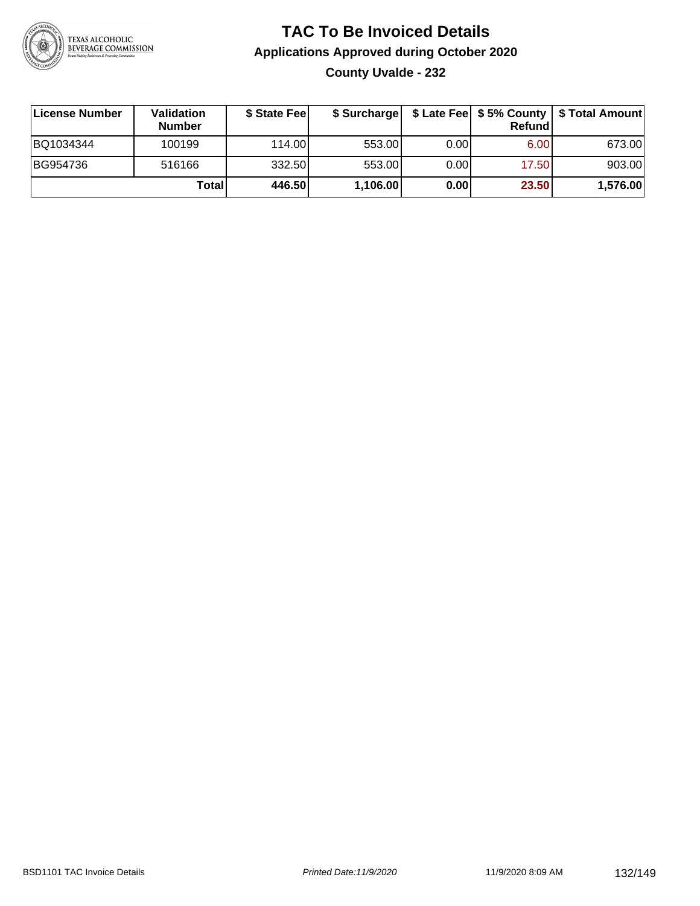# TAC To Be Invoiced Details

## Applications Approved during October 2020

### County Uvalde - 232

| License Number | Validation Number | $ State Fee | $ Surcharge | $ Late Fee | $ 5% County Refund | $ Total Amount |
|---|---|---|---|---|---|---|
| BQ1034344 | 100199 | 114.00 | 553.00 | 0.00 | 6.00 | 673.00 |
| BG954736 | 516166 | 332.50 | 553.00 | 0.00 | 17.50 | 903.00 |
| | **Total** | **446.50** | **1,106.00** | **0.00** | **23.50** | **1,576.00** |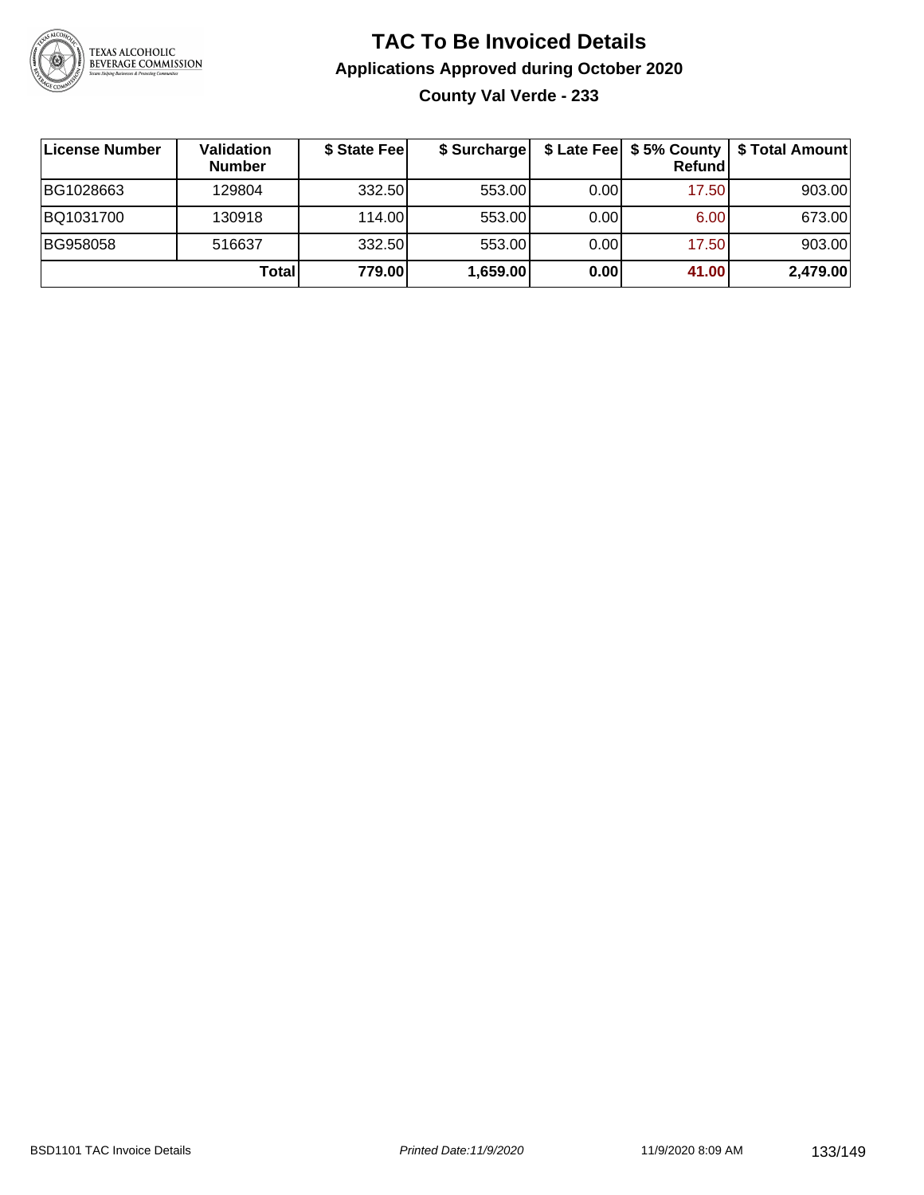# TAC To Be Invoiced Details

## Applications Approved during October 2020

### County Val Verde - 233

| License Number | Validation Number | $ State Fee | $ Surcharge | $ Late Fee | $ 5% County Refund | $ Total Amount |
|---|---|---|---|---|---|---|
| BG1028663 | 129804 | 332.50 | 553.00 | 0.00 | 17.50 | 903.00 |
| BQ1031700 | 130918 | 114.00 | 553.00 | 0.00 | 6.00 | 673.00 |
| BG958058 | 516637 | 332.50 | 553.00 | 0.00 | 17.50 | 903.00 |
| | **Total** | **779.00** | **1,659.00** | **0.00** | **41.00** | **2,479.00** |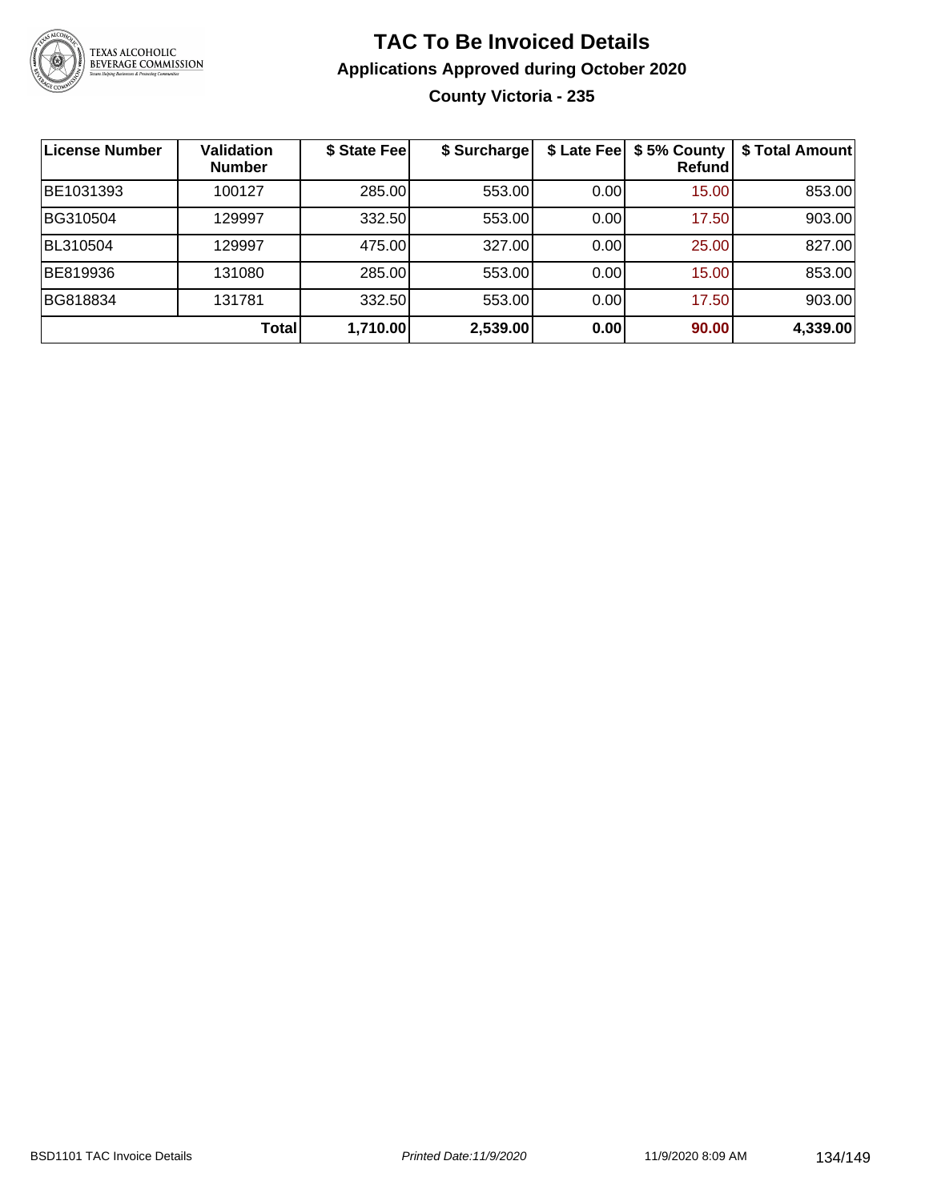# TAC To Be Invoiced Details

## Applications Approved during October 2020

### County Victoria - 235

| License Number | Validation Number | $ State Fee | $ Surcharge | $ Late Fee | $ 5% County Refund | $ Total Amount |
|---|---|---|---|---|---|---|
| BE1031393 | 100127 | 285.00 | 553.00 | 0.00 | 15.00 | 853.00 |
| BG310504 | 129997 | 332.50 | 553.00 | 0.00 | 17.50 | 903.00 |
| BL310504 | 129997 | 475.00 | 327.00 | 0.00 | 25.00 | 827.00 |
| BE819936 | 131080 | 285.00 | 553.00 | 0.00 | 15.00 | 853.00 |
| BG818834 | 131781 | 332.50 | 553.00 | 0.00 | 17.50 | 903.00 |
| | **Total** | **1,710.00** | **2,539.00** | **0.00** | **90.00** | **4,339.00** |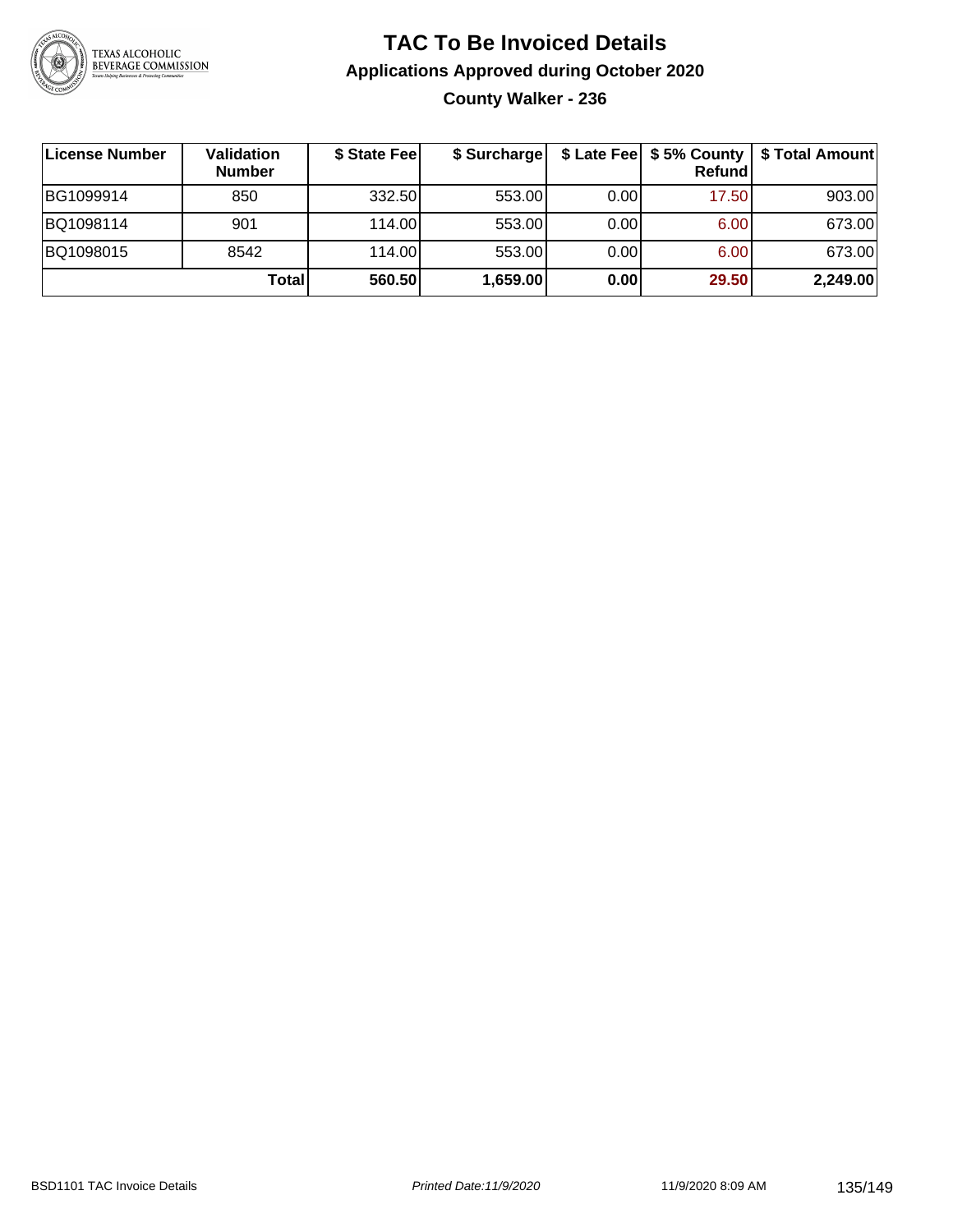# TAC To Be Invoiced Details

## Applications Approved during October 2020

### County Walker - 236

| License Number | Validation Number | $ State Fee | $ Surcharge | $ Late Fee | $ 5% County Refund | $ Total Amount |
|---|---|---|---|---|---|---|
| BG1099914 | 850 | 332.50 | 553.00 | 0.00 | 17.50 | 903.00 |
| BQ1098114 | 901 | 114.00 | 553.00 | 0.00 | 6.00 | 673.00 |
| BQ1098015 | 8542 | 114.00 | 553.00 | 0.00 | 6.00 | 673.00 |
| | **Total** | **560.50** | **1,659.00** | **0.00** | **29.50** | **2,249.00** |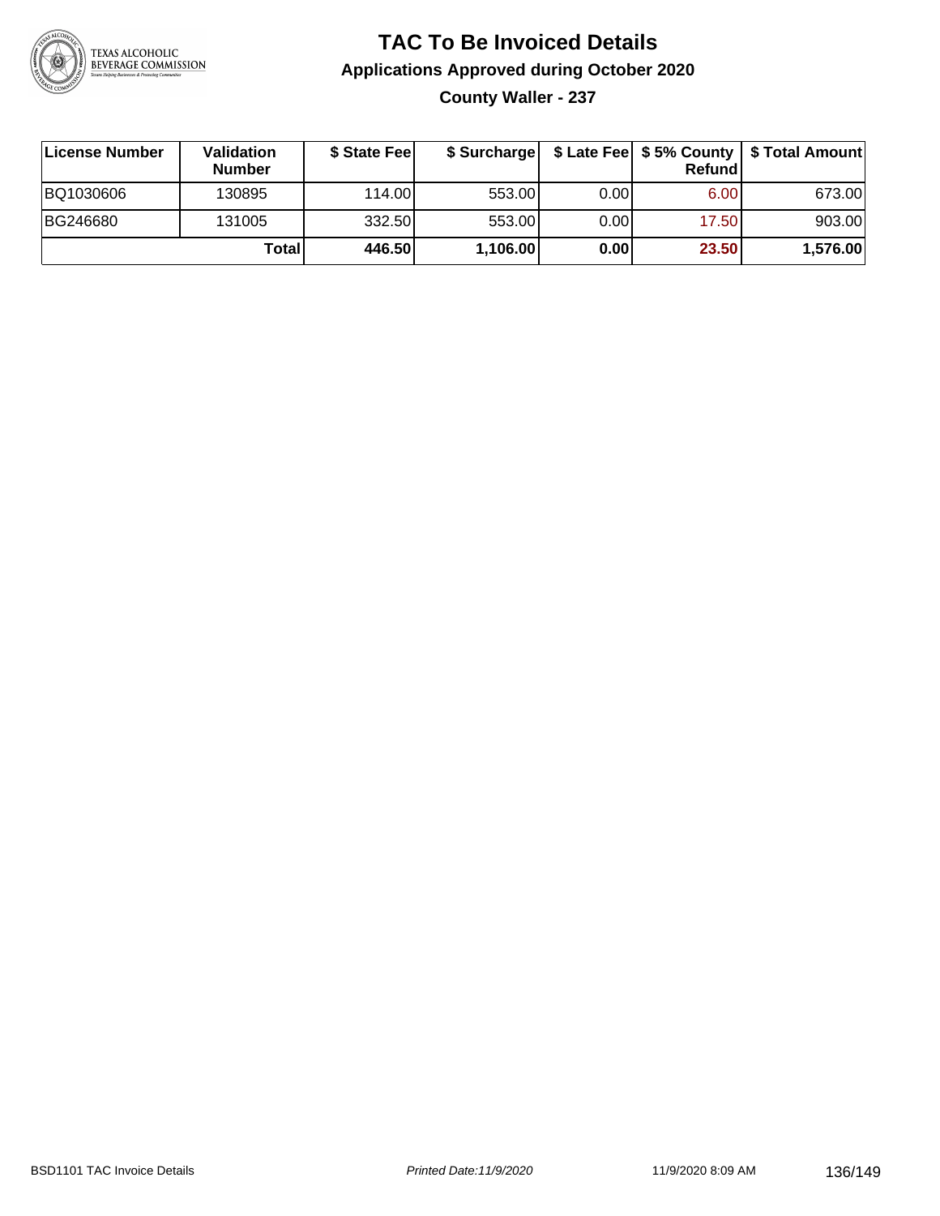# TAC To Be Invoiced Details

## Applications Approved during October 2020

### County Waller - 237

| License Number | Validation Number | $ State Fee | $ Surcharge | $ Late Fee | $ 5% County Refund | $ Total Amount |
|---|---|---|---|---|---|---|
| BQ1030606 | 130895 | 114.00 | 553.00 | 0.00 | 6.00 | 673.00 |
| BG246680 | 131005 | 332.50 | 553.00 | 0.00 | 17.50 | 903.00 |
| | **Total** | **446.50** | **1,106.00** | **0.00** | **23.50** | **1,576.00** |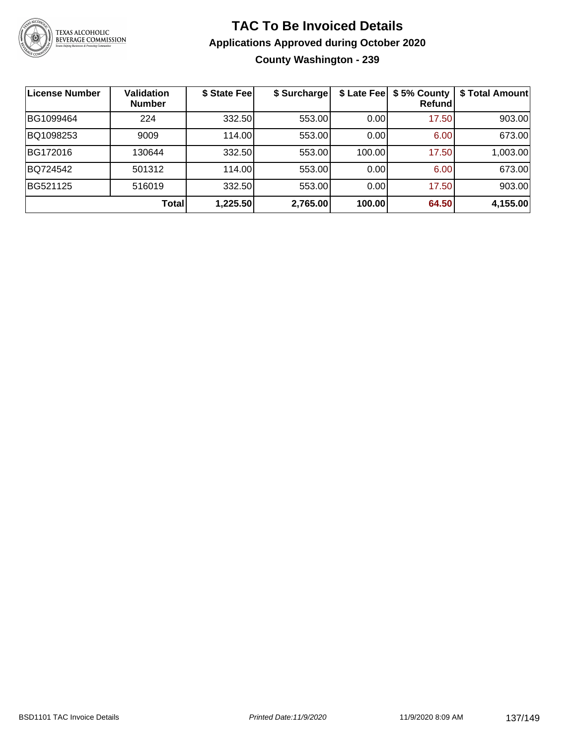# TAC To Be Invoiced Details

## Applications Approved during October 2020

### County Washington - 239

| License Number | Validation Number | $ State Fee | $ Surcharge | $ Late Fee | $ 5% County Refund | $ Total Amount |
|---|---|---|---|---|---|---|
| BG1099464 | 224 | 332.50 | 553.00 | 0.00 | 17.50 | 903.00 |
| BQ1098253 | 9009 | 114.00 | 553.00 | 0.00 | 6.00 | 673.00 |
| BG172016 | 130644 | 332.50 | 553.00 | 100.00 | 17.50 | 1,003.00 |
| BQ724542 | 501312 | 114.00 | 553.00 | 0.00 | 6.00 | 673.00 |
| BG521125 | 516019 | 332.50 | 553.00 | 0.00 | 17.50 | 903.00 |
| | **Total** | **1,225.50** | **2,765.00** | **100.00** | **64.50** | **4,155.00** |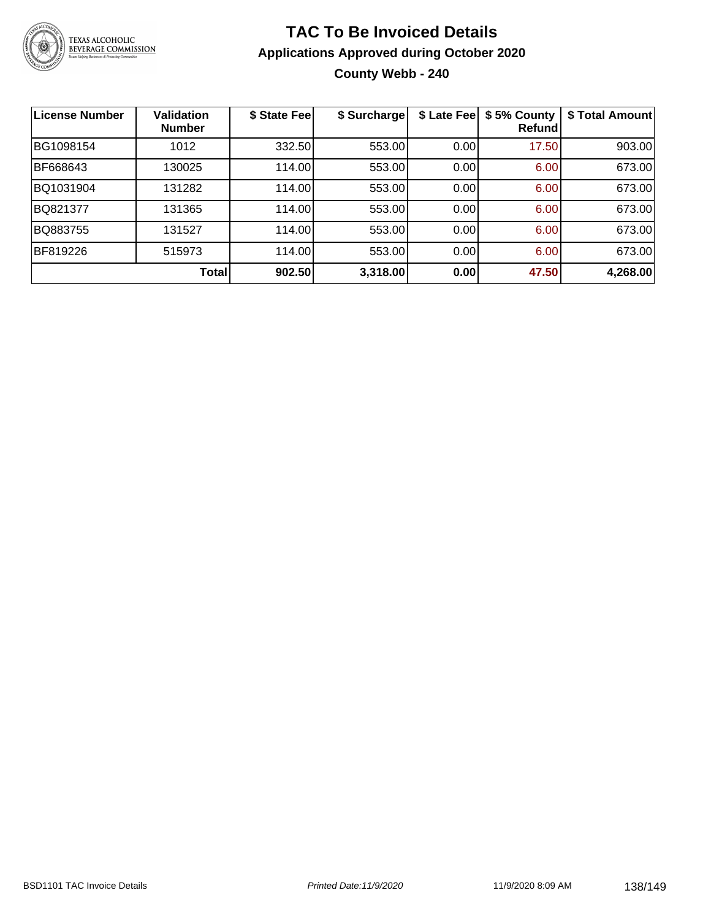# TAC To Be Invoiced Details

## Applications Approved during October 2020

### County Webb - 240

| License Number | Validation Number | $ State Fee | $ Surcharge | $ Late Fee | $ 5% County Refund | $ Total Amount |
|---|---|---|---|---|---|---|
| BG1098154 | 1012 | 332.50 | 553.00 | 0.00 | 17.50 | 903.00 |
| BF668643 | 130025 | 114.00 | 553.00 | 0.00 | 6.00 | 673.00 |
| BQ1031904 | 131282 | 114.00 | 553.00 | 0.00 | 6.00 | 673.00 |
| BQ821377 | 131365 | 114.00 | 553.00 | 0.00 | 6.00 | 673.00 |
| BQ883755 | 131527 | 114.00 | 553.00 | 0.00 | 6.00 | 673.00 |
| BF819226 | 515973 | 114.00 | 553.00 | 0.00 | 6.00 | 673.00 |
| | **Total** | **902.50** | **3,318.00** | **0.00** | **47.50** | **4,268.00** |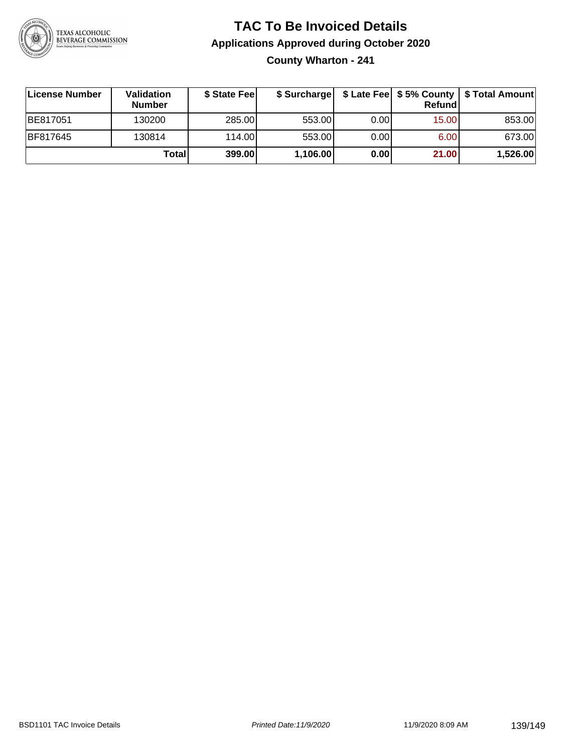# TAC To Be Invoiced Details

## Applications Approved during October 2020

### County Wharton - 241

| License Number | Validation Number | $ State Fee | $ Surcharge | $ Late Fee | $ 5% County Refund | $ Total Amount |
|---|---|---|---|---|---|---|
| BE817051 | 130200 | 285.00 | 553.00 | 0.00 | 15.00 | 853.00 |
| BF817645 | 130814 | 114.00 | 553.00 | 0.00 | 6.00 | 673.00 |
| | **Total** | **399.00** | **1,106.00** | **0.00** | **21.00** | **1,526.00** |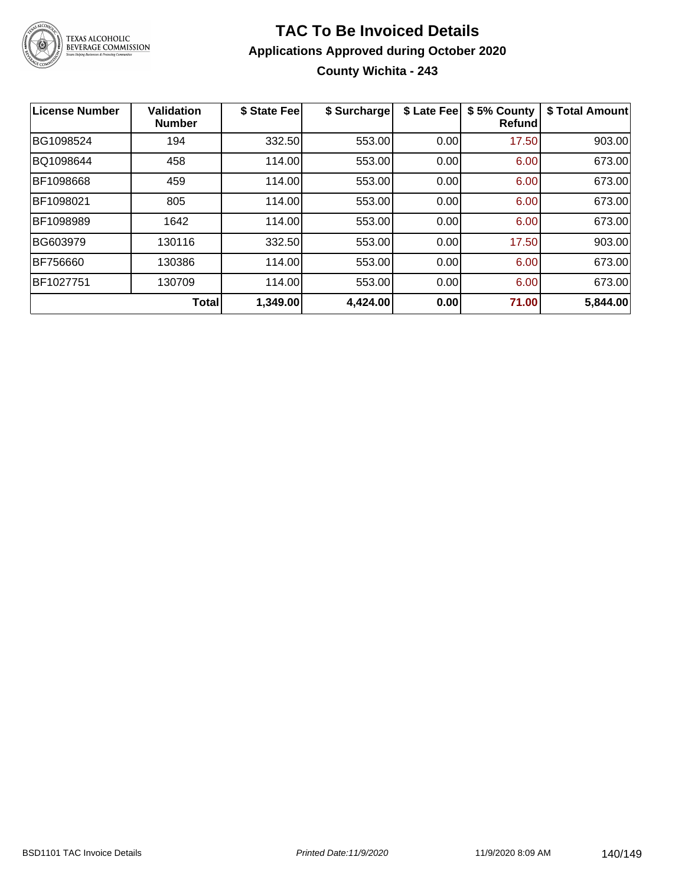# TAC To Be Invoiced Details

## Applications Approved during October 2020

### County Wichita - 243

| License Number | Validation Number | $ State Fee | $ Surcharge | $ Late Fee | $ 5% County Refund | $ Total Amount |
|---|---|---|---|---|---|---|
| BG1098524 | 194 | 332.50 | 553.00 | 0.00 | 17.50 | 903.00 |
| BQ1098644 | 458 | 114.00 | 553.00 | 0.00 | 6.00 | 673.00 |
| BF1098668 | 459 | 114.00 | 553.00 | 0.00 | 6.00 | 673.00 |
| BF1098021 | 805 | 114.00 | 553.00 | 0.00 | 6.00 | 673.00 |
| BF1098989 | 1642 | 114.00 | 553.00 | 0.00 | 6.00 | 673.00 |
| BG603979 | 130116 | 332.50 | 553.00 | 0.00 | 17.50 | 903.00 |
| BF756660 | 130386 | 114.00 | 553.00 | 0.00 | 6.00 | 673.00 |
| BF1027751 | 130709 | 114.00 | 553.00 | 0.00 | 6.00 | 673.00 |
| | **Total** | **1,349.00** | **4,424.00** | **0.00** | **71.00** | **5,844.00** |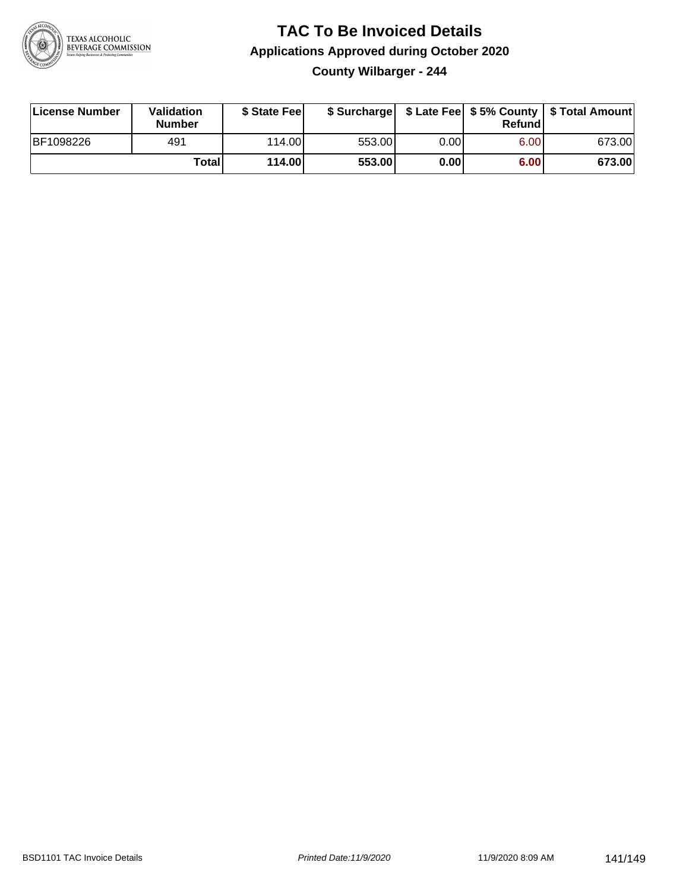# TAC To Be Invoiced Details

## Applications Approved during October 2020

### County Wilbarger - 244

| License Number | Validation Number | $ State Fee | $ Surcharge | $ Late Fee | $ 5% County Refund | $ Total Amount |
|---|---|---|---|---|---|---|
| BF1098226 | 491 | 114.00 | 553.00 | 0.00 | 6.00 | 673.00 |
| | **Total** | **114.00** | **553.00** | **0.00** | **6.00** | **673.00** |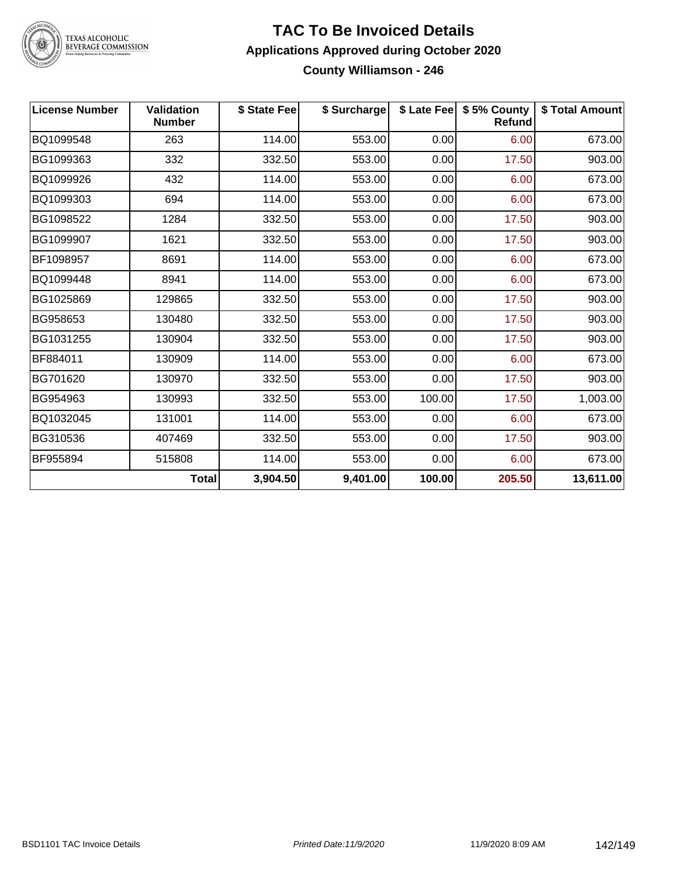# TAC To Be Invoiced Details

## Applications Approved during October 2020

### County Williamson - 246

| License Number | Validation Number | $ State Fee | $ Surcharge | $ Late Fee | $ 5% County Refund | $ Total Amount |
|---|---|---|---|---|---|---|
| BQ1099548 | 263 | 114.00 | 553.00 | 0.00 | 6.00 | 673.00 |
| BG1099363 | 332 | 332.50 | 553.00 | 0.00 | 17.50 | 903.00 |
| BQ1099926 | 432 | 114.00 | 553.00 | 0.00 | 6.00 | 673.00 |
| BQ1099303 | 694 | 114.00 | 553.00 | 0.00 | 6.00 | 673.00 |
| BG1098522 | 1284 | 332.50 | 553.00 | 0.00 | 17.50 | 903.00 |
| BG1099907 | 1621 | 332.50 | 553.00 | 0.00 | 17.50 | 903.00 |
| BF1098957 | 8691 | 114.00 | 553.00 | 0.00 | 6.00 | 673.00 |
| BQ1099448 | 8941 | 114.00 | 553.00 | 0.00 | 6.00 | 673.00 |
| BG1025869 | 129865 | 332.50 | 553.00 | 0.00 | 17.50 | 903.00 |
| BG958653 | 130480 | 332.50 | 553.00 | 0.00 | 17.50 | 903.00 |
| BG1031255 | 130904 | 332.50 | 553.00 | 0.00 | 17.50 | 903.00 |
| BF884011 | 130909 | 114.00 | 553.00 | 0.00 | 6.00 | 673.00 |
| BG701620 | 130970 | 332.50 | 553.00 | 0.00 | 17.50 | 903.00 |
| BG954963 | 130993 | 332.50 | 553.00 | 100.00 | 17.50 | 1,003.00 |
| BQ1032045 | 131001 | 114.00 | 553.00 | 0.00 | 6.00 | 673.00 |
| BG310536 | 407469 | 332.50 | 553.00 | 0.00 | 17.50 | 903.00 |
| BF955894 | 515808 | 114.00 | 553.00 | 0.00 | 6.00 | 673.00 |
| | **Total** | **3,904.50** | **9,401.00** | **100.00** | **205.50** | **13,611.00** |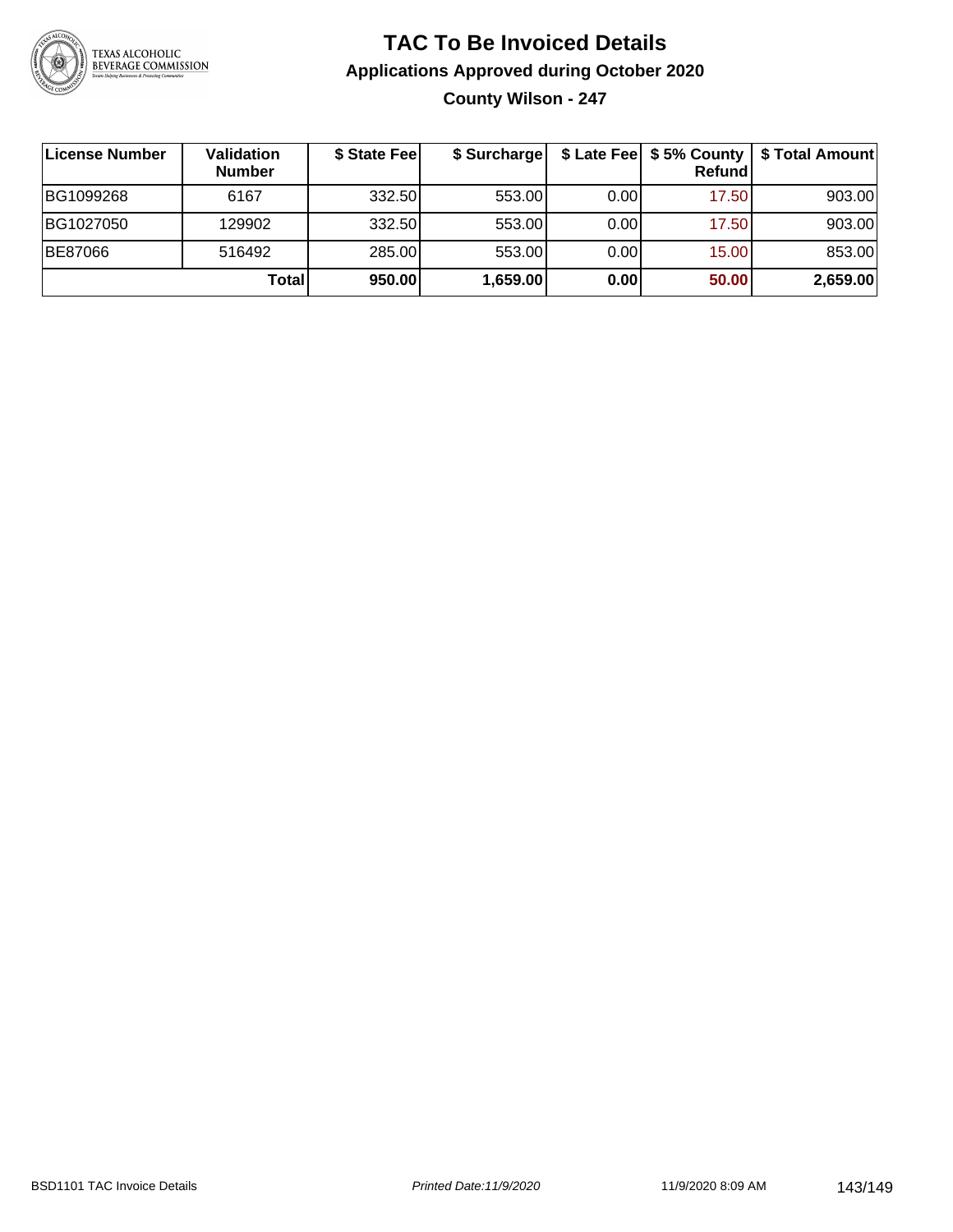# TAC To Be Invoiced Details

## Applications Approved during October 2020

### County Wilson - 247

| License Number | Validation Number | $ State Fee | $ Surcharge | $ Late Fee | $ 5% County Refund | $ Total Amount |
|---|---|---|---|---|---|---|
| BG1099268 | 6167 | 332.50 | 553.00 | 0.00 | 17.50 | 903.00 |
| BG1027050 | 129902 | 332.50 | 553.00 | 0.00 | 17.50 | 903.00 |
| BE87066 | 516492 | 285.00 | 553.00 | 0.00 | 15.00 | 853.00 |
| | **Total** | **950.00** | **1,659.00** | **0.00** | **50.00** | **2,659.00** |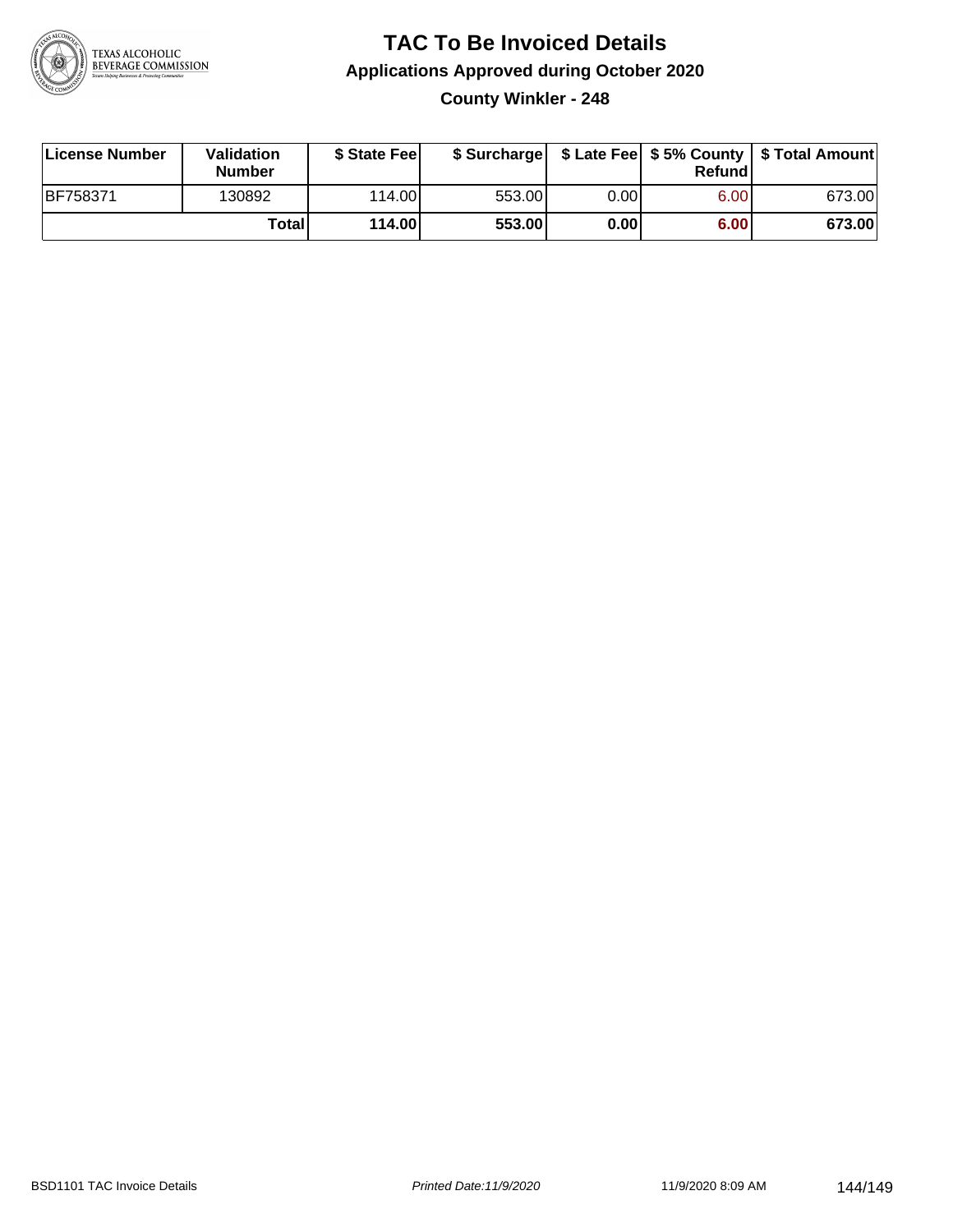# TAC To Be Invoiced Details

## Applications Approved during October 2020

### County Winkler - 248

| License Number | Validation Number | $ State Fee | $ Surcharge | $ Late Fee | $ 5% County Refund | $ Total Amount |
|---|---|---|---|---|---|---|
| BF758371 | 130892 | 114.00 | 553.00 | 0.00 | 6.00 | 673.00 |
| | **Total** | **114.00** | **553.00** | **0.00** | **6.00** | **673.00** |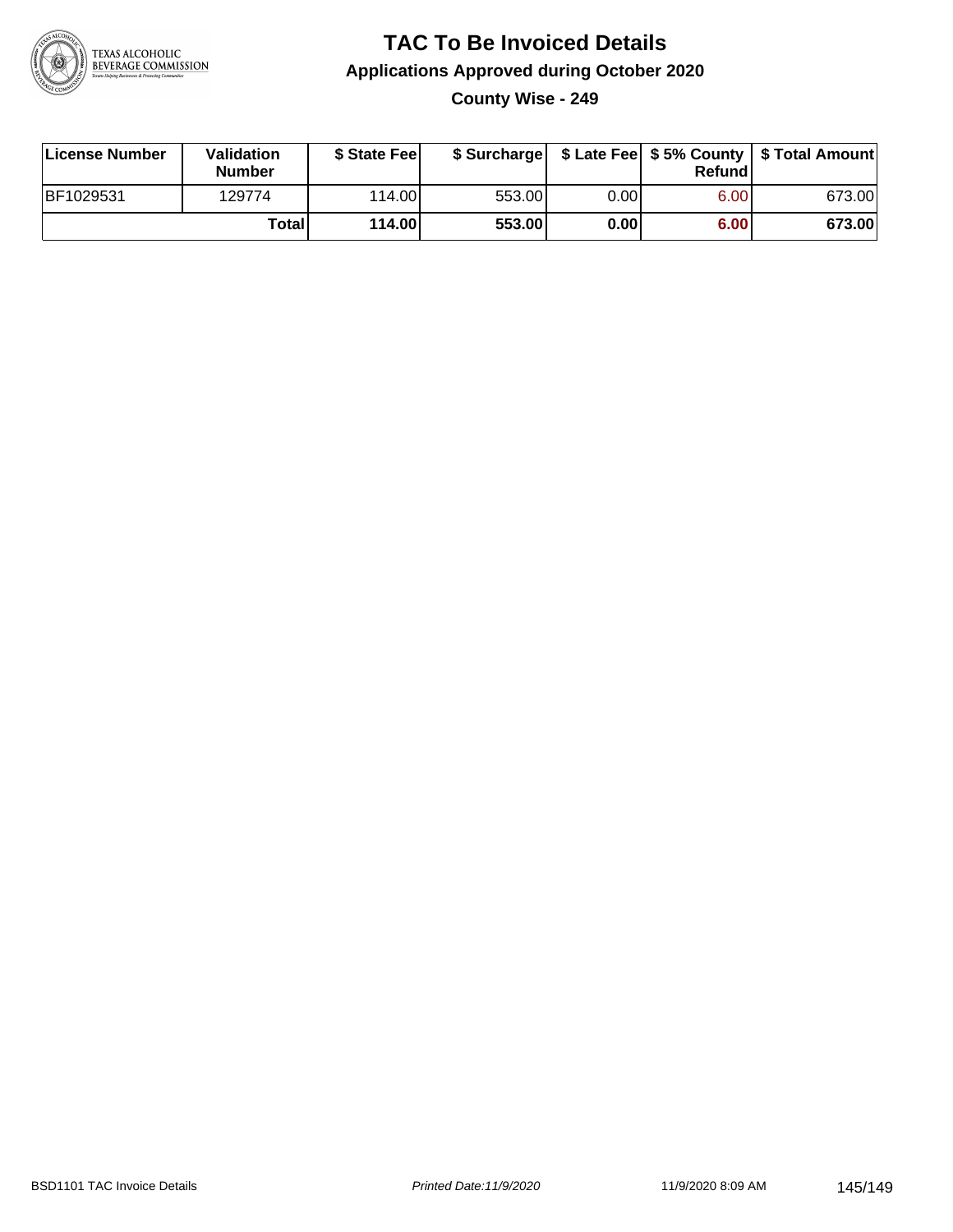# TAC To Be Invoiced Details

## Applications Approved during October 2020

### County Wise - 249

| License Number | Validation Number | $ State Fee | $ Surcharge | $ Late Fee | $ 5% County Refund | $ Total Amount |
|---|---|---|---|---|---|---|
| BF1029531 | 129774 | 114.00 | 553.00 | 0.00 | 6.00 | 673.00 |
| | **Total** | **114.00** | **553.00** | **0.00** | **6.00** | **673.00** |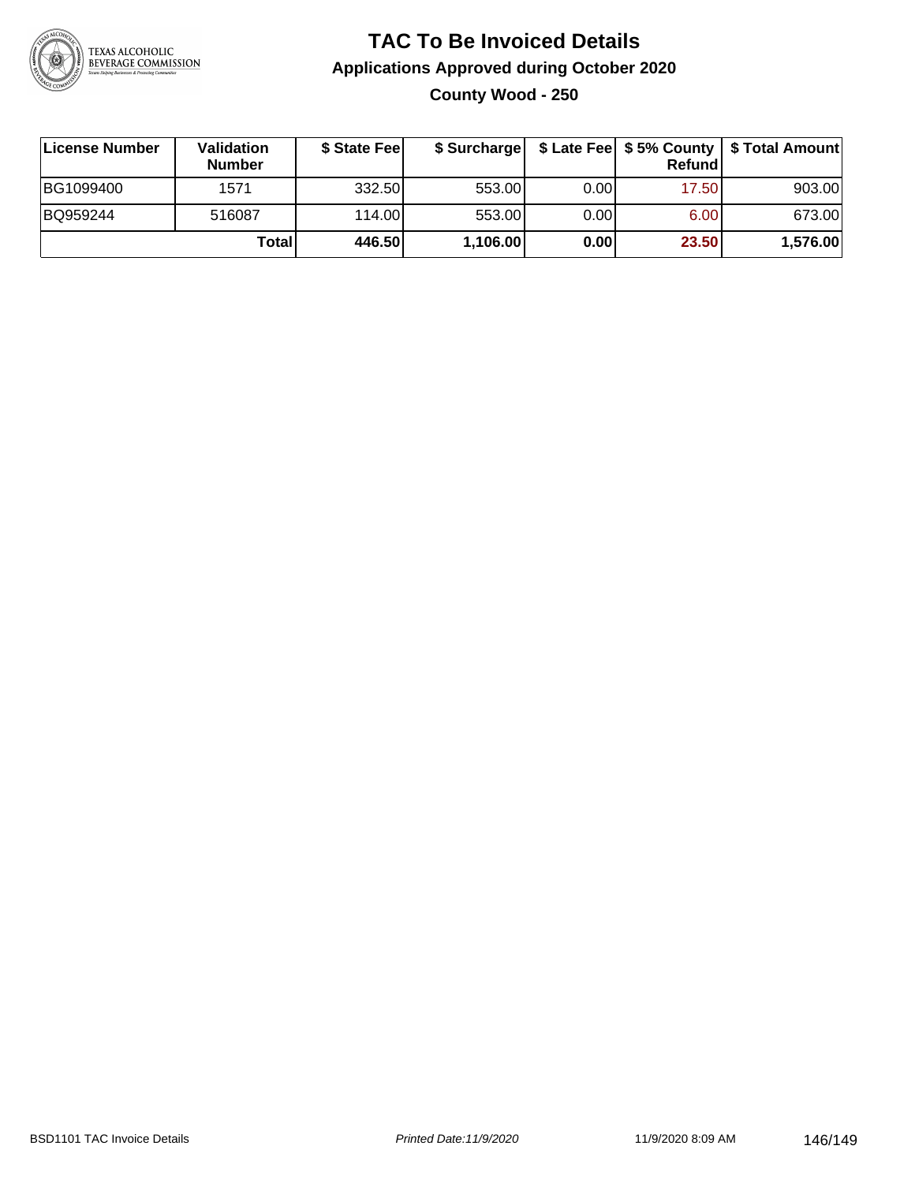# TAC To Be Invoiced Details

## Applications Approved during October 2020

### County Wood - 250

| License Number | Validation Number | $ State Fee | $ Surcharge | $ Late Fee | $ 5% County Refund | $ Total Amount |
|---|---|---|---|---|---|---|
| BG1099400 | 1571 | 332.50 | 553.00 | 0.00 | 17.50 | 903.00 |
| BQ959244 | 516087 | 114.00 | 553.00 | 0.00 | 6.00 | 673.00 |
| | **Total** | **446.50** | **1,106.00** | **0.00** | **23.50** | **1,576.00** |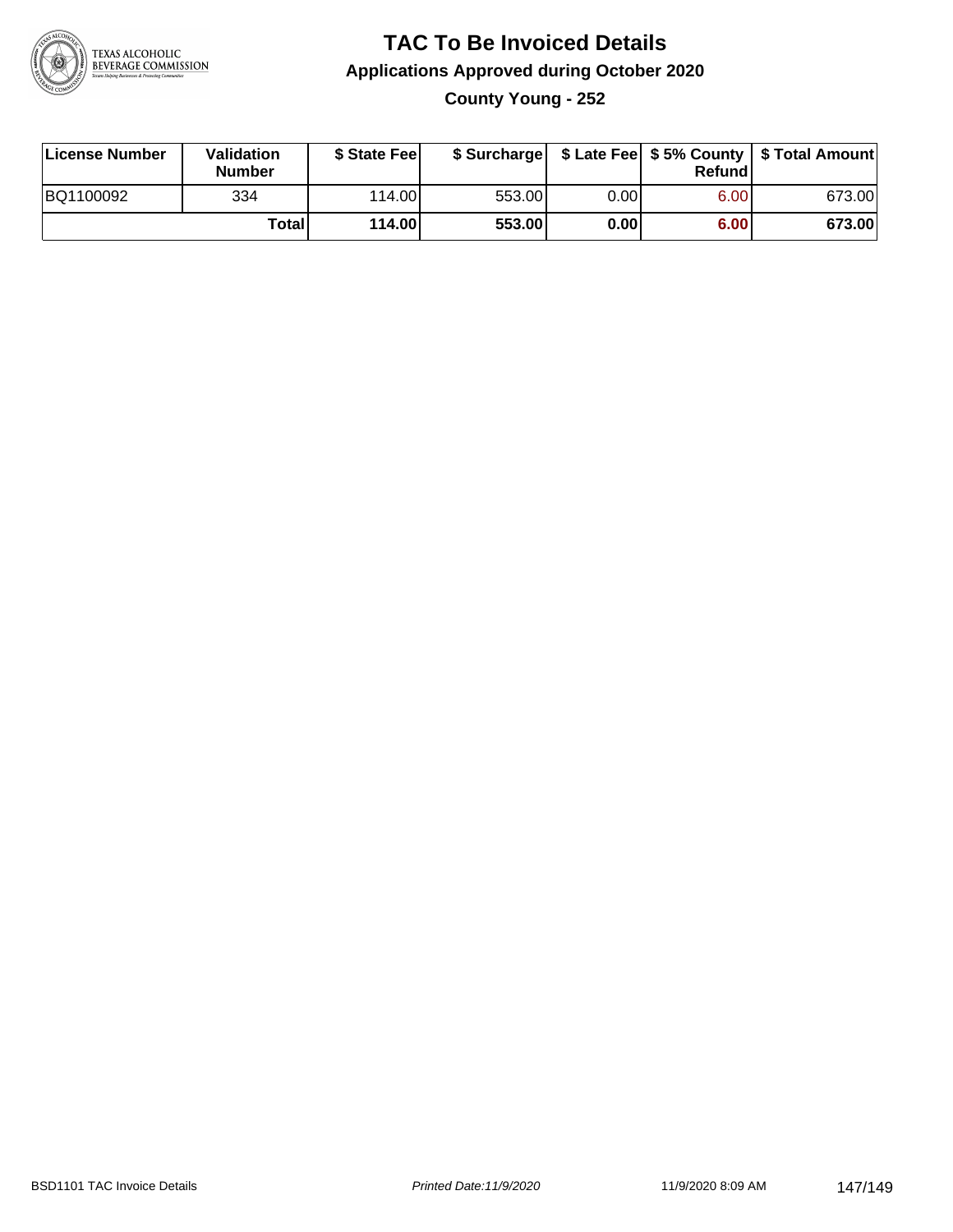# TAC To Be Invoiced Details

## Applications Approved during October 2020

### County Young - 252

| License Number | Validation Number | $ State Fee | $ Surcharge | $ Late Fee | $ 5% County Refund | $ Total Amount |
|---|---|---|---|---|---|---|
| BQ1100092 | 334 | 114.00 | 553.00 | 0.00 | 6.00 | 673.00 |
| | **Total** | **114.00** | **553.00** | **0.00** | **6.00** | **673.00** |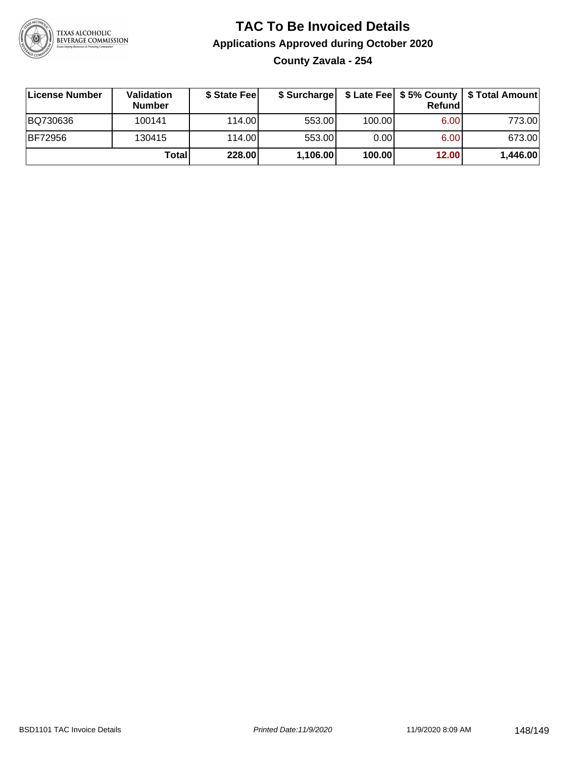# TAC To Be Invoiced Details

## Applications Approved during October 2020

### County Zavala - 254

| License Number | Validation Number | $ State Fee | $ Surcharge | $ Late Fee | $ 5% County Refund | $ Total Amount |
|---|---|---|---|---|---|---|
| BQ730636 | 100141 | 114.00 | 553.00 | 100.00 | 6.00 | 773.00 |
| BF72956 | 130415 | 114.00 | 553.00 | 0.00 | 6.00 | 673.00 |
| | **Total** | **228.00** | **1,106.00** | **100.00** | **12.00** | **1,446.00** |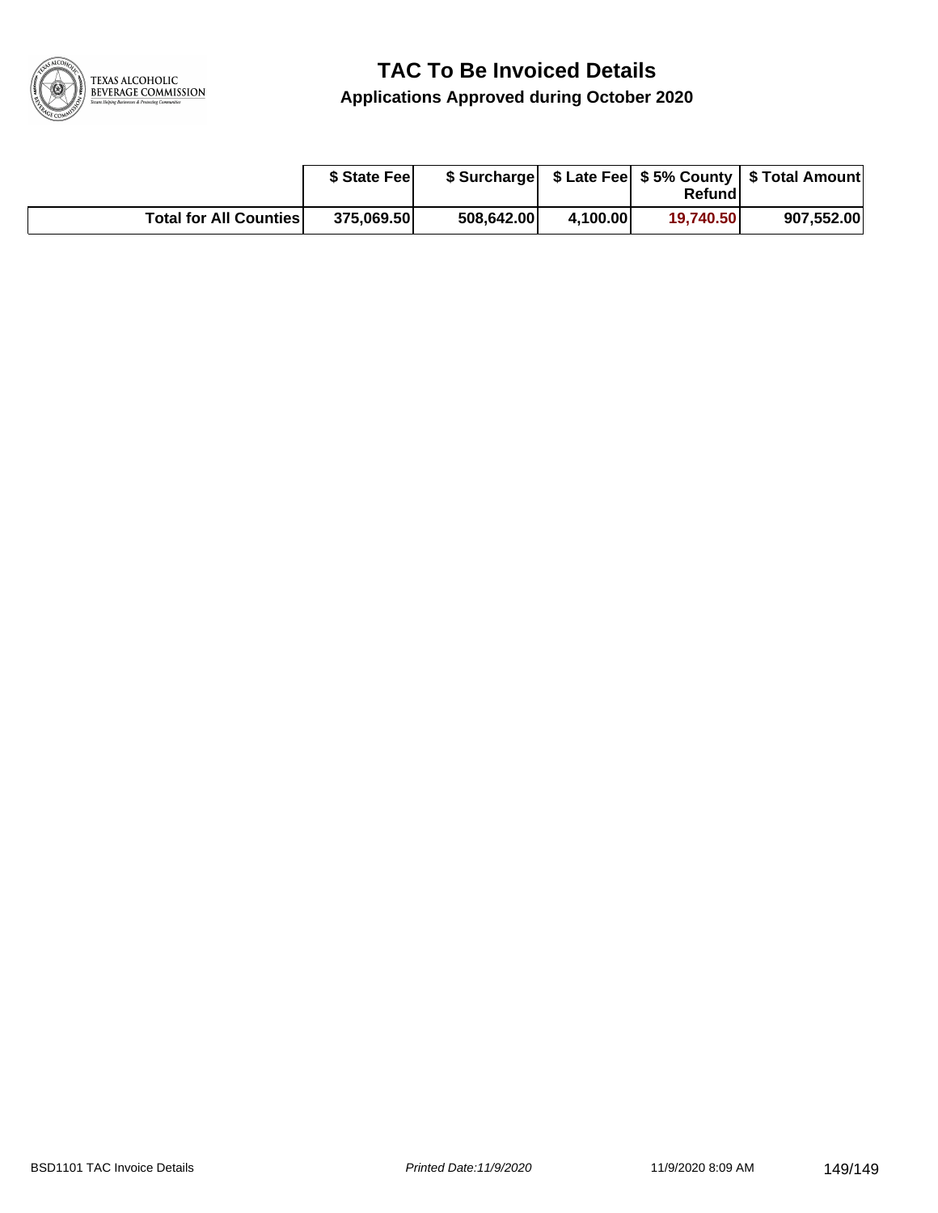# TAC To Be Invoiced Details

## Applications Approved during October 2020

| | \$ State Fee | \$ Surcharge | \$ Late Fee | \$ 5% County Refund | \$ Total Amount |
|---|---|---|---|---|---|
| **Total for All Counties** | 375,069.50 | 508,642.00 | 4,100.00 | 19,740.50 | 907,552.00 |

BSD1101 TAC Invoice Details — *Printed Date:11/9/2020* — 11/9/2020 8:09 AM